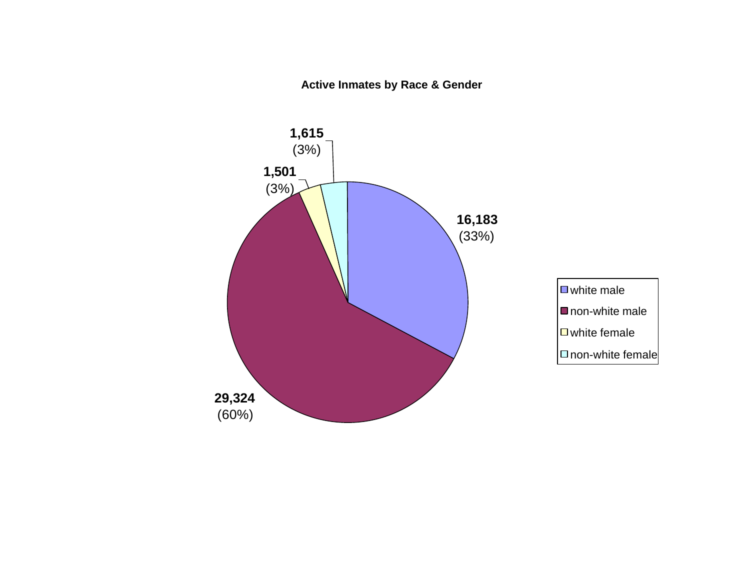**Active Inmates by Race & Gender**

| Category | Count | Percent |
|---|---|---|
| white male | 16,183 | (33%) |
| non-white male | 29,324 | (60%) |
| white female | 1,501 | (3%) |
| non-white female | 1,615 | (3%) |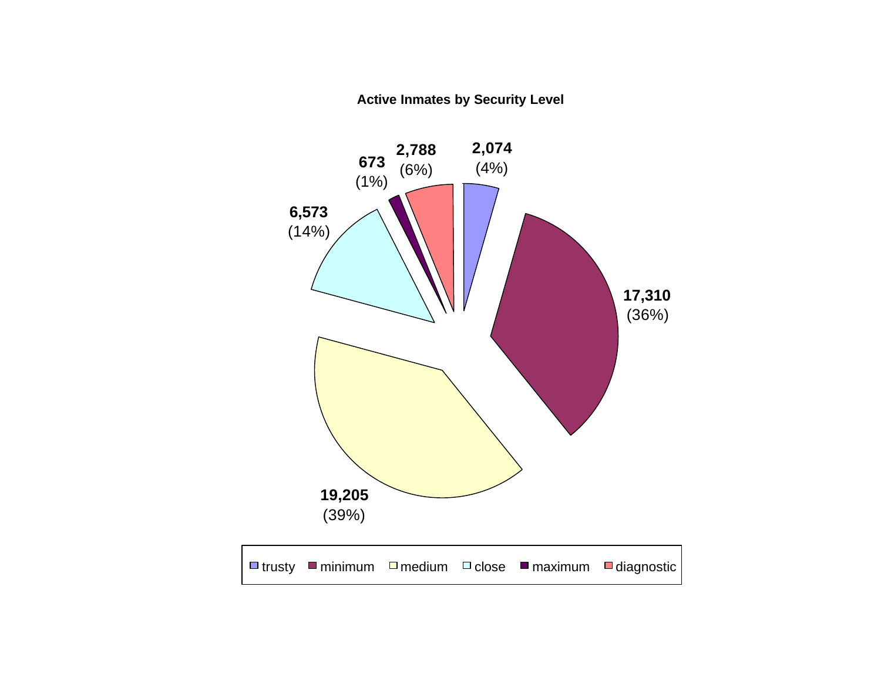**Active Inmates by Security Level**

| Security Level | Count | Percent |
|---|---|---|
| trusty | 2,074 | 4% |
| minimum | 17,310 | 36% |
| medium | 19,205 | 39% |
| close | 6,573 | 14% |
| maximum | 673 | 1% |
| diagnostic | 2,788 | 6% |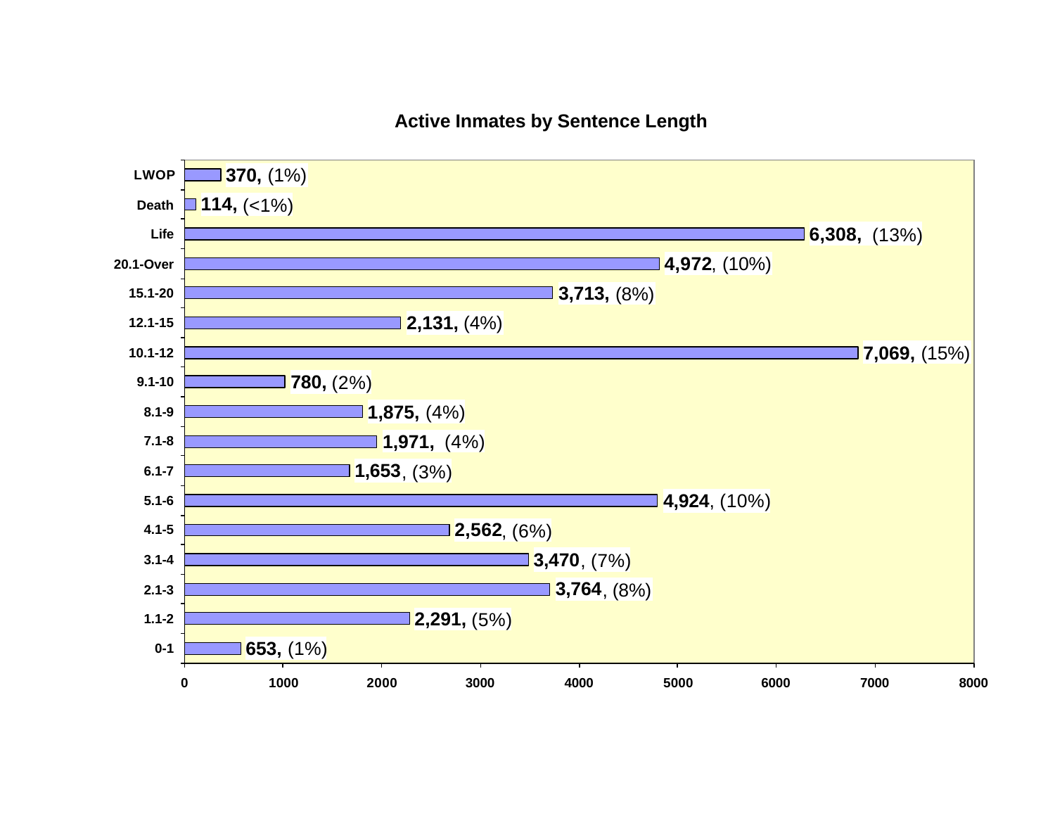## Active Inmates by Sentence Length

| Sentence Length | Inmates | Percent |
|---|---|---|
| LWOP | 370 | (1%) |
| Death | 114 | (<1%) |
| Life | 6,308 | (13%) |
| 20.1-Over | 4,972 | (10%) |
| 15.1-20 | 3,713 | (8%) |
| 12.1-15 | 2,131 | (4%) |
| 10.1-12 | 7,069 | (15%) |
| 9.1-10 | 780 | (2%) |
| 8.1-9 | 1,875 | (4%) |
| 7.1-8 | 1,971 | (4%) |
| 6.1-7 | 1,653 | (3%) |
| 5.1-6 | 4,924 | (10%) |
| 4.1-5 | 2,562 | (6%) |
| 3.1-4 | 3,470 | (7%) |
| 2.1-3 | 3,764 | (8%) |
| 1.1-2 | 2,291 | (5%) |
| 0-1 | 653 | (1%) |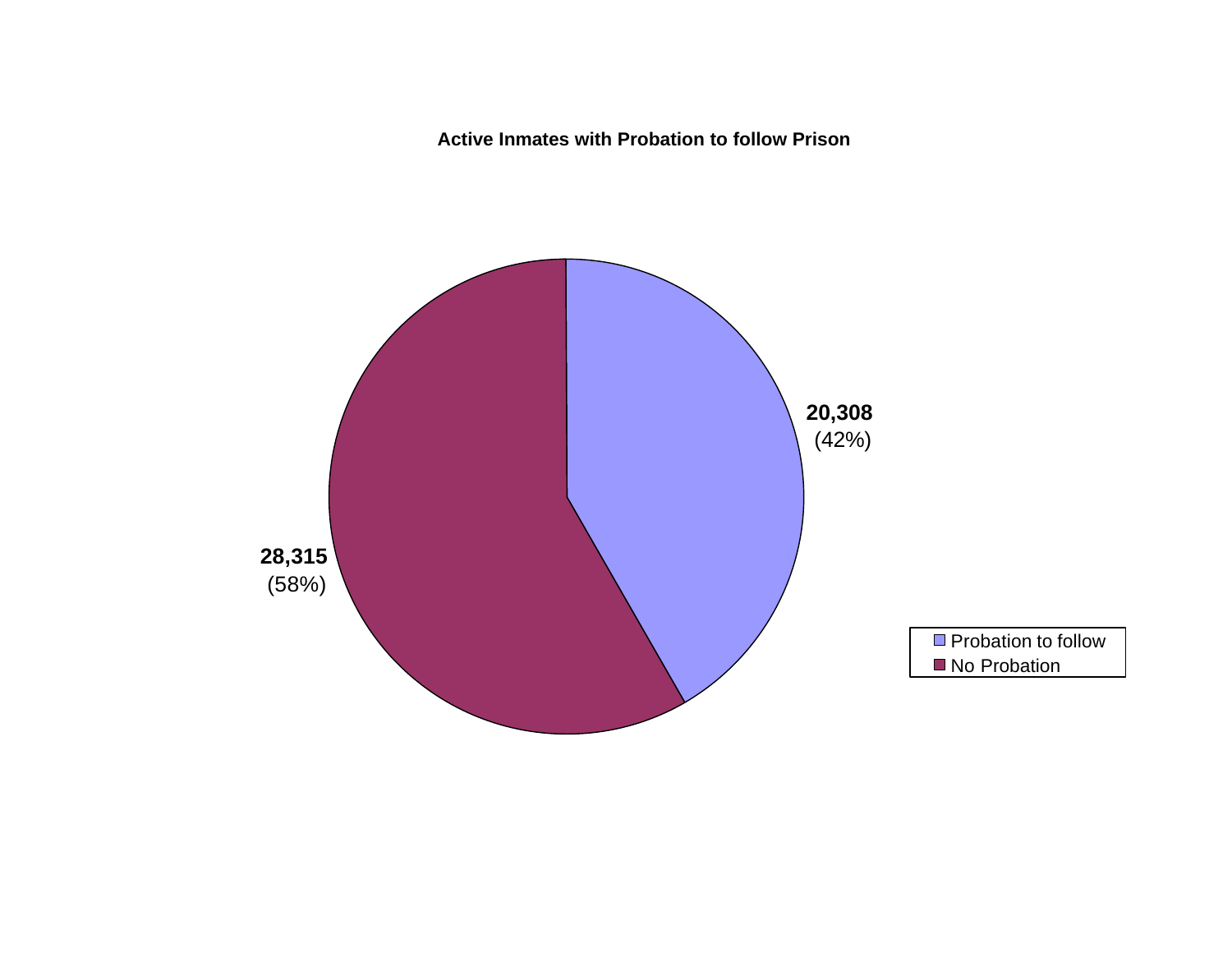**Active Inmates with Probation to follow Prison**

| Category | Count | Percent |
|---|---|---|
| Probation to follow | 20,308 | (42%) |
| No Probation | 28,315 | (58%) |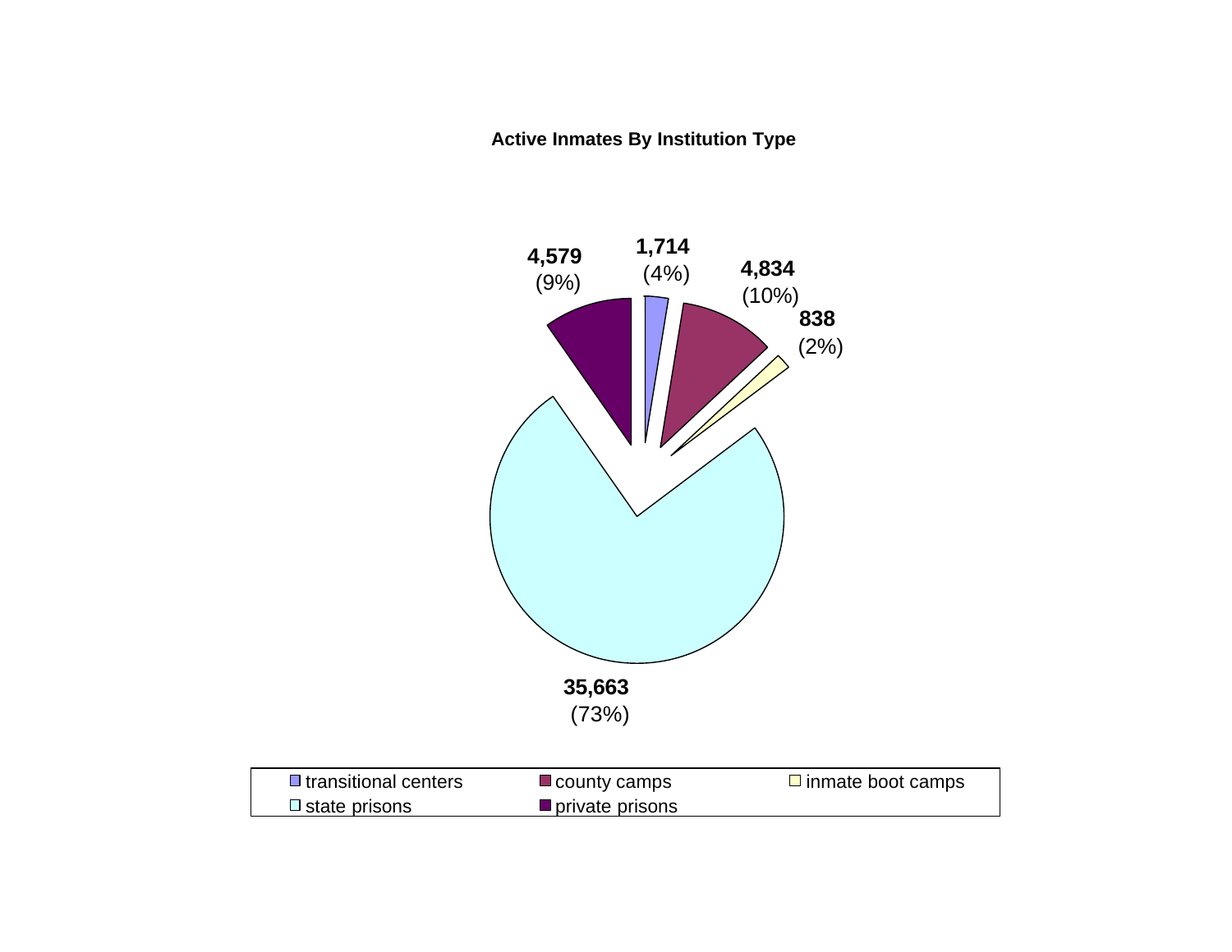**Active Inmates By Institution Type**

| Institution Type | Active Inmates | Percent |
|---|---|---|
| transitional centers | 1,714 | (4%) |
| county camps | 4,834 | (10%) |
| inmate boot camps | 838 | (2%) |
| state prisons | 35,663 | (73%) |
| private prisons | 4,579 | (9%) |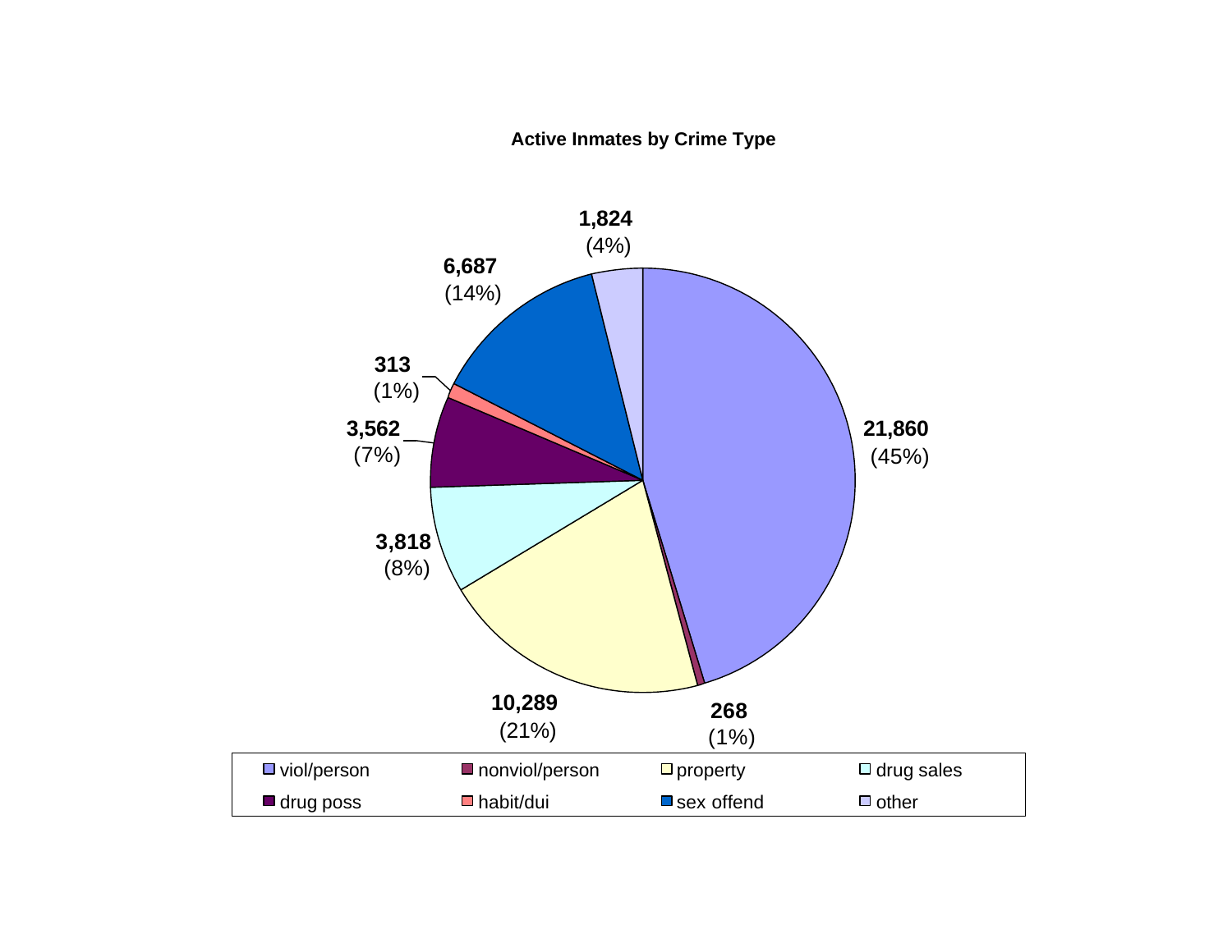**Active Inmates by Crime Type**

| Crime Type | Active Inmates | Percent |
|---|---|---|
| viol/person | 21,860 | 45% |
| nonviol/person | 268 | 1% |
| property | 10,289 | 21% |
| drug sales | 3,818 | 8% |
| drug poss | 3,562 | 7% |
| habit/dui | 313 | 1% |
| sex offend | 6,687 | 14% |
| other | 1,824 | 4% |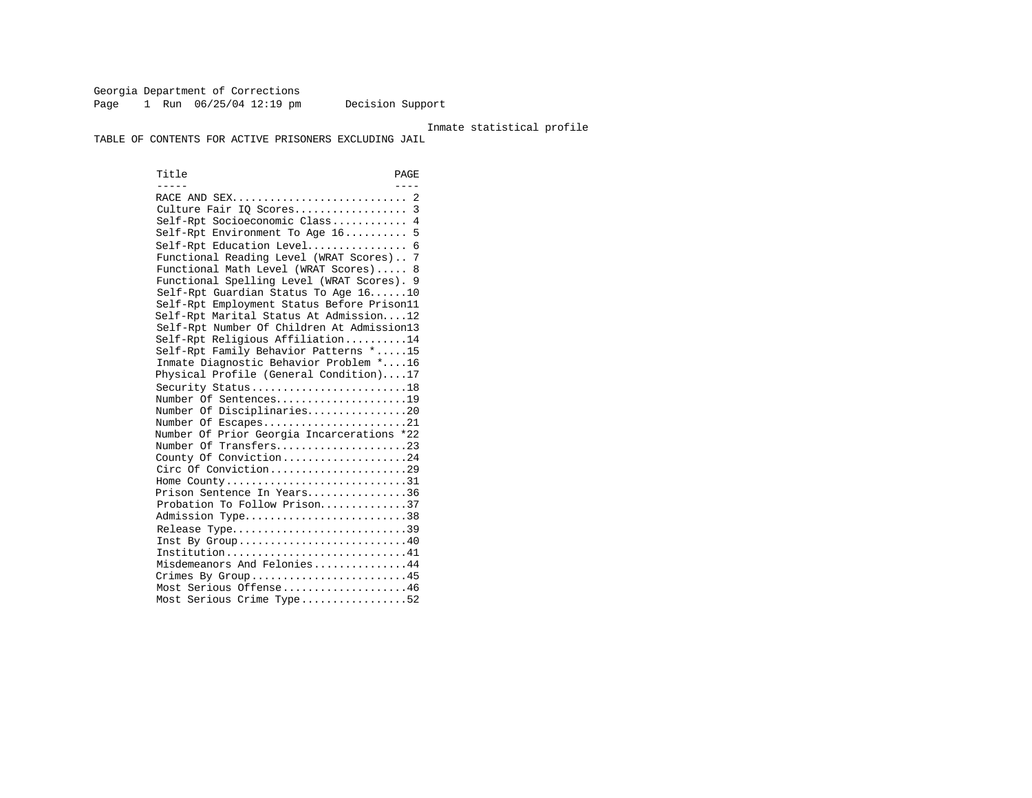Georgia Department of Corrections
Page 1 Run 06/25/04 12:19 pm Decision Support

Inmate statistical profile

TABLE OF CONTENTS FOR ACTIVE PRISONERS EXCLUDING JAIL

| Title | PAGE |
|---|---|
| RACE AND SEX | 2 |
| Culture Fair IQ Scores | 3 |
| Self-Rpt Socioeconomic Class | 4 |
| Self-Rpt Environment To Age 16 | 5 |
| Self-Rpt Education Level | 6 |
| Functional Reading Level (WRAT Scores) | 7 |
| Functional Math Level (WRAT Scores) | 8 |
| Functional Spelling Level (WRAT Scores) | 9 |
| Self-Rpt Guardian Status To Age 16 | 10 |
| Self-Rpt Employment Status Before Prison | 11 |
| Self-Rpt Marital Status At Admission | 12 |
| Self-Rpt Number Of Children At Admission | 13 |
| Self-Rpt Religious Affiliation | 14 |
| Self-Rpt Family Behavior Patterns * | 15 |
| Inmate Diagnostic Behavior Problem * | 16 |
| Physical Profile (General Condition) | 17 |
| Security Status | 18 |
| Number Of Sentences | 19 |
| Number Of Disciplinaries | 20 |
| Number Of Escapes | 21 |
| Number Of Prior Georgia Incarcerations * | 22 |
| Number Of Transfers | 23 |
| County Of Conviction | 24 |
| Circ Of Conviction | 29 |
| Home County | 31 |
| Prison Sentence In Years | 36 |
| Probation To Follow Prison | 37 |
| Admission Type | 38 |
| Release Type | 39 |
| Inst By Group | 40 |
| Institution | 41 |
| Misdemeanors And Felonies | 44 |
| Crimes By Group | 45 |
| Most Serious Offense | 46 |
| Most Serious Crime Type | 52 |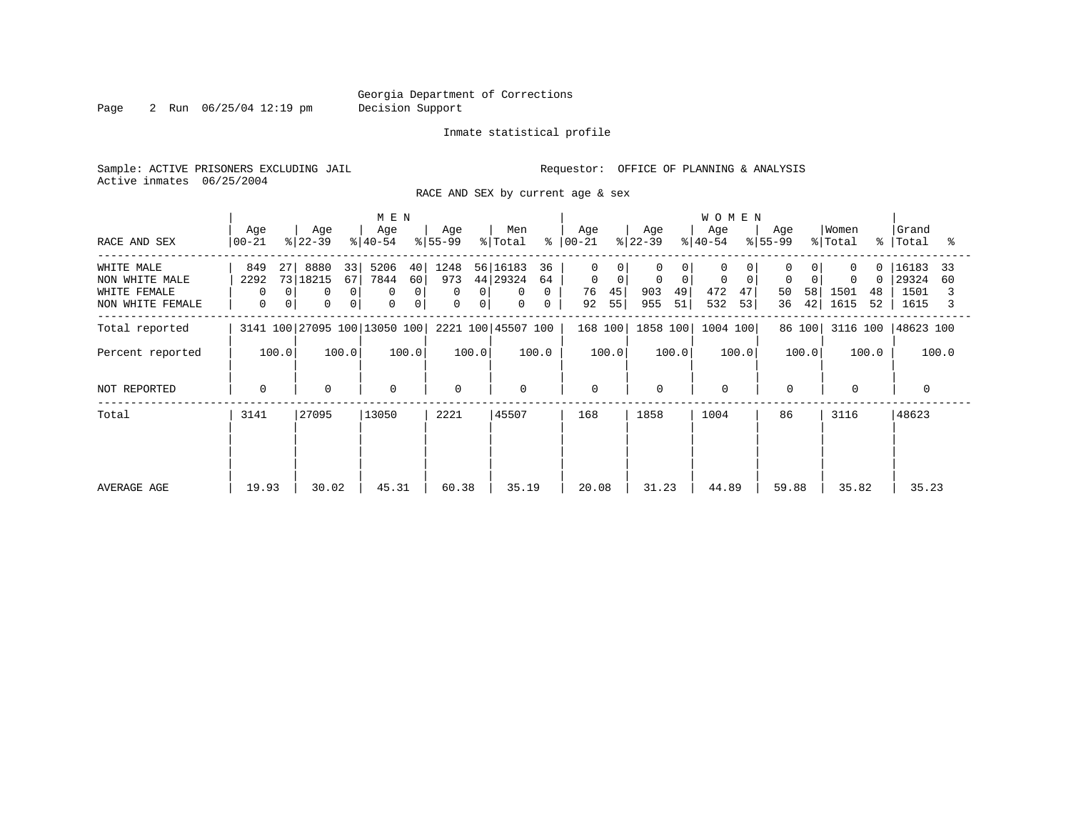Georgia Department of Corrections
Decision Support

Inmate statistical profile

Sample: ACTIVE PRISONERS EXCLUDING JAIL

Requestor: OFFICE OF PLANNING & ANALYSIS

Active inmates 06/25/2004

RACE AND SEX by current age & sex

| | MEN | | | | | | | | | | WOMEN | | | | | | | | | | | |
|---|---|---|---|---|---|---|---|---|---|---|---|---|---|---|---|---|---|---|---|---|---|---|
| RACE AND SEX | Age 00-21 | % | Age 22-39 | % | Age 40-54 | % | Age 55-99 | % | Men Total | % | Age 00-21 | % | Age 22-39 | % | Age 40-54 | % | Age 55-99 | % | Women Total | % | Grand Total | % |
| WHITE MALE | 849 | 27 | 8880 | 33 | 5206 | 40 | 1248 | 56 | 16183 | 36 | 0 | 0 | 0 | 0 | 0 | 0 | 0 | 0 | 0 | 0 | 16183 | 33 |
| NON WHITE MALE | 2292 | 73 | 18215 | 67 | 7844 | 60 | 973 | 44 | 29324 | 64 | 0 | 0 | 0 | 0 | 0 | 0 | 0 | 0 | 0 | 0 | 29324 | 60 |
| WHITE FEMALE | 0 | 0 | 0 | 0 | 0 | 0 | 0 | 0 | 0 | 0 | 76 | 45 | 903 | 49 | 472 | 47 | 50 | 58 | 1501 | 48 | 1501 | 3 |
| NON WHITE FEMALE | 0 | 0 | 0 | 0 | 0 | 0 | 0 | 0 | 0 | 0 | 92 | 55 | 955 | 51 | 532 | 53 | 36 | 42 | 1615 | 52 | 1615 | 3 |
| Total reported | 3141 | 100 | 27095 | 100 | 13050 | 100 | 2221 | 100 | 45507 | 100 | 168 | 100 | 1858 | 100 | 1004 | 100 | 86 | 100 | 3116 | 100 | 48623 | 100 |
| Percent reported | | 100.0 | | 100.0 | | 100.0 | | 100.0 | | 100.0 | | 100.0 | | 100.0 | | 100.0 | | 100.0 | | 100.0 | | 100.0 |
| NOT REPORTED | 0 | | 0 | | 0 | | 0 | | 0 | | 0 | | 0 | | 0 | | 0 | | 0 | | 0 | |
| Total | 3141 | | 27095 | | 13050 | | 2221 | | 45507 | | 168 | | 1858 | | 1004 | | 86 | | 3116 | | 48623 | |
| AVERAGE AGE | 19.93 | | 30.02 | | 45.31 | | 60.38 | | 35.19 | | 20.08 | | 31.23 | | 44.89 | | 59.88 | | 35.82 | | 35.23 | |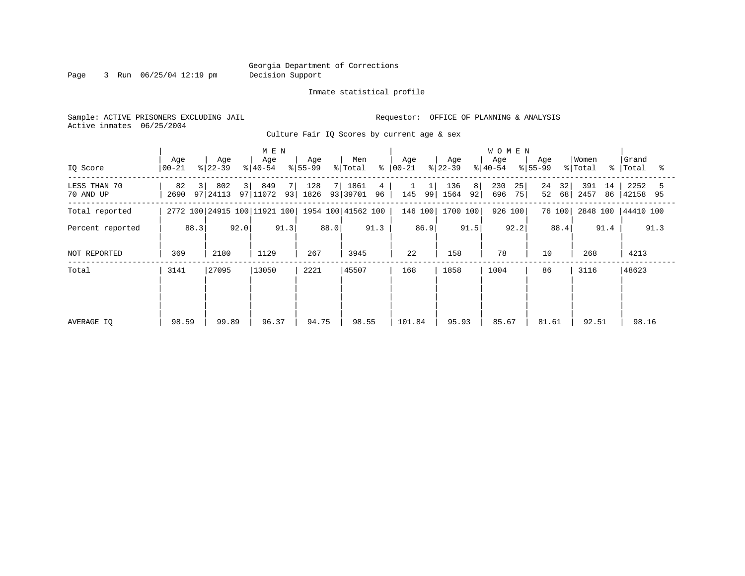Georgia Department of Corrections
Decision Support

Inmate statistical profile

Sample: ACTIVE PRISONERS EXCLUDING JAIL    Requestor: OFFICE OF PLANNING & ANALYSIS
Active inmates 06/25/2004

Culture Fair IQ Scores by current age & sex

| IQ Score | MEN Age 00-21 | % | Age 22-39 | % | Age 40-54 | % | Age 55-99 | % | Men Total | % | WOMEN Age 00-21 | % | Age 22-39 | % | Age 40-54 | % | Age 55-99 | % | Women Total | % | Grand Total | % |
|---|---|---|---|---|---|---|---|---|---|---|---|---|---|---|---|---|---|---|---|---|---|---|
| LESS THAN 70 | 82 | 3 | 802 | 3 | 849 | 7 | 128 | 7 | 1861 | 4 | 1 | 1 | 136 | 8 | 230 | 25 | 24 | 32 | 391 | 14 | 2252 | 5 |
| 70 AND UP | 2690 | 97 | 24113 | 97 | 11072 | 93 | 1826 | 93 | 39701 | 96 | 145 | 99 | 1564 | 92 | 696 | 75 | 52 | 68 | 2457 | 86 | 42158 | 95 |
| Total reported | 2772 | 100 | 24915 | 100 | 11921 | 100 | 1954 | 100 | 41562 | 100 | 146 | 100 | 1700 | 100 | 926 | 100 | 76 | 100 | 2848 | 100 | 44410 | 100 |
| Percent reported | | 88.3 | | 92.0 | | 91.3 | | 88.0 | | 91.3 | | 86.9 | | 91.5 | | 92.2 | | 88.4 | | 91.4 | | 91.3 |
| NOT REPORTED | 369 | | 2180 | | 1129 | | 267 | | 3945 | | 22 | | 158 | | 78 | | 10 | | 268 | | 4213 | |
| Total | 3141 | | 27095 | | 13050 | | 2221 | | 45507 | | 168 | | 1858 | | 1004 | | 86 | | 3116 | | 48623 | |
| AVERAGE IQ | 98.59 | | 99.89 | | 96.37 | | 94.75 | | 98.55 | | 101.84 | | 95.93 | | 85.67 | | 81.61 | | 92.51 | | 98.16 | |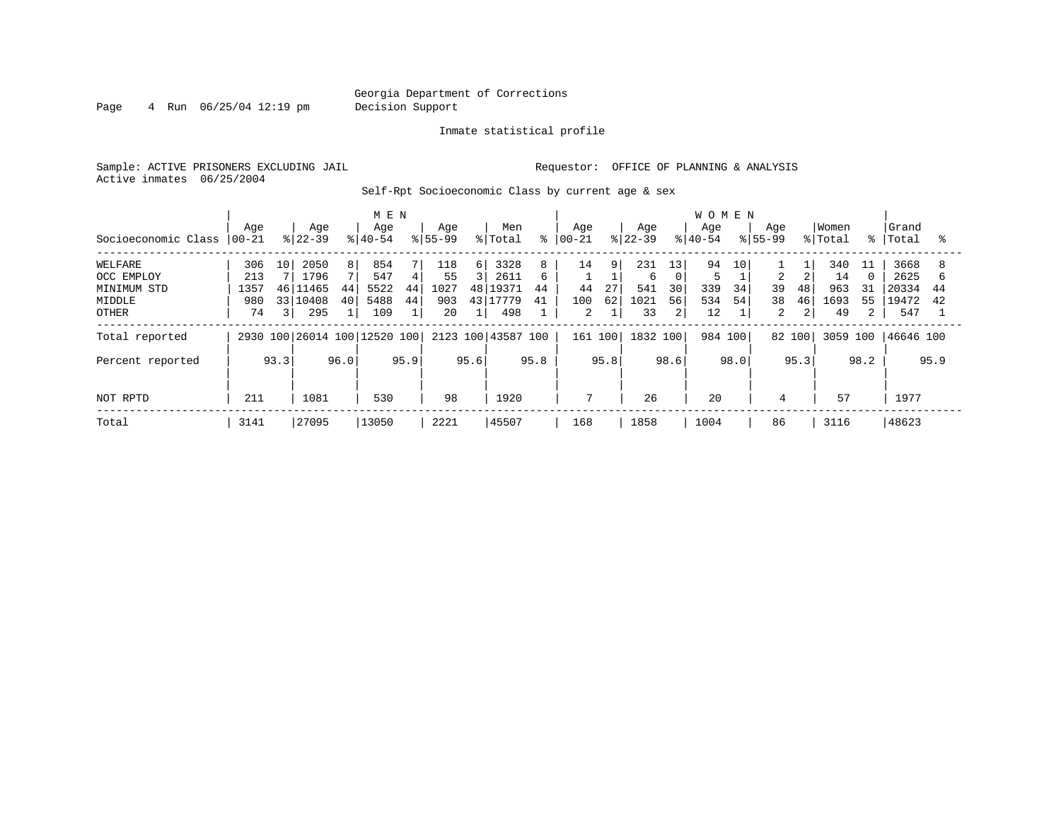Georgia Department of Corrections
Decision Support

Inmate statistical profile

Sample: ACTIVE PRISONERS EXCLUDING JAIL

Requestor: OFFICE OF PLANNING & ANALYSIS

Active inmates 06/25/2004

Self-Rpt Socioeconomic Class by current age & sex

| | MEN | | | | | | | | | | WOMEN | | | | | | | | | | | |
|---|---|---|---|---|---|---|---|---|---|---|---|---|---|---|---|---|---|---|---|---|---|---|
| Socioeconomic Class | Age 00-21 | % | Age 22-39 | % | Age 40-54 | % | Age 55-99 | % | Men Total | % | Age 00-21 | % | Age 22-39 | % | Age 40-54 | % | Age 55-99 | % | Women Total | % | Grand Total | % |
| WELFARE | 306 | 10 | 2050 | 8 | 854 | 7 | 118 | 6 | 3328 | 8 | 14 | 9 | 231 | 13 | 94 | 10 | 1 | 1 | 340 | 11 | 3668 | 8 |
| OCC EMPLOY | 213 | 7 | 1796 | 7 | 547 | 4 | 55 | 3 | 2611 | 6 | 1 | 1 | 6 | 0 | 5 | 1 | 2 | 2 | 14 | 0 | 2625 | 6 |
| MINIMUM STD | 1357 | 46 | 11465 | 44 | 5522 | 44 | 1027 | 48 | 19371 | 44 | 44 | 27 | 541 | 30 | 339 | 34 | 39 | 48 | 963 | 31 | 20334 | 44 |
| MIDDLE | 980 | 33 | 10408 | 40 | 5488 | 44 | 903 | 43 | 17779 | 41 | 100 | 62 | 1021 | 56 | 534 | 54 | 38 | 46 | 1693 | 55 | 19472 | 42 |
| OTHER | 74 | 3 | 295 | 1 | 109 | 1 | 20 | 1 | 498 | 1 | 2 | 1 | 33 | 2 | 12 | 1 | 2 | 2 | 49 | 2 | 547 | 1 |
| Total reported | 2930 | 100 | 26014 | 100 | 12520 | 100 | 2123 | 100 | 43587 | 100 | 161 | 100 | 1832 | 100 | 984 | 100 | 82 | 100 | 3059 | 100 | 46646 | 100 |
| Percent reported | | 93.3 | | 96.0 | | 95.9 | | 95.6 | | 95.8 | | 95.8 | | 98.6 | | 98.0 | | 95.3 | | 98.2 | | 95.9 |
| NOT RPTD | 211 | | 1081 | | 530 | | 98 | | 1920 | | 7 | | 26 | | 20 | | 4 | | 57 | | 1977 | |
| Total | 3141 | | 27095 | | 13050 | | 2221 | | 45507 | | 168 | | 1858 | | 1004 | | 86 | | 3116 | | 48623 | |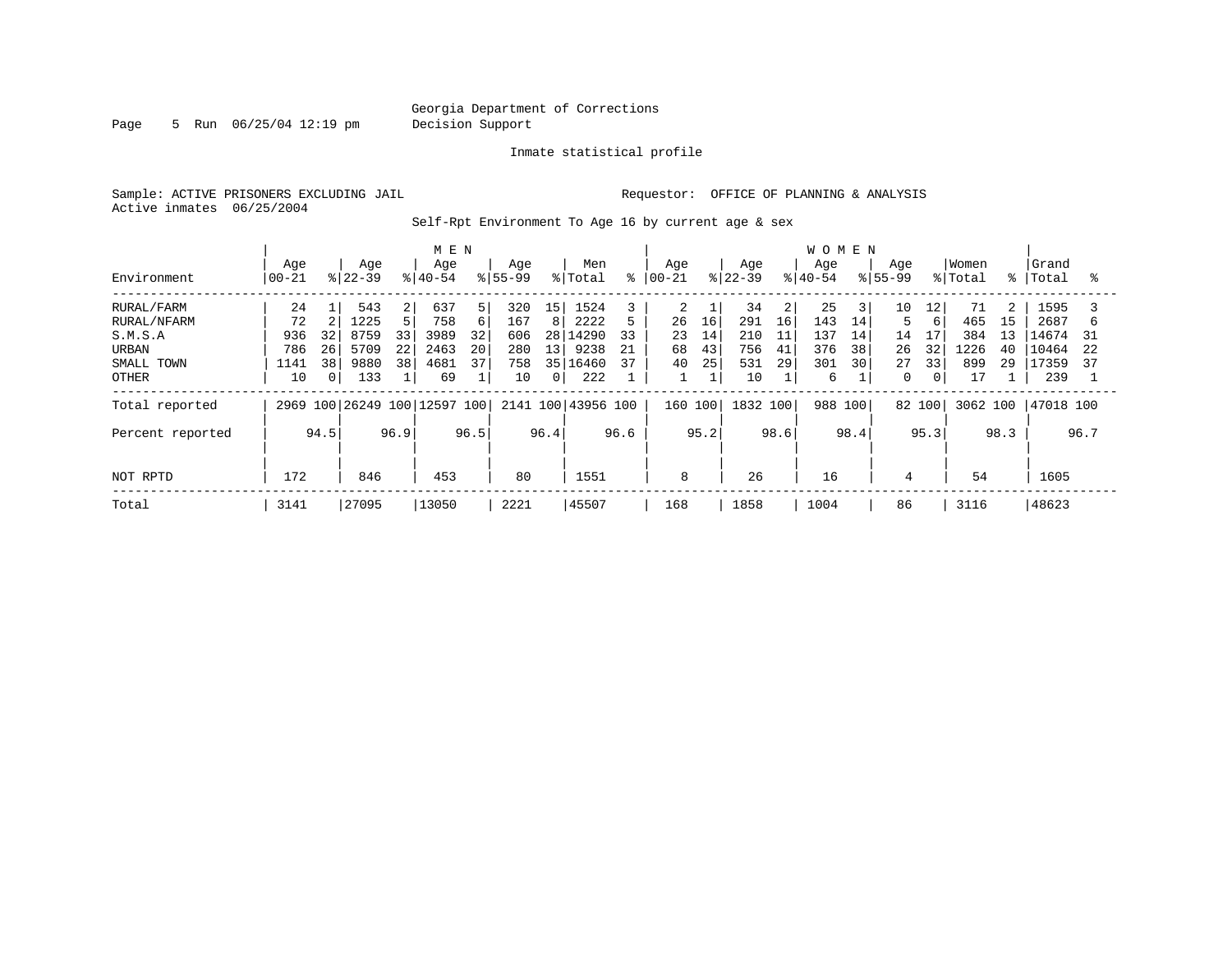Georgia Department of Corrections
Decision Support

Page 5 Run 06/25/04 12:19 pm

Inmate statistical profile

Sample: ACTIVE PRISONERS EXCLUDING JAIL
Active inmates 06/25/2004

Requestor: OFFICE OF PLANNING & ANALYSIS

Self-Rpt Environment To Age 16 by current age & sex

| Environment | MEN Age 00-21 | % | Age 22-39 | % | Age 40-54 | % | Age 55-99 | % | Men Total | % | WOMEN Age 00-21 | % | Age 22-39 | % | Age 40-54 | % | Age 55-99 | % | Women Total | % | Grand Total | % |
|---|---|---|---|---|---|---|---|---|---|---|---|---|---|---|---|---|---|---|---|---|---|---|
| RURAL/FARM | 24 | 1 | 543 | 2 | 637 | 5 | 320 | 15 | 1524 | 3 | 2 | 1 | 34 | 2 | 25 | 3 | 10 | 12 | 71 | 2 | 1595 | 3 |
| RURAL/NFARM | 72 | 2 | 1225 | 5 | 758 | 6 | 167 | 8 | 2222 | 5 | 26 | 16 | 291 | 16 | 143 | 14 | 5 | 6 | 465 | 15 | 2687 | 6 |
| S.M.S.A | 936 | 32 | 8759 | 33 | 3989 | 32 | 606 | 28 | 14290 | 33 | 23 | 14 | 210 | 11 | 137 | 14 | 14 | 17 | 384 | 13 | 14674 | 31 |
| URBAN | 786 | 26 | 5709 | 22 | 2463 | 20 | 280 | 13 | 9238 | 21 | 68 | 43 | 756 | 41 | 376 | 38 | 26 | 32 | 1226 | 40 | 10464 | 22 |
| SMALL TOWN | 1141 | 38 | 9880 | 38 | 4681 | 37 | 758 | 35 | 16460 | 37 | 40 | 25 | 531 | 29 | 301 | 30 | 27 | 33 | 899 | 29 | 17359 | 37 |
| OTHER | 10 | 0 | 133 | 1 | 69 | 1 | 10 | 0 | 222 | 1 | 1 | 1 | 10 | 1 | 6 | 1 | 0 | 0 | 17 | 1 | 239 | 1 |
| Total reported | 2969 | 100 | 26249 | 100 | 12597 | 100 | 2141 | 100 | 43956 | 100 | 160 | 100 | 1832 | 100 | 988 | 100 | 82 | 100 | 3062 | 100 | 47018 | 100 |
| Percent reported | | 94.5 | | 96.9 | | 96.5 | | 96.4 | | 96.6 | | 95.2 | | 98.6 | | 98.4 | | 95.3 | | 98.3 | | 96.7 |
| NOT RPTD | 172 | | 846 | | 453 | | 80 | | 1551 | | 8 | | 26 | | 16 | | 4 | | 54 | | 1605 | |
| Total | 3141 | | 27095 | | 13050 | | 2221 | | 45507 | | 168 | | 1858 | | 1004 | | 86 | | 3116 | | 48623 | |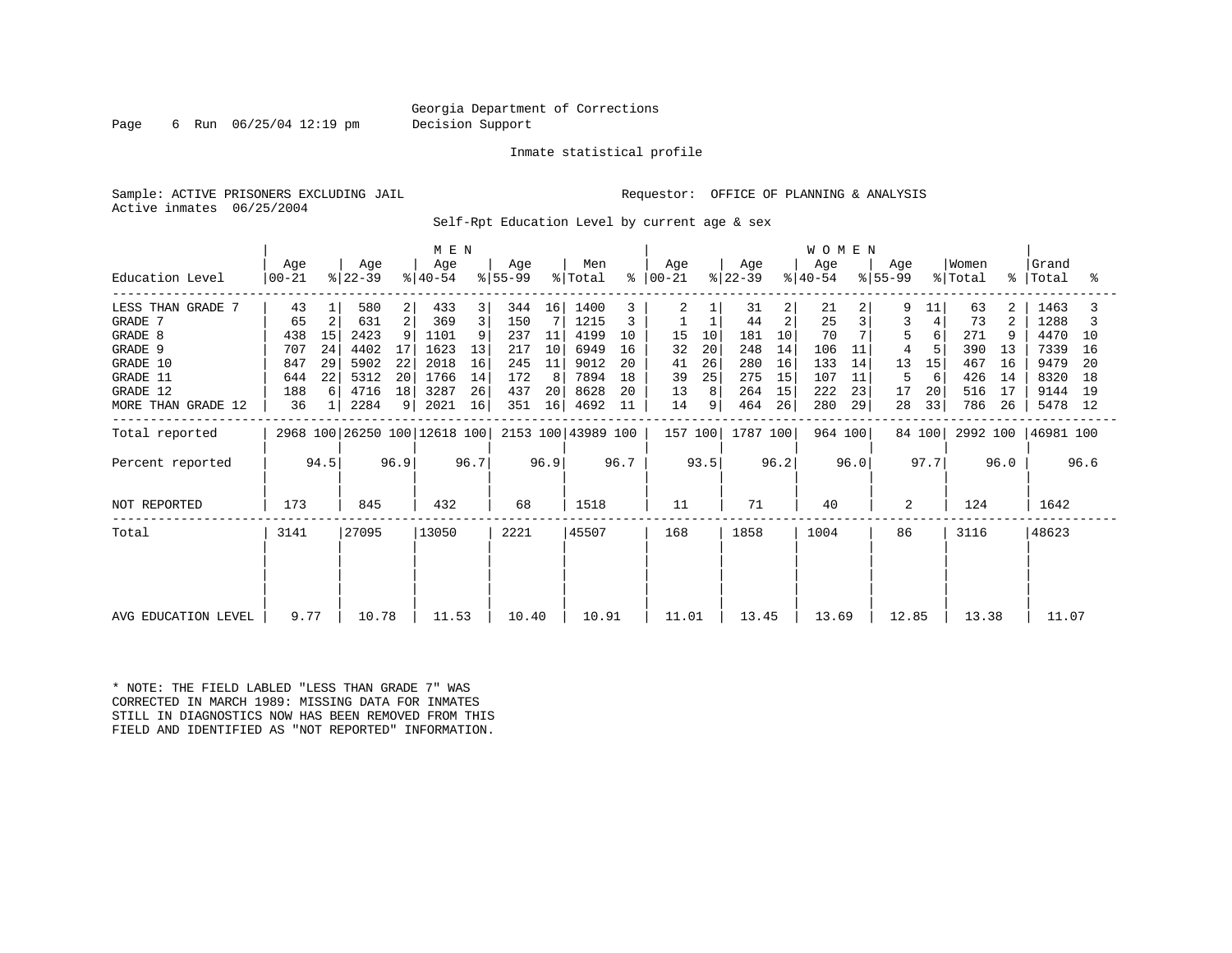Georgia Department of Corrections
Decision Support

Inmate statistical profile

Sample: ACTIVE PRISONERS EXCLUDING JAIL

Requestor: OFFICE OF PLANNING & ANALYSIS

Active inmates 06/25/2004

Self-Rpt Education Level by current age & sex

| Education Level | MEN Age 00-21 | % | Age 22-39 | % | Age 40-54 | % | Age 55-99 | % | Men Total | % | WOMEN Age 00-21 | % | Age 22-39 | % | Age 40-54 | % | Age 55-99 | % | Women Total | % | Grand Total | % |
|---|---|---|---|---|---|---|---|---|---|---|---|---|---|---|---|---|---|---|---|---|---|---|
| LESS THAN GRADE 7 | 43 | 1 | 580 | 2 | 433 | 3 | 344 | 16 | 1400 | 3 | 2 | 1 | 31 | 2 | 21 | 2 | 9 | 11 | 63 | 2 | 1463 | 3 |
| GRADE 7 | 65 | 2 | 631 | 2 | 369 | 3 | 150 | 7 | 1215 | 3 | 1 | 1 | 44 | 2 | 25 | 3 | 3 | 4 | 73 | 2 | 1288 | 3 |
| GRADE 8 | 438 | 15 | 2423 | 9 | 1101 | 9 | 237 | 11 | 4199 | 10 | 15 | 10 | 181 | 10 | 70 | 7 | 5 | 6 | 271 | 9 | 4470 | 10 |
| GRADE 9 | 707 | 24 | 4402 | 17 | 1623 | 13 | 217 | 10 | 6949 | 16 | 32 | 20 | 248 | 14 | 106 | 11 | 4 | 5 | 390 | 13 | 7339 | 16 |
| GRADE 10 | 847 | 29 | 5902 | 22 | 2018 | 16 | 245 | 11 | 9012 | 20 | 41 | 26 | 280 | 16 | 133 | 14 | 13 | 15 | 467 | 16 | 9479 | 20 |
| GRADE 11 | 644 | 22 | 5312 | 20 | 1766 | 14 | 172 | 8 | 7894 | 18 | 39 | 25 | 275 | 15 | 107 | 11 | 5 | 6 | 426 | 14 | 8320 | 18 |
| GRADE 12 | 188 | 6 | 4716 | 18 | 3287 | 26 | 437 | 20 | 8628 | 20 | 13 | 8 | 264 | 15 | 222 | 23 | 17 | 20 | 516 | 17 | 9144 | 19 |
| MORE THAN GRADE 12 | 36 | 1 | 2284 | 9 | 2021 | 16 | 351 | 16 | 4692 | 11 | 14 | 9 | 464 | 26 | 280 | 29 | 28 | 33 | 786 | 26 | 5478 | 12 |
| Total reported | 2968 | 100 | 26250 | 100 | 12618 | 100 | 2153 | 100 | 43989 | 100 | 157 | 100 | 1787 | 100 | 964 | 100 | 84 | 100 | 2992 | 100 | 46981 | 100 |
| Percent reported | | 94.5 | | 96.9 | | 96.7 | | 96.9 | | 96.7 | | 93.5 | | 96.2 | | 96.0 | | 97.7 | | 96.0 | | 96.6 |
| NOT REPORTED | 173 | | 845 | | 432 | | 68 | | 1518 | | 11 | | 71 | | 40 | | 2 | | 124 | | 1642 | |
| Total | 3141 | | 27095 | | 13050 | | 2221 | | 45507 | | 168 | | 1858 | | 1004 | | 86 | | 3116 | | 48623 | |
| AVG EDUCATION LEVEL | 9.77 | | 10.78 | | 11.53 | | 10.40 | | 10.91 | | 11.01 | | 13.45 | | 13.69 | | 12.85 | | 13.38 | | 11.07 | |

* NOTE: THE FIELD LABLED "LESS THAN GRADE 7" WAS CORRECTED IN MARCH 1989: MISSING DATA FOR INMATES STILL IN DIAGNOSTICS NOW HAS BEEN REMOVED FROM THIS FIELD AND IDENTIFIED AS "NOT REPORTED" INFORMATION.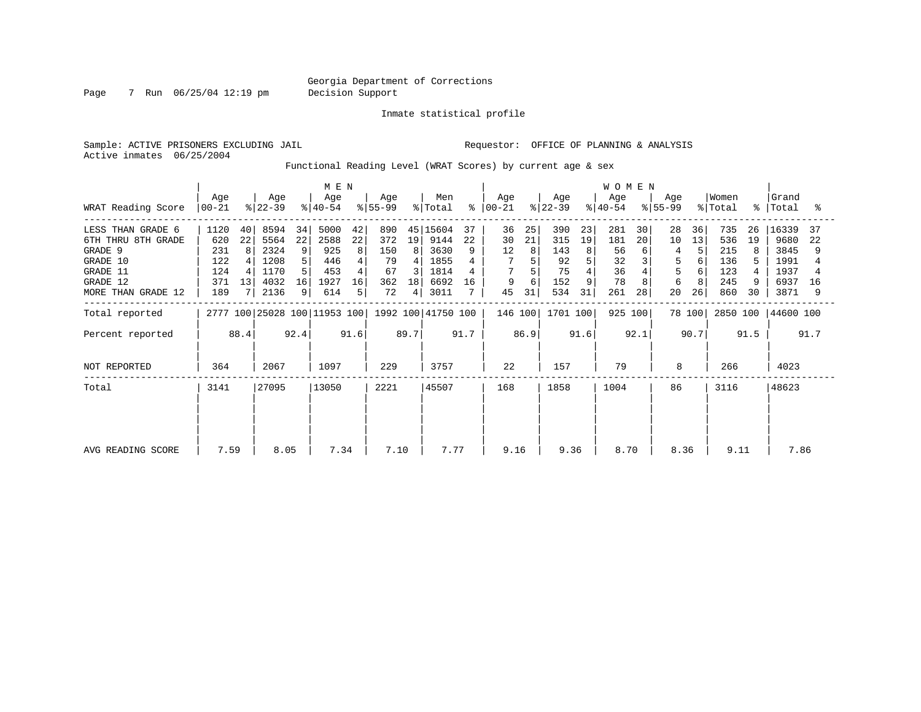Georgia Department of Corrections
Decision Support

Inmate statistical profile

Sample: ACTIVE PRISONERS EXCLUDING JAIL

Requestor: OFFICE OF PLANNING & ANALYSIS

Active inmates 06/25/2004

Functional Reading Level (WRAT Scores) by current age & sex

| WRAT Reading Score | MEN Age 00-21 | % | Age 22-39 | % | Age 40-54 | % | Age 55-99 | % | Men Total | % | WOMEN Age 00-21 | % | Age 22-39 | % | Age 40-54 | % | Age 55-99 | % | Women Total | % | Grand Total | % |
|---|---|---|---|---|---|---|---|---|---|---|---|---|---|---|---|---|---|---|---|---|---|---|
| LESS THAN GRADE 6 | 1120 | 40 | 8594 | 34 | 5000 | 42 | 890 | 45 | 15604 | 37 | 36 | 25 | 390 | 23 | 281 | 30 | 28 | 36 | 735 | 26 | 16339 | 37 |
| 6TH THRU 8TH GRADE | 620 | 22 | 5564 | 22 | 2588 | 22 | 372 | 19 | 9144 | 22 | 30 | 21 | 315 | 19 | 181 | 20 | 10 | 13 | 536 | 19 | 9680 | 22 |
| GRADE 9 | 231 | 8 | 2324 | 9 | 925 | 8 | 150 | 8 | 3630 | 9 | 12 | 8 | 143 | 8 | 56 | 6 | 4 | 5 | 215 | 8 | 3845 | 9 |
| GRADE 10 | 122 | 4 | 1208 | 5 | 446 | 4 | 79 | 4 | 1855 | 4 | 7 | 5 | 92 | 5 | 32 | 3 | 5 | 6 | 136 | 5 | 1991 | 4 |
| GRADE 11 | 124 | 4 | 1170 | 5 | 453 | 4 | 67 | 3 | 1814 | 4 | 7 | 5 | 75 | 4 | 36 | 4 | 5 | 6 | 123 | 4 | 1937 | 4 |
| GRADE 12 | 371 | 13 | 4032 | 16 | 1927 | 16 | 362 | 18 | 6692 | 16 | 9 | 6 | 152 | 9 | 78 | 8 | 6 | 8 | 245 | 9 | 6937 | 16 |
| MORE THAN GRADE 12 | 189 | 7 | 2136 | 9 | 614 | 5 | 72 | 4 | 3011 | 7 | 45 | 31 | 534 | 31 | 261 | 28 | 20 | 26 | 860 | 30 | 3871 | 9 |
| Total reported | 2777 | 100 | 25028 | 100 | 11953 | 100 | 1992 | 100 | 41750 | 100 | 146 | 100 | 1701 | 100 | 925 | 100 | 78 | 100 | 2850 | 100 | 44600 | 100 |
| Percent reported | | 88.4 | | 92.4 | | 91.6 | | 89.7 | | 91.7 | | 86.9 | | 91.6 | | 92.1 | | 90.7 | | 91.5 | | 91.7 |
| NOT REPORTED | 364 | | 2067 | | 1097 | | 229 | | 3757 | | 22 | | 157 | | 79 | | 8 | | 266 | | 4023 | |
| Total | 3141 | | 27095 | | 13050 | | 2221 | | 45507 | | 168 | | 1858 | | 1004 | | 86 | | 3116 | | 48623 | |
| AVG READING SCORE | 7.59 | | 8.05 | | 7.34 | | 7.10 | | 7.77 | | 9.16 | | 9.36 | | 8.70 | | 8.36 | | 9.11 | | 7.86 | |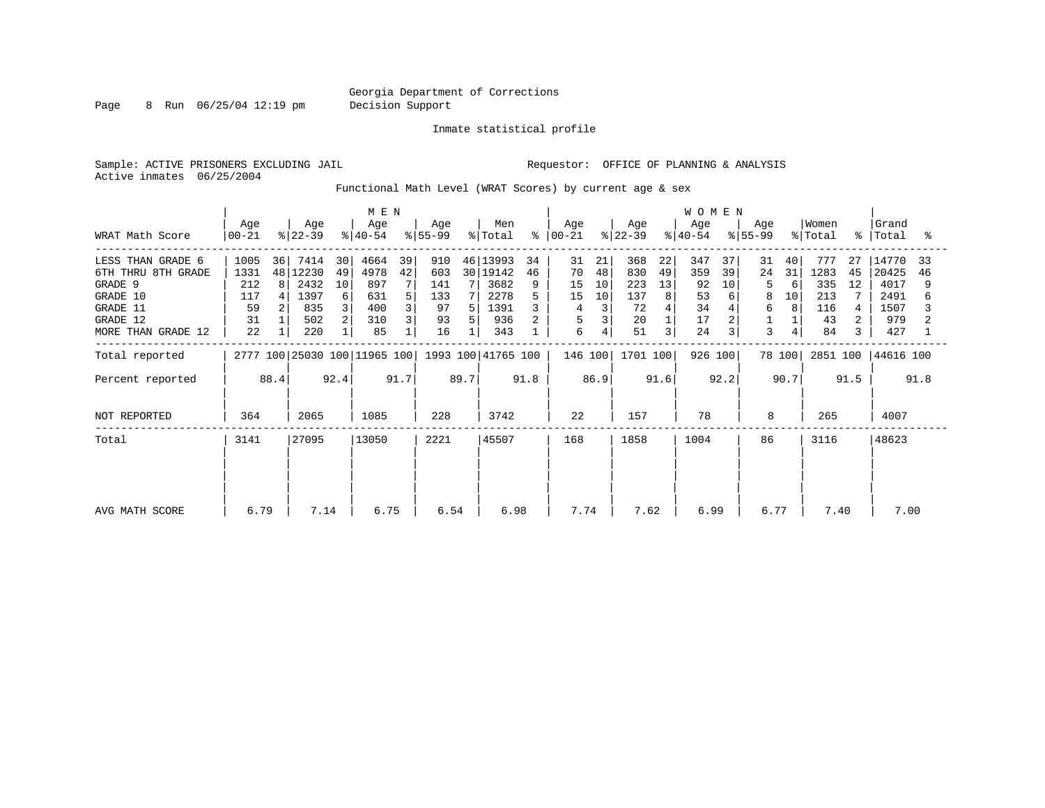Georgia Department of Corrections
Decision Support

Inmate statistical profile

Sample: ACTIVE PRISONERS EXCLUDING JAIL

Requestor: OFFICE OF PLANNING & ANALYSIS

Active inmates 06/25/2004

Functional Math Level (WRAT Scores) by current age & sex

| WRAT Math Score | MEN Age 00-21 | % | Age 22-39 | % | Age 40-54 | % | Age 55-99 | % | Men Total | % | WOMEN Age 00-21 | % | Age 22-39 | % | Age 40-54 | % | Age 55-99 | % | Women Total | % | Grand Total | % |
|---|---|---|---|---|---|---|---|---|---|---|---|---|---|---|---|---|---|---|---|---|---|---|
| LESS THAN GRADE 6 | 1005 | 36 | 7414 | 30 | 4664 | 39 | 910 | 46 | 13993 | 34 | 31 | 21 | 368 | 22 | 347 | 37 | 31 | 40 | 777 | 27 | 14770 | 33 |
| 6TH THRU 8TH GRADE | 1331 | 48 | 12230 | 49 | 4978 | 42 | 603 | 30 | 19142 | 46 | 70 | 48 | 830 | 49 | 359 | 39 | 24 | 31 | 1283 | 45 | 20425 | 46 |
| GRADE 9 | 212 | 8 | 2432 | 10 | 897 | 7 | 141 | 7 | 3682 | 9 | 15 | 10 | 223 | 13 | 92 | 10 | 5 | 6 | 335 | 12 | 4017 | 9 |
| GRADE 10 | 117 | 4 | 1397 | 6 | 631 | 5 | 133 | 7 | 2278 | 5 | 15 | 10 | 137 | 8 | 53 | 6 | 8 | 10 | 213 | 7 | 2491 | 6 |
| GRADE 11 | 59 | 2 | 835 | 3 | 400 | 3 | 97 | 5 | 1391 | 3 | 4 | 3 | 72 | 4 | 34 | 4 | 6 | 8 | 116 | 4 | 1507 | 3 |
| GRADE 12 | 31 | 1 | 502 | 2 | 310 | 3 | 93 | 5 | 936 | 2 | 5 | 3 | 20 | 1 | 17 | 2 | 1 | 1 | 43 | 2 | 979 | 2 |
| MORE THAN GRADE 12 | 22 | 1 | 220 | 1 | 85 | 1 | 16 | 1 | 343 | 1 | 6 | 4 | 51 | 3 | 24 | 3 | 3 | 4 | 84 | 3 | 427 | 1 |
| Total reported | 2777 | 100 | 25030 | 100 | 11965 | 100 | 1993 | 100 | 41765 | 100 | 146 | 100 | 1701 | 100 | 926 | 100 | 78 | 100 | 2851 | 100 | 44616 | 100 |
| Percent reported | | 88.4 | | 92.4 | | 91.7 | | 89.7 | | 91.8 | | 86.9 | | 91.6 | | 92.2 | | 90.7 | | 91.5 | | 91.8 |
| NOT REPORTED | 364 | | 2065 | | 1085 | | 228 | | 3742 | | 22 | | 157 | | 78 | | 8 | | 265 | | 4007 | |
| Total | 3141 | | 27095 | | 13050 | | 2221 | | 45507 | | 168 | | 1858 | | 1004 | | 86 | | 3116 | | 48623 | |
| AVG MATH SCORE | 6.79 | | 7.14 | | 6.75 | | 6.54 | | 6.98 | | 7.74 | | 7.62 | | 6.99 | | 6.77 | | 7.40 | | 7.00 | |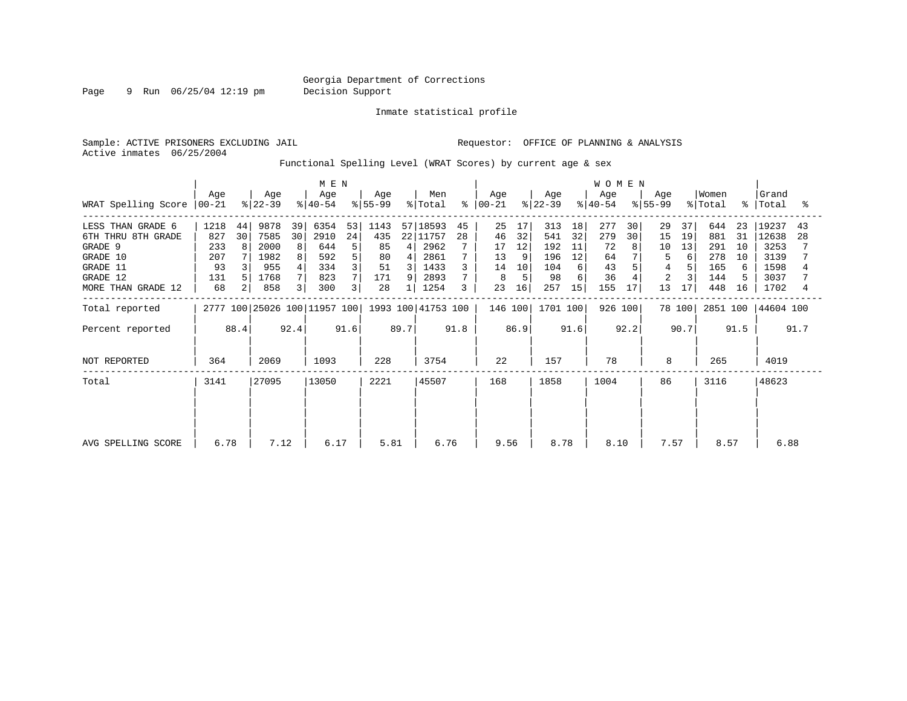Georgia Department of Corrections
Decision Support

Inmate statistical profile

Sample: ACTIVE PRISONERS EXCLUDING JAIL

Requestor: OFFICE OF PLANNING & ANALYSIS

Active inmates 06/25/2004

Functional Spelling Level (WRAT Scores) by current age & sex

| WRAT Spelling Score | MEN Age 00-21 | % | MEN Age 22-39 | % | MEN Age 40-54 | % | MEN Age 55-99 | % | Men Total | % | WOMEN Age 00-21 | % | WOMEN Age 22-39 | % | WOMEN Age 40-54 | % | WOMEN Age 55-99 | % | Women Total | % | Grand Total | % |
|---|---|---|---|---|---|---|---|---|---|---|---|---|---|---|---|---|---|---|---|---|---|---|
| LESS THAN GRADE 6 | 1218 | 44 | 9878 | 39 | 6354 | 53 | 1143 | 57 | 18593 | 45 | 25 | 17 | 313 | 18 | 277 | 30 | 29 | 37 | 644 | 23 | 19237 | 43 |
| 6TH THRU 8TH GRADE | 827 | 30 | 7585 | 30 | 2910 | 24 | 435 | 22 | 11757 | 28 | 46 | 32 | 541 | 32 | 279 | 30 | 15 | 19 | 881 | 31 | 12638 | 28 |
| GRADE 9 | 233 | 8 | 2000 | 8 | 644 | 5 | 85 | 4 | 2962 | 7 | 17 | 12 | 192 | 11 | 72 | 8 | 10 | 13 | 291 | 10 | 3253 | 7 |
| GRADE 10 | 207 | 7 | 1982 | 8 | 592 | 5 | 80 | 4 | 2861 | 7 | 13 | 9 | 196 | 12 | 64 | 7 | 5 | 6 | 278 | 10 | 3139 | 7 |
| GRADE 11 | 93 | 3 | 955 | 4 | 334 | 3 | 51 | 3 | 1433 | 3 | 14 | 10 | 104 | 6 | 43 | 5 | 4 | 5 | 165 | 6 | 1598 | 4 |
| GRADE 12 | 131 | 5 | 1768 | 7 | 823 | 7 | 171 | 9 | 2893 | 7 | 8 | 5 | 98 | 6 | 36 | 4 | 2 | 3 | 144 | 5 | 3037 | 7 |
| MORE THAN GRADE 12 | 68 | 2 | 858 | 3 | 300 | 3 | 28 | 1 | 1254 | 3 | 23 | 16 | 257 | 15 | 155 | 17 | 13 | 17 | 448 | 16 | 1702 | 4 |
| Total reported | 2777 | 100 | 25026 | 100 | 11957 | 100 | 1993 | 100 | 41753 | 100 | 146 | 100 | 1701 | 100 | 926 | 100 | 78 | 100 | 2851 | 100 | 44604 | 100 |
| Percent reported | | 88.4 | | 92.4 | | 91.6 | | 89.7 | | 91.8 | | 86.9 | | 91.6 | | 92.2 | | 90.7 | | 91.5 | | 91.7 |
| NOT REPORTED | 364 | | 2069 | | 1093 | | 228 | | 3754 | | 22 | | 157 | | 78 | | 8 | | 265 | | 4019 | |
| Total | 3141 | | 27095 | | 13050 | | 2221 | | 45507 | | 168 | | 1858 | | 1004 | | 86 | | 3116 | | 48623 | |
| AVG SPELLING SCORE | 6.78 | | 7.12 | | 6.17 | | 5.81 | | 6.76 | | 9.56 | | 8.78 | | 8.10 | | 7.57 | | 8.57 | | 6.88 | |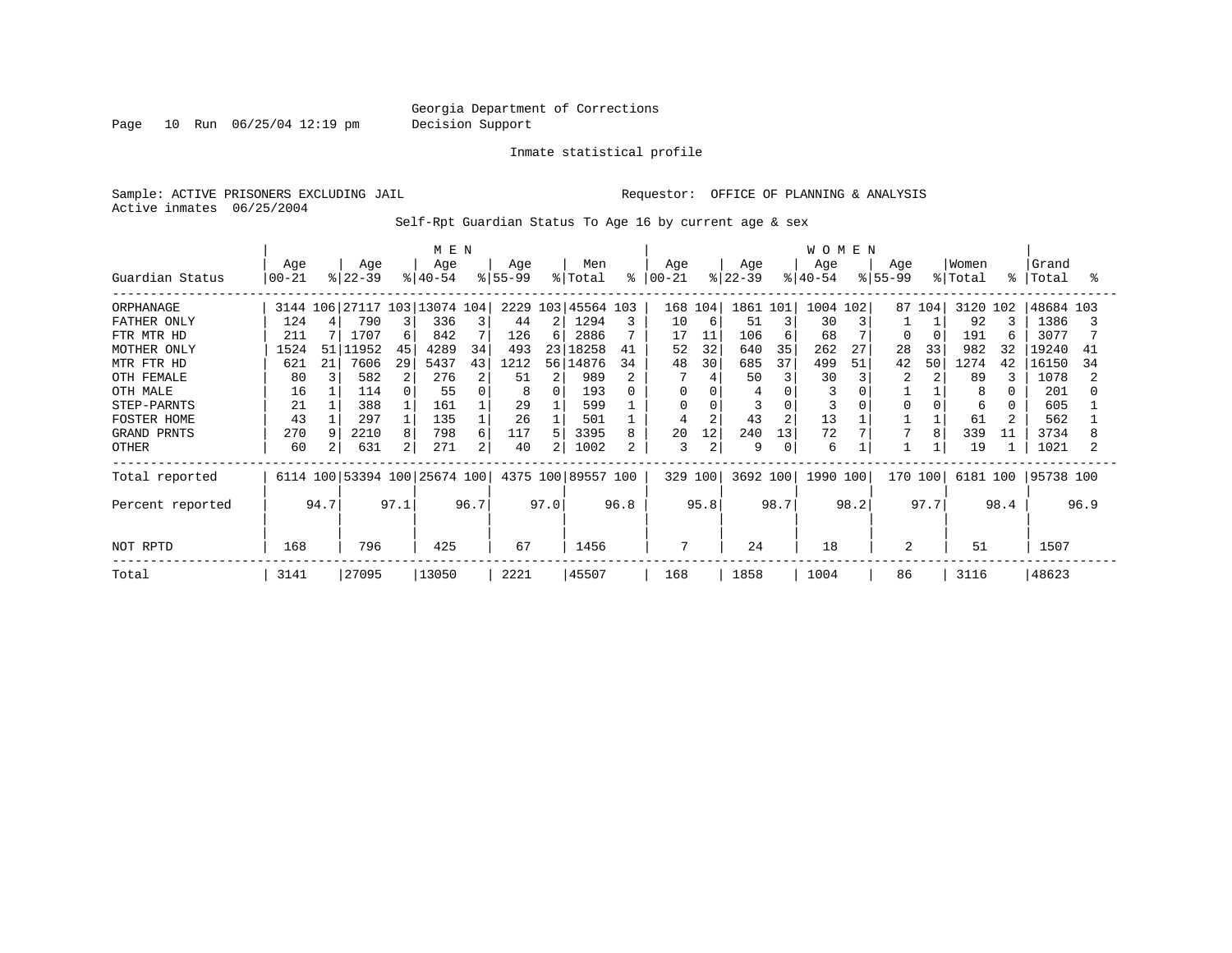Georgia Department of Corrections
Decision Support

Inmate statistical profile

Sample: ACTIVE PRISONERS EXCLUDING JAIL

Requestor: OFFICE OF PLANNING & ANALYSIS

Active inmates 06/25/2004

Self-Rpt Guardian Status To Age 16 by current age & sex

| Guardian Status | MEN Age 00-21 | % | Age 22-39 | % | Age 40-54 | % | Age 55-99 | % | Men Total | % | WOMEN Age 00-21 | % | Age 22-39 | % | Age 40-54 | % | Age 55-99 | % | Women Total | % | Grand Total | % |
|---|---|---|---|---|---|---|---|---|---|---|---|---|---|---|---|---|---|---|---|---|---|---|
| ORPHANAGE | 3144 | 106 | 27117 | 103 | 13074 | 104 | 2229 | 103 | 45564 | 103 | 168 | 104 | 1861 | 101 | 1004 | 102 | 87 | 104 | 3120 | 102 | 48684 | 103 |
| FATHER ONLY | 124 | 4 | 790 | 3 | 336 | 3 | 44 | 2 | 1294 | 3 | 10 | 6 | 51 | 3 | 30 | 3 | 1 | 1 | 92 | 3 | 1386 | 3 |
| FTR MTR HD | 211 | 7 | 1707 | 6 | 842 | 7 | 126 | 6 | 2886 | 7 | 17 | 11 | 106 | 6 | 68 | 7 | 0 | 0 | 191 | 6 | 3077 | 7 |
| MOTHER ONLY | 1524 | 51 | 11952 | 45 | 4289 | 34 | 493 | 23 | 18258 | 41 | 52 | 32 | 640 | 35 | 262 | 27 | 28 | 33 | 982 | 32 | 19240 | 41 |
| MTR FTR HD | 621 | 21 | 7606 | 29 | 5437 | 43 | 1212 | 56 | 14876 | 34 | 48 | 30 | 685 | 37 | 499 | 51 | 42 | 50 | 1274 | 42 | 16150 | 34 |
| OTH FEMALE | 80 | 3 | 582 | 2 | 276 | 2 | 51 | 2 | 989 | 2 | 7 | 4 | 50 | 3 | 30 | 3 | 2 | 2 | 89 | 3 | 1078 | 2 |
| OTH MALE | 16 | 1 | 114 | 0 | 55 | 0 | 8 | 0 | 193 | 0 | 0 | 0 | 4 | 0 | 3 | 0 | 1 | 1 | 8 | 0 | 201 | 0 |
| STEP-PARNTS | 21 | 1 | 388 | 1 | 161 | 1 | 29 | 1 | 599 | 1 | 0 | 0 | 3 | 0 | 3 | 0 | 0 | 0 | 6 | 0 | 605 | 1 |
| FOSTER HOME | 43 | 1 | 297 | 1 | 135 | 1 | 26 | 1 | 501 | 1 | 4 | 2 | 43 | 2 | 13 | 1 | 1 | 1 | 61 | 2 | 562 | 1 |
| GRAND PRNTS | 270 | 9 | 2210 | 8 | 798 | 6 | 117 | 5 | 3395 | 8 | 20 | 12 | 240 | 13 | 72 | 7 | 7 | 8 | 339 | 11 | 3734 | 8 |
| OTHER | 60 | 2 | 631 | 2 | 271 | 2 | 40 | 2 | 1002 | 2 | 3 | 2 | 9 | 0 | 6 | 1 | 1 | 1 | 19 | 1 | 1021 | 2 |
| Total reported | 6114 | 100 | 53394 | 100 | 25674 | 100 | 4375 | 100 | 89557 | 100 | 329 | 100 | 3692 | 100 | 1990 | 100 | 170 | 100 | 6181 | 100 | 95738 | 100 |
| Percent reported | | 94.7 | | 97.1 | | 96.7 | | 97.0 | | 96.8 | | 95.8 | | 98.7 | | 98.2 | | 97.7 | | 98.4 | | 96.9 |
| NOT RPTD | 168 | | 796 | | 425 | | 67 | | 1456 | | 7 | | 24 | | 18 | | 2 | | 51 | | 1507 | |
| Total | 3141 | | 27095 | | 13050 | | 2221 | | 45507 | | 168 | | 1858 | | 1004 | | 86 | | 3116 | | 48623 | |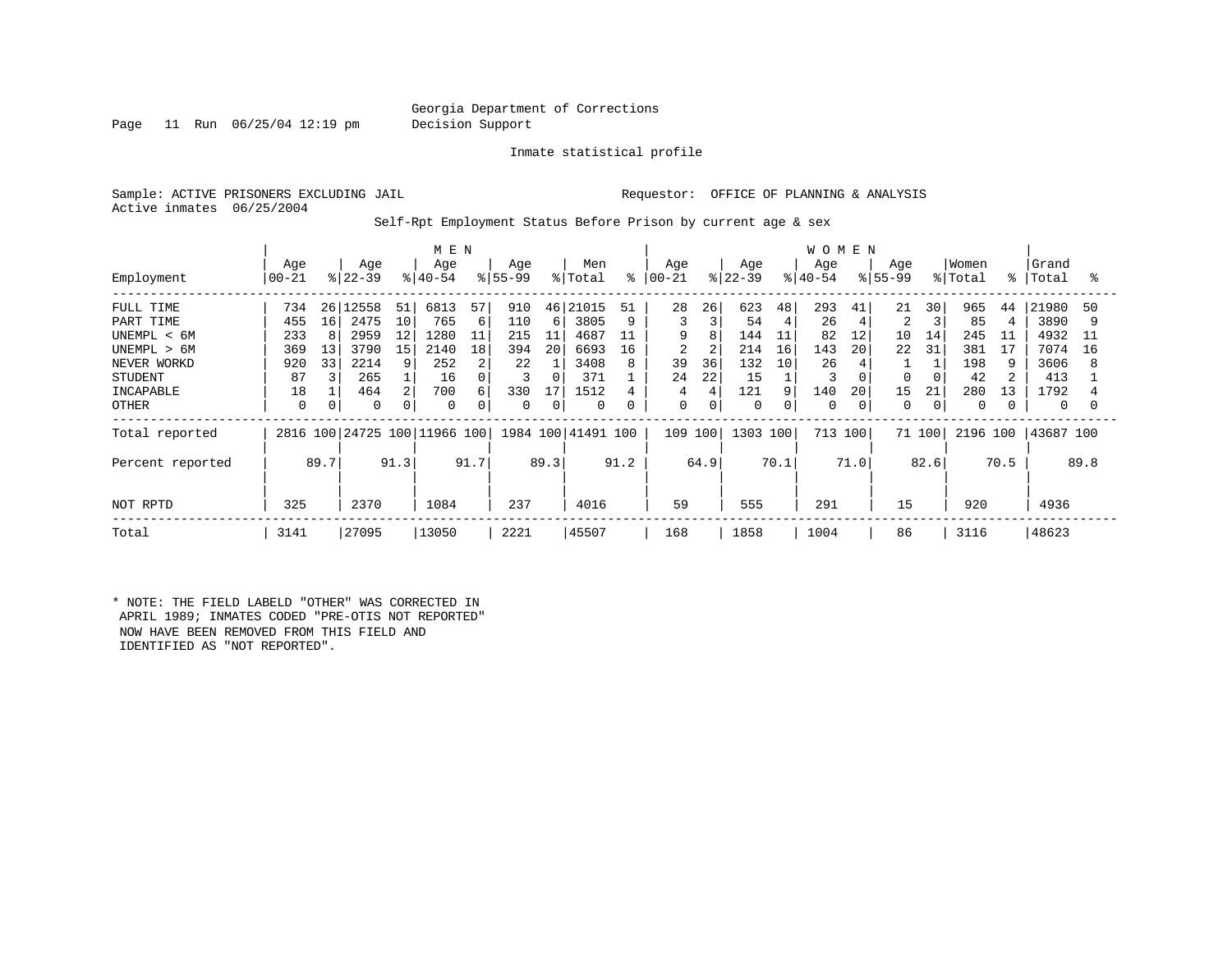Georgia Department of Corrections
Decision Support

Inmate statistical profile

Sample: ACTIVE PRISONERS EXCLUDING JAIL  Requestor: OFFICE OF PLANNING & ANALYSIS
Active inmates 06/25/2004

Self-Rpt Employment Status Before Prison by current age & sex

| Employment | MEN Age 00-21 | % | Age 22-39 | % | Age 40-54 | % | Age 55-99 | % | Men Total | % | WOMEN Age 00-21 | % | Age 22-39 | % | Age 40-54 | % | Age 55-99 | % | Women Total | % | Grand Total | % |
|---|---|---|---|---|---|---|---|---|---|---|---|---|---|---|---|---|---|---|---|---|---|---|
| FULL TIME | 734 | 26 | 12558 | 51 | 6813 | 57 | 910 | 46 | 21015 | 51 | 28 | 26 | 623 | 48 | 293 | 41 | 21 | 30 | 965 | 44 | 21980 | 50 |
| PART TIME | 455 | 16 | 2475 | 10 | 765 | 6 | 110 | 6 | 3805 | 9 | 3 | 3 | 54 | 4 | 26 | 4 | 2 | 3 | 85 | 4 | 3890 | 9 |
| UNEMPL < 6M | 233 | 8 | 2959 | 12 | 1280 | 11 | 215 | 11 | 4687 | 11 | 9 | 8 | 144 | 11 | 82 | 12 | 10 | 14 | 245 | 11 | 4932 | 11 |
| UNEMPL > 6M | 369 | 13 | 3790 | 15 | 2140 | 18 | 394 | 20 | 6693 | 16 | 2 | 2 | 214 | 16 | 143 | 20 | 22 | 31 | 381 | 17 | 7074 | 16 |
| NEVER WORKD | 920 | 33 | 2214 | 9 | 252 | 2 | 22 | 1 | 3408 | 8 | 39 | 36 | 132 | 10 | 26 | 4 | 1 | 1 | 198 | 9 | 3606 | 8 |
| STUDENT | 87 | 3 | 265 | 1 | 16 | 0 | 3 | 0 | 371 | 1 | 24 | 22 | 15 | 1 | 3 | 0 | 0 | 0 | 42 | 2 | 413 | 1 |
| INCAPABLE | 18 | 1 | 464 | 2 | 700 | 6 | 330 | 17 | 1512 | 4 | 4 | 4 | 121 | 9 | 140 | 20 | 15 | 21 | 280 | 13 | 1792 | 4 |
| OTHER | 0 | 0 | 0 | 0 | 0 | 0 | 0 | 0 | 0 | 0 | 0 | 0 | 0 | 0 | 0 | 0 | 0 | 0 | 0 | 0 | 0 | 0 |
| Total reported | 2816 | 100 | 24725 | 100 | 11966 | 100 | 1984 | 100 | 41491 | 100 | 109 | 100 | 1303 | 100 | 713 | 100 | 71 | 100 | 2196 | 100 | 43687 | 100 |
| Percent reported | | 89.7 | | 91.3 | | 91.7 | | 89.3 | | 91.2 | | 64.9 | | 70.1 | | 71.0 | | 82.6 | | 70.5 | | 89.8 |
| NOT RPTD | 325 | | 2370 | | 1084 | | 237 | | 4016 | | 59 | | 555 | | 291 | | 15 | | 920 | | 4936 | |
| Total | 3141 | | 27095 | | 13050 | | 2221 | | 45507 | | 168 | | 1858 | | 1004 | | 86 | | 3116 | | 48623 | |

* NOTE: THE FIELD LABELD "OTHER" WAS CORRECTED IN APRIL 1989; INMATES CODED "PRE-OTIS NOT REPORTED" NOW HAVE BEEN REMOVED FROM THIS FIELD AND IDENTIFIED AS "NOT REPORTED".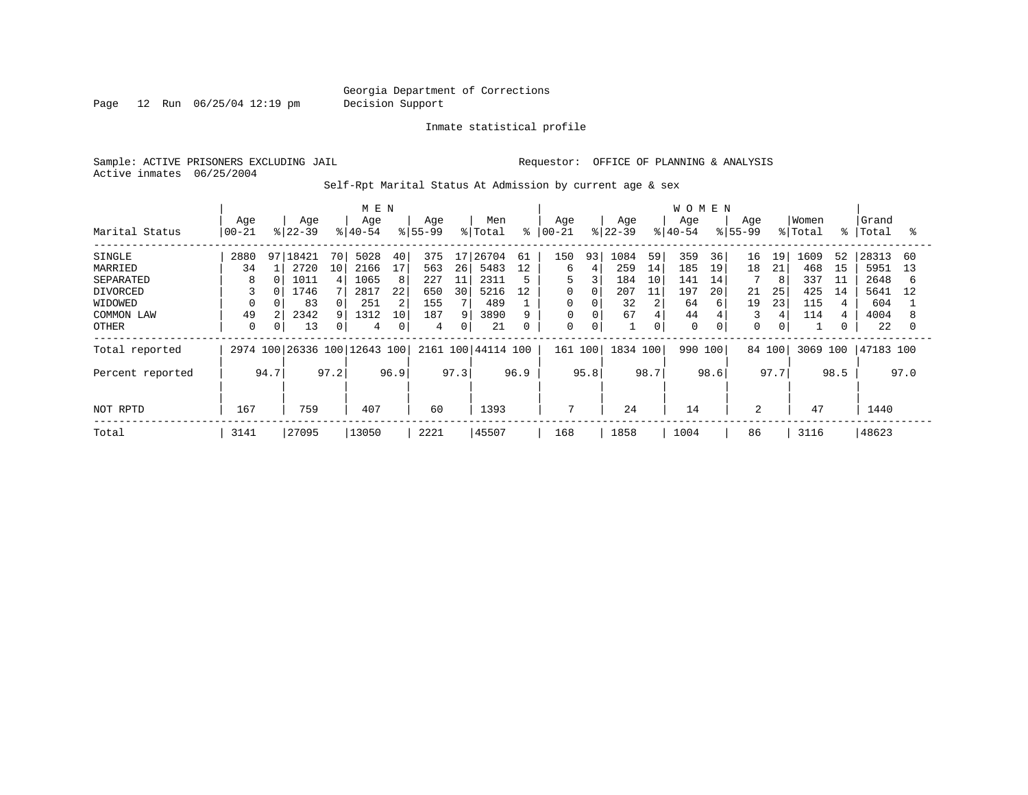Georgia Department of Corrections
Decision Support

Inmate statistical profile

Sample: ACTIVE PRISONERS EXCLUDING JAIL

Requestor: OFFICE OF PLANNING & ANALYSIS

Active inmates 06/25/2004

Self-Rpt Marital Status At Admission by current age & sex

| Marital Status | MEN Age 00-21 | % | Age 22-39 | % | Age 40-54 | % | Age 55-99 | % | Men Total | % | WOMEN Age 00-21 | % | Age 22-39 | % | Age 40-54 | % | Age 55-99 | % | Women Total | % | Grand Total | % |
|---|---|---|---|---|---|---|---|---|---|---|---|---|---|---|---|---|---|---|---|---|---|---|
| SINGLE | 2880 | 97 | 18421 | 70 | 5028 | 40 | 375 | 17 | 26704 | 61 | 150 | 93 | 1084 | 59 | 359 | 36 | 16 | 19 | 1609 | 52 | 28313 | 60 |
| MARRIED | 34 | 1 | 2720 | 10 | 2166 | 17 | 563 | 26 | 5483 | 12 | 6 | 4 | 259 | 14 | 185 | 19 | 18 | 21 | 468 | 15 | 5951 | 13 |
| SEPARATED | 8 | 0 | 1011 | 4 | 1065 | 8 | 227 | 11 | 2311 | 5 | 5 | 3 | 184 | 10 | 141 | 14 | 7 | 8 | 337 | 11 | 2648 | 6 |
| DIVORCED | 3 | 0 | 1746 | 7 | 2817 | 22 | 650 | 30 | 5216 | 12 | 0 | 0 | 207 | 11 | 197 | 20 | 21 | 25 | 425 | 14 | 5641 | 12 |
| WIDOWED | 0 | 0 | 83 | 0 | 251 | 2 | 155 | 7 | 489 | 1 | 0 | 0 | 32 | 2 | 64 | 6 | 19 | 23 | 115 | 4 | 604 | 1 |
| COMMON LAW | 49 | 2 | 2342 | 9 | 1312 | 10 | 187 | 9 | 3890 | 9 | 0 | 0 | 67 | 4 | 44 | 4 | 3 | 4 | 114 | 4 | 4004 | 8 |
| OTHER | 0 | 0 | 13 | 0 | 4 | 0 | 4 | 0 | 21 | 0 | 0 | 0 | 1 | 0 | 0 | 0 | 0 | 0 | 1 | 0 | 22 | 0 |
| Total reported | 2974 | 100 | 26336 | 100 | 12643 | 100 | 2161 | 100 | 44114 | 100 | 161 | 100 | 1834 | 100 | 990 | 100 | 84 | 100 | 3069 | 100 | 47183 | 100 |
| Percent reported | | 94.7 | | 97.2 | | 96.9 | | 97.3 | | 96.9 | | 95.8 | | 98.7 | | 98.6 | | 97.7 | | 98.5 | | 97.0 |
| NOT RPTD | 167 | | 759 | | 407 | | 60 | | 1393 | | 7 | | 24 | | 14 | | 2 | | 47 | | 1440 | |
| Total | 3141 | | 27095 | | 13050 | | 2221 | | 45507 | | 168 | | 1858 | | 1004 | | 86 | | 3116 | | 48623 | |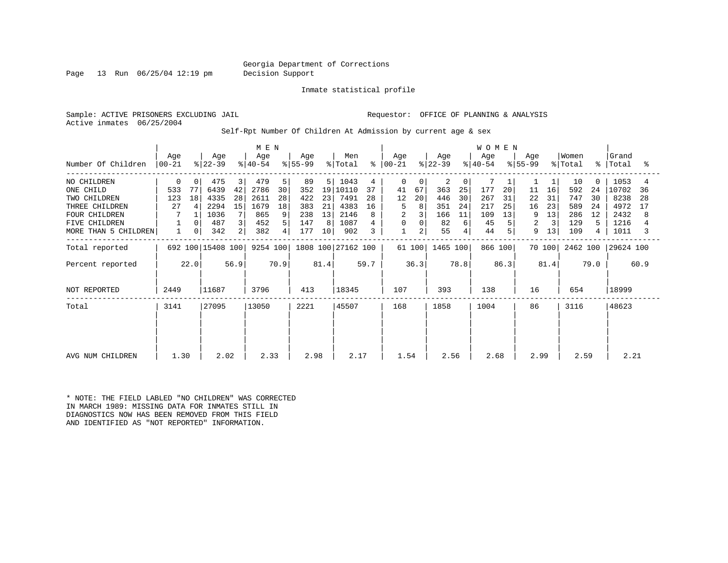Georgia Department of Corrections
Decision Support

Inmate statistical profile

Sample: ACTIVE PRISONERS EXCLUDING JAIL
Active inmates 06/25/2004

Requestor: OFFICE OF PLANNING & ANALYSIS

Self-Rpt Number Of Children At Admission by current age & sex

| | MEN | | | | | | | | | | WOMEN | | | | | | | | | | | |
|---|---|---|---|---|---|---|---|---|---|---|---|---|---|---|---|---|---|---|---|---|---|---|
| Number Of Children | Age 00-21 | % | Age 22-39 | % | Age 40-54 | % | Age 55-99 | % | Men Total | % | Age 00-21 | % | Age 22-39 | % | Age 40-54 | % | Age 55-99 | % | Women Total | % | Grand Total | % |
| NO CHILDREN | 0 | 0 | 475 | 3 | 479 | 5 | 89 | 5 | 1043 | 4 | 0 | 0 | 2 | 0 | 7 | 1 | 1 | 1 | 10 | 0 | 1053 | 4 |
| ONE CHILD | 533 | 77 | 6439 | 42 | 2786 | 30 | 352 | 19 | 10110 | 37 | 41 | 67 | 363 | 25 | 177 | 20 | 11 | 16 | 592 | 24 | 10702 | 36 |
| TWO CHILDREN | 123 | 18 | 4335 | 28 | 2611 | 28 | 422 | 23 | 7491 | 28 | 12 | 20 | 446 | 30 | 267 | 31 | 22 | 31 | 747 | 30 | 8238 | 28 |
| THREE CHILDREN | 27 | 4 | 2294 | 15 | 1679 | 18 | 383 | 21 | 4383 | 16 | 5 | 8 | 351 | 24 | 217 | 25 | 16 | 23 | 589 | 24 | 4972 | 17 |
| FOUR CHILDREN | 7 | 1 | 1036 | 7 | 865 | 9 | 238 | 13 | 2146 | 8 | 2 | 3 | 166 | 11 | 109 | 13 | 9 | 13 | 286 | 12 | 2432 | 8 |
| FIVE CHILDREN | 1 | 0 | 487 | 3 | 452 | 5 | 147 | 8 | 1087 | 4 | 0 | 0 | 82 | 6 | 45 | 5 | 2 | 3 | 129 | 5 | 1216 | 4 |
| MORE THAN 5 CHILDREN | 1 | 0 | 342 | 2 | 382 | 4 | 177 | 10 | 902 | 3 | 1 | 2 | 55 | 4 | 44 | 5 | 9 | 13 | 109 | 4 | 1011 | 3 |
| Total reported | 692 | 100 | 15408 | 100 | 9254 | 100 | 1808 | 100 | 27162 | 100 | 61 | 100 | 1465 | 100 | 866 | 100 | 70 | 100 | 2462 | 100 | 29624 | 100 |
| Percent reported | | 22.0 | | 56.9 | | 70.9 | | 81.4 | | 59.7 | | 36.3 | | 78.8 | | 86.3 | | 81.4 | | 79.0 | | 60.9 |
| NOT REPORTED | 2449 | | 11687 | | 3796 | | 413 | | 18345 | | 107 | | 393 | | 138 | | 16 | | 654 | | 18999 | |
| Total | 3141 | | 27095 | | 13050 | | 2221 | | 45507 | | 168 | | 1858 | | 1004 | | 86 | | 3116 | | 48623 | |
| AVG NUM CHILDREN | 1.30 | | 2.02 | | 2.33 | | 2.98 | | 2.17 | | 1.54 | | 2.56 | | 2.68 | | 2.99 | | 2.59 | | 2.21 | |

* NOTE: THE FIELD LABLED "NO CHILDREN" WAS CORRECTED
IN MARCH 1989: MISSING DATA FOR INMATES STILL IN
DIAGNOSTICS NOW HAS BEEN REMOVED FROM THIS FIELD
AND IDENTIFIED AS "NOT REPORTED" INFORMATION.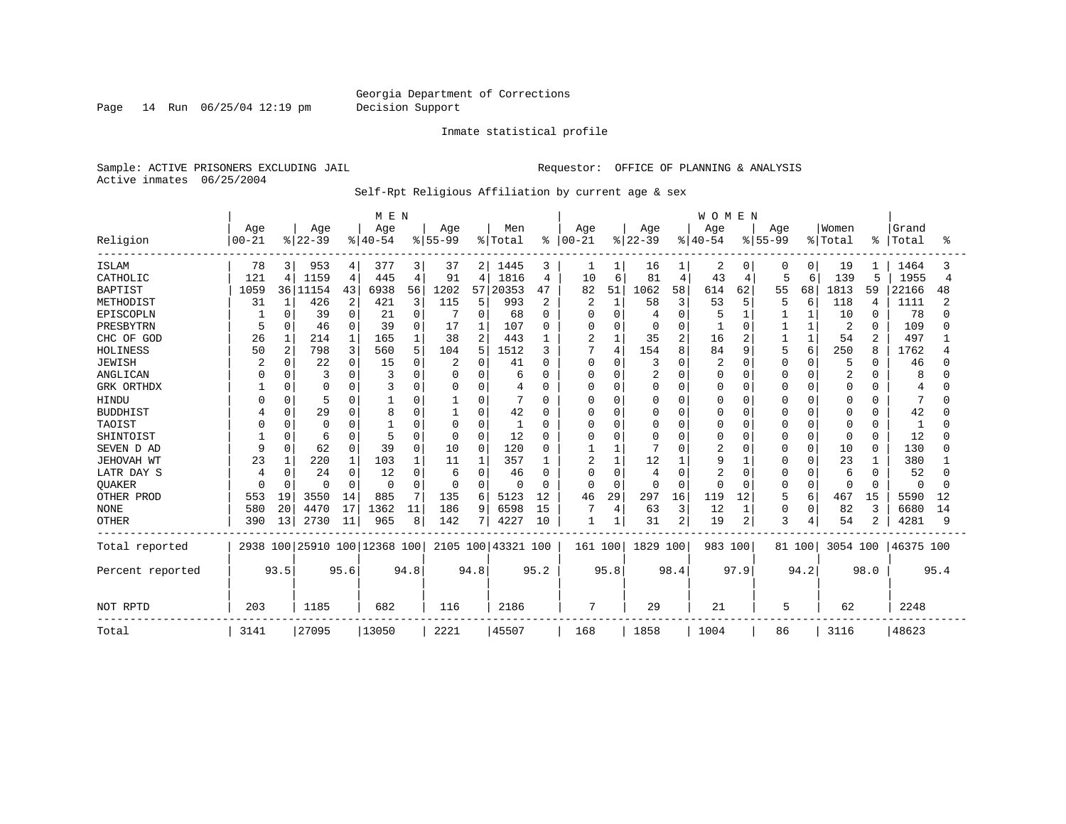Georgia Department of Corrections
Decision Support

Inmate statistical profile

Sample: ACTIVE PRISONERS EXCLUDING JAIL                    Requestor: OFFICE OF PLANNING & ANALYSIS
Active inmates 06/25/2004

Self-Rpt Religious Affiliation by current age & sex

| Religion | MEN Age 00-21 | % | Age 22-39 | % | Age 40-54 | % | Age 55-99 | % | Men Total | % | WOMEN Age 00-21 | % | Age 22-39 | % | Age 40-54 | % | Age 55-99 | % | Women Total | % | Grand Total | % |
|---|---|---|---|---|---|---|---|---|---|---|---|---|---|---|---|---|---|---|---|---|---|---|
| ISLAM | 78 | 3 | 953 | 4 | 377 | 3 | 37 | 2 | 1445 | 3 | 1 | 1 | 16 | 1 | 2 | 0 | 0 | 0 | 19 | 1 | 1464 | 3 |
| CATHOLIC | 121 | 4 | 1159 | 4 | 445 | 4 | 91 | 4 | 1816 | 4 | 10 | 6 | 81 | 4 | 43 | 4 | 5 | 6 | 139 | 5 | 1955 | 4 |
| BAPTIST | 1059 | 36 | 11154 | 43 | 6938 | 56 | 1202 | 57 | 20353 | 47 | 82 | 51 | 1062 | 58 | 614 | 62 | 55 | 68 | 1813 | 59 | 22166 | 48 |
| METHODIST | 31 | 1 | 426 | 2 | 421 | 3 | 115 | 5 | 993 | 2 | 2 | 1 | 58 | 3 | 53 | 5 | 5 | 6 | 118 | 4 | 1111 | 2 |
| EPISCOPLN | 1 | 0 | 39 | 0 | 21 | 0 | 7 | 0 | 68 | 0 | 0 | 0 | 4 | 0 | 5 | 1 | 1 | 1 | 10 | 0 | 78 | 0 |
| PRESBYTRN | 5 | 0 | 46 | 0 | 39 | 0 | 17 | 1 | 107 | 0 | 0 | 0 | 0 | 0 | 1 | 0 | 1 | 1 | 2 | 0 | 109 | 0 |
| CHC OF GOD | 26 | 1 | 214 | 1 | 165 | 1 | 38 | 2 | 443 | 1 | 2 | 1 | 35 | 2 | 16 | 2 | 1 | 1 | 54 | 2 | 497 | 1 |
| HOLINESS | 50 | 2 | 798 | 3 | 560 | 5 | 104 | 5 | 1512 | 3 | 7 | 4 | 154 | 8 | 84 | 9 | 5 | 6 | 250 | 8 | 1762 | 4 |
| JEWISH | 2 | 0 | 22 | 0 | 15 | 0 | 2 | 0 | 41 | 0 | 0 | 0 | 3 | 0 | 2 | 0 | 0 | 0 | 5 | 0 | 46 | 0 |
| ANGLICAN | 0 | 0 | 3 | 0 | 3 | 0 | 0 | 0 | 6 | 0 | 0 | 0 | 2 | 0 | 0 | 0 | 0 | 0 | 2 | 0 | 8 | 0 |
| GRK ORTHDX | 1 | 0 | 0 | 0 | 3 | 0 | 0 | 0 | 4 | 0 | 0 | 0 | 0 | 0 | 0 | 0 | 0 | 0 | 0 | 0 | 4 | 0 |
| HINDU | 0 | 0 | 5 | 0 | 1 | 0 | 1 | 0 | 7 | 0 | 0 | 0 | 0 | 0 | 0 | 0 | 0 | 0 | 0 | 0 | 7 | 0 |
| BUDDHIST | 4 | 0 | 29 | 0 | 8 | 0 | 1 | 0 | 42 | 0 | 0 | 0 | 0 | 0 | 0 | 0 | 0 | 0 | 0 | 0 | 42 | 0 |
| TAOIST | 0 | 0 | 0 | 0 | 1 | 0 | 0 | 0 | 1 | 0 | 0 | 0 | 0 | 0 | 0 | 0 | 0 | 0 | 0 | 0 | 1 | 0 |
| SHINTOIST | 1 | 0 | 6 | 0 | 5 | 0 | 0 | 0 | 12 | 0 | 0 | 0 | 0 | 0 | 0 | 0 | 0 | 0 | 0 | 0 | 12 | 0 |
| SEVEN D AD | 9 | 0 | 62 | 0 | 39 | 0 | 10 | 0 | 120 | 0 | 1 | 1 | 7 | 0 | 2 | 0 | 0 | 0 | 10 | 0 | 130 | 0 |
| JEHOVAH WT | 23 | 1 | 220 | 1 | 103 | 1 | 11 | 1 | 357 | 1 | 2 | 1 | 12 | 1 | 9 | 1 | 0 | 0 | 23 | 1 | 380 | 1 |
| LATR DAY S | 4 | 0 | 24 | 0 | 12 | 0 | 6 | 0 | 46 | 0 | 0 | 0 | 4 | 0 | 2 | 0 | 0 | 0 | 6 | 0 | 52 | 0 |
| QUAKER | 0 | 0 | 0 | 0 | 0 | 0 | 0 | 0 | 0 | 0 | 0 | 0 | 0 | 0 | 0 | 0 | 0 | 0 | 0 | 0 | 0 | 0 |
| OTHER PROD | 553 | 19 | 3550 | 14 | 885 | 7 | 135 | 6 | 5123 | 12 | 46 | 29 | 297 | 16 | 119 | 12 | 5 | 6 | 467 | 15 | 5590 | 12 |
| NONE | 580 | 20 | 4470 | 17 | 1362 | 11 | 186 | 9 | 6598 | 15 | 7 | 4 | 63 | 3 | 12 | 1 | 0 | 0 | 82 | 3 | 6680 | 14 |
| OTHER | 390 | 13 | 2730 | 11 | 965 | 8 | 142 | 7 | 4227 | 10 | 1 | 1 | 31 | 2 | 19 | 2 | 3 | 4 | 54 | 2 | 4281 | 9 |
| Total reported | 2938 | 100 | 25910 | 100 | 12368 | 100 | 2105 | 100 | 43321 | 100 | 161 | 100 | 1829 | 100 | 983 | 100 | 81 | 100 | 3054 | 100 | 46375 | 100 |
| Percent reported | | 93.5 | | 95.6 | | 94.8 | | 94.8 | | 95.2 | | 95.8 | | 98.4 | | 97.9 | | 94.2 | | 98.0 | | 95.4 |
| NOT RPTD | 203 | | 1185 | | 682 | | 116 | | 2186 | | 7 | | 29 | | 21 | | 5 | | 62 | | 2248 | |
| Total | 3141 | | 27095 | | 13050 | | 2221 | | 45507 | | 168 | | 1858 | | 1004 | | 86 | | 3116 | | 48623 | |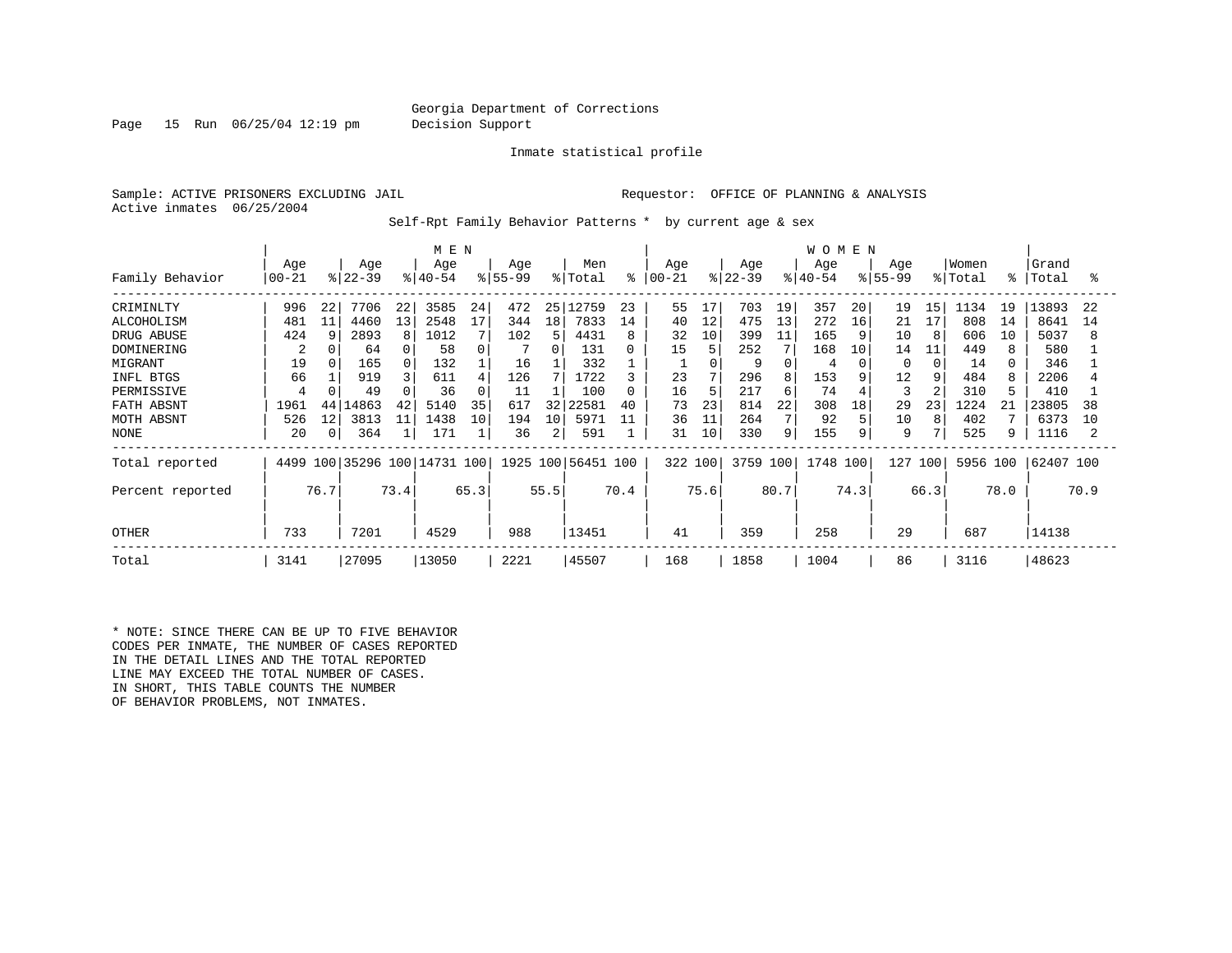Georgia Department of Corrections
Decision Support

Inmate statistical profile

Sample: ACTIVE PRISONERS EXCLUDING JAIL
Active inmates 06/25/2004

Requestor: OFFICE OF PLANNING & ANALYSIS

Self-Rpt Family Behavior Patterns * by current age & sex

| | MEN | | | | | | | | | | WOMEN | | | | | | | | | | | |
|---|---|---|---|---|---|---|---|---|---|---|---|---|---|---|---|---|---|---|---|---|---|---|
| Family Behavior | Age 00-21 | % | Age 22-39 | % | Age 40-54 | % | Age 55-99 | % | Men Total | % | Age 00-21 | % | Age 22-39 | % | Age 40-54 | % | Age 55-99 | % | Women Total | % | Grand Total | % |
| CRIMINLTY | 996 | 22 | 7706 | 22 | 3585 | 24 | 472 | 25 | 12759 | 23 | 55 | 17 | 703 | 19 | 357 | 20 | 19 | 15 | 1134 | 19 | 13893 | 22 |
| ALCOHOLISM | 481 | 11 | 4460 | 13 | 2548 | 17 | 344 | 18 | 7833 | 14 | 40 | 12 | 475 | 13 | 272 | 16 | 21 | 17 | 808 | 14 | 8641 | 14 |
| DRUG ABUSE | 424 | 9 | 2893 | 8 | 1012 | 7 | 102 | 5 | 4431 | 8 | 32 | 10 | 399 | 11 | 165 | 9 | 10 | 8 | 606 | 10 | 5037 | 8 |
| DOMINERING | 2 | 0 | 64 | 0 | 58 | 0 | 7 | 0 | 131 | 0 | 15 | 5 | 252 | 7 | 168 | 10 | 14 | 11 | 449 | 8 | 580 | 1 |
| MIGRANT | 19 | 0 | 165 | 0 | 132 | 1 | 16 | 1 | 332 | 1 | 1 | 0 | 9 | 0 | 4 | 0 | 0 | 0 | 14 | 0 | 346 | 1 |
| INFL BTGS | 66 | 1 | 919 | 3 | 611 | 4 | 126 | 7 | 1722 | 3 | 23 | 7 | 296 | 8 | 153 | 9 | 12 | 9 | 484 | 8 | 2206 | 4 |
| PERMISSIVE | 4 | 0 | 49 | 0 | 36 | 0 | 11 | 1 | 100 | 0 | 16 | 5 | 217 | 6 | 74 | 4 | 3 | 2 | 310 | 5 | 410 | 1 |
| FATH ABSNT | 1961 | 44 | 14863 | 42 | 5140 | 35 | 617 | 32 | 22581 | 40 | 73 | 23 | 814 | 22 | 308 | 18 | 29 | 23 | 1224 | 21 | 23805 | 38 |
| MOTH ABSNT | 526 | 12 | 3813 | 11 | 1438 | 10 | 194 | 10 | 5971 | 11 | 36 | 11 | 264 | 7 | 92 | 5 | 10 | 8 | 402 | 7 | 6373 | 10 |
| NONE | 20 | 0 | 364 | 1 | 171 | 1 | 36 | 2 | 591 | 1 | 31 | 10 | 330 | 9 | 155 | 9 | 9 | 7 | 525 | 9 | 1116 | 2 |
| Total reported | 4499 | 100 | 35296 | 100 | 14731 | 100 | 1925 | 100 | 56451 | 100 | 322 | 100 | 3759 | 100 | 1748 | 100 | 127 | 100 | 5956 | 100 | 62407 | 100 |
| Percent reported | | 76.7 | | 73.4 | | 65.3 | | 55.5 | | 70.4 | | 75.6 | | 80.7 | | 74.3 | | 66.3 | | 78.0 | | 70.9 |
| OTHER | 733 | | 7201 | | 4529 | | 988 | | 13451 | | 41 | | 359 | | 258 | | 29 | | 687 | | 14138 | |
| Total | 3141 | | 27095 | | 13050 | | 2221 | | 45507 | | 168 | | 1858 | | 1004 | | 86 | | 3116 | | 48623 | |

* NOTE: SINCE THERE CAN BE UP TO FIVE BEHAVIOR CODES PER INMATE, THE NUMBER OF CASES REPORTED IN THE DETAIL LINES AND THE TOTAL REPORTED LINE MAY EXCEED THE TOTAL NUMBER OF CASES. IN SHORT, THIS TABLE COUNTS THE NUMBER OF BEHAVIOR PROBLEMS, NOT INMATES.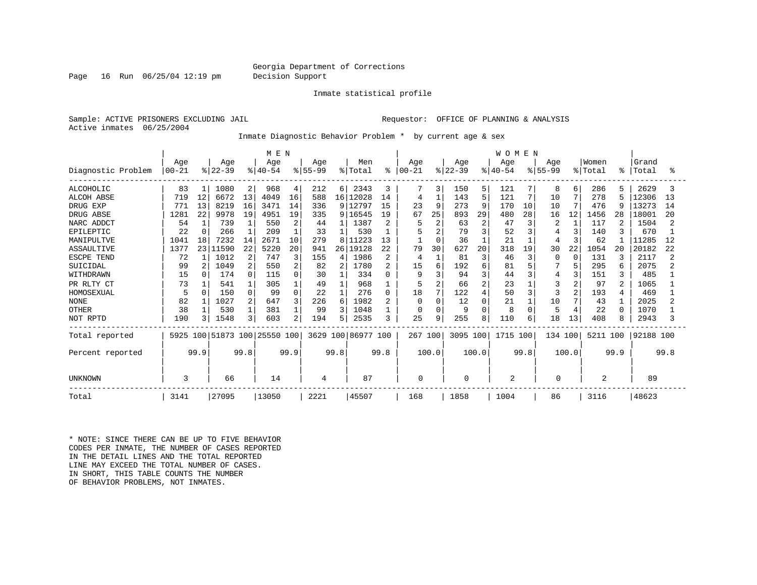Georgia Department of Corrections
Decision Support

Inmate statistical profile

Sample: ACTIVE PRISONERS EXCLUDING JAIL

Requestor: OFFICE OF PLANNING & ANALYSIS

Active inmates 06/25/2004

Inmate Diagnostic Behavior Problem * by current age & sex

| | MEN | | | | | | | | | | WOMEN | | | | | | | | | | | |
|---|---|---|---|---|---|---|---|---|---|---|---|---|---|---|---|---|---|---|---|---|---|---|
| Diagnostic Problem | Age 00-21 | % | Age 22-39 | % | Age 40-54 | % | Age 55-99 | % | Men Total | % | Age 00-21 | % | Age 22-39 | % | Age 40-54 | % | Age 55-99 | % | Women Total | % | Grand Total | % |
| ALCOHOLIC | 83 | 1 | 1080 | 2 | 968 | 4 | 212 | 6 | 2343 | 3 | 7 | 3 | 150 | 5 | 121 | 7 | 8 | 6 | 286 | 5 | 2629 | 3 |
| ALCOH ABSE | 719 | 12 | 6672 | 13 | 4049 | 16 | 588 | 16 | 12028 | 14 | 4 | 1 | 143 | 5 | 121 | 7 | 10 | 7 | 278 | 5 | 12306 | 13 |
| DRUG EXP | 771 | 13 | 8219 | 16 | 3471 | 14 | 336 | 9 | 12797 | 15 | 23 | 9 | 273 | 9 | 170 | 10 | 10 | 7 | 476 | 9 | 13273 | 14 |
| DRUG ABSE | 1281 | 22 | 9978 | 19 | 4951 | 19 | 335 | 9 | 16545 | 19 | 67 | 25 | 893 | 29 | 480 | 28 | 16 | 12 | 1456 | 28 | 18001 | 20 |
| NARC ADDCT | 54 | 1 | 739 | 1 | 550 | 2 | 44 | 1 | 1387 | 2 | 5 | 2 | 63 | 2 | 47 | 3 | 2 | 1 | 117 | 2 | 1504 | 2 |
| EPILEPTIC | 22 | 0 | 266 | 1 | 209 | 1 | 33 | 1 | 530 | 1 | 5 | 2 | 79 | 3 | 52 | 3 | 4 | 3 | 140 | 3 | 670 | 1 |
| MANIPULTVE | 1041 | 18 | 7232 | 14 | 2671 | 10 | 279 | 8 | 11223 | 13 | 1 | 0 | 36 | 1 | 21 | 1 | 4 | 3 | 62 | 1 | 11285 | 12 |
| ASSAULTIVE | 1377 | 23 | 11590 | 22 | 5220 | 20 | 941 | 26 | 19128 | 22 | 79 | 30 | 627 | 20 | 318 | 19 | 30 | 22 | 1054 | 20 | 20182 | 22 |
| ESCPE TEND | 72 | 1 | 1012 | 2 | 747 | 3 | 155 | 4 | 1986 | 2 | 4 | 1 | 81 | 3 | 46 | 3 | 0 | 0 | 131 | 3 | 2117 | 2 |
| SUICIDAL | 99 | 2 | 1049 | 2 | 550 | 2 | 82 | 2 | 1780 | 2 | 15 | 6 | 192 | 6 | 81 | 5 | 7 | 5 | 295 | 6 | 2075 | 2 |
| WITHDRAWN | 15 | 0 | 174 | 0 | 115 | 0 | 30 | 1 | 334 | 0 | 9 | 3 | 94 | 3 | 44 | 3 | 4 | 3 | 151 | 3 | 485 | 1 |
| PR RLTY CT | 73 | 1 | 541 | 1 | 305 | 1 | 49 | 1 | 968 | 1 | 5 | 2 | 66 | 2 | 23 | 1 | 3 | 2 | 97 | 2 | 1065 | 1 |
| HOMOSEXUAL | 5 | 0 | 150 | 0 | 99 | 0 | 22 | 1 | 276 | 0 | 18 | 7 | 122 | 4 | 50 | 3 | 3 | 2 | 193 | 4 | 469 | 1 |
| NONE | 82 | 1 | 1027 | 2 | 647 | 3 | 226 | 6 | 1982 | 2 | 0 | 0 | 12 | 0 | 21 | 1 | 10 | 7 | 43 | 1 | 2025 | 2 |
| OTHER | 38 | 1 | 530 | 1 | 381 | 1 | 99 | 3 | 1048 | 1 | 0 | 0 | 9 | 0 | 8 | 0 | 5 | 4 | 22 | 0 | 1070 | 1 |
| NOT RPTD | 190 | 3 | 1548 | 3 | 603 | 2 | 194 | 5 | 2535 | 3 | 25 | 9 | 255 | 8 | 110 | 6 | 18 | 13 | 408 | 8 | 2943 | 3 |
| Total reported | 5925 | 100 | 51873 | 100 | 25550 | 100 | 3629 | 100 | 86977 | 100 | 267 | 100 | 3095 | 100 | 1715 | 100 | 134 | 100 | 5211 | 100 | 92188 | 100 |
| Percent reported | | 99.9 | | 99.8 | | 99.9 | | 99.8 | | 99.8 | | 100.0 | | 100.0 | | 99.8 | | 100.0 | | 99.9 | | 99.8 |
| UNKNOWN | 3 | | 66 | | 14 | | 4 | | 87 | | 0 | | 0 | | 2 | | 0 | | 2 | | 89 | |
| Total | 3141 | | 27095 | | 13050 | | 2221 | | 45507 | | 168 | | 1858 | | 1004 | | 86 | | 3116 | | 48623 | |

* NOTE: SINCE THERE CAN BE UP TO FIVE BEHAVIOR CODES PER INMATE, THE NUMBER OF CASES REPORTED IN THE DETAIL LINES AND THE TOTAL REPORTED LINE MAY EXCEED THE TOTAL NUMBER OF CASES. IN SHORT, THIS TABLE COUNTS THE NUMBER OF BEHAVIOR PROBLEMS, NOT INMATES.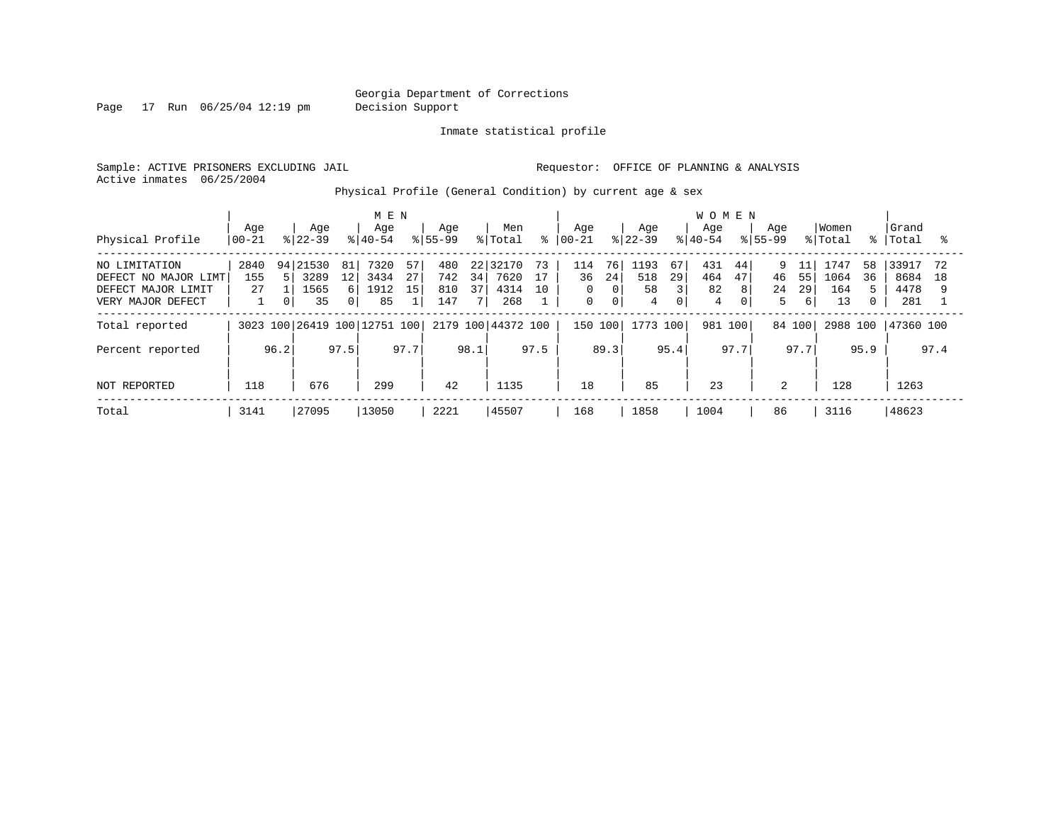Georgia Department of Corrections
Decision Support

Inmate statistical profile

Sample: ACTIVE PRISONERS EXCLUDING JAIL Requestor: OFFICE OF PLANNING & ANALYSIS
Active inmates 06/25/2004

Physical Profile (General Condition) by current age & sex

| | MEN | | | | | | | | | | WOMEN | | | | | | | | | | | |
|---|---|---|---|---|---|---|---|---|---|---|---|---|---|---|---|---|---|---|---|---|---|---|
| Physical Profile | Age 00-21 | % | Age 22-39 | % | Age 40-54 | % | Age 55-99 | % | Men Total | % | Age 00-21 | % | Age 22-39 | % | Age 40-54 | % | Age 55-99 | % | Women Total | % | Grand Total | % |
| NO LIMITATION | 2840 | 94 | 21530 | 81 | 7320 | 57 | 480 | 22 | 32170 | 73 | 114 | 76 | 1193 | 67 | 431 | 44 | 9 | 11 | 1747 | 58 | 33917 | 72 |
| DEFECT NO MAJOR LIMT | 155 | 5 | 3289 | 12 | 3434 | 27 | 742 | 34 | 7620 | 17 | 36 | 24 | 518 | 29 | 464 | 47 | 46 | 55 | 1064 | 36 | 8684 | 18 |
| DEFECT MAJOR LIMIT | 27 | 1 | 1565 | 6 | 1912 | 15 | 810 | 37 | 4314 | 10 | 0 | 0 | 58 | 3 | 82 | 8 | 24 | 29 | 164 | 5 | 4478 | 9 |
| VERY MAJOR DEFECT | 1 | 0 | 35 | 0 | 85 | 1 | 147 | 7 | 268 | 1 | 0 | 0 | 4 | 0 | 4 | 0 | 5 | 6 | 13 | 0 | 281 | 1 |
| Total reported | 3023 | 100 | 26419 | 100 | 12751 | 100 | 2179 | 100 | 44372 | 100 | 150 | 100 | 1773 | 100 | 981 | 100 | 84 | 100 | 2988 | 100 | 47360 | 100 |
| Percent reported | | 96.2 | | 97.5 | | 97.7 | | 98.1 | | 97.5 | | 89.3 | | 95.4 | | 97.7 | | 97.7 | | 95.9 | | 97.4 |
| NOT REPORTED | 118 | | 676 | | 299 | | 42 | | 1135 | | 18 | | 85 | | 23 | | 2 | | 128 | | 1263 | |
| Total | 3141 | | 27095 | | 13050 | | 2221 | | 45507 | | 168 | | 1858 | | 1004 | | 86 | | 3116 | | 48623 | |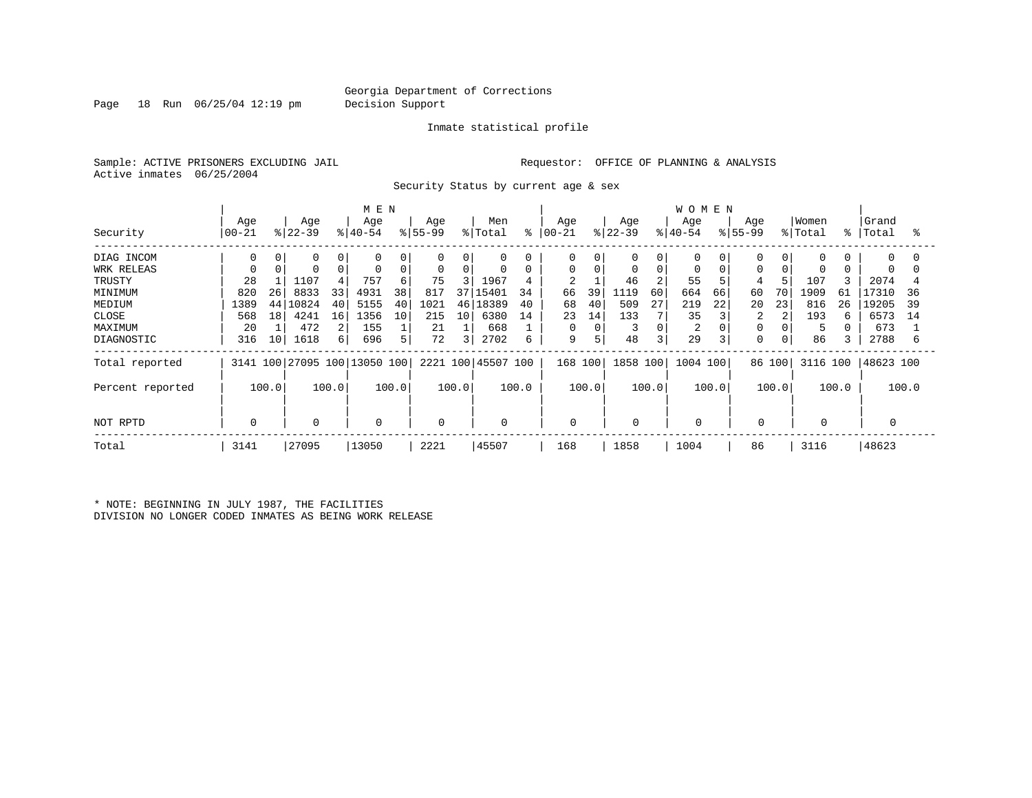Georgia Department of Corrections
Decision Support

Inmate statistical profile

Sample: ACTIVE PRISONERS EXCLUDING JAIL

Requestor: OFFICE OF PLANNING & ANALYSIS

Active inmates 06/25/2004

Security Status by current age & sex

| Security | MEN Age 00-21 | % | Age 22-39 | % | Age 40-54 | % | Age 55-99 | % | Men Total | % | WOMEN Age 00-21 | % | Age 22-39 | % | Age 40-54 | % | Age 55-99 | % | Women Total | % | Grand Total | % |
|---|---|---|---|---|---|---|---|---|---|---|---|---|---|---|---|---|---|---|---|---|---|---|
| DIAG INCOM | 0 | 0 | 0 | 0 | 0 | 0 | 0 | 0 | 0 | 0 | 0 | 0 | 0 | 0 | 0 | 0 | 0 | 0 | 0 | 0 | 0 | 0 |
| WRK RELEAS | 0 | 0 | 0 | 0 | 0 | 0 | 0 | 0 | 0 | 0 | 0 | 0 | 0 | 0 | 0 | 0 | 0 | 0 | 0 | 0 | 0 | 0 |
| TRUSTY | 28 | 1 | 1107 | 4 | 757 | 6 | 75 | 3 | 1967 | 4 | 2 | 1 | 46 | 2 | 55 | 5 | 4 | 5 | 107 | 3 | 2074 | 4 |
| MINIMUM | 820 | 26 | 8833 | 33 | 4931 | 38 | 817 | 37 | 15401 | 34 | 66 | 39 | 1119 | 60 | 664 | 66 | 60 | 70 | 1909 | 61 | 17310 | 36 |
| MEDIUM | 1389 | 44 | 10824 | 40 | 5155 | 40 | 1021 | 46 | 18389 | 40 | 68 | 40 | 509 | 27 | 219 | 22 | 20 | 23 | 816 | 26 | 19205 | 39 |
| CLOSE | 568 | 18 | 4241 | 16 | 1356 | 10 | 215 | 10 | 6380 | 14 | 23 | 14 | 133 | 7 | 35 | 3 | 2 | 2 | 193 | 6 | 6573 | 14 |
| MAXIMUM | 20 | 1 | 472 | 2 | 155 | 1 | 21 | 1 | 668 | 1 | 0 | 0 | 3 | 0 | 2 | 0 | 0 | 0 | 5 | 0 | 673 | 1 |
| DIAGNOSTIC | 316 | 10 | 1618 | 6 | 696 | 5 | 72 | 3 | 2702 | 6 | 9 | 5 | 48 | 3 | 29 | 3 | 0 | 0 | 86 | 3 | 2788 | 6 |
| Total reported | 3141 | 100 | 27095 | 100 | 13050 | 100 | 2221 | 100 | 45507 | 100 | 168 | 100 | 1858 | 100 | 1004 | 100 | 86 | 100 | 3116 | 100 | 48623 | 100 |
| Percent reported | | 100.0 | | 100.0 | | 100.0 | | 100.0 | | 100.0 | | 100.0 | | 100.0 | | 100.0 | | 100.0 | | 100.0 | | 100.0 |
| NOT RPTD | 0 | | 0 | | 0 | | 0 | | 0 | | 0 | | 0 | | 0 | | 0 | | 0 | | 0 | |
| Total | 3141 | | 27095 | | 13050 | | 2221 | | 45507 | | 168 | | 1858 | | 1004 | | 86 | | 3116 | | 48623 | |

* NOTE: BEGINNING IN JULY 1987, THE FACILITIES DIVISION NO LONGER CODED INMATES AS BEING WORK RELEASE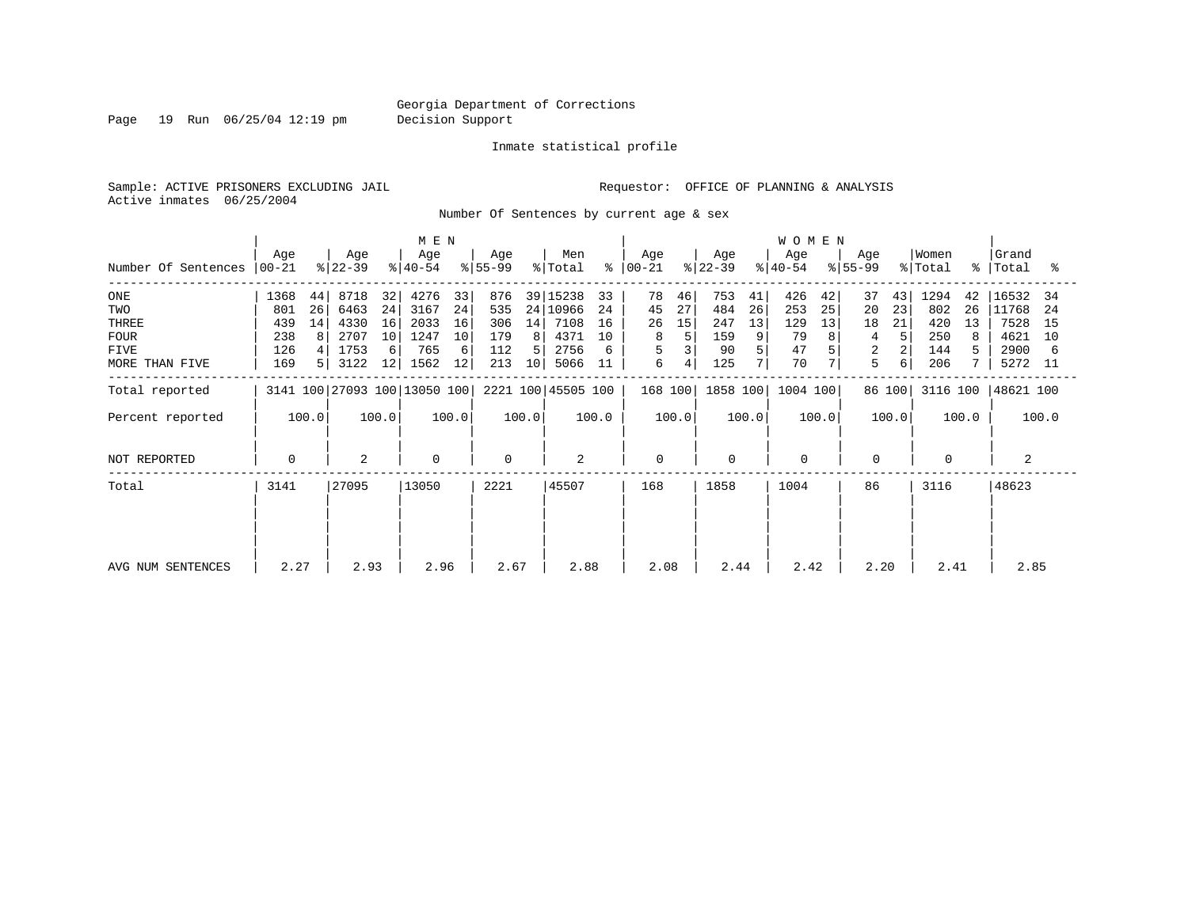Georgia Department of Corrections
Decision Support

Inmate statistical profile

Sample: ACTIVE PRISONERS EXCLUDING JAIL
Active inmates 06/25/2004

Requestor: OFFICE OF PLANNING & ANALYSIS

Number Of Sentences by current age & sex

| Number Of Sentences | MEN Age 00-21 | % | MEN Age 22-39 | % | MEN Age 40-54 | % | MEN Age 55-99 | % | Men Total | % | WOMEN Age 00-21 | % | WOMEN Age 22-39 | % | WOMEN Age 40-54 | % | WOMEN Age 55-99 | % | Women Total | % | Grand Total | % |
|---|---|---|---|---|---|---|---|---|---|---|---|---|---|---|---|---|---|---|---|---|---|---|
| ONE | 1368 | 44 | 8718 | 32 | 4276 | 33 | 876 | 39 | 15238 | 33 | 78 | 46 | 753 | 41 | 426 | 42 | 37 | 43 | 1294 | 42 | 16532 | 34 |
| TWO | 801 | 26 | 6463 | 24 | 3167 | 24 | 535 | 24 | 10966 | 24 | 45 | 27 | 484 | 26 | 253 | 25 | 20 | 23 | 802 | 26 | 11768 | 24 |
| THREE | 439 | 14 | 4330 | 16 | 2033 | 16 | 306 | 14 | 7108 | 16 | 26 | 15 | 247 | 13 | 129 | 13 | 18 | 21 | 420 | 13 | 7528 | 15 |
| FOUR | 238 | 8 | 2707 | 10 | 1247 | 10 | 179 | 8 | 4371 | 10 | 8 | 5 | 159 | 9 | 79 | 8 | 4 | 5 | 250 | 8 | 4621 | 10 |
| FIVE | 126 | 4 | 1753 | 6 | 765 | 6 | 112 | 5 | 2756 | 6 | 5 | 3 | 90 | 5 | 47 | 5 | 2 | 2 | 144 | 5 | 2900 | 6 |
| MORE THAN FIVE | 169 | 5 | 3122 | 12 | 1562 | 12 | 213 | 10 | 5066 | 11 | 6 | 4 | 125 | 7 | 70 | 7 | 5 | 6 | 206 | 7 | 5272 | 11 |
| Total reported | 3141 | 100 | 27093 | 100 | 13050 | 100 | 2221 | 100 | 45505 | 100 | 168 | 100 | 1858 | 100 | 1004 | 100 | 86 | 100 | 3116 | 100 | 48621 | 100 |
| Percent reported | | 100.0 | | 100.0 | | 100.0 | | 100.0 | | 100.0 | | 100.0 | | 100.0 | | 100.0 | | 100.0 | | 100.0 | | 100.0 |
| NOT REPORTED | 0 | | 2 | | 0 | | 0 | | 2 | | 0 | | 0 | | 0 | | 0 | | 0 | | 2 | |
| Total | 3141 | | 27095 | | 13050 | | 2221 | | 45507 | | 168 | | 1858 | | 1004 | | 86 | | 3116 | | 48623 | |
| AVG NUM SENTENCES | 2.27 | | 2.93 | | 2.96 | | 2.67 | | 2.88 | | 2.08 | | 2.44 | | 2.42 | | 2.20 | | 2.41 | | 2.85 | |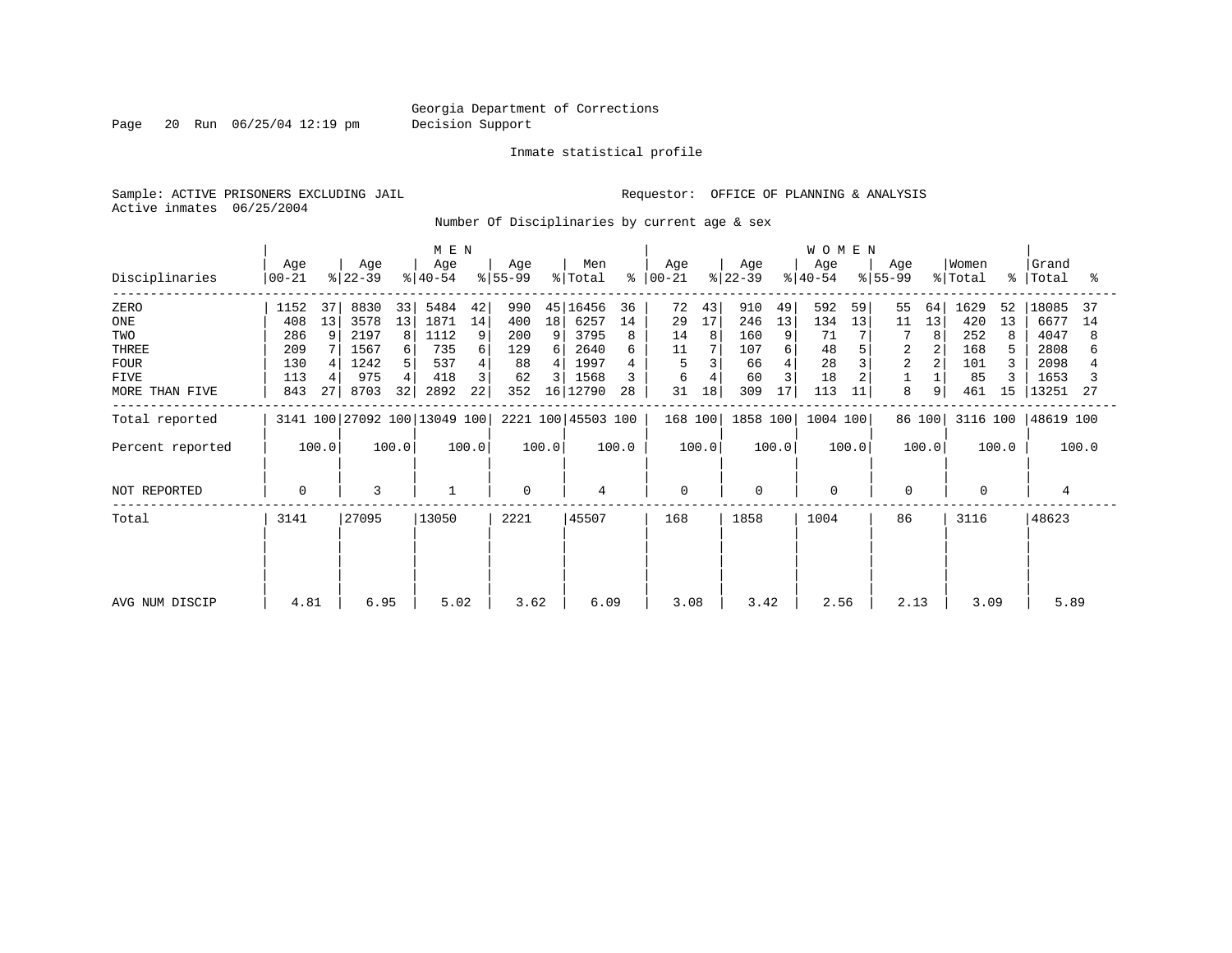Georgia Department of Corrections
Decision Support

Inmate statistical profile

Sample: ACTIVE PRISONERS EXCLUDING JAIL — Requestor: OFFICE OF PLANNING & ANALYSIS
Active inmates 06/25/2004

Number Of Disciplinaries by current age & sex

| | MEN | | | | | | | | | | WOMEN | | | | | | | | | | | |
|---|---|---|---|---|---|---|---|---|---|---|---|---|---|---|---|---|---|---|---|---|---|---|
| Disciplinaries | Age 00-21 | % | Age 22-39 | % | Age 40-54 | % | Age 55-99 | % | Men Total | % | Age 00-21 | % | Age 22-39 | % | Age 40-54 | % | Age 55-99 | % | Women Total | % | Grand Total | % |
| ZERO | 1152 | 37 | 8830 | 33 | 5484 | 42 | 990 | 45 | 16456 | 36 | 72 | 43 | 910 | 49 | 592 | 59 | 55 | 64 | 1629 | 52 | 18085 | 37 |
| ONE | 408 | 13 | 3578 | 13 | 1871 | 14 | 400 | 18 | 6257 | 14 | 29 | 17 | 246 | 13 | 134 | 13 | 11 | 13 | 420 | 13 | 6677 | 14 |
| TWO | 286 | 9 | 2197 | 8 | 1112 | 9 | 200 | 9 | 3795 | 8 | 14 | 8 | 160 | 9 | 71 | 7 | 7 | 8 | 252 | 8 | 4047 | 8 |
| THREE | 209 | 7 | 1567 | 6 | 735 | 6 | 129 | 6 | 2640 | 6 | 11 | 7 | 107 | 6 | 48 | 5 | 2 | 2 | 168 | 5 | 2808 | 6 |
| FOUR | 130 | 4 | 1242 | 5 | 537 | 4 | 88 | 4 | 1997 | 4 | 5 | 3 | 66 | 4 | 28 | 3 | 2 | 2 | 101 | 3 | 2098 | 4 |
| FIVE | 113 | 4 | 975 | 4 | 418 | 3 | 62 | 3 | 1568 | 3 | 6 | 4 | 60 | 3 | 18 | 2 | 1 | 1 | 85 | 3 | 1653 | 3 |
| MORE THAN FIVE | 843 | 27 | 8703 | 32 | 2892 | 22 | 352 | 16 | 12790 | 28 | 31 | 18 | 309 | 17 | 113 | 11 | 8 | 9 | 461 | 15 | 13251 | 27 |
| Total reported | 3141 | 100 | 27092 | 100 | 13049 | 100 | 2221 | 100 | 45503 | 100 | 168 | 100 | 1858 | 100 | 1004 | 100 | 86 | 100 | 3116 | 100 | 48619 | 100 |
| Percent reported | | 100.0 | | 100.0 | | 100.0 | | 100.0 | | 100.0 | | 100.0 | | 100.0 | | 100.0 | | 100.0 | | 100.0 | | 100.0 |
| NOT REPORTED | 0 | | 3 | | 1 | | 0 | | 4 | | 0 | | 0 | | 0 | | 0 | | 0 | | 4 | |
| Total | 3141 | | 27095 | | 13050 | | 2221 | | 45507 | | 168 | | 1858 | | 1004 | | 86 | | 3116 | | 48623 | |
| AVG NUM DISCIP | 4.81 | | 6.95 | | 5.02 | | 3.62 | | 6.09 | | 3.08 | | 3.42 | | 2.56 | | 2.13 | | 3.09 | | 5.89 | |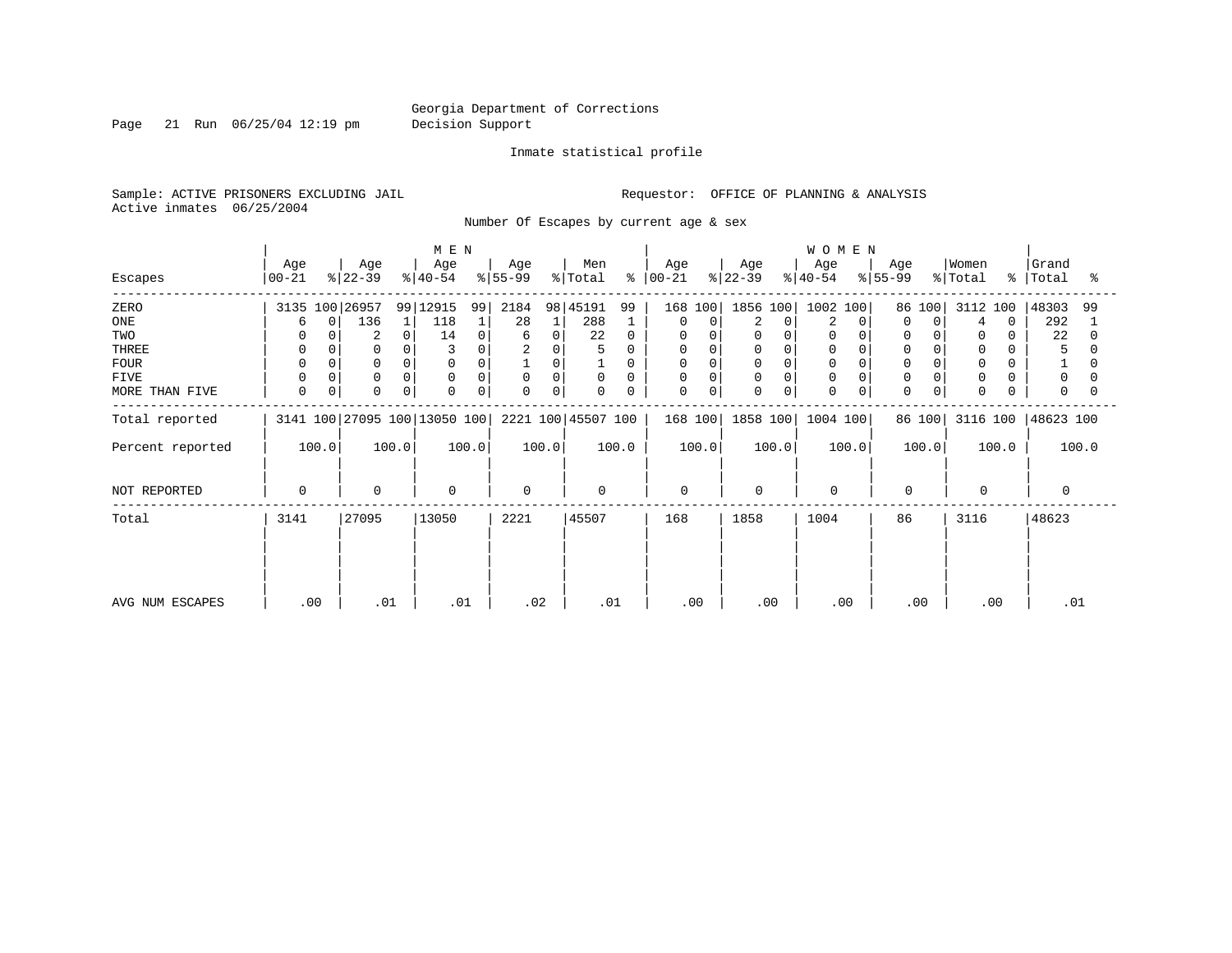Georgia Department of Corrections
Decision Support

Inmate statistical profile

Sample: ACTIVE PRISONERS EXCLUDING JAIL

Requestor: OFFICE OF PLANNING & ANALYSIS

Active inmates 06/25/2004

Number Of Escapes by current age & sex

| Escapes | MEN Age 00-21 | % | Age 22-39 | % | Age 40-54 | % | Age 55-99 | % | Men Total | % | WOMEN Age 00-21 | % | Age 22-39 | % | Age 40-54 | % | Age 55-99 | % | Women Total | % | Grand Total | % |
|---|---|---|---|---|---|---|---|---|---|---|---|---|---|---|---|---|---|---|---|---|---|---|
| ZERO | 3135 | 100 | 26957 | 99 | 12915 | 99 | 2184 | 98 | 45191 | 99 | 168 | 100 | 1856 | 100 | 1002 | 100 | 86 | 100 | 3112 | 100 | 48303 | 99 |
| ONE | 6 | 0 | 136 | 1 | 118 | 1 | 28 | 1 | 288 | 1 | 0 | 0 | 2 | 0 | 2 | 0 | 0 | 0 | 4 | 0 | 292 | 1 |
| TWO | 0 | 0 | 2 | 0 | 14 | 0 | 6 | 0 | 22 | 0 | 0 | 0 | 0 | 0 | 0 | 0 | 0 | 0 | 0 | 0 | 22 | 0 |
| THREE | 0 | 0 | 0 | 0 | 3 | 0 | 2 | 0 | 5 | 0 | 0 | 0 | 0 | 0 | 0 | 0 | 0 | 0 | 0 | 0 | 5 | 0 |
| FOUR | 0 | 0 | 0 | 0 | 0 | 0 | 1 | 0 | 1 | 0 | 0 | 0 | 0 | 0 | 0 | 0 | 0 | 0 | 0 | 0 | 1 | 0 |
| FIVE | 0 | 0 | 0 | 0 | 0 | 0 | 0 | 0 | 0 | 0 | 0 | 0 | 0 | 0 | 0 | 0 | 0 | 0 | 0 | 0 | 0 | 0 |
| MORE THAN FIVE | 0 | 0 | 0 | 0 | 0 | 0 | 0 | 0 | 0 | 0 | 0 | 0 | 0 | 0 | 0 | 0 | 0 | 0 | 0 | 0 | 0 | 0 |
| Total reported | 3141 | 100 | 27095 | 100 | 13050 | 100 | 2221 | 100 | 45507 | 100 | 168 | 100 | 1858 | 100 | 1004 | 100 | 86 | 100 | 3116 | 100 | 48623 | 100 |
| Percent reported | 100.0 | | 100.0 | | 100.0 | | 100.0 | | 100.0 | | 100.0 | | 100.0 | | 100.0 | | 100.0 | | 100.0 | | 100.0 | |
| NOT REPORTED | 0 | | 0 | | 0 | | 0 | | 0 | | 0 | | 0 | | 0 | | 0 | | 0 | | 0 | |
| Total | 3141 | | 27095 | | 13050 | | 2221 | | 45507 | | 168 | | 1858 | | 1004 | | 86 | | 3116 | | 48623 | |
| AVG NUM ESCAPES | .00 | | .01 | | .01 | | .02 | | .01 | | .00 | | .00 | | .00 | | .00 | | .00 | | .01 | |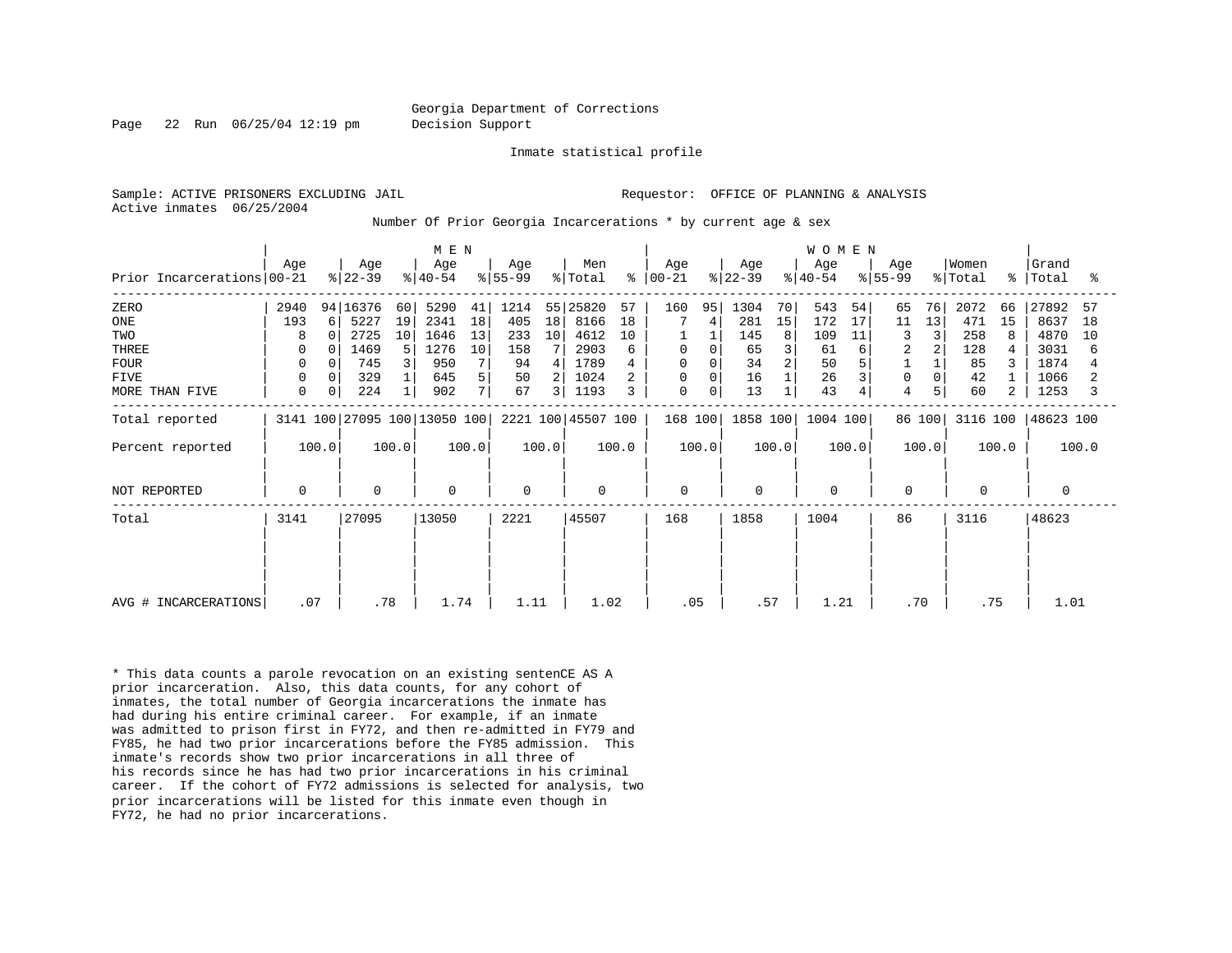Georgia Department of Corrections
Decision Support

Inmate statistical profile

Sample: ACTIVE PRISONERS EXCLUDING JAIL
Active inmates 06/25/2004

Requestor: OFFICE OF PLANNING & ANALYSIS

Number Of Prior Georgia Incarcerations * by current age & sex

| Prior Incarcerations | MEN Age 00-21 | % | MEN Age 22-39 | % | MEN Age 40-54 | % | MEN Age 55-99 | % | Men Total | % | WOMEN Age 00-21 | % | WOMEN Age 22-39 | % | WOMEN Age 40-54 | % | WOMEN Age 55-99 | % | Women Total | % | Grand Total | % |
|---|---|---|---|---|---|---|---|---|---|---|---|---|---|---|---|---|---|---|---|---|---|---|
| ZERO | 2940 | 94 | 16376 | 60 | 5290 | 41 | 1214 | 55 | 25820 | 57 | 160 | 95 | 1304 | 70 | 543 | 54 | 65 | 76 | 2072 | 66 | 27892 | 57 |
| ONE | 193 | 6 | 5227 | 19 | 2341 | 18 | 405 | 18 | 8166 | 18 | 7 | 4 | 281 | 15 | 172 | 17 | 11 | 13 | 471 | 15 | 8637 | 18 |
| TWO | 8 | 0 | 2725 | 10 | 1646 | 13 | 233 | 10 | 4612 | 10 | 1 | 1 | 145 | 8 | 109 | 11 | 3 | 3 | 258 | 8 | 4870 | 10 |
| THREE | 0 | 0 | 1469 | 5 | 1276 | 10 | 158 | 7 | 2903 | 6 | 0 | 0 | 65 | 3 | 61 | 6 | 2 | 2 | 128 | 4 | 3031 | 6 |
| FOUR | 0 | 0 | 745 | 3 | 950 | 7 | 94 | 4 | 1789 | 4 | 0 | 0 | 34 | 2 | 50 | 5 | 1 | 1 | 85 | 3 | 1874 | 4 |
| FIVE | 0 | 0 | 329 | 1 | 645 | 5 | 50 | 2 | 1024 | 2 | 0 | 0 | 16 | 1 | 26 | 3 | 0 | 0 | 42 | 1 | 1066 | 2 |
| MORE THAN FIVE | 0 | 0 | 224 | 1 | 902 | 7 | 67 | 3 | 1193 | 3 | 0 | 0 | 13 | 1 | 43 | 4 | 4 | 5 | 60 | 2 | 1253 | 3 |
| Total reported | 3141 | 100 | 27095 | 100 | 13050 | 100 | 2221 | 100 | 45507 | 100 | 168 | 100 | 1858 | 100 | 1004 | 100 | 86 | 100 | 3116 | 100 | 48623 | 100 |
| Percent reported | 100.0 | | 100.0 | | 100.0 | | 100.0 | | 100.0 | | 100.0 | | 100.0 | | 100.0 | | 100.0 | | 100.0 | | 100.0 | |
| NOT REPORTED | 0 | | 0 | | 0 | | 0 | | 0 | | 0 | | 0 | | 0 | | 0 | | 0 | | 0 | |
| Total | 3141 | | 27095 | | 13050 | | 2221 | | 45507 | | 168 | | 1858 | | 1004 | | 86 | | 3116 | | 48623 | |
| AVG # INCARCERATIONS | .07 | | .78 | | 1.74 | | 1.11 | | 1.02 | | .05 | | .57 | | 1.21 | | .70 | | .75 | | 1.01 | |

* This data counts a parole revocation on an existing sentenCE AS A prior incarceration. Also, this data counts, for any cohort of inmates, the total number of Georgia incarcerations the inmate has had during his entire criminal career. For example, if an inmate was admitted to prison first in FY72, and then re-admitted in FY79 and FY85, he had two prior incarcerations before the FY85 admission. This inmate's records show two prior incarcerations in all three of his records since he has had two prior incarcerations in his criminal career. If the cohort of FY72 admissions is selected for analysis, two prior incarcerations will be listed for this inmate even though in FY72, he had no prior incarcerations.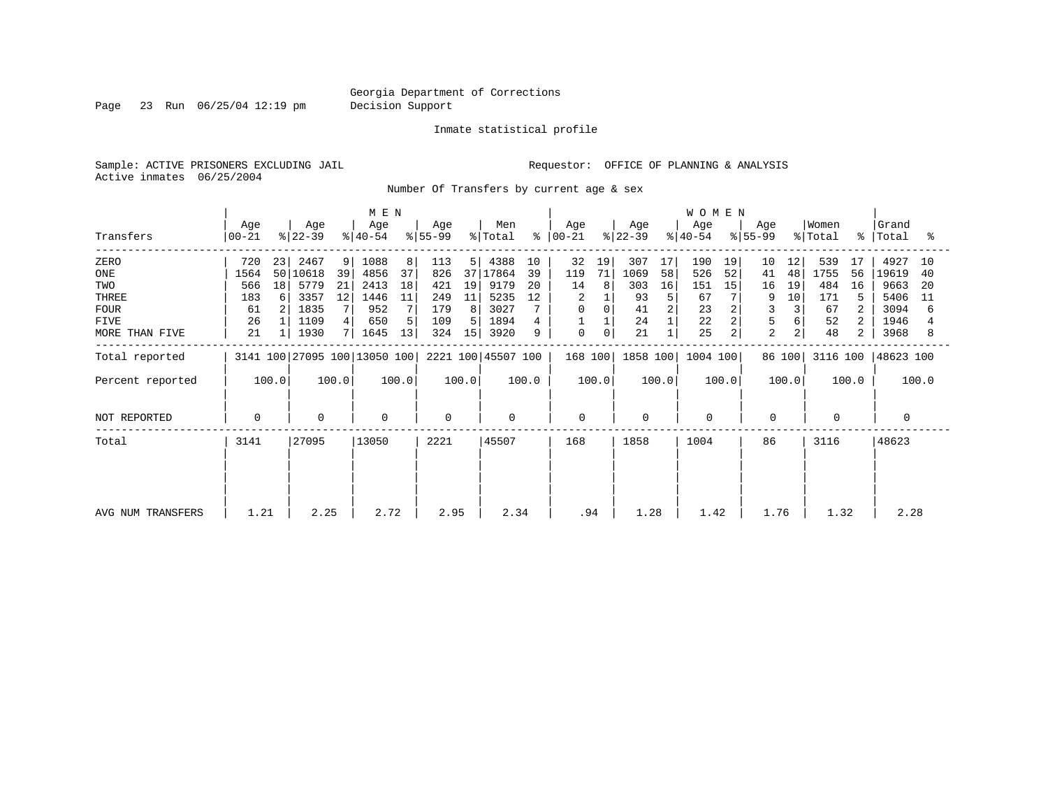Georgia Department of Corrections
Decision Support

Inmate statistical profile

Sample: ACTIVE PRISONERS EXCLUDING JAIL

Requestor: OFFICE OF PLANNING & ANALYSIS

Active inmates 06/25/2004

Number Of Transfers by current age & sex

| Transfers | MEN Age 00-21 | % | MEN Age 22-39 | % | MEN Age 40-54 | % | MEN Age 55-99 | % | Men Total | % | WOMEN Age 00-21 | % | WOMEN Age 22-39 | % | WOMEN Age 40-54 | % | WOMEN Age 55-99 | % | Women Total | % | Grand Total | % |
|---|---|---|---|---|---|---|---|---|---|---|---|---|---|---|---|---|---|---|---|---|---|---|
| ZERO | 720 | 23 | 2467 | 9 | 1088 | 8 | 113 | 5 | 4388 | 10 | 32 | 19 | 307 | 17 | 190 | 19 | 10 | 12 | 539 | 17 | 4927 | 10 |
| ONE | 1564 | 50 | 10618 | 39 | 4856 | 37 | 826 | 37 | 17864 | 39 | 119 | 71 | 1069 | 58 | 526 | 52 | 41 | 48 | 1755 | 56 | 19619 | 40 |
| TWO | 566 | 18 | 5779 | 21 | 2413 | 18 | 421 | 19 | 9179 | 20 | 14 | 8 | 303 | 16 | 151 | 15 | 16 | 19 | 484 | 16 | 9663 | 20 |
| THREE | 183 | 6 | 3357 | 12 | 1446 | 11 | 249 | 11 | 5235 | 12 | 2 | 1 | 93 | 5 | 67 | 7 | 9 | 10 | 171 | 5 | 5406 | 11 |
| FOUR | 61 | 2 | 1835 | 7 | 952 | 7 | 179 | 8 | 3027 | 7 | 0 | 0 | 41 | 2 | 23 | 2 | 3 | 3 | 67 | 2 | 3094 | 6 |
| FIVE | 26 | 1 | 1109 | 4 | 650 | 5 | 109 | 5 | 1894 | 4 | 1 | 1 | 24 | 1 | 22 | 2 | 5 | 6 | 52 | 2 | 1946 | 4 |
| MORE THAN FIVE | 21 | 1 | 1930 | 7 | 1645 | 13 | 324 | 15 | 3920 | 9 | 0 | 0 | 21 | 1 | 25 | 2 | 2 | 2 | 48 | 2 | 3968 | 8 |
| Total reported | 3141 | 100 | 27095 | 100 | 13050 | 100 | 2221 | 100 | 45507 | 100 | 168 | 100 | 1858 | 100 | 1004 | 100 | 86 | 100 | 3116 | 100 | 48623 | 100 |
| Percent reported | 100.0 | | 100.0 | | 100.0 | | 100.0 | | 100.0 | | 100.0 | | 100.0 | | 100.0 | | 100.0 | | 100.0 | | 100.0 | |
| NOT REPORTED | 0 | | 0 | | 0 | | 0 | | 0 | | 0 | | 0 | | 0 | | 0 | | 0 | | 0 | |
| Total | 3141 | | 27095 | | 13050 | | 2221 | | 45507 | | 168 | | 1858 | | 1004 | | 86 | | 3116 | | 48623 | |
| AVG NUM TRANSFERS | 1.21 | | 2.25 | | 2.72 | | 2.95 | | 2.34 | | .94 | | 1.28 | | 1.42 | | 1.76 | | 1.32 | | 2.28 | |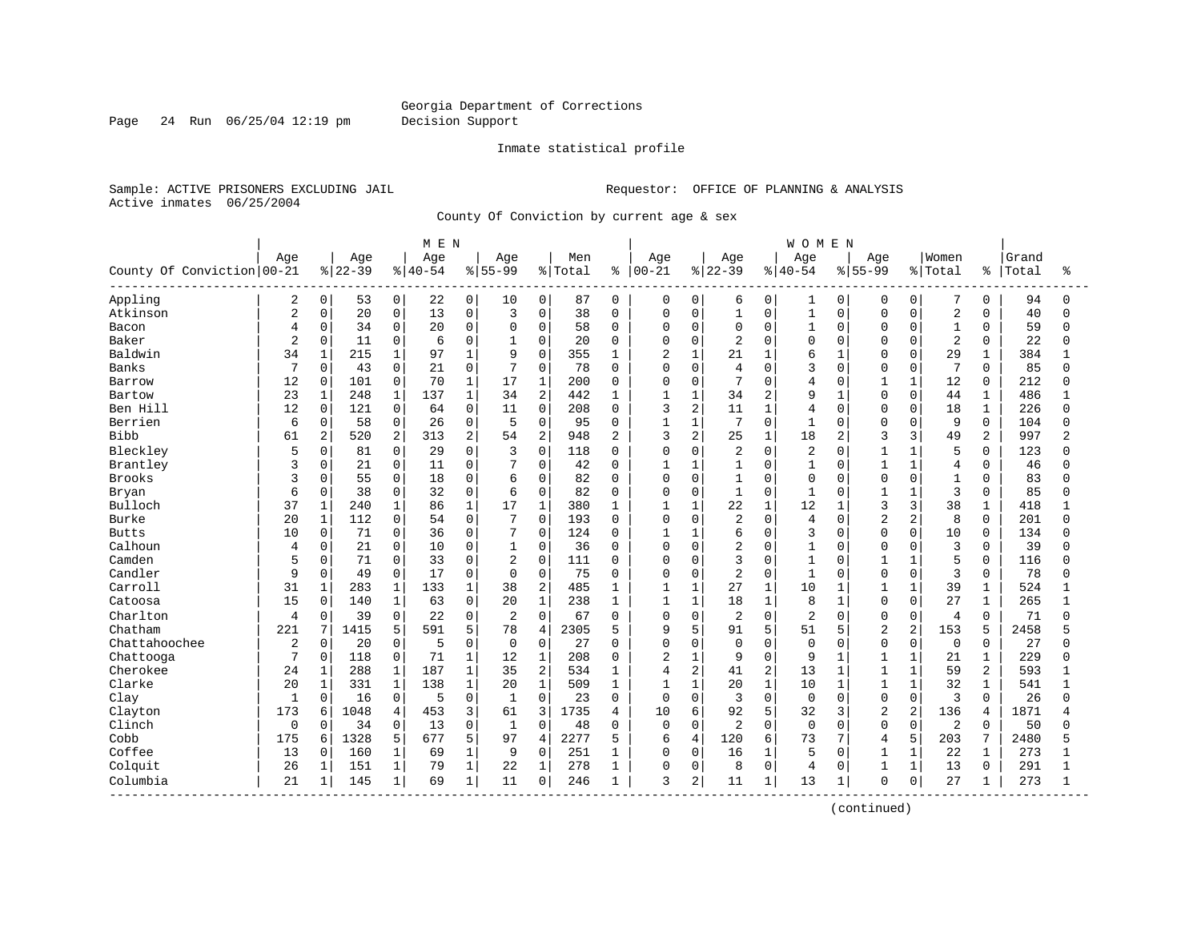Georgia Department of Corrections
Decision Support

Inmate statistical profile

Sample: ACTIVE PRISONERS EXCLUDING JAIL

Requestor: OFFICE OF PLANNING & ANALYSIS

Active inmates 06/25/2004

County Of Conviction by current age & sex

| County Of Conviction | MEN Age 00-21 | % | Age 22-39 | % | Age 40-54 | % | Age 55-99 | % | Men Total | % | WOMEN Age 00-21 | % | Age 22-39 | % | Age 40-54 | % | Age 55-99 | % | Women Total | % | Grand Total | % |
|---|---|---|---|---|---|---|---|---|---|---|---|---|---|---|---|---|---|---|---|---|---|---|
| Appling | 2 | 0 | 53 | 0 | 22 | 0 | 10 | 0 | 87 | 0 | 0 | 0 | 6 | 0 | 1 | 0 | 0 | 0 | 7 | 0 | 94 | 0 |
| Atkinson | 2 | 0 | 20 | 0 | 13 | 0 | 3 | 0 | 38 | 0 | 0 | 0 | 1 | 0 | 1 | 0 | 0 | 0 | 2 | 0 | 40 | 0 |
| Bacon | 4 | 0 | 34 | 0 | 20 | 0 | 0 | 0 | 58 | 0 | 0 | 0 | 0 | 0 | 1 | 0 | 0 | 0 | 1 | 0 | 59 | 0 |
| Baker | 2 | 0 | 11 | 0 | 6 | 0 | 1 | 0 | 20 | 0 | 0 | 0 | 2 | 0 | 0 | 0 | 0 | 0 | 2 | 0 | 22 | 0 |
| Baldwin | 34 | 1 | 215 | 1 | 97 | 1 | 9 | 0 | 355 | 1 | 2 | 1 | 21 | 1 | 6 | 1 | 0 | 0 | 29 | 1 | 384 | 1 |
| Banks | 7 | 0 | 43 | 0 | 21 | 0 | 7 | 0 | 78 | 0 | 0 | 0 | 4 | 0 | 3 | 0 | 0 | 0 | 7 | 0 | 85 | 0 |
| Barrow | 12 | 0 | 101 | 0 | 70 | 1 | 17 | 1 | 200 | 0 | 0 | 0 | 7 | 0 | 4 | 0 | 1 | 1 | 12 | 0 | 212 | 0 |
| Bartow | 23 | 1 | 248 | 1 | 137 | 1 | 34 | 2 | 442 | 1 | 1 | 1 | 34 | 2 | 9 | 1 | 0 | 0 | 44 | 1 | 486 | 1 |
| Ben Hill | 12 | 0 | 121 | 0 | 64 | 0 | 11 | 0 | 208 | 0 | 3 | 2 | 11 | 1 | 4 | 0 | 0 | 0 | 18 | 1 | 226 | 0 |
| Berrien | 6 | 0 | 58 | 0 | 26 | 0 | 5 | 0 | 95 | 0 | 1 | 1 | 7 | 0 | 1 | 0 | 0 | 0 | 9 | 0 | 104 | 0 |
| Bibb | 61 | 2 | 520 | 2 | 313 | 2 | 54 | 2 | 948 | 2 | 3 | 2 | 25 | 1 | 18 | 2 | 3 | 3 | 49 | 2 | 997 | 2 |
| Bleckley | 5 | 0 | 81 | 0 | 29 | 0 | 3 | 0 | 118 | 0 | 0 | 0 | 2 | 0 | 2 | 0 | 1 | 1 | 5 | 0 | 123 | 0 |
| Brantley | 3 | 0 | 21 | 0 | 11 | 0 | 7 | 0 | 42 | 0 | 1 | 1 | 1 | 0 | 1 | 0 | 1 | 1 | 4 | 0 | 46 | 0 |
| Brooks | 3 | 0 | 55 | 0 | 18 | 0 | 6 | 0 | 82 | 0 | 0 | 0 | 1 | 0 | 0 | 0 | 0 | 0 | 1 | 0 | 83 | 0 |
| Bryan | 6 | 0 | 38 | 0 | 32 | 0 | 6 | 0 | 82 | 0 | 0 | 0 | 1 | 0 | 1 | 0 | 1 | 1 | 3 | 0 | 85 | 0 |
| Bulloch | 37 | 1 | 240 | 1 | 86 | 1 | 17 | 1 | 380 | 1 | 1 | 1 | 22 | 1 | 12 | 1 | 3 | 3 | 38 | 1 | 418 | 1 |
| Burke | 20 | 1 | 112 | 0 | 54 | 0 | 7 | 0 | 193 | 0 | 0 | 0 | 2 | 0 | 4 | 0 | 2 | 2 | 8 | 0 | 201 | 0 |
| Butts | 10 | 0 | 71 | 0 | 36 | 0 | 7 | 0 | 124 | 0 | 1 | 1 | 6 | 0 | 3 | 0 | 0 | 0 | 10 | 0 | 134 | 0 |
| Calhoun | 4 | 0 | 21 | 0 | 10 | 0 | 1 | 0 | 36 | 0 | 0 | 0 | 2 | 0 | 1 | 0 | 0 | 0 | 3 | 0 | 39 | 0 |
| Camden | 5 | 0 | 71 | 0 | 33 | 0 | 2 | 0 | 111 | 0 | 0 | 0 | 3 | 0 | 1 | 0 | 1 | 1 | 5 | 0 | 116 | 0 |
| Candler | 9 | 0 | 49 | 0 | 17 | 0 | 0 | 0 | 75 | 0 | 0 | 0 | 2 | 0 | 1 | 0 | 0 | 0 | 3 | 0 | 78 | 0 |
| Carroll | 31 | 1 | 283 | 1 | 133 | 1 | 38 | 2 | 485 | 1 | 1 | 1 | 27 | 1 | 10 | 1 | 1 | 1 | 39 | 1 | 524 | 1 |
| Catoosa | 15 | 0 | 140 | 1 | 63 | 0 | 20 | 1 | 238 | 1 | 1 | 1 | 18 | 1 | 8 | 1 | 0 | 0 | 27 | 1 | 265 | 1 |
| Charlton | 4 | 0 | 39 | 0 | 22 | 0 | 2 | 0 | 67 | 0 | 0 | 0 | 2 | 0 | 2 | 0 | 0 | 0 | 4 | 0 | 71 | 0 |
| Chatham | 221 | 7 | 1415 | 5 | 591 | 5 | 78 | 4 | 2305 | 5 | 9 | 5 | 91 | 5 | 51 | 5 | 2 | 2 | 153 | 5 | 2458 | 5 |
| Chattahoochee | 2 | 0 | 20 | 0 | 5 | 0 | 0 | 0 | 27 | 0 | 0 | 0 | 0 | 0 | 0 | 0 | 0 | 0 | 0 | 0 | 27 | 0 |
| Chattooga | 7 | 0 | 118 | 0 | 71 | 1 | 12 | 1 | 208 | 0 | 2 | 1 | 9 | 0 | 9 | 1 | 1 | 1 | 21 | 1 | 229 | 0 |
| Cherokee | 24 | 1 | 288 | 1 | 187 | 1 | 35 | 2 | 534 | 1 | 4 | 2 | 41 | 2 | 13 | 1 | 1 | 1 | 59 | 2 | 593 | 1 |
| Clarke | 20 | 1 | 331 | 1 | 138 | 1 | 20 | 1 | 509 | 1 | 1 | 1 | 20 | 1 | 10 | 1 | 1 | 1 | 32 | 1 | 541 | 1 |
| Clay | 1 | 0 | 16 | 0 | 5 | 0 | 1 | 0 | 23 | 0 | 0 | 0 | 3 | 0 | 0 | 0 | 0 | 0 | 3 | 0 | 26 | 0 |
| Clayton | 173 | 6 | 1048 | 4 | 453 | 3 | 61 | 3 | 1735 | 4 | 10 | 6 | 92 | 5 | 32 | 3 | 2 | 2 | 136 | 4 | 1871 | 4 |
| Clinch | 0 | 0 | 34 | 0 | 13 | 0 | 1 | 0 | 48 | 0 | 0 | 0 | 2 | 0 | 0 | 0 | 0 | 0 | 2 | 0 | 50 | 0 |
| Cobb | 175 | 6 | 1328 | 5 | 677 | 5 | 97 | 4 | 2277 | 5 | 6 | 4 | 120 | 6 | 73 | 7 | 4 | 5 | 203 | 7 | 2480 | 5 |
| Coffee | 13 | 0 | 160 | 1 | 69 | 1 | 9 | 0 | 251 | 1 | 0 | 0 | 16 | 1 | 5 | 0 | 1 | 1 | 22 | 1 | 273 | 1 |
| Colquit | 26 | 1 | 151 | 1 | 79 | 1 | 22 | 1 | 278 | 1 | 0 | 0 | 8 | 0 | 4 | 0 | 1 | 1 | 13 | 0 | 291 | 1 |
| Columbia | 21 | 1 | 145 | 1 | 69 | 1 | 11 | 0 | 246 | 1 | 3 | 2 | 11 | 1 | 13 | 1 | 0 | 0 | 27 | 1 | 273 | 1 |

(continued)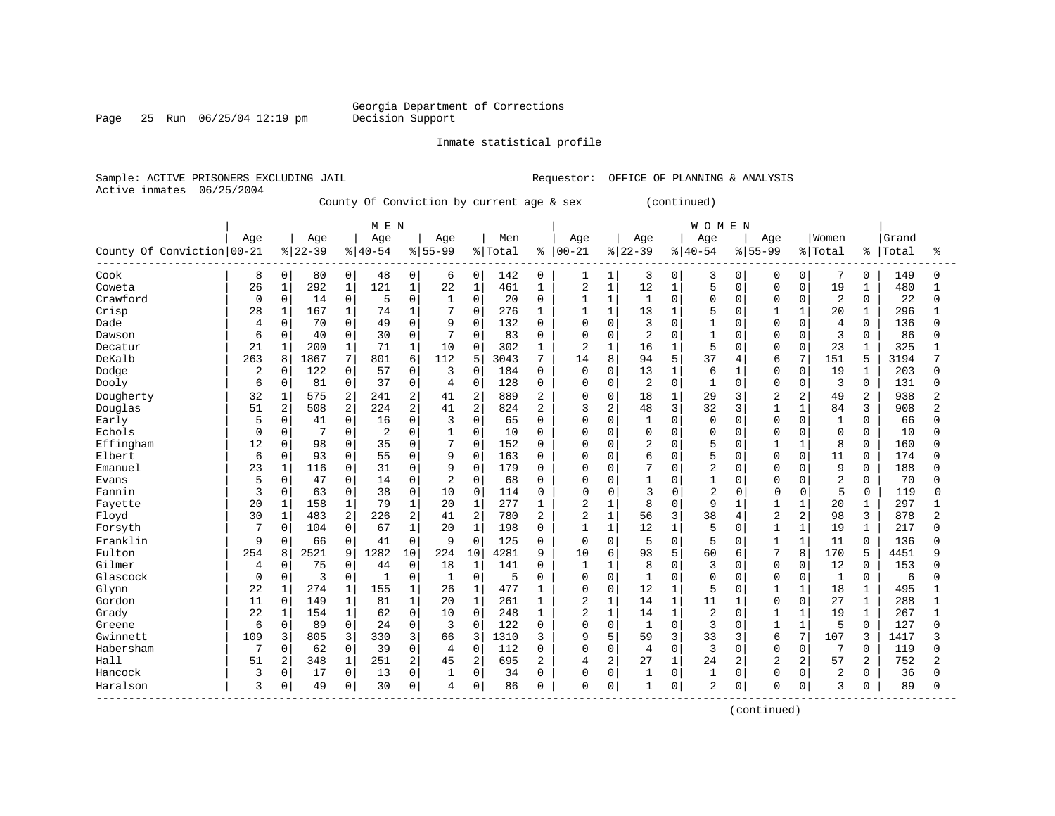Georgia Department of Corrections
Decision Support

Inmate statistical profile

Sample: ACTIVE PRISONERS EXCLUDING JAIL　　　　Requestor: OFFICE OF PLANNING & ANALYSIS
Active inmates 06/25/2004

County Of Conviction by current age & sex (continued)

| County Of Conviction | MEN Age 00-21 | % | Age 22-39 | % | Age 40-54 | % | Age 55-99 | % | Men Total | % | WOMEN Age 00-21 | % | Age 22-39 | % | Age 40-54 | % | Age 55-99 | % | Women Total | % | Grand Total | % |
|---|---|---|---|---|---|---|---|---|---|---|---|---|---|---|---|---|---|---|---|---|---|---|
| Cook | 8 | 0 | 80 | 0 | 48 | 0 | 6 | 0 | 142 | 0 | 1 | 1 | 3 | 0 | 3 | 0 | 0 | 0 | 7 | 0 | 149 | 0 |
| Coweta | 26 | 1 | 292 | 1 | 121 | 1 | 22 | 1 | 461 | 1 | 2 | 1 | 12 | 1 | 5 | 0 | 0 | 0 | 19 | 1 | 480 | 1 |
| Crawford | 0 | 0 | 14 | 0 | 5 | 0 | 1 | 0 | 20 | 0 | 1 | 1 | 1 | 0 | 0 | 0 | 0 | 0 | 2 | 0 | 22 | 0 |
| Crisp | 28 | 1 | 167 | 1 | 74 | 1 | 7 | 0 | 276 | 1 | 1 | 1 | 13 | 1 | 5 | 0 | 1 | 1 | 20 | 1 | 296 | 1 |
| Dade | 4 | 0 | 70 | 0 | 49 | 0 | 9 | 0 | 132 | 0 | 0 | 0 | 3 | 0 | 1 | 0 | 0 | 0 | 4 | 0 | 136 | 0 |
| Dawson | 6 | 0 | 40 | 0 | 30 | 0 | 7 | 0 | 83 | 0 | 0 | 0 | 2 | 0 | 1 | 0 | 0 | 0 | 3 | 0 | 86 | 0 |
| Decatur | 21 | 1 | 200 | 1 | 71 | 1 | 10 | 0 | 302 | 1 | 2 | 1 | 16 | 1 | 5 | 0 | 0 | 0 | 23 | 1 | 325 | 1 |
| DeKalb | 263 | 8 | 1867 | 7 | 801 | 6 | 112 | 5 | 3043 | 7 | 14 | 8 | 94 | 5 | 37 | 4 | 6 | 7 | 151 | 5 | 3194 | 7 |
| Dodge | 2 | 0 | 122 | 0 | 57 | 0 | 3 | 0 | 184 | 0 | 0 | 0 | 13 | 1 | 6 | 1 | 0 | 0 | 19 | 1 | 203 | 0 |
| Dooly | 6 | 0 | 81 | 0 | 37 | 0 | 4 | 0 | 128 | 0 | 0 | 0 | 2 | 0 | 1 | 0 | 0 | 0 | 3 | 0 | 131 | 0 |
| Dougherty | 32 | 1 | 575 | 2 | 241 | 2 | 41 | 2 | 889 | 2 | 0 | 0 | 18 | 1 | 29 | 3 | 2 | 2 | 49 | 2 | 938 | 2 |
| Douglas | 51 | 2 | 508 | 2 | 224 | 2 | 41 | 2 | 824 | 2 | 3 | 2 | 48 | 3 | 32 | 3 | 1 | 1 | 84 | 3 | 908 | 2 |
| Early | 5 | 0 | 41 | 0 | 16 | 0 | 3 | 0 | 65 | 0 | 0 | 0 | 1 | 0 | 0 | 0 | 0 | 0 | 1 | 0 | 66 | 0 |
| Echols | 0 | 0 | 7 | 0 | 2 | 0 | 1 | 0 | 10 | 0 | 0 | 0 | 0 | 0 | 0 | 0 | 0 | 0 | 0 | 0 | 10 | 0 |
| Effingham | 12 | 0 | 98 | 0 | 35 | 0 | 7 | 0 | 152 | 0 | 0 | 0 | 2 | 0 | 5 | 0 | 1 | 1 | 8 | 0 | 160 | 0 |
| Elbert | 6 | 0 | 93 | 0 | 55 | 0 | 9 | 0 | 163 | 0 | 0 | 0 | 6 | 0 | 5 | 0 | 0 | 0 | 11 | 0 | 174 | 0 |
| Emanuel | 23 | 1 | 116 | 0 | 31 | 0 | 9 | 0 | 179 | 0 | 0 | 0 | 7 | 0 | 2 | 0 | 0 | 0 | 9 | 0 | 188 | 0 |
| Evans | 5 | 0 | 47 | 0 | 14 | 0 | 2 | 0 | 68 | 0 | 0 | 0 | 1 | 0 | 1 | 0 | 0 | 0 | 2 | 0 | 70 | 0 |
| Fannin | 3 | 0 | 63 | 0 | 38 | 0 | 10 | 0 | 114 | 0 | 0 | 0 | 3 | 0 | 2 | 0 | 0 | 0 | 5 | 0 | 119 | 0 |
| Fayette | 20 | 1 | 158 | 1 | 79 | 1 | 20 | 1 | 277 | 1 | 2 | 1 | 8 | 0 | 9 | 1 | 1 | 1 | 20 | 1 | 297 | 1 |
| Floyd | 30 | 1 | 483 | 2 | 226 | 2 | 41 | 2 | 780 | 2 | 2 | 1 | 56 | 3 | 38 | 4 | 2 | 2 | 98 | 3 | 878 | 2 |
| Forsyth | 7 | 0 | 104 | 0 | 67 | 1 | 20 | 1 | 198 | 0 | 1 | 1 | 12 | 1 | 5 | 0 | 1 | 1 | 19 | 1 | 217 | 0 |
| Franklin | 9 | 0 | 66 | 0 | 41 | 0 | 9 | 0 | 125 | 0 | 0 | 0 | 5 | 0 | 5 | 0 | 1 | 1 | 11 | 0 | 136 | 0 |
| Fulton | 254 | 8 | 2521 | 9 | 1282 | 10 | 224 | 10 | 4281 | 9 | 10 | 6 | 93 | 5 | 60 | 6 | 7 | 8 | 170 | 5 | 4451 | 9 |
| Gilmer | 4 | 0 | 75 | 0 | 44 | 0 | 18 | 1 | 141 | 0 | 1 | 1 | 8 | 0 | 3 | 0 | 0 | 0 | 12 | 0 | 153 | 0 |
| Glascock | 0 | 0 | 3 | 0 | 1 | 0 | 1 | 0 | 5 | 0 | 0 | 0 | 1 | 0 | 0 | 0 | 0 | 0 | 1 | 0 | 6 | 0 |
| Glynn | 22 | 1 | 274 | 1 | 155 | 1 | 26 | 1 | 477 | 1 | 0 | 0 | 12 | 1 | 5 | 0 | 1 | 1 | 18 | 1 | 495 | 1 |
| Gordon | 11 | 0 | 149 | 1 | 81 | 1 | 20 | 1 | 261 | 1 | 2 | 1 | 14 | 1 | 11 | 1 | 0 | 0 | 27 | 1 | 288 | 1 |
| Grady | 22 | 1 | 154 | 1 | 62 | 0 | 10 | 0 | 248 | 1 | 2 | 1 | 14 | 1 | 2 | 0 | 1 | 1 | 19 | 1 | 267 | 1 |
| Greene | 6 | 0 | 89 | 0 | 24 | 0 | 3 | 0 | 122 | 0 | 0 | 0 | 1 | 0 | 3 | 0 | 1 | 1 | 5 | 0 | 127 | 0 |
| Gwinnett | 109 | 3 | 805 | 3 | 330 | 3 | 66 | 3 | 1310 | 3 | 9 | 5 | 59 | 3 | 33 | 3 | 6 | 7 | 107 | 3 | 1417 | 3 |
| Habersham | 7 | 0 | 62 | 0 | 39 | 0 | 4 | 0 | 112 | 0 | 0 | 0 | 4 | 0 | 3 | 0 | 0 | 0 | 7 | 0 | 119 | 0 |
| Hall | 51 | 2 | 348 | 1 | 251 | 2 | 45 | 2 | 695 | 2 | 4 | 2 | 27 | 1 | 24 | 2 | 2 | 2 | 57 | 2 | 752 | 2 |
| Hancock | 3 | 0 | 17 | 0 | 13 | 0 | 1 | 0 | 34 | 0 | 0 | 0 | 1 | 0 | 1 | 0 | 0 | 0 | 2 | 0 | 36 | 0 |
| Haralson | 3 | 0 | 49 | 0 | 30 | 0 | 4 | 0 | 86 | 0 | 0 | 0 | 1 | 0 | 2 | 0 | 0 | 0 | 3 | 0 | 89 | 0 |

(continued)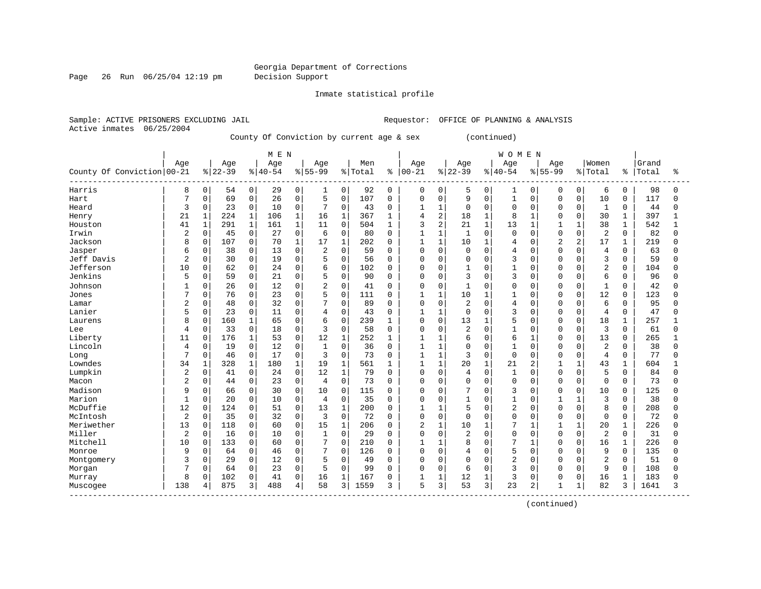Georgia Department of Corrections
Decision Support

Inmate statistical profile

Sample: ACTIVE PRISONERS EXCLUDING JAIL    Requestor: OFFICE OF PLANNING & ANALYSIS
Active inmates 06/25/2004

County Of Conviction by current age & sex (continued)

| County Of Conviction | MEN Age 00-21 | % | Age 22-39 | % | Age 40-54 | % | Age 55-99 | % | Men Total | % | WOMEN Age 00-21 | % | Age 22-39 | % | Age 40-54 | % | Age 55-99 | % | Women Total | % | Grand Total | % |
|---|---|---|---|---|---|---|---|---|---|---|---|---|---|---|---|---|---|---|---|---|---|---|
| Harris | 8 | 0 | 54 | 0 | 29 | 0 | 1 | 0 | 92 | 0 | 0 | 0 | 5 | 0 | 1 | 0 | 0 | 0 | 6 | 0 | 98 | 0 |
| Hart | 7 | 0 | 69 | 0 | 26 | 0 | 5 | 0 | 107 | 0 | 0 | 0 | 9 | 0 | 1 | 0 | 0 | 0 | 10 | 0 | 117 | 0 |
| Heard | 3 | 0 | 23 | 0 | 10 | 0 | 7 | 0 | 43 | 0 | 1 | 1 | 0 | 0 | 0 | 0 | 0 | 0 | 1 | 0 | 44 | 0 |
| Henry | 21 | 1 | 224 | 1 | 106 | 1 | 16 | 1 | 367 | 1 | 4 | 2 | 18 | 1 | 8 | 1 | 0 | 0 | 30 | 1 | 397 | 1 |
| Houston | 41 | 1 | 291 | 1 | 161 | 1 | 11 | 0 | 504 | 1 | 3 | 2 | 21 | 1 | 13 | 1 | 1 | 1 | 38 | 1 | 542 | 1 |
| Irwin | 2 | 0 | 45 | 0 | 27 | 0 | 6 | 0 | 80 | 0 | 1 | 1 | 1 | 0 | 0 | 0 | 0 | 0 | 2 | 0 | 82 | 0 |
| Jackson | 8 | 0 | 107 | 0 | 70 | 1 | 17 | 1 | 202 | 0 | 1 | 1 | 10 | 1 | 4 | 0 | 2 | 2 | 17 | 1 | 219 | 0 |
| Jasper | 6 | 0 | 38 | 0 | 13 | 0 | 2 | 0 | 59 | 0 | 0 | 0 | 0 | 0 | 4 | 0 | 0 | 0 | 4 | 0 | 63 | 0 |
| Jeff Davis | 2 | 0 | 30 | 0 | 19 | 0 | 5 | 0 | 56 | 0 | 0 | 0 | 0 | 0 | 3 | 0 | 0 | 0 | 3 | 0 | 59 | 0 |
| Jefferson | 10 | 0 | 62 | 0 | 24 | 0 | 6 | 0 | 102 | 0 | 0 | 0 | 1 | 0 | 1 | 0 | 0 | 0 | 2 | 0 | 104 | 0 |
| Jenkins | 5 | 0 | 59 | 0 | 21 | 0 | 5 | 0 | 90 | 0 | 0 | 0 | 3 | 0 | 3 | 0 | 0 | 0 | 6 | 0 | 96 | 0 |
| Johnson | 1 | 0 | 26 | 0 | 12 | 0 | 2 | 0 | 41 | 0 | 0 | 0 | 1 | 0 | 0 | 0 | 0 | 0 | 1 | 0 | 42 | 0 |
| Jones | 7 | 0 | 76 | 0 | 23 | 0 | 5 | 0 | 111 | 0 | 1 | 1 | 10 | 1 | 1 | 0 | 0 | 0 | 12 | 0 | 123 | 0 |
| Lamar | 2 | 0 | 48 | 0 | 32 | 0 | 7 | 0 | 89 | 0 | 0 | 0 | 2 | 0 | 4 | 0 | 0 | 0 | 6 | 0 | 95 | 0 |
| Lanier | 5 | 0 | 23 | 0 | 11 | 0 | 4 | 0 | 43 | 0 | 1 | 1 | 0 | 0 | 3 | 0 | 0 | 0 | 4 | 0 | 47 | 0 |
| Laurens | 8 | 0 | 160 | 1 | 65 | 0 | 6 | 0 | 239 | 1 | 0 | 0 | 13 | 1 | 5 | 0 | 0 | 0 | 18 | 1 | 257 | 1 |
| Lee | 4 | 0 | 33 | 0 | 18 | 0 | 3 | 0 | 58 | 0 | 0 | 0 | 2 | 0 | 1 | 0 | 0 | 0 | 3 | 0 | 61 | 0 |
| Liberty | 11 | 0 | 176 | 1 | 53 | 0 | 12 | 1 | 252 | 1 | 1 | 1 | 6 | 0 | 6 | 1 | 0 | 0 | 13 | 0 | 265 | 1 |
| Lincoln | 4 | 0 | 19 | 0 | 12 | 0 | 1 | 0 | 36 | 0 | 1 | 1 | 0 | 0 | 1 | 0 | 0 | 0 | 2 | 0 | 38 | 0 |
| Long | 7 | 0 | 46 | 0 | 17 | 0 | 3 | 0 | 73 | 0 | 1 | 1 | 3 | 0 | 0 | 0 | 0 | 0 | 4 | 0 | 77 | 0 |
| Lowndes | 34 | 1 | 328 | 1 | 180 | 1 | 19 | 1 | 561 | 1 | 1 | 1 | 20 | 1 | 21 | 2 | 1 | 1 | 43 | 1 | 604 | 1 |
| Lumpkin | 2 | 0 | 41 | 0 | 24 | 0 | 12 | 1 | 79 | 0 | 0 | 0 | 4 | 0 | 1 | 0 | 0 | 0 | 5 | 0 | 84 | 0 |
| Macon | 2 | 0 | 44 | 0 | 23 | 0 | 4 | 0 | 73 | 0 | 0 | 0 | 0 | 0 | 0 | 0 | 0 | 0 | 0 | 0 | 73 | 0 |
| Madison | 9 | 0 | 66 | 0 | 30 | 0 | 10 | 0 | 115 | 0 | 0 | 0 | 7 | 0 | 3 | 0 | 0 | 0 | 10 | 0 | 125 | 0 |
| Marion | 1 | 0 | 20 | 0 | 10 | 0 | 4 | 0 | 35 | 0 | 0 | 0 | 1 | 0 | 1 | 0 | 1 | 1 | 3 | 0 | 38 | 0 |
| McDuffie | 12 | 0 | 124 | 0 | 51 | 0 | 13 | 1 | 200 | 0 | 1 | 1 | 5 | 0 | 2 | 0 | 0 | 0 | 8 | 0 | 208 | 0 |
| McIntosh | 2 | 0 | 35 | 0 | 32 | 0 | 3 | 0 | 72 | 0 | 0 | 0 | 0 | 0 | 0 | 0 | 0 | 0 | 0 | 0 | 72 | 0 |
| Meriwether | 13 | 0 | 118 | 0 | 60 | 0 | 15 | 1 | 206 | 0 | 2 | 1 | 10 | 1 | 7 | 1 | 1 | 1 | 20 | 1 | 226 | 0 |
| Miller | 2 | 0 | 16 | 0 | 10 | 0 | 1 | 0 | 29 | 0 | 0 | 0 | 2 | 0 | 0 | 0 | 0 | 0 | 2 | 0 | 31 | 0 |
| Mitchell | 10 | 0 | 133 | 0 | 60 | 0 | 7 | 0 | 210 | 0 | 1 | 1 | 8 | 0 | 7 | 1 | 0 | 0 | 16 | 1 | 226 | 0 |
| Monroe | 9 | 0 | 64 | 0 | 46 | 0 | 7 | 0 | 126 | 0 | 0 | 0 | 4 | 0 | 5 | 0 | 0 | 0 | 9 | 0 | 135 | 0 |
| Montgomery | 3 | 0 | 29 | 0 | 12 | 0 | 5 | 0 | 49 | 0 | 0 | 0 | 0 | 0 | 2 | 0 | 0 | 0 | 2 | 0 | 51 | 0 |
| Morgan | 7 | 0 | 64 | 0 | 23 | 0 | 5 | 0 | 99 | 0 | 0 | 0 | 6 | 0 | 3 | 0 | 0 | 0 | 9 | 0 | 108 | 0 |
| Murray | 8 | 0 | 102 | 0 | 41 | 0 | 16 | 1 | 167 | 0 | 1 | 1 | 12 | 1 | 3 | 0 | 0 | 0 | 16 | 1 | 183 | 0 |
| Muscogee | 138 | 4 | 875 | 3 | 488 | 4 | 58 | 3 | 1559 | 3 | 5 | 3 | 53 | 3 | 23 | 2 | 1 | 1 | 82 | 3 | 1641 | 3 |

(continued)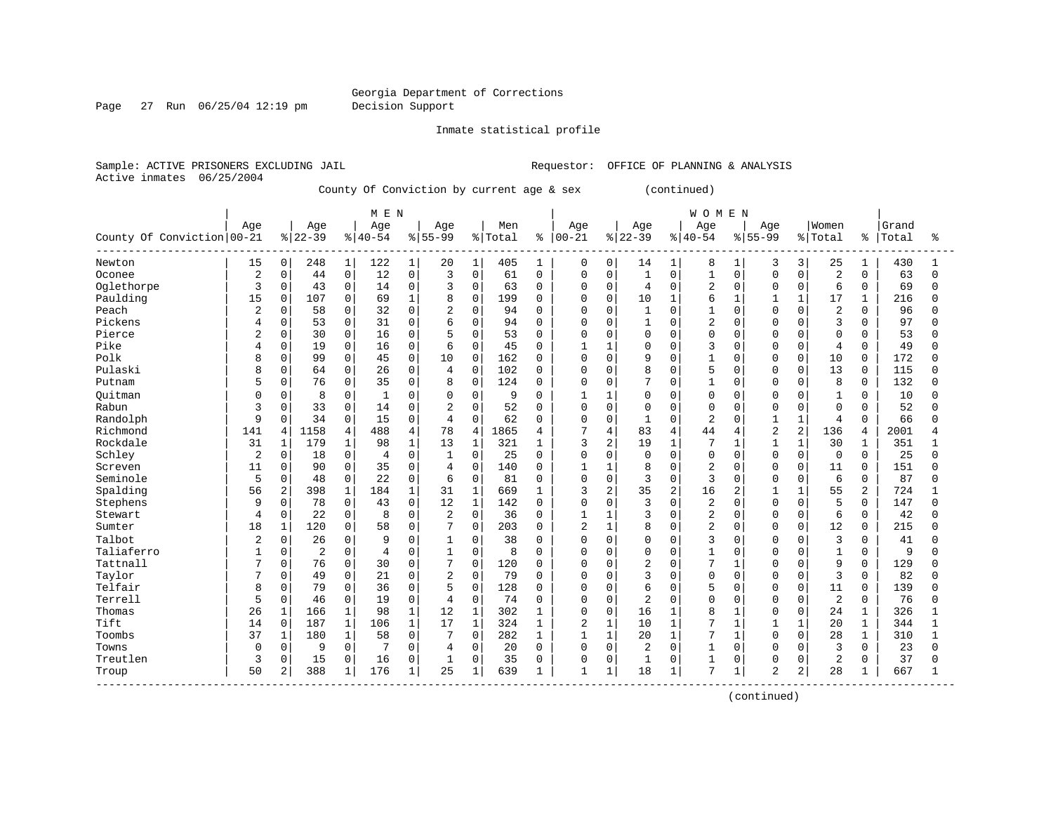Georgia Department of Corrections
Decision Support

Inmate statistical profile

Sample: ACTIVE PRISONERS EXCLUDING JAIL        Requestor: OFFICE OF PLANNING & ANALYSIS
Active inmates 06/25/2004

County Of Conviction by current age & sex (continued)

| County Of Conviction | MEN Age 00-21 | % | Age 22-39 | % | Age 40-54 | % | Age 55-99 | % | Men Total | % | WOMEN Age 00-21 | % | Age 22-39 | % | Age 40-54 | % | Age 55-99 | % | Women Total | % | Grand Total | % |
|---|---|---|---|---|---|---|---|---|---|---|---|---|---|---|---|---|---|---|---|---|---|---|
| Newton | 15 | 0 | 248 | 1 | 122 | 1 | 20 | 1 | 405 | 1 | 0 | 0 | 14 | 1 | 8 | 1 | 3 | 3 | 25 | 1 | 430 | 1 |
| Oconee | 2 | 0 | 44 | 0 | 12 | 0 | 3 | 0 | 61 | 0 | 0 | 0 | 1 | 0 | 1 | 0 | 0 | 0 | 2 | 0 | 63 | 0 |
| Oglethorpe | 3 | 0 | 43 | 0 | 14 | 0 | 3 | 0 | 63 | 0 | 0 | 0 | 4 | 0 | 2 | 0 | 0 | 0 | 6 | 0 | 69 | 0 |
| Paulding | 15 | 0 | 107 | 0 | 69 | 1 | 8 | 0 | 199 | 0 | 0 | 0 | 10 | 1 | 6 | 1 | 1 | 1 | 17 | 1 | 216 | 0 |
| Peach | 2 | 0 | 58 | 0 | 32 | 0 | 2 | 0 | 94 | 0 | 0 | 0 | 1 | 0 | 1 | 0 | 0 | 0 | 2 | 0 | 96 | 0 |
| Pickens | 4 | 0 | 53 | 0 | 31 | 0 | 6 | 0 | 94 | 0 | 0 | 0 | 1 | 0 | 2 | 0 | 0 | 0 | 3 | 0 | 97 | 0 |
| Pierce | 2 | 0 | 30 | 0 | 16 | 0 | 5 | 0 | 53 | 0 | 0 | 0 | 0 | 0 | 0 | 0 | 0 | 0 | 0 | 0 | 53 | 0 |
| Pike | 4 | 0 | 19 | 0 | 16 | 0 | 6 | 0 | 45 | 0 | 1 | 1 | 0 | 0 | 3 | 0 | 0 | 0 | 4 | 0 | 49 | 0 |
| Polk | 8 | 0 | 99 | 0 | 45 | 0 | 10 | 0 | 162 | 0 | 0 | 0 | 9 | 0 | 1 | 0 | 0 | 0 | 10 | 0 | 172 | 0 |
| Pulaski | 8 | 0 | 64 | 0 | 26 | 0 | 4 | 0 | 102 | 0 | 0 | 0 | 8 | 0 | 5 | 0 | 0 | 0 | 13 | 0 | 115 | 0 |
| Putnam | 5 | 0 | 76 | 0 | 35 | 0 | 8 | 0 | 124 | 0 | 0 | 0 | 7 | 0 | 1 | 0 | 0 | 0 | 8 | 0 | 132 | 0 |
| Quitman | 0 | 0 | 8 | 0 | 1 | 0 | 0 | 0 | 9 | 0 | 1 | 1 | 0 | 0 | 0 | 0 | 0 | 0 | 1 | 0 | 10 | 0 |
| Rabun | 3 | 0 | 33 | 0 | 14 | 0 | 2 | 0 | 52 | 0 | 0 | 0 | 0 | 0 | 0 | 0 | 0 | 0 | 0 | 0 | 52 | 0 |
| Randolph | 9 | 0 | 34 | 0 | 15 | 0 | 4 | 0 | 62 | 0 | 0 | 0 | 1 | 0 | 2 | 0 | 1 | 1 | 4 | 0 | 66 | 0 |
| Richmond | 141 | 4 | 1158 | 4 | 488 | 4 | 78 | 4 | 1865 | 4 | 7 | 4 | 83 | 4 | 44 | 4 | 2 | 2 | 136 | 4 | 2001 | 4 |
| Rockdale | 31 | 1 | 179 | 1 | 98 | 1 | 13 | 1 | 321 | 1 | 3 | 2 | 19 | 1 | 7 | 1 | 1 | 1 | 30 | 1 | 351 | 1 |
| Schley | 2 | 0 | 18 | 0 | 4 | 0 | 1 | 0 | 25 | 0 | 0 | 0 | 0 | 0 | 0 | 0 | 0 | 0 | 0 | 0 | 25 | 0 |
| Screven | 11 | 0 | 90 | 0 | 35 | 0 | 4 | 0 | 140 | 0 | 1 | 1 | 8 | 0 | 2 | 0 | 0 | 0 | 11 | 0 | 151 | 0 |
| Seminole | 5 | 0 | 48 | 0 | 22 | 0 | 6 | 0 | 81 | 0 | 0 | 0 | 3 | 0 | 3 | 0 | 0 | 0 | 6 | 0 | 87 | 0 |
| Spalding | 56 | 2 | 398 | 1 | 184 | 1 | 31 | 1 | 669 | 1 | 3 | 2 | 35 | 2 | 16 | 2 | 1 | 1 | 55 | 2 | 724 | 1 |
| Stephens | 9 | 0 | 78 | 0 | 43 | 0 | 12 | 1 | 142 | 0 | 0 | 0 | 3 | 0 | 2 | 0 | 0 | 0 | 5 | 0 | 147 | 0 |
| Stewart | 4 | 0 | 22 | 0 | 8 | 0 | 2 | 0 | 36 | 0 | 1 | 1 | 3 | 0 | 2 | 0 | 0 | 0 | 6 | 0 | 42 | 0 |
| Sumter | 18 | 1 | 120 | 0 | 58 | 0 | 7 | 0 | 203 | 0 | 2 | 1 | 8 | 0 | 2 | 0 | 0 | 0 | 12 | 0 | 215 | 0 |
| Talbot | 2 | 0 | 26 | 0 | 9 | 0 | 1 | 0 | 38 | 0 | 0 | 0 | 0 | 0 | 3 | 0 | 0 | 0 | 3 | 0 | 41 | 0 |
| Taliaferro | 1 | 0 | 2 | 0 | 4 | 0 | 1 | 0 | 8 | 0 | 0 | 0 | 0 | 0 | 1 | 0 | 0 | 0 | 1 | 0 | 9 | 0 |
| Tattnall | 7 | 0 | 76 | 0 | 30 | 0 | 7 | 0 | 120 | 0 | 0 | 0 | 2 | 0 | 7 | 1 | 0 | 0 | 9 | 0 | 129 | 0 |
| Taylor | 7 | 0 | 49 | 0 | 21 | 0 | 2 | 0 | 79 | 0 | 0 | 0 | 3 | 0 | 0 | 0 | 0 | 0 | 3 | 0 | 82 | 0 |
| Telfair | 8 | 0 | 79 | 0 | 36 | 0 | 5 | 0 | 128 | 0 | 0 | 0 | 6 | 0 | 5 | 0 | 0 | 0 | 11 | 0 | 139 | 0 |
| Terrell | 5 | 0 | 46 | 0 | 19 | 0 | 4 | 0 | 74 | 0 | 0 | 0 | 2 | 0 | 0 | 0 | 0 | 0 | 2 | 0 | 76 | 0 |
| Thomas | 26 | 1 | 166 | 1 | 98 | 1 | 12 | 1 | 302 | 1 | 0 | 0 | 16 | 1 | 8 | 1 | 0 | 0 | 24 | 1 | 326 | 1 |
| Tift | 14 | 0 | 187 | 1 | 106 | 1 | 17 | 1 | 324 | 1 | 2 | 1 | 10 | 1 | 7 | 1 | 1 | 1 | 20 | 1 | 344 | 1 |
| Toombs | 37 | 1 | 180 | 1 | 58 | 0 | 7 | 0 | 282 | 1 | 1 | 1 | 20 | 1 | 7 | 1 | 0 | 0 | 28 | 1 | 310 | 1 |
| Towns | 0 | 0 | 9 | 0 | 7 | 0 | 4 | 0 | 20 | 0 | 0 | 0 | 2 | 0 | 1 | 0 | 0 | 0 | 3 | 0 | 23 | 0 |
| Treutlen | 3 | 0 | 15 | 0 | 16 | 0 | 1 | 0 | 35 | 0 | 0 | 0 | 1 | 0 | 1 | 0 | 0 | 0 | 2 | 0 | 37 | 0 |
| Troup | 50 | 2 | 388 | 1 | 176 | 1 | 25 | 1 | 639 | 1 | 1 | 1 | 18 | 1 | 7 | 1 | 2 | 2 | 28 | 1 | 667 | 1 |

(continued)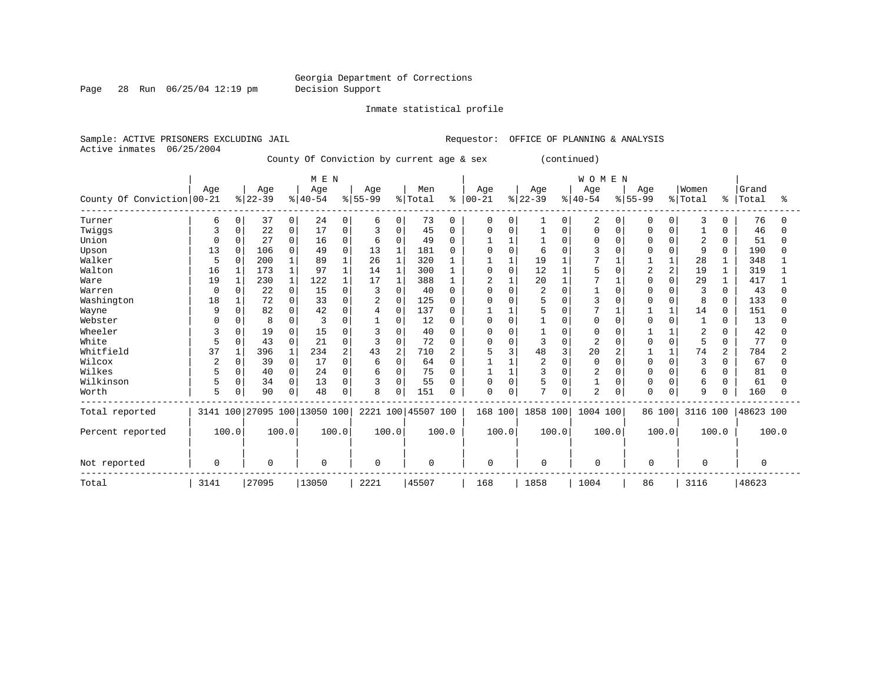Georgia Department of Corrections
Decision Support

Inmate statistical profile

Sample: ACTIVE PRISONERS EXCLUDING JAIL    Requestor: OFFICE OF PLANNING & ANALYSIS
Active inmates 06/25/2004

County Of Conviction by current age & sex (continued)

| County Of Conviction | MEN Age 00-21 | % | Age 22-39 | % | Age 40-54 | % | Age 55-99 | % | Men Total | % | WOMEN Age 00-21 | % | Age 22-39 | % | Age 40-54 | % | Age 55-99 | % | Women Total | % | Grand Total | % |
|---|---|---|---|---|---|---|---|---|---|---|---|---|---|---|---|---|---|---|---|---|---|---|
| Turner | 6 | 0 | 37 | 0 | 24 | 0 | 6 | 0 | 73 | 0 | 0 | 0 | 1 | 0 | 2 | 0 | 0 | 0 | 3 | 0 | 76 | 0 |
| Twiggs | 3 | 0 | 22 | 0 | 17 | 0 | 3 | 0 | 45 | 0 | 0 | 0 | 1 | 0 | 0 | 0 | 0 | 0 | 1 | 0 | 46 | 0 |
| Union | 0 | 0 | 27 | 0 | 16 | 0 | 6 | 0 | 49 | 0 | 1 | 1 | 1 | 0 | 0 | 0 | 0 | 0 | 2 | 0 | 51 | 0 |
| Upson | 13 | 0 | 106 | 0 | 49 | 0 | 13 | 1 | 181 | 0 | 0 | 0 | 6 | 0 | 3 | 0 | 0 | 0 | 9 | 0 | 190 | 0 |
| Walker | 5 | 0 | 200 | 1 | 89 | 1 | 26 | 1 | 320 | 1 | 1 | 1 | 19 | 1 | 7 | 1 | 1 | 1 | 28 | 1 | 348 | 1 |
| Walton | 16 | 1 | 173 | 1 | 97 | 1 | 14 | 1 | 300 | 1 | 0 | 0 | 12 | 1 | 5 | 0 | 2 | 2 | 19 | 1 | 319 | 1 |
| Ware | 19 | 1 | 230 | 1 | 122 | 1 | 17 | 1 | 388 | 1 | 2 | 1 | 20 | 1 | 7 | 1 | 0 | 0 | 29 | 1 | 417 | 1 |
| Warren | 0 | 0 | 22 | 0 | 15 | 0 | 3 | 0 | 40 | 0 | 0 | 0 | 2 | 0 | 1 | 0 | 0 | 0 | 3 | 0 | 43 | 0 |
| Washington | 18 | 1 | 72 | 0 | 33 | 0 | 2 | 0 | 125 | 0 | 0 | 0 | 5 | 0 | 3 | 0 | 0 | 0 | 8 | 0 | 133 | 0 |
| Wayne | 9 | 0 | 82 | 0 | 42 | 0 | 4 | 0 | 137 | 0 | 1 | 1 | 5 | 0 | 7 | 1 | 1 | 1 | 14 | 0 | 151 | 0 |
| Webster | 0 | 0 | 8 | 0 | 3 | 0 | 1 | 0 | 12 | 0 | 0 | 0 | 1 | 0 | 0 | 0 | 0 | 0 | 1 | 0 | 13 | 0 |
| Wheeler | 3 | 0 | 19 | 0 | 15 | 0 | 3 | 0 | 40 | 0 | 0 | 0 | 1 | 0 | 0 | 0 | 1 | 1 | 2 | 0 | 42 | 0 |
| White | 5 | 0 | 43 | 0 | 21 | 0 | 3 | 0 | 72 | 0 | 0 | 0 | 3 | 0 | 2 | 0 | 0 | 0 | 5 | 0 | 77 | 0 |
| Whitfield | 37 | 1 | 396 | 1 | 234 | 2 | 43 | 2 | 710 | 2 | 5 | 3 | 48 | 3 | 20 | 2 | 1 | 1 | 74 | 2 | 784 | 2 |
| Wilcox | 2 | 0 | 39 | 0 | 17 | 0 | 6 | 0 | 64 | 0 | 1 | 1 | 2 | 0 | 0 | 0 | 0 | 0 | 3 | 0 | 67 | 0 |
| Wilkes | 5 | 0 | 40 | 0 | 24 | 0 | 6 | 0 | 75 | 0 | 1 | 1 | 3 | 0 | 2 | 0 | 0 | 0 | 6 | 0 | 81 | 0 |
| Wilkinson | 5 | 0 | 34 | 0 | 13 | 0 | 3 | 0 | 55 | 0 | 0 | 0 | 5 | 0 | 1 | 0 | 0 | 0 | 6 | 0 | 61 | 0 |
| Worth | 5 | 0 | 90 | 0 | 48 | 0 | 8 | 0 | 151 | 0 | 0 | 0 | 7 | 0 | 2 | 0 | 0 | 0 | 9 | 0 | 160 | 0 |
| Total reported | 3141 | 100 | 27095 | 100 | 13050 | 100 | 2221 | 100 | 45507 | 100 | 168 | 100 | 1858 | 100 | 1004 | 100 | 86 | 100 | 3116 | 100 | 48623 | 100 |
| Percent reported | 100.0 | | 100.0 | | 100.0 | | 100.0 | | 100.0 | | 100.0 | | 100.0 | | 100.0 | | 100.0 | | 100.0 | | 100.0 | |
| Not reported | 0 | | 0 | | 0 | | 0 | | 0 | | 0 | | 0 | | 0 | | 0 | | 0 | | 0 | |
| Total | 3141 | | 27095 | | 13050 | | 2221 | | 45507 | | 168 | | 1858 | | 1004 | | 86 | | 3116 | | 48623 | |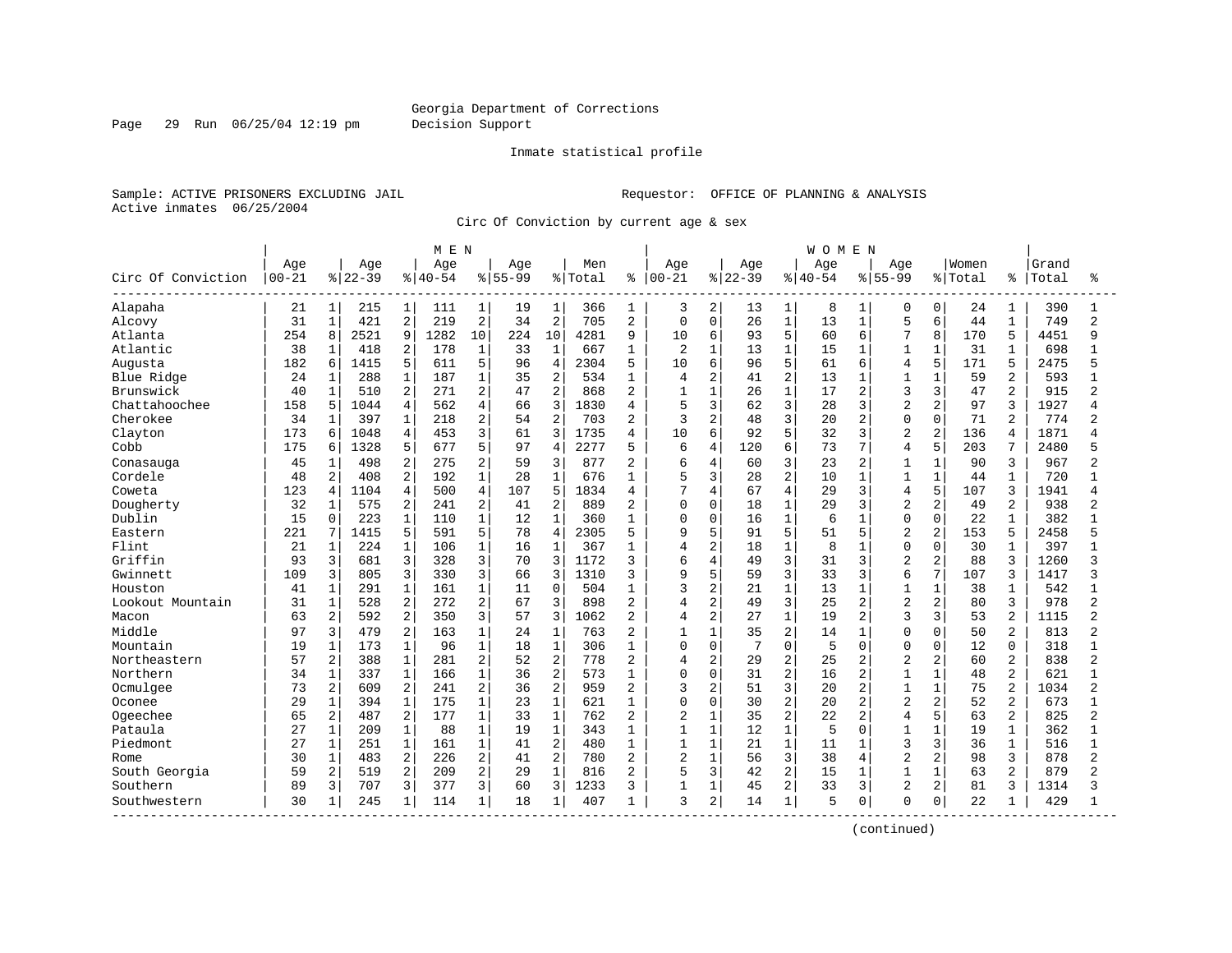Georgia Department of Corrections
Decision Support

Inmate statistical profile

Sample: ACTIVE PRISONERS EXCLUDING JAIL          Requestor: OFFICE OF PLANNING & ANALYSIS
Active inmates 06/25/2004

Circ Of Conviction by current age & sex

| | MEN | | | | | | | | | | | | WOMEN | | | | | | | | | | | | | |
|---|---|---|---|---|---|---|---|---|---|---|---|---|---|---|---|---|---|---|---|---|---|---|---|---|---|---|
| Circ Of Conviction | Age 00-21 | % | Age 22-39 | % | Age 40-54 | % | Age 55-99 | % | Men Total | % | Age 00-21 | % | Age 22-39 | % | Age 40-54 | % | Age 55-99 | % | Women Total | % | Grand Total | % |
| Alapaha | 21 | 1 | 215 | 1 | 111 | 1 | 19 | 1 | 366 | 1 | 3 | 2 | 13 | 1 | 8 | 1 | 0 | 0 | 24 | 1 | 390 | 1 |
| Alcovy | 31 | 1 | 421 | 2 | 219 | 2 | 34 | 2 | 705 | 2 | 0 | 0 | 26 | 1 | 13 | 1 | 5 | 6 | 44 | 1 | 749 | 2 |
| Atlanta | 254 | 8 | 2521 | 9 | 1282 | 10 | 224 | 10 | 4281 | 9 | 10 | 6 | 93 | 5 | 60 | 6 | 7 | 8 | 170 | 5 | 4451 | 9 |
| Atlantic | 38 | 1 | 418 | 2 | 178 | 1 | 33 | 1 | 667 | 1 | 2 | 1 | 13 | 1 | 15 | 1 | 1 | 1 | 31 | 1 | 698 | 1 |
| Augusta | 182 | 6 | 1415 | 5 | 611 | 5 | 96 | 4 | 2304 | 5 | 10 | 6 | 96 | 5 | 61 | 6 | 4 | 5 | 171 | 5 | 2475 | 5 |
| Blue Ridge | 24 | 1 | 288 | 1 | 187 | 1 | 35 | 2 | 534 | 1 | 4 | 2 | 41 | 2 | 13 | 1 | 1 | 1 | 59 | 2 | 593 | 1 |
| Brunswick | 40 | 1 | 510 | 2 | 271 | 2 | 47 | 2 | 868 | 2 | 1 | 1 | 26 | 1 | 17 | 2 | 3 | 3 | 47 | 2 | 915 | 2 |
| Chattahoochee | 158 | 5 | 1044 | 4 | 562 | 4 | 66 | 3 | 1830 | 4 | 5 | 3 | 62 | 3 | 28 | 3 | 2 | 2 | 97 | 3 | 1927 | 4 |
| Cherokee | 34 | 1 | 397 | 1 | 218 | 2 | 54 | 2 | 703 | 2 | 3 | 2 | 48 | 3 | 20 | 2 | 0 | 0 | 71 | 2 | 774 | 2 |
| Clayton | 173 | 6 | 1048 | 4 | 453 | 3 | 61 | 3 | 1735 | 4 | 10 | 6 | 92 | 5 | 32 | 3 | 2 | 2 | 136 | 4 | 1871 | 4 |
| Cobb | 175 | 6 | 1328 | 5 | 677 | 5 | 97 | 4 | 2277 | 5 | 6 | 4 | 120 | 6 | 73 | 7 | 4 | 5 | 203 | 7 | 2480 | 5 |
| Conasauga | 45 | 1 | 498 | 2 | 275 | 2 | 59 | 3 | 877 | 2 | 6 | 4 | 60 | 3 | 23 | 2 | 1 | 1 | 90 | 3 | 967 | 2 |
| Cordele | 48 | 2 | 408 | 2 | 192 | 1 | 28 | 1 | 676 | 1 | 5 | 3 | 28 | 2 | 10 | 1 | 1 | 1 | 44 | 1 | 720 | 1 |
| Coweta | 123 | 4 | 1104 | 4 | 500 | 4 | 107 | 5 | 1834 | 4 | 7 | 4 | 67 | 4 | 29 | 3 | 4 | 5 | 107 | 3 | 1941 | 4 |
| Dougherty | 32 | 1 | 575 | 2 | 241 | 2 | 41 | 2 | 889 | 2 | 0 | 0 | 18 | 1 | 29 | 3 | 2 | 2 | 49 | 2 | 938 | 2 |
| Dublin | 15 | 0 | 223 | 1 | 110 | 1 | 12 | 1 | 360 | 1 | 0 | 0 | 16 | 1 | 6 | 1 | 0 | 0 | 22 | 1 | 382 | 1 |
| Eastern | 221 | 7 | 1415 | 5 | 591 | 5 | 78 | 4 | 2305 | 5 | 9 | 5 | 91 | 5 | 51 | 5 | 2 | 2 | 153 | 5 | 2458 | 5 |
| Flint | 21 | 1 | 224 | 1 | 106 | 1 | 16 | 1 | 367 | 1 | 4 | 2 | 18 | 1 | 8 | 1 | 0 | 0 | 30 | 1 | 397 | 1 |
| Griffin | 93 | 3 | 681 | 3 | 328 | 3 | 70 | 3 | 1172 | 3 | 6 | 4 | 49 | 3 | 31 | 3 | 2 | 2 | 88 | 3 | 1260 | 3 |
| Gwinnett | 109 | 3 | 805 | 3 | 330 | 3 | 66 | 3 | 1310 | 3 | 9 | 5 | 59 | 3 | 33 | 3 | 6 | 7 | 107 | 3 | 1417 | 3 |
| Houston | 41 | 1 | 291 | 1 | 161 | 1 | 11 | 0 | 504 | 1 | 3 | 2 | 21 | 1 | 13 | 1 | 1 | 1 | 38 | 1 | 542 | 1 |
| Lookout Mountain | 31 | 1 | 528 | 2 | 272 | 2 | 67 | 3 | 898 | 2 | 4 | 2 | 49 | 3 | 25 | 2 | 2 | 2 | 80 | 3 | 978 | 2 |
| Macon | 63 | 2 | 592 | 2 | 350 | 3 | 57 | 3 | 1062 | 2 | 4 | 2 | 27 | 1 | 19 | 2 | 3 | 3 | 53 | 2 | 1115 | 2 |
| Middle | 97 | 3 | 479 | 2 | 163 | 1 | 24 | 1 | 763 | 2 | 1 | 1 | 35 | 2 | 14 | 1 | 0 | 0 | 50 | 2 | 813 | 2 |
| Mountain | 19 | 1 | 173 | 1 | 96 | 1 | 18 | 1 | 306 | 1 | 0 | 0 | 7 | 0 | 5 | 0 | 0 | 0 | 12 | 0 | 318 | 1 |
| Northeastern | 57 | 2 | 388 | 1 | 281 | 2 | 52 | 2 | 778 | 2 | 4 | 2 | 29 | 2 | 25 | 2 | 2 | 2 | 60 | 2 | 838 | 2 |
| Northern | 34 | 1 | 337 | 1 | 166 | 1 | 36 | 2 | 573 | 1 | 0 | 0 | 31 | 2 | 16 | 2 | 1 | 1 | 48 | 2 | 621 | 1 |
| Ocmulgee | 73 | 2 | 609 | 2 | 241 | 2 | 36 | 2 | 959 | 2 | 3 | 2 | 51 | 3 | 20 | 2 | 1 | 1 | 75 | 2 | 1034 | 2 |
| Oconee | 29 | 1 | 394 | 1 | 175 | 1 | 23 | 1 | 621 | 1 | 0 | 0 | 30 | 2 | 20 | 2 | 2 | 2 | 52 | 2 | 673 | 1 |
| Ogeechee | 65 | 2 | 487 | 2 | 177 | 1 | 33 | 1 | 762 | 2 | 2 | 1 | 35 | 2 | 22 | 2 | 4 | 5 | 63 | 2 | 825 | 2 |
| Pataula | 27 | 1 | 209 | 1 | 88 | 1 | 19 | 1 | 343 | 1 | 1 | 1 | 12 | 1 | 5 | 0 | 1 | 1 | 19 | 1 | 362 | 1 |
| Piedmont | 27 | 1 | 251 | 1 | 161 | 1 | 41 | 2 | 480 | 1 | 1 | 1 | 21 | 1 | 11 | 1 | 3 | 3 | 36 | 1 | 516 | 1 |
| Rome | 30 | 1 | 483 | 2 | 226 | 2 | 41 | 2 | 780 | 2 | 2 | 1 | 56 | 3 | 38 | 4 | 2 | 2 | 98 | 3 | 878 | 2 |
| South Georgia | 59 | 2 | 519 | 2 | 209 | 2 | 29 | 1 | 816 | 2 | 5 | 3 | 42 | 2 | 15 | 1 | 1 | 1 | 63 | 2 | 879 | 2 |
| Southern | 89 | 3 | 707 | 3 | 377 | 3 | 60 | 3 | 1233 | 3 | 1 | 1 | 45 | 2 | 33 | 3 | 2 | 2 | 81 | 3 | 1314 | 3 |
| Southwestern | 30 | 1 | 245 | 1 | 114 | 1 | 18 | 1 | 407 | 1 | 3 | 2 | 14 | 1 | 5 | 0 | 0 | 0 | 22 | 1 | 429 | 1 |

(continued)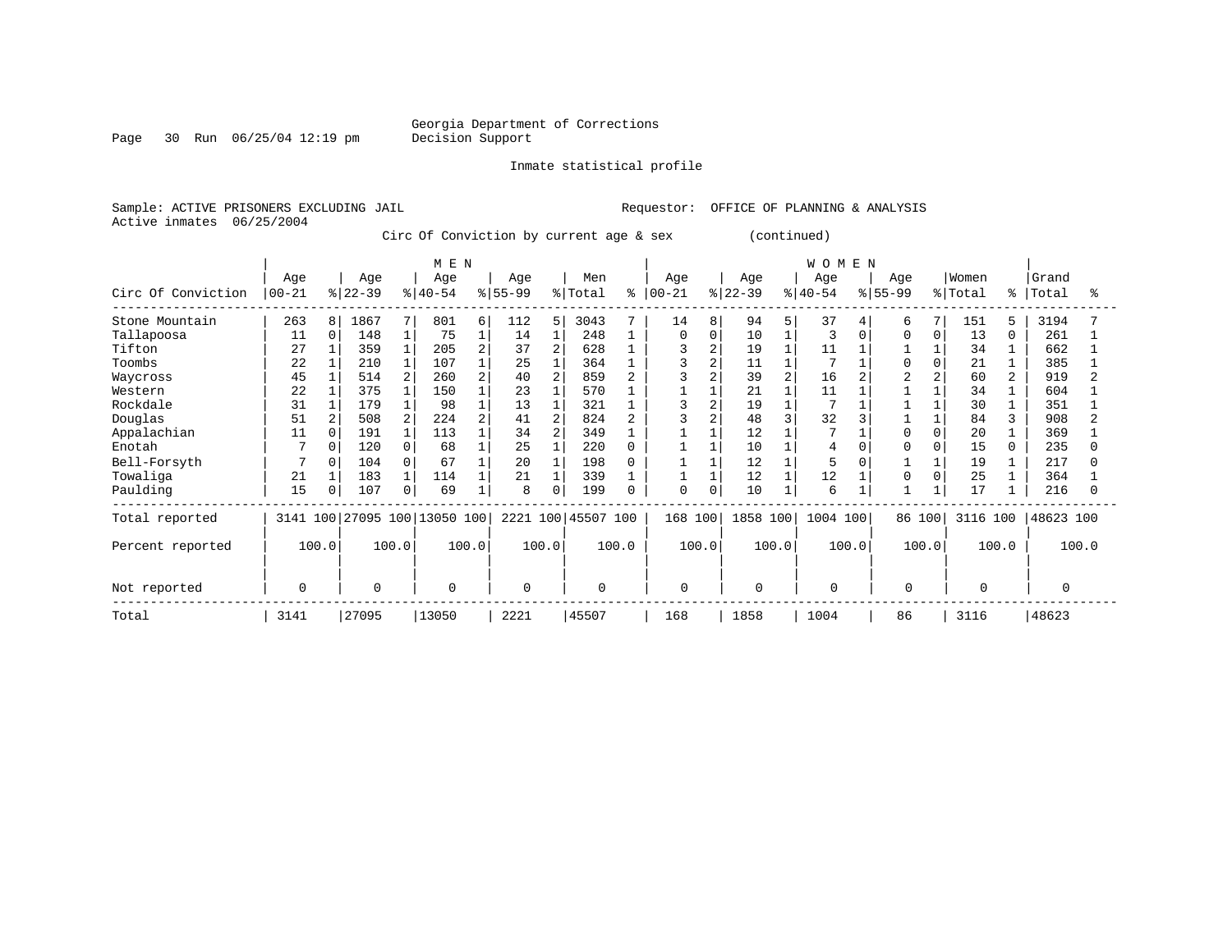Georgia Department of Corrections
Decision Support

Inmate statistical profile

Sample: ACTIVE PRISONERS EXCLUDING JAIL    Requestor: OFFICE OF PLANNING & ANALYSIS
Active inmates 06/25/2004

Circ Of Conviction by current age & sex (continued)

| | MEN | | | | | | | | | | WOMEN | | | | | | | | | | | |
|---|---|---|---|---|---|---|---|---|---|---|---|---|---|---|---|---|---|---|---|---|---|---|
| Circ Of Conviction | Age 00-21 | % | Age 22-39 | % | Age 40-54 | % | Age 55-99 | % | Men Total | % | Age 00-21 | % | Age 22-39 | % | Age 40-54 | % | Age 55-99 | % | Women Total | % | Grand Total | % |
| Stone Mountain | 263 | 8 | 1867 | 7 | 801 | 6 | 112 | 5 | 3043 | 7 | 14 | 8 | 94 | 5 | 37 | 4 | 6 | 7 | 151 | 5 | 3194 | 7 |
| Tallapoosa | 11 | 0 | 148 | 1 | 75 | 1 | 14 | 1 | 248 | 1 | 0 | 0 | 10 | 1 | 3 | 0 | 0 | 0 | 13 | 0 | 261 | 1 |
| Tifton | 27 | 1 | 359 | 1 | 205 | 2 | 37 | 2 | 628 | 1 | 3 | 2 | 19 | 1 | 11 | 1 | 1 | 1 | 34 | 1 | 662 | 1 |
| Toombs | 22 | 1 | 210 | 1 | 107 | 1 | 25 | 1 | 364 | 1 | 3 | 2 | 11 | 1 | 7 | 1 | 0 | 0 | 21 | 1 | 385 | 1 |
| Waycross | 45 | 1 | 514 | 2 | 260 | 2 | 40 | 2 | 859 | 2 | 3 | 2 | 39 | 2 | 16 | 2 | 2 | 2 | 60 | 2 | 919 | 2 |
| Western | 22 | 1 | 375 | 1 | 150 | 1 | 23 | 1 | 570 | 1 | 1 | 1 | 21 | 1 | 11 | 1 | 1 | 1 | 34 | 1 | 604 | 1 |
| Rockdale | 31 | 1 | 179 | 1 | 98 | 1 | 13 | 1 | 321 | 1 | 3 | 2 | 19 | 1 | 7 | 1 | 1 | 1 | 30 | 1 | 351 | 1 |
| Douglas | 51 | 2 | 508 | 2 | 224 | 2 | 41 | 2 | 824 | 2 | 3 | 2 | 48 | 3 | 32 | 3 | 1 | 1 | 84 | 3 | 908 | 2 |
| Appalachian | 11 | 0 | 191 | 1 | 113 | 1 | 34 | 2 | 349 | 1 | 1 | 1 | 12 | 1 | 7 | 1 | 0 | 0 | 20 | 1 | 369 | 1 |
| Enotah | 7 | 0 | 120 | 0 | 68 | 1 | 25 | 1 | 220 | 0 | 1 | 1 | 10 | 1 | 4 | 0 | 0 | 0 | 15 | 0 | 235 | 0 |
| Bell-Forsyth | 7 | 0 | 104 | 0 | 67 | 1 | 20 | 1 | 198 | 0 | 1 | 1 | 12 | 1 | 5 | 0 | 1 | 1 | 19 | 1 | 217 | 0 |
| Towaliga | 21 | 1 | 183 | 1 | 114 | 1 | 21 | 1 | 339 | 1 | 1 | 1 | 12 | 1 | 12 | 1 | 0 | 0 | 25 | 1 | 364 | 1 |
| Paulding | 15 | 0 | 107 | 0 | 69 | 1 | 8 | 0 | 199 | 0 | 0 | 0 | 10 | 1 | 6 | 1 | 1 | 1 | 17 | 1 | 216 | 0 |
| Total reported | 3141 | 100 | 27095 | 100 | 13050 | 100 | 2221 | 100 | 45507 | 100 | 168 | 100 | 1858 | 100 | 1004 | 100 | 86 | 100 | 3116 | 100 | 48623 | 100 |
| Percent reported | | 100.0 | | 100.0 | | 100.0 | | 100.0 | | 100.0 | | 100.0 | | 100.0 | | 100.0 | | 100.0 | | 100.0 | | 100.0 |
| Not reported | 0 | | 0 | | 0 | | 0 | | 0 | | 0 | | 0 | | 0 | | 0 | | 0 | | 0 | |
| Total | 3141 | | 27095 | | 13050 | | 2221 | | 45507 | | 168 | | 1858 | | 1004 | | 86 | | 3116 | | 48623 | |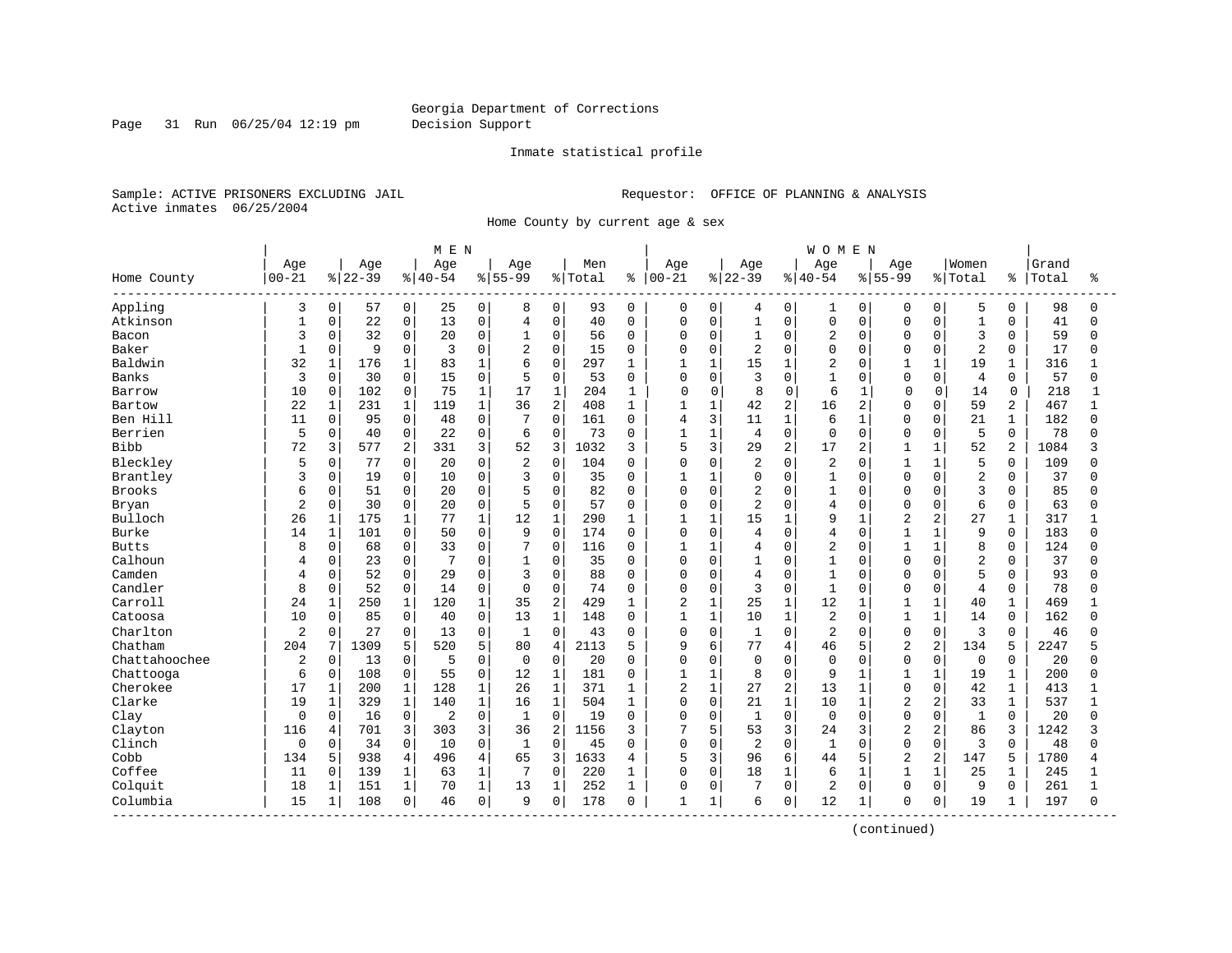Georgia Department of Corrections
Decision Support

Inmate statistical profile

Sample: ACTIVE PRISONERS EXCLUDING JAIL

Requestor: OFFICE OF PLANNING & ANALYSIS

Active inmates 06/25/2004

Home County by current age & sex

| Home County | MEN Age 00-21 | % | Age 22-39 | % | Age 40-54 | % | Age 55-99 | % | Men Total | % | WOMEN Age 00-21 | % | Age 22-39 | % | Age 40-54 | % | Age 55-99 | % | Women Total | % | Grand Total | % |
|---|---|---|---|---|---|---|---|---|---|---|---|---|---|---|---|---|---|---|---|---|---|---|
| Appling | 3 | 0 | 57 | 0 | 25 | 0 | 8 | 0 | 93 | 0 | 0 | 0 | 4 | 0 | 1 | 0 | 0 | 0 | 5 | 0 | 98 | 0 |
| Atkinson | 1 | 0 | 22 | 0 | 13 | 0 | 4 | 0 | 40 | 0 | 0 | 0 | 1 | 0 | 0 | 0 | 0 | 0 | 1 | 0 | 41 | 0 |
| Bacon | 3 | 0 | 32 | 0 | 20 | 0 | 1 | 0 | 56 | 0 | 0 | 0 | 1 | 0 | 2 | 0 | 0 | 0 | 3 | 0 | 59 | 0 |
| Baker | 1 | 0 | 9 | 0 | 3 | 0 | 2 | 0 | 15 | 0 | 0 | 0 | 2 | 0 | 0 | 0 | 0 | 0 | 2 | 0 | 17 | 0 |
| Baldwin | 32 | 1 | 176 | 1 | 83 | 1 | 6 | 0 | 297 | 1 | 1 | 1 | 15 | 1 | 2 | 0 | 1 | 1 | 19 | 1 | 316 | 1 |
| Banks | 3 | 0 | 30 | 0 | 15 | 0 | 5 | 0 | 53 | 0 | 0 | 0 | 3 | 0 | 1 | 0 | 0 | 0 | 4 | 0 | 57 | 0 |
| Barrow | 10 | 0 | 102 | 0 | 75 | 1 | 17 | 1 | 204 | 1 | 0 | 0 | 8 | 0 | 6 | 1 | 0 | 0 | 14 | 0 | 218 | 1 |
| Bartow | 22 | 1 | 231 | 1 | 119 | 1 | 36 | 2 | 408 | 1 | 1 | 1 | 42 | 2 | 16 | 2 | 0 | 0 | 59 | 2 | 467 | 1 |
| Ben Hill | 11 | 0 | 95 | 0 | 48 | 0 | 7 | 0 | 161 | 0 | 4 | 3 | 11 | 1 | 6 | 1 | 0 | 0 | 21 | 1 | 182 | 0 |
| Berrien | 5 | 0 | 40 | 0 | 22 | 0 | 6 | 0 | 73 | 0 | 1 | 1 | 4 | 0 | 0 | 0 | 0 | 0 | 5 | 0 | 78 | 0 |
| Bibb | 72 | 3 | 577 | 2 | 331 | 3 | 52 | 3 | 1032 | 3 | 5 | 3 | 29 | 2 | 17 | 2 | 1 | 1 | 52 | 2 | 1084 | 3 |
| Bleckley | 5 | 0 | 77 | 0 | 20 | 0 | 2 | 0 | 104 | 0 | 0 | 0 | 2 | 0 | 2 | 0 | 1 | 1 | 5 | 0 | 109 | 0 |
| Brantley | 3 | 0 | 19 | 0 | 10 | 0 | 3 | 0 | 35 | 0 | 1 | 1 | 0 | 0 | 1 | 0 | 0 | 0 | 2 | 0 | 37 | 0 |
| Brooks | 6 | 0 | 51 | 0 | 20 | 0 | 5 | 0 | 82 | 0 | 0 | 0 | 2 | 0 | 1 | 0 | 0 | 0 | 3 | 0 | 85 | 0 |
| Bryan | 2 | 0 | 30 | 0 | 20 | 0 | 5 | 0 | 57 | 0 | 0 | 0 | 2 | 0 | 4 | 0 | 0 | 0 | 6 | 0 | 63 | 0 |
| Bulloch | 26 | 1 | 175 | 1 | 77 | 1 | 12 | 1 | 290 | 1 | 1 | 1 | 15 | 1 | 9 | 1 | 2 | 2 | 27 | 1 | 317 | 1 |
| Burke | 14 | 1 | 101 | 0 | 50 | 0 | 9 | 0 | 174 | 0 | 0 | 0 | 4 | 0 | 4 | 0 | 1 | 1 | 9 | 0 | 183 | 0 |
| Butts | 8 | 0 | 68 | 0 | 33 | 0 | 7 | 0 | 116 | 0 | 1 | 1 | 4 | 0 | 2 | 0 | 1 | 1 | 8 | 0 | 124 | 0 |
| Calhoun | 4 | 0 | 23 | 0 | 7 | 0 | 1 | 0 | 35 | 0 | 0 | 0 | 1 | 0 | 1 | 0 | 0 | 0 | 2 | 0 | 37 | 0 |
| Camden | 4 | 0 | 52 | 0 | 29 | 0 | 3 | 0 | 88 | 0 | 0 | 0 | 4 | 0 | 1 | 0 | 0 | 0 | 5 | 0 | 93 | 0 |
| Candler | 8 | 0 | 52 | 0 | 14 | 0 | 0 | 0 | 74 | 0 | 0 | 0 | 3 | 0 | 1 | 0 | 0 | 0 | 4 | 0 | 78 | 0 |
| Carroll | 24 | 1 | 250 | 1 | 120 | 1 | 35 | 2 | 429 | 1 | 2 | 1 | 25 | 1 | 12 | 1 | 1 | 1 | 40 | 1 | 469 | 1 |
| Catoosa | 10 | 0 | 85 | 0 | 40 | 0 | 13 | 1 | 148 | 0 | 1 | 1 | 10 | 1 | 2 | 0 | 1 | 1 | 14 | 0 | 162 | 0 |
| Charlton | 2 | 0 | 27 | 0 | 13 | 0 | 1 | 0 | 43 | 0 | 0 | 0 | 1 | 0 | 2 | 0 | 0 | 0 | 3 | 0 | 46 | 0 |
| Chatham | 204 | 7 | 1309 | 5 | 520 | 5 | 80 | 4 | 2113 | 5 | 9 | 6 | 77 | 4 | 46 | 5 | 2 | 2 | 134 | 5 | 2247 | 5 |
| Chattahoochee | 2 | 0 | 13 | 0 | 5 | 0 | 0 | 0 | 20 | 0 | 0 | 0 | 0 | 0 | 0 | 0 | 0 | 0 | 0 | 0 | 20 | 0 |
| Chattooga | 6 | 0 | 108 | 0 | 55 | 0 | 12 | 1 | 181 | 0 | 1 | 1 | 8 | 0 | 9 | 1 | 1 | 1 | 19 | 1 | 200 | 0 |
| Cherokee | 17 | 1 | 200 | 1 | 128 | 1 | 26 | 1 | 371 | 1 | 2 | 1 | 27 | 2 | 13 | 1 | 0 | 0 | 42 | 1 | 413 | 1 |
| Clarke | 19 | 1 | 329 | 1 | 140 | 1 | 16 | 1 | 504 | 1 | 0 | 0 | 21 | 1 | 10 | 1 | 2 | 2 | 33 | 1 | 537 | 1 |
| Clay | 0 | 0 | 16 | 0 | 2 | 0 | 1 | 0 | 19 | 0 | 0 | 0 | 1 | 0 | 0 | 0 | 0 | 0 | 1 | 0 | 20 | 0 |
| Clayton | 116 | 4 | 701 | 3 | 303 | 3 | 36 | 2 | 1156 | 3 | 7 | 5 | 53 | 3 | 24 | 3 | 2 | 2 | 86 | 3 | 1242 | 3 |
| Clinch | 0 | 0 | 34 | 0 | 10 | 0 | 1 | 0 | 45 | 0 | 0 | 0 | 2 | 0 | 1 | 0 | 0 | 0 | 3 | 0 | 48 | 0 |
| Cobb | 134 | 5 | 938 | 4 | 496 | 4 | 65 | 3 | 1633 | 4 | 5 | 3 | 96 | 6 | 44 | 5 | 2 | 2 | 147 | 5 | 1780 | 4 |
| Coffee | 11 | 0 | 139 | 1 | 63 | 1 | 7 | 0 | 220 | 1 | 0 | 0 | 18 | 1 | 6 | 1 | 1 | 1 | 25 | 1 | 245 | 1 |
| Colquit | 18 | 1 | 151 | 1 | 70 | 1 | 13 | 1 | 252 | 1 | 0 | 0 | 7 | 0 | 2 | 0 | 0 | 0 | 9 | 0 | 261 | 1 |
| Columbia | 15 | 1 | 108 | 0 | 46 | 0 | 9 | 0 | 178 | 0 | 1 | 1 | 6 | 0 | 12 | 1 | 0 | 0 | 19 | 1 | 197 | 0 |

(continued)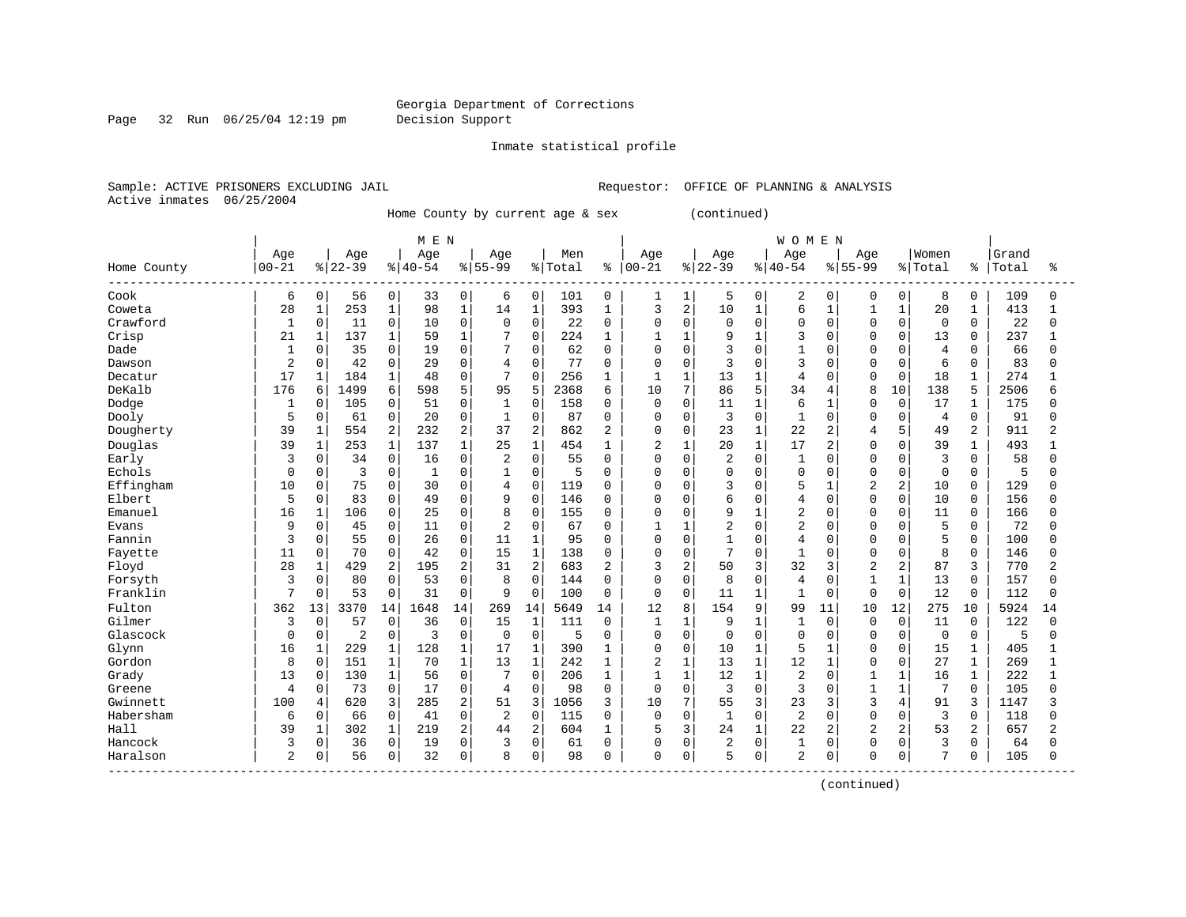Georgia Department of Corrections
Decision Support

Inmate statistical profile

Sample: ACTIVE PRISONERS EXCLUDING JAIL    Requestor: OFFICE OF PLANNING & ANALYSIS
Active inmates 06/25/2004

Home County by current age & sex (continued)

| Home County | MEN Age 00-21 | % | Age 22-39 | % | Age 40-54 | % | Age 55-99 | % | Men Total | % | WOMEN Age 00-21 | % | Age 22-39 | % | Age 40-54 | % | Age 55-99 | % | Women Total | % | Grand Total | % |
|---|---|---|---|---|---|---|---|---|---|---|---|---|---|---|---|---|---|---|---|---|---|---|
| Cook | 6 | 0 | 56 | 0 | 33 | 0 | 6 | 0 | 101 | 0 | 1 | 1 | 5 | 0 | 2 | 0 | 0 | 0 | 8 | 0 | 109 | 0 |
| Coweta | 28 | 1 | 253 | 1 | 98 | 1 | 14 | 1 | 393 | 1 | 3 | 2 | 10 | 1 | 6 | 1 | 1 | 1 | 20 | 1 | 413 | 1 |
| Crawford | 1 | 0 | 11 | 0 | 10 | 0 | 0 | 0 | 22 | 0 | 0 | 0 | 0 | 0 | 0 | 0 | 0 | 0 | 0 | 0 | 22 | 0 |
| Crisp | 21 | 1 | 137 | 1 | 59 | 1 | 7 | 0 | 224 | 1 | 1 | 1 | 9 | 1 | 3 | 0 | 0 | 0 | 13 | 0 | 237 | 1 |
| Dade | 1 | 0 | 35 | 0 | 19 | 0 | 7 | 0 | 62 | 0 | 0 | 0 | 3 | 0 | 1 | 0 | 0 | 0 | 4 | 0 | 66 | 0 |
| Dawson | 2 | 0 | 42 | 0 | 29 | 0 | 4 | 0 | 77 | 0 | 0 | 0 | 3 | 0 | 3 | 0 | 0 | 0 | 6 | 0 | 83 | 0 |
| Decatur | 17 | 1 | 184 | 1 | 48 | 0 | 7 | 0 | 256 | 1 | 1 | 1 | 13 | 1 | 4 | 0 | 0 | 0 | 18 | 1 | 274 | 1 |
| DeKalb | 176 | 6 | 1499 | 6 | 598 | 5 | 95 | 5 | 2368 | 6 | 10 | 7 | 86 | 5 | 34 | 4 | 8 | 10 | 138 | 5 | 2506 | 6 |
| Dodge | 1 | 0 | 105 | 0 | 51 | 0 | 1 | 0 | 158 | 0 | 0 | 0 | 11 | 1 | 6 | 1 | 0 | 0 | 17 | 1 | 175 | 0 |
| Dooly | 5 | 0 | 61 | 0 | 20 | 0 | 1 | 0 | 87 | 0 | 0 | 0 | 3 | 0 | 1 | 0 | 0 | 0 | 4 | 0 | 91 | 0 |
| Dougherty | 39 | 1 | 554 | 2 | 232 | 2 | 37 | 2 | 862 | 2 | 0 | 0 | 23 | 1 | 22 | 2 | 4 | 5 | 49 | 2 | 911 | 2 |
| Douglas | 39 | 1 | 253 | 1 | 137 | 1 | 25 | 1 | 454 | 1 | 2 | 1 | 20 | 1 | 17 | 2 | 0 | 0 | 39 | 1 | 493 | 1 |
| Early | 3 | 0 | 34 | 0 | 16 | 0 | 2 | 0 | 55 | 0 | 0 | 0 | 2 | 0 | 1 | 0 | 0 | 0 | 3 | 0 | 58 | 0 |
| Echols | 0 | 0 | 3 | 0 | 1 | 0 | 1 | 0 | 5 | 0 | 0 | 0 | 0 | 0 | 0 | 0 | 0 | 0 | 0 | 0 | 5 | 0 |
| Effingham | 10 | 0 | 75 | 0 | 30 | 0 | 4 | 0 | 119 | 0 | 0 | 0 | 3 | 0 | 5 | 1 | 2 | 2 | 10 | 0 | 129 | 0 |
| Elbert | 5 | 0 | 83 | 0 | 49 | 0 | 9 | 0 | 146 | 0 | 0 | 0 | 6 | 0 | 4 | 0 | 0 | 0 | 10 | 0 | 156 | 0 |
| Emanuel | 16 | 1 | 106 | 0 | 25 | 0 | 8 | 0 | 155 | 0 | 0 | 0 | 9 | 1 | 2 | 0 | 0 | 0 | 11 | 0 | 166 | 0 |
| Evans | 9 | 0 | 45 | 0 | 11 | 0 | 2 | 0 | 67 | 0 | 1 | 1 | 2 | 0 | 2 | 0 | 0 | 0 | 5 | 0 | 72 | 0 |
| Fannin | 3 | 0 | 55 | 0 | 26 | 0 | 11 | 1 | 95 | 0 | 0 | 0 | 1 | 0 | 4 | 0 | 0 | 0 | 5 | 0 | 100 | 0 |
| Fayette | 11 | 0 | 70 | 0 | 42 | 0 | 15 | 1 | 138 | 0 | 0 | 0 | 7 | 0 | 1 | 0 | 0 | 0 | 8 | 0 | 146 | 0 |
| Floyd | 28 | 1 | 429 | 2 | 195 | 2 | 31 | 2 | 683 | 2 | 3 | 2 | 50 | 3 | 32 | 3 | 2 | 2 | 87 | 3 | 770 | 2 |
| Forsyth | 3 | 0 | 80 | 0 | 53 | 0 | 8 | 0 | 144 | 0 | 0 | 0 | 8 | 0 | 4 | 0 | 1 | 1 | 13 | 0 | 157 | 0 |
| Franklin | 7 | 0 | 53 | 0 | 31 | 0 | 9 | 0 | 100 | 0 | 0 | 0 | 11 | 1 | 1 | 0 | 0 | 0 | 12 | 0 | 112 | 0 |
| Fulton | 362 | 13 | 3370 | 14 | 1648 | 14 | 269 | 14 | 5649 | 14 | 12 | 8 | 154 | 9 | 99 | 11 | 10 | 12 | 275 | 10 | 5924 | 14 |
| Gilmer | 3 | 0 | 57 | 0 | 36 | 0 | 15 | 1 | 111 | 0 | 1 | 1 | 9 | 1 | 1 | 0 | 0 | 0 | 11 | 0 | 122 | 0 |
| Glascock | 0 | 0 | 2 | 0 | 3 | 0 | 0 | 0 | 5 | 0 | 0 | 0 | 0 | 0 | 0 | 0 | 0 | 0 | 0 | 0 | 5 | 0 |
| Glynn | 16 | 1 | 229 | 1 | 128 | 1 | 17 | 1 | 390 | 1 | 0 | 0 | 10 | 1 | 5 | 1 | 0 | 0 | 15 | 1 | 405 | 1 |
| Gordon | 8 | 0 | 151 | 1 | 70 | 1 | 13 | 1 | 242 | 1 | 2 | 1 | 13 | 1 | 12 | 1 | 0 | 0 | 27 | 1 | 269 | 1 |
| Grady | 13 | 0 | 130 | 1 | 56 | 0 | 7 | 0 | 206 | 1 | 1 | 1 | 12 | 1 | 2 | 0 | 1 | 1 | 16 | 1 | 222 | 1 |
| Greene | 4 | 0 | 73 | 0 | 17 | 0 | 4 | 0 | 98 | 0 | 0 | 0 | 3 | 0 | 3 | 0 | 1 | 1 | 7 | 0 | 105 | 0 |
| Gwinnett | 100 | 4 | 620 | 3 | 285 | 2 | 51 | 3 | 1056 | 3 | 10 | 7 | 55 | 3 | 23 | 3 | 3 | 4 | 91 | 3 | 1147 | 3 |
| Habersham | 6 | 0 | 66 | 0 | 41 | 0 | 2 | 0 | 115 | 0 | 0 | 0 | 1 | 0 | 2 | 0 | 0 | 0 | 3 | 0 | 118 | 0 |
| Hall | 39 | 1 | 302 | 1 | 219 | 2 | 44 | 2 | 604 | 1 | 5 | 3 | 24 | 1 | 22 | 2 | 2 | 2 | 53 | 2 | 657 | 2 |
| Hancock | 3 | 0 | 36 | 0 | 19 | 0 | 3 | 0 | 61 | 0 | 0 | 0 | 2 | 0 | 1 | 0 | 0 | 0 | 3 | 0 | 64 | 0 |
| Haralson | 2 | 0 | 56 | 0 | 32 | 0 | 8 | 0 | 98 | 0 | 0 | 0 | 5 | 0 | 2 | 0 | 0 | 0 | 7 | 0 | 105 | 0 |

(continued)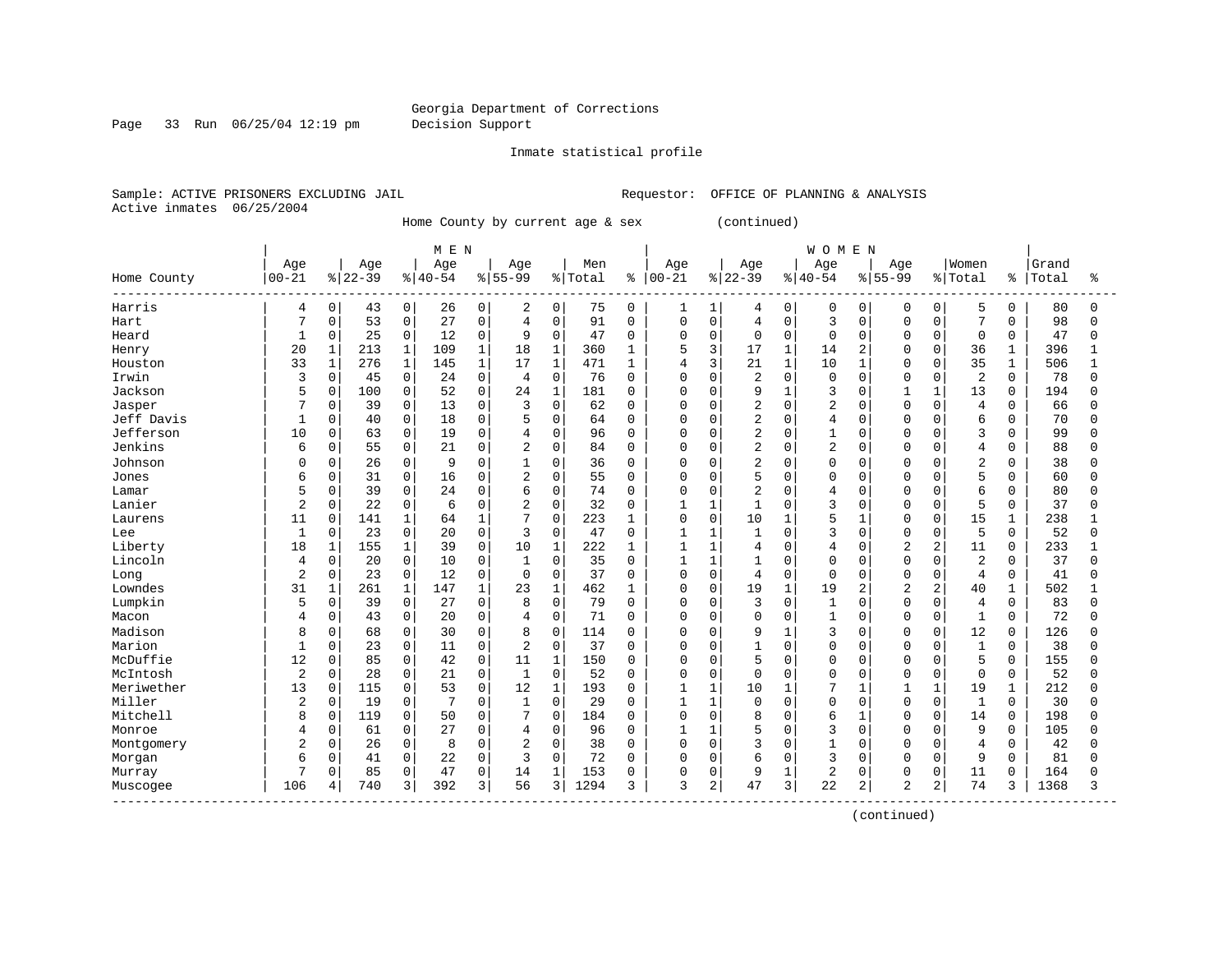Georgia Department of Corrections
Decision Support

Inmate statistical profile

Sample: ACTIVE PRISONERS EXCLUDING JAIL　　　Requestor: OFFICE OF PLANNING & ANALYSIS
Active inmates 06/25/2004

Home County by current age & sex (continued)

| Home County | MEN Age 00-21 | % | Age 22-39 | % | Age 40-54 | % | Age 55-99 | % | Men Total | % | WOMEN Age 00-21 | % | Age 22-39 | % | Age 40-54 | % | Age 55-99 | % | Women Total | % | Grand Total | % |
|---|---|---|---|---|---|---|---|---|---|---|---|---|---|---|---|---|---|---|---|---|---|---|
| Harris | 4 | 0 | 43 | 0 | 26 | 0 | 2 | 0 | 75 | 0 | 1 | 1 | 4 | 0 | 0 | 0 | 0 | 0 | 5 | 0 | 80 | 0 |
| Hart | 7 | 0 | 53 | 0 | 27 | 0 | 4 | 0 | 91 | 0 | 0 | 0 | 4 | 0 | 3 | 0 | 0 | 0 | 7 | 0 | 98 | 0 |
| Heard | 1 | 0 | 25 | 0 | 12 | 0 | 9 | 0 | 47 | 0 | 0 | 0 | 0 | 0 | 0 | 0 | 0 | 0 | 0 | 0 | 47 | 0 |
| Henry | 20 | 1 | 213 | 1 | 109 | 1 | 18 | 1 | 360 | 1 | 5 | 3 | 17 | 1 | 14 | 2 | 0 | 0 | 36 | 1 | 396 | 1 |
| Houston | 33 | 1 | 276 | 1 | 145 | 1 | 17 | 1 | 471 | 1 | 4 | 3 | 21 | 1 | 10 | 1 | 0 | 0 | 35 | 1 | 506 | 1 |
| Irwin | 3 | 0 | 45 | 0 | 24 | 0 | 4 | 0 | 76 | 0 | 0 | 0 | 2 | 0 | 0 | 0 | 0 | 0 | 2 | 0 | 78 | 0 |
| Jackson | 5 | 0 | 100 | 0 | 52 | 0 | 24 | 1 | 181 | 0 | 0 | 0 | 9 | 1 | 3 | 0 | 1 | 1 | 13 | 0 | 194 | 0 |
| Jasper | 7 | 0 | 39 | 0 | 13 | 0 | 3 | 0 | 62 | 0 | 0 | 0 | 2 | 0 | 2 | 0 | 0 | 0 | 4 | 0 | 66 | 0 |
| Jeff Davis | 1 | 0 | 40 | 0 | 18 | 0 | 5 | 0 | 64 | 0 | 0 | 0 | 2 | 0 | 4 | 0 | 0 | 0 | 6 | 0 | 70 | 0 |
| Jefferson | 10 | 0 | 63 | 0 | 19 | 0 | 4 | 0 | 96 | 0 | 0 | 0 | 2 | 0 | 1 | 0 | 0 | 0 | 3 | 0 | 99 | 0 |
| Jenkins | 6 | 0 | 55 | 0 | 21 | 0 | 2 | 0 | 84 | 0 | 0 | 0 | 2 | 0 | 2 | 0 | 0 | 0 | 4 | 0 | 88 | 0 |
| Johnson | 0 | 0 | 26 | 0 | 9 | 0 | 1 | 0 | 36 | 0 | 0 | 0 | 2 | 0 | 0 | 0 | 0 | 0 | 2 | 0 | 38 | 0 |
| Jones | 6 | 0 | 31 | 0 | 16 | 0 | 2 | 0 | 55 | 0 | 0 | 0 | 5 | 0 | 0 | 0 | 0 | 0 | 5 | 0 | 60 | 0 |
| Lamar | 5 | 0 | 39 | 0 | 24 | 0 | 6 | 0 | 74 | 0 | 0 | 0 | 2 | 0 | 4 | 0 | 0 | 0 | 6 | 0 | 80 | 0 |
| Lanier | 2 | 0 | 22 | 0 | 6 | 0 | 2 | 0 | 32 | 0 | 1 | 1 | 1 | 0 | 3 | 0 | 0 | 0 | 5 | 0 | 37 | 0 |
| Laurens | 11 | 0 | 141 | 1 | 64 | 1 | 7 | 0 | 223 | 1 | 0 | 0 | 10 | 1 | 5 | 1 | 0 | 0 | 15 | 1 | 238 | 1 |
| Lee | 1 | 0 | 23 | 0 | 20 | 0 | 3 | 0 | 47 | 0 | 1 | 1 | 1 | 0 | 3 | 0 | 0 | 0 | 5 | 0 | 52 | 0 |
| Liberty | 18 | 1 | 155 | 1 | 39 | 0 | 10 | 1 | 222 | 1 | 1 | 1 | 4 | 0 | 4 | 0 | 2 | 2 | 11 | 0 | 233 | 1 |
| Lincoln | 4 | 0 | 20 | 0 | 10 | 0 | 1 | 0 | 35 | 0 | 1 | 1 | 1 | 0 | 0 | 0 | 0 | 0 | 2 | 0 | 37 | 0 |
| Long | 2 | 0 | 23 | 0 | 12 | 0 | 0 | 0 | 37 | 0 | 0 | 0 | 4 | 0 | 0 | 0 | 0 | 0 | 4 | 0 | 41 | 0 |
| Lowndes | 31 | 1 | 261 | 1 | 147 | 1 | 23 | 1 | 462 | 1 | 0 | 0 | 19 | 1 | 19 | 2 | 2 | 2 | 40 | 1 | 502 | 1 |
| Lumpkin | 5 | 0 | 39 | 0 | 27 | 0 | 8 | 0 | 79 | 0 | 0 | 0 | 3 | 0 | 1 | 0 | 0 | 0 | 4 | 0 | 83 | 0 |
| Macon | 4 | 0 | 43 | 0 | 20 | 0 | 4 | 0 | 71 | 0 | 0 | 0 | 0 | 0 | 1 | 0 | 0 | 0 | 1 | 0 | 72 | 0 |
| Madison | 8 | 0 | 68 | 0 | 30 | 0 | 8 | 0 | 114 | 0 | 0 | 0 | 9 | 1 | 3 | 0 | 0 | 0 | 12 | 0 | 126 | 0 |
| Marion | 1 | 0 | 23 | 0 | 11 | 0 | 2 | 0 | 37 | 0 | 0 | 0 | 1 | 0 | 0 | 0 | 0 | 0 | 1 | 0 | 38 | 0 |
| McDuffie | 12 | 0 | 85 | 0 | 42 | 0 | 11 | 1 | 150 | 0 | 0 | 0 | 5 | 0 | 0 | 0 | 0 | 0 | 5 | 0 | 155 | 0 |
| McIntosh | 2 | 0 | 28 | 0 | 21 | 0 | 1 | 0 | 52 | 0 | 0 | 0 | 0 | 0 | 0 | 0 | 0 | 0 | 0 | 0 | 52 | 0 |
| Meriwether | 13 | 0 | 115 | 0 | 53 | 0 | 12 | 1 | 193 | 0 | 1 | 1 | 10 | 1 | 7 | 1 | 1 | 1 | 19 | 1 | 212 | 0 |
| Miller | 2 | 0 | 19 | 0 | 7 | 0 | 1 | 0 | 29 | 0 | 1 | 1 | 0 | 0 | 0 | 0 | 0 | 0 | 1 | 0 | 30 | 0 |
| Mitchell | 8 | 0 | 119 | 0 | 50 | 0 | 7 | 0 | 184 | 0 | 0 | 0 | 8 | 0 | 6 | 1 | 0 | 0 | 14 | 0 | 198 | 0 |
| Monroe | 4 | 0 | 61 | 0 | 27 | 0 | 4 | 0 | 96 | 0 | 1 | 1 | 5 | 0 | 3 | 0 | 0 | 0 | 9 | 0 | 105 | 0 |
| Montgomery | 2 | 0 | 26 | 0 | 8 | 0 | 2 | 0 | 38 | 0 | 0 | 0 | 3 | 0 | 1 | 0 | 0 | 0 | 4 | 0 | 42 | 0 |
| Morgan | 6 | 0 | 41 | 0 | 22 | 0 | 3 | 0 | 72 | 0 | 0 | 0 | 6 | 0 | 3 | 0 | 0 | 0 | 9 | 0 | 81 | 0 |
| Murray | 7 | 0 | 85 | 0 | 47 | 0 | 14 | 1 | 153 | 0 | 0 | 0 | 9 | 1 | 2 | 0 | 0 | 0 | 11 | 0 | 164 | 0 |
| Muscogee | 106 | 4 | 740 | 3 | 392 | 3 | 56 | 3 | 1294 | 3 | 3 | 2 | 47 | 3 | 22 | 2 | 2 | 2 | 74 | 3 | 1368 | 3 |

(continued)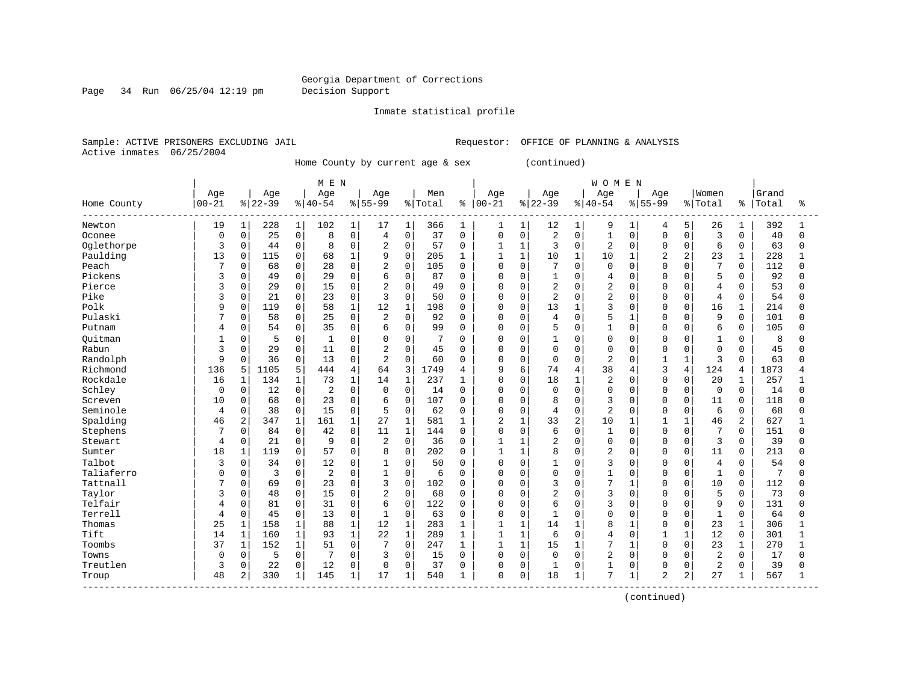Georgia Department of Corrections
Decision Support

Inmate statistical profile

Sample: ACTIVE PRISONERS EXCLUDING JAIL

Requestor: OFFICE OF PLANNING & ANALYSIS

Active inmates 06/25/2004

Home County by current age & sex (continued)

| Home County | MEN Age 00-21 | % | Age 22-39 | % | Age 40-54 | % | Age 55-99 | % | Men Total | % | WOMEN Age 00-21 | % | Age 22-39 | % | Age 40-54 | % | Age 55-99 | % | Women Total | % | Grand Total | % |
|---|---|---|---|---|---|---|---|---|---|---|---|---|---|---|---|---|---|---|---|---|---|---|
| Newton | 19 | 1 | 228 | 1 | 102 | 1 | 17 | 1 | 366 | 1 | 1 | 1 | 12 | 1 | 9 | 1 | 4 | 5 | 26 | 1 | 392 | 1 |
| Oconee | 0 | 0 | 25 | 0 | 8 | 0 | 4 | 0 | 37 | 0 | 0 | 0 | 2 | 0 | 1 | 0 | 0 | 0 | 3 | 0 | 40 | 0 |
| Oglethorpe | 3 | 0 | 44 | 0 | 8 | 0 | 2 | 0 | 57 | 0 | 1 | 1 | 3 | 0 | 2 | 0 | 0 | 0 | 6 | 0 | 63 | 0 |
| Paulding | 13 | 0 | 115 | 0 | 68 | 1 | 9 | 0 | 205 | 1 | 1 | 1 | 10 | 1 | 10 | 1 | 2 | 2 | 23 | 1 | 228 | 1 |
| Peach | 7 | 0 | 68 | 0 | 28 | 0 | 2 | 0 | 105 | 0 | 0 | 0 | 7 | 0 | 0 | 0 | 0 | 0 | 7 | 0 | 112 | 0 |
| Pickens | 3 | 0 | 49 | 0 | 29 | 0 | 6 | 0 | 87 | 0 | 0 | 0 | 1 | 0 | 4 | 0 | 0 | 0 | 5 | 0 | 92 | 0 |
| Pierce | 3 | 0 | 29 | 0 | 15 | 0 | 2 | 0 | 49 | 0 | 0 | 0 | 2 | 0 | 2 | 0 | 0 | 0 | 4 | 0 | 53 | 0 |
| Pike | 3 | 0 | 21 | 0 | 23 | 0 | 3 | 0 | 50 | 0 | 0 | 0 | 2 | 0 | 2 | 0 | 0 | 0 | 4 | 0 | 54 | 0 |
| Polk | 9 | 0 | 119 | 0 | 58 | 1 | 12 | 1 | 198 | 0 | 0 | 0 | 13 | 1 | 3 | 0 | 0 | 0 | 16 | 1 | 214 | 0 |
| Pulaski | 7 | 0 | 58 | 0 | 25 | 0 | 2 | 0 | 92 | 0 | 0 | 0 | 4 | 0 | 5 | 1 | 0 | 0 | 9 | 0 | 101 | 0 |
| Putnam | 4 | 0 | 54 | 0 | 35 | 0 | 6 | 0 | 99 | 0 | 0 | 0 | 5 | 0 | 1 | 0 | 0 | 0 | 6 | 0 | 105 | 0 |
| Quitman | 1 | 0 | 5 | 0 | 1 | 0 | 0 | 0 | 7 | 0 | 0 | 0 | 1 | 0 | 0 | 0 | 0 | 0 | 1 | 0 | 8 | 0 |
| Rabun | 3 | 0 | 29 | 0 | 11 | 0 | 2 | 0 | 45 | 0 | 0 | 0 | 0 | 0 | 0 | 0 | 0 | 0 | 0 | 0 | 45 | 0 |
| Randolph | 9 | 0 | 36 | 0 | 13 | 0 | 2 | 0 | 60 | 0 | 0 | 0 | 0 | 0 | 2 | 0 | 1 | 1 | 3 | 0 | 63 | 0 |
| Richmond | 136 | 5 | 1105 | 5 | 444 | 4 | 64 | 3 | 1749 | 4 | 9 | 6 | 74 | 4 | 38 | 4 | 3 | 4 | 124 | 4 | 1873 | 4 |
| Rockdale | 16 | 1 | 134 | 1 | 73 | 1 | 14 | 1 | 237 | 1 | 0 | 0 | 18 | 1 | 2 | 0 | 0 | 0 | 20 | 1 | 257 | 1 |
| Schley | 0 | 0 | 12 | 0 | 2 | 0 | 0 | 0 | 14 | 0 | 0 | 0 | 0 | 0 | 0 | 0 | 0 | 0 | 0 | 0 | 14 | 0 |
| Screven | 10 | 0 | 68 | 0 | 23 | 0 | 6 | 0 | 107 | 0 | 0 | 0 | 8 | 0 | 3 | 0 | 0 | 0 | 11 | 0 | 118 | 0 |
| Seminole | 4 | 0 | 38 | 0 | 15 | 0 | 5 | 0 | 62 | 0 | 0 | 0 | 4 | 0 | 2 | 0 | 0 | 0 | 6 | 0 | 68 | 0 |
| Spalding | 46 | 2 | 347 | 1 | 161 | 1 | 27 | 1 | 581 | 1 | 2 | 1 | 33 | 2 | 10 | 1 | 1 | 1 | 46 | 2 | 627 | 1 |
| Stephens | 7 | 0 | 84 | 0 | 42 | 0 | 11 | 1 | 144 | 0 | 0 | 0 | 6 | 0 | 1 | 0 | 0 | 0 | 7 | 0 | 151 | 0 |
| Stewart | 4 | 0 | 21 | 0 | 9 | 0 | 2 | 0 | 36 | 0 | 1 | 1 | 2 | 0 | 0 | 0 | 0 | 0 | 3 | 0 | 39 | 0 |
| Sumter | 18 | 1 | 119 | 0 | 57 | 0 | 8 | 0 | 202 | 0 | 1 | 1 | 8 | 0 | 2 | 0 | 0 | 0 | 11 | 0 | 213 | 0 |
| Talbot | 3 | 0 | 34 | 0 | 12 | 0 | 1 | 0 | 50 | 0 | 0 | 0 | 1 | 0 | 3 | 0 | 0 | 0 | 4 | 0 | 54 | 0 |
| Taliaferro | 0 | 0 | 3 | 0 | 2 | 0 | 1 | 0 | 6 | 0 | 0 | 0 | 0 | 0 | 1 | 0 | 0 | 0 | 1 | 0 | 7 | 0 |
| Tattnall | 7 | 0 | 69 | 0 | 23 | 0 | 3 | 0 | 102 | 0 | 0 | 0 | 3 | 0 | 7 | 1 | 0 | 0 | 10 | 0 | 112 | 0 |
| Taylor | 3 | 0 | 48 | 0 | 15 | 0 | 2 | 0 | 68 | 0 | 0 | 0 | 2 | 0 | 3 | 0 | 0 | 0 | 5 | 0 | 73 | 0 |
| Telfair | 4 | 0 | 81 | 0 | 31 | 0 | 6 | 0 | 122 | 0 | 0 | 0 | 6 | 0 | 3 | 0 | 0 | 0 | 9 | 0 | 131 | 0 |
| Terrell | 4 | 0 | 45 | 0 | 13 | 0 | 1 | 0 | 63 | 0 | 0 | 0 | 1 | 0 | 0 | 0 | 0 | 0 | 1 | 0 | 64 | 0 |
| Thomas | 25 | 1 | 158 | 1 | 88 | 1 | 12 | 1 | 283 | 1 | 1 | 1 | 14 | 1 | 8 | 1 | 0 | 0 | 23 | 1 | 306 | 1 |
| Tift | 14 | 1 | 160 | 1 | 93 | 1 | 22 | 1 | 289 | 1 | 1 | 1 | 6 | 0 | 4 | 0 | 1 | 1 | 12 | 0 | 301 | 1 |
| Toombs | 37 | 1 | 152 | 1 | 51 | 0 | 7 | 0 | 247 | 1 | 1 | 1 | 15 | 1 | 7 | 1 | 0 | 0 | 23 | 1 | 270 | 1 |
| Towns | 0 | 0 | 5 | 0 | 7 | 0 | 3 | 0 | 15 | 0 | 0 | 0 | 0 | 0 | 2 | 0 | 0 | 0 | 2 | 0 | 17 | 0 |
| Treutlen | 3 | 0 | 22 | 0 | 12 | 0 | 0 | 0 | 37 | 0 | 0 | 0 | 1 | 0 | 1 | 0 | 0 | 0 | 2 | 0 | 39 | 0 |
| Troup | 48 | 2 | 330 | 1 | 145 | 1 | 17 | 1 | 540 | 1 | 0 | 0 | 18 | 1 | 7 | 1 | 2 | 2 | 27 | 1 | 567 | 1 |

(continued)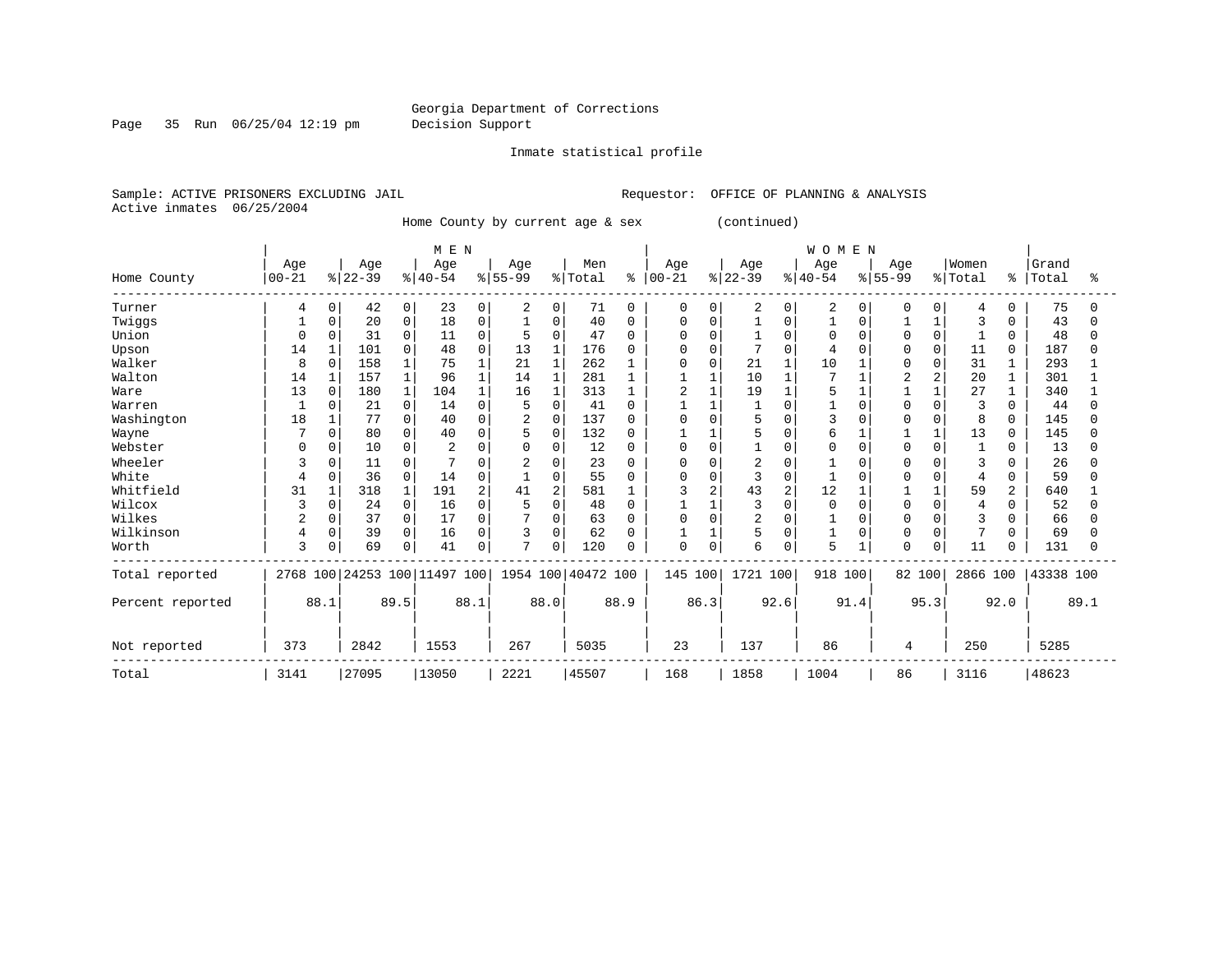Georgia Department of Corrections
Decision Support

Inmate statistical profile

Sample: ACTIVE PRISONERS EXCLUDING JAIL        Requestor: OFFICE OF PLANNING & ANALYSIS
Active inmates 06/25/2004

Home County by current age & sex (continued)

| Home County | MEN Age 00-21 | % | Age 22-39 | % | Age 40-54 | % | Age 55-99 | % | Men Total | % | WOMEN Age 00-21 | % | Age 22-39 | % | Age 40-54 | % | Age 55-99 | % | Women Total | % | Grand Total | % |
|---|---|---|---|---|---|---|---|---|---|---|---|---|---|---|---|---|---|---|---|---|---|---|
| Turner | 4 | 0 | 42 | 0 | 23 | 0 | 2 | 0 | 71 | 0 | 0 | 0 | 2 | 0 | 2 | 0 | 0 | 0 | 4 | 0 | 75 | 0 |
| Twiggs | 1 | 0 | 20 | 0 | 18 | 0 | 1 | 0 | 40 | 0 | 0 | 0 | 1 | 0 | 1 | 0 | 1 | 1 | 3 | 0 | 43 | 0 |
| Union | 0 | 0 | 31 | 0 | 11 | 0 | 5 | 0 | 47 | 0 | 0 | 0 | 1 | 0 | 0 | 0 | 0 | 0 | 1 | 0 | 48 | 0 |
| Upson | 14 | 1 | 101 | 0 | 48 | 0 | 13 | 1 | 176 | 0 | 0 | 0 | 7 | 0 | 4 | 0 | 0 | 0 | 11 | 0 | 187 | 0 |
| Walker | 8 | 0 | 158 | 1 | 75 | 1 | 21 | 1 | 262 | 1 | 0 | 0 | 21 | 1 | 10 | 1 | 0 | 0 | 31 | 1 | 293 | 1 |
| Walton | 14 | 1 | 157 | 1 | 96 | 1 | 14 | 1 | 281 | 1 | 1 | 1 | 10 | 1 | 7 | 1 | 2 | 2 | 20 | 1 | 301 | 1 |
| Ware | 13 | 0 | 180 | 1 | 104 | 1 | 16 | 1 | 313 | 1 | 2 | 1 | 19 | 1 | 5 | 1 | 1 | 1 | 27 | 1 | 340 | 1 |
| Warren | 1 | 0 | 21 | 0 | 14 | 0 | 5 | 0 | 41 | 0 | 1 | 1 | 1 | 0 | 1 | 0 | 0 | 0 | 3 | 0 | 44 | 0 |
| Washington | 18 | 1 | 77 | 0 | 40 | 0 | 2 | 0 | 137 | 0 | 0 | 0 | 5 | 0 | 3 | 0 | 0 | 0 | 8 | 0 | 145 | 0 |
| Wayne | 7 | 0 | 80 | 0 | 40 | 0 | 5 | 0 | 132 | 0 | 1 | 1 | 5 | 0 | 6 | 1 | 1 | 1 | 13 | 0 | 145 | 0 |
| Webster | 0 | 0 | 10 | 0 | 2 | 0 | 0 | 0 | 12 | 0 | 0 | 0 | 1 | 0 | 0 | 0 | 0 | 0 | 1 | 0 | 13 | 0 |
| Wheeler | 3 | 0 | 11 | 0 | 7 | 0 | 2 | 0 | 23 | 0 | 0 | 0 | 2 | 0 | 1 | 0 | 0 | 0 | 3 | 0 | 26 | 0 |
| White | 4 | 0 | 36 | 0 | 14 | 0 | 1 | 0 | 55 | 0 | 0 | 0 | 3 | 0 | 1 | 0 | 0 | 0 | 4 | 0 | 59 | 0 |
| Whitfield | 31 | 1 | 318 | 1 | 191 | 2 | 41 | 2 | 581 | 1 | 3 | 2 | 43 | 2 | 12 | 1 | 1 | 1 | 59 | 2 | 640 | 1 |
| Wilcox | 3 | 0 | 24 | 0 | 16 | 0 | 5 | 0 | 48 | 0 | 1 | 1 | 3 | 0 | 0 | 0 | 0 | 0 | 4 | 0 | 52 | 0 |
| Wilkes | 2 | 0 | 37 | 0 | 17 | 0 | 7 | 0 | 63 | 0 | 0 | 0 | 2 | 0 | 1 | 0 | 0 | 0 | 3 | 0 | 66 | 0 |
| Wilkinson | 4 | 0 | 39 | 0 | 16 | 0 | 3 | 0 | 62 | 0 | 1 | 1 | 5 | 0 | 1 | 0 | 0 | 0 | 7 | 0 | 69 | 0 |
| Worth | 3 | 0 | 69 | 0 | 41 | 0 | 7 | 0 | 120 | 0 | 0 | 0 | 6 | 0 | 5 | 1 | 0 | 0 | 11 | 0 | 131 | 0 |
| Total reported | 2768 | 100 | 24253 | 100 | 11497 | 100 | 1954 | 100 | 40472 | 100 | 145 | 100 | 1721 | 100 | 918 | 100 | 82 | 100 | 2866 | 100 | 43338 | 100 |
| Percent reported | | 88.1 | | 89.5 | | 88.1 | | 88.0 | | 88.9 | | 86.3 | | 92.6 | | 91.4 | | 95.3 | | 92.0 | | 89.1 |
| Not reported | 373 | | 2842 | | 1553 | | 267 | | 5035 | | 23 | | 137 | | 86 | | 4 | | 250 | | 5285 | |
| Total | 3141 | | 27095 | | 13050 | | 2221 | | 45507 | | 168 | | 1858 | | 1004 | | 86 | | 3116 | | 48623 | |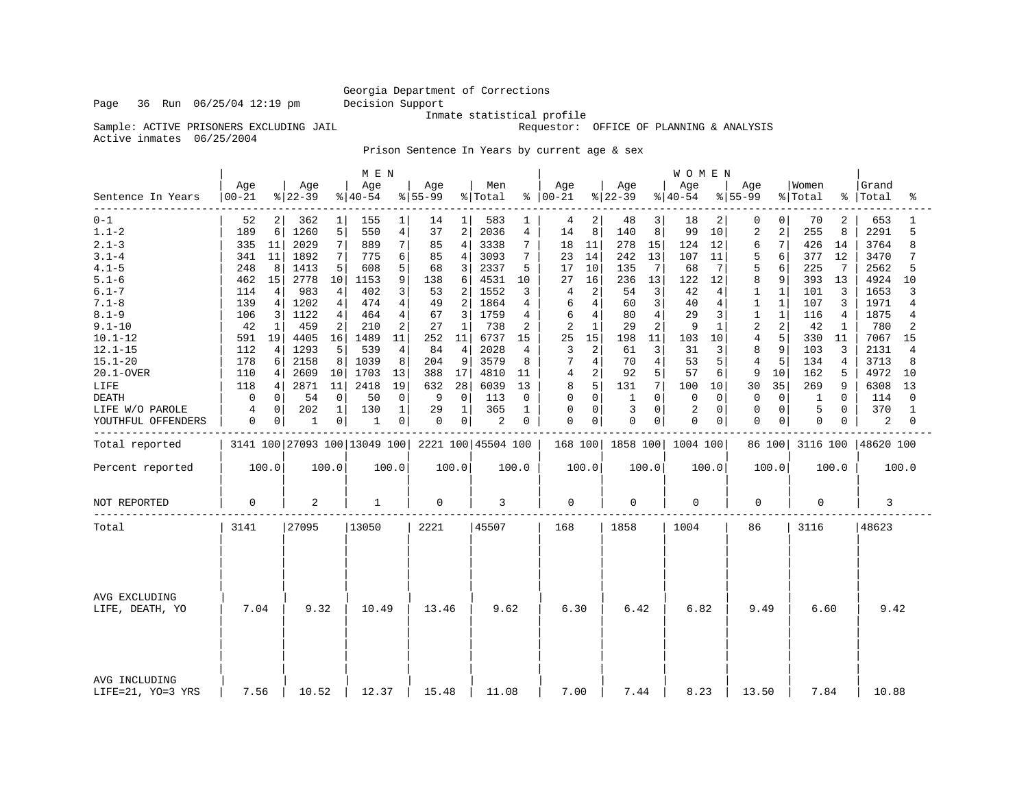Georgia Department of Corrections
Decision Support
Inmate statistical profile

Sample: ACTIVE PRISONERS EXCLUDING JAIL
Requestor: OFFICE OF PLANNING & ANALYSIS
Active inmates 06/25/2004

Prison Sentence In Years by current age & sex

| Sentence In Years | MEN Age 00-21 | % | Age 22-39 | % | Age 40-54 | % | Age 55-99 | % | Men Total | % | WOMEN Age 00-21 | % | Age 22-39 | % | Age 40-54 | % | Age 55-99 | % | Women Total | % | Grand Total | % |
|---|---|---|---|---|---|---|---|---|---|---|---|---|---|---|---|---|---|---|---|---|---|---|
| 0-1 | 52 | 2 | 362 | 1 | 155 | 1 | 14 | 1 | 583 | 1 | 4 | 2 | 48 | 3 | 18 | 2 | 0 | 0 | 70 | 2 | 653 | 1 |
| 1.1-2 | 189 | 6 | 1260 | 5 | 550 | 4 | 37 | 2 | 2036 | 4 | 14 | 8 | 140 | 8 | 99 | 10 | 2 | 2 | 255 | 8 | 2291 | 5 |
| 2.1-3 | 335 | 11 | 2029 | 7 | 889 | 7 | 85 | 4 | 3338 | 7 | 18 | 11 | 278 | 15 | 124 | 12 | 6 | 7 | 426 | 14 | 3764 | 8 |
| 3.1-4 | 341 | 11 | 1892 | 7 | 775 | 6 | 85 | 4 | 3093 | 7 | 23 | 14 | 242 | 13 | 107 | 11 | 5 | 6 | 377 | 12 | 3470 | 7 |
| 4.1-5 | 248 | 8 | 1413 | 5 | 608 | 5 | 68 | 3 | 2337 | 5 | 17 | 10 | 135 | 7 | 68 | 7 | 5 | 6 | 225 | 7 | 2562 | 5 |
| 5.1-6 | 462 | 15 | 2778 | 10 | 1153 | 9 | 138 | 6 | 4531 | 10 | 27 | 16 | 236 | 13 | 122 | 12 | 8 | 9 | 393 | 13 | 4924 | 10 |
| 6.1-7 | 114 | 4 | 983 | 4 | 402 | 3 | 53 | 2 | 1552 | 3 | 4 | 2 | 54 | 3 | 42 | 4 | 1 | 1 | 101 | 3 | 1653 | 3 |
| 7.1-8 | 139 | 4 | 1202 | 4 | 474 | 4 | 49 | 2 | 1864 | 4 | 6 | 4 | 60 | 3 | 40 | 4 | 1 | 1 | 107 | 3 | 1971 | 4 |
| 8.1-9 | 106 | 3 | 1122 | 4 | 464 | 4 | 67 | 3 | 1759 | 4 | 6 | 4 | 80 | 4 | 29 | 3 | 1 | 1 | 116 | 4 | 1875 | 4 |
| 9.1-10 | 42 | 1 | 459 | 2 | 210 | 2 | 27 | 1 | 738 | 2 | 2 | 1 | 29 | 2 | 9 | 1 | 2 | 2 | 42 | 1 | 780 | 2 |
| 10.1-12 | 591 | 19 | 4405 | 16 | 1489 | 11 | 252 | 11 | 6737 | 15 | 25 | 15 | 198 | 11 | 103 | 10 | 4 | 5 | 330 | 11 | 7067 | 15 |
| 12.1-15 | 112 | 4 | 1293 | 5 | 539 | 4 | 84 | 4 | 2028 | 4 | 3 | 2 | 61 | 3 | 31 | 3 | 8 | 9 | 103 | 3 | 2131 | 4 |
| 15.1-20 | 178 | 6 | 2158 | 8 | 1039 | 8 | 204 | 9 | 3579 | 8 | 7 | 4 | 70 | 4 | 53 | 5 | 4 | 5 | 134 | 4 | 3713 | 8 |
| 20.1-OVER | 110 | 4 | 2609 | 10 | 1703 | 13 | 388 | 17 | 4810 | 11 | 4 | 2 | 92 | 5 | 57 | 6 | 9 | 10 | 162 | 5 | 4972 | 10 |
| LIFE | 118 | 4 | 2871 | 11 | 2418 | 19 | 632 | 28 | 6039 | 13 | 8 | 5 | 131 | 7 | 100 | 10 | 30 | 35 | 269 | 9 | 6308 | 13 |
| DEATH | 0 | 0 | 54 | 0 | 50 | 0 | 9 | 0 | 113 | 0 | 0 | 0 | 1 | 0 | 0 | 0 | 0 | 0 | 1 | 0 | 114 | 0 |
| LIFE W/O PAROLE | 4 | 0 | 202 | 1 | 130 | 1 | 29 | 1 | 365 | 1 | 0 | 0 | 3 | 0 | 2 | 0 | 0 | 0 | 5 | 0 | 370 | 1 |
| YOUTHFUL OFFENDERS | 0 | 0 | 1 | 0 | 1 | 0 | 0 | 0 | 2 | 0 | 0 | 0 | 0 | 0 | 0 | 0 | 0 | 0 | 0 | 0 | 2 | 0 |
| Total reported | 3141 | 100 | 27093 | 100 | 13049 | 100 | 2221 | 100 | 45504 | 100 | 168 | 100 | 1858 | 100 | 1004 | 100 | 86 | 100 | 3116 | 100 | 48620 | 100 |
| Percent reported | 100.0 | | 100.0 | | 100.0 | | 100.0 | | 100.0 | | 100.0 | | 100.0 | | 100.0 | | 100.0 | | 100.0 | | 100.0 | |
| NOT REPORTED | 0 | | 2 | | 1 | | 0 | | 3 | | 0 | | 0 | | 0 | | 0 | | 0 | | 3 | |
| Total | 3141 | | 27095 | | 13050 | | 2221 | | 45507 | | 168 | | 1858 | | 1004 | | 86 | | 3116 | | 48623 | |
| AVG EXCLUDING LIFE, DEATH, YO | 7.04 | | 9.32 | | 10.49 | | 13.46 | | 9.62 | | 6.30 | | 6.42 | | 6.82 | | 9.49 | | 6.60 | | 9.42 | |
| AVG INCLUDING LIFE=21, YO=3 YRS | 7.56 | | 10.52 | | 12.37 | | 15.48 | | 11.08 | | 7.00 | | 7.44 | | 8.23 | | 13.50 | | 7.84 | | 10.88 | |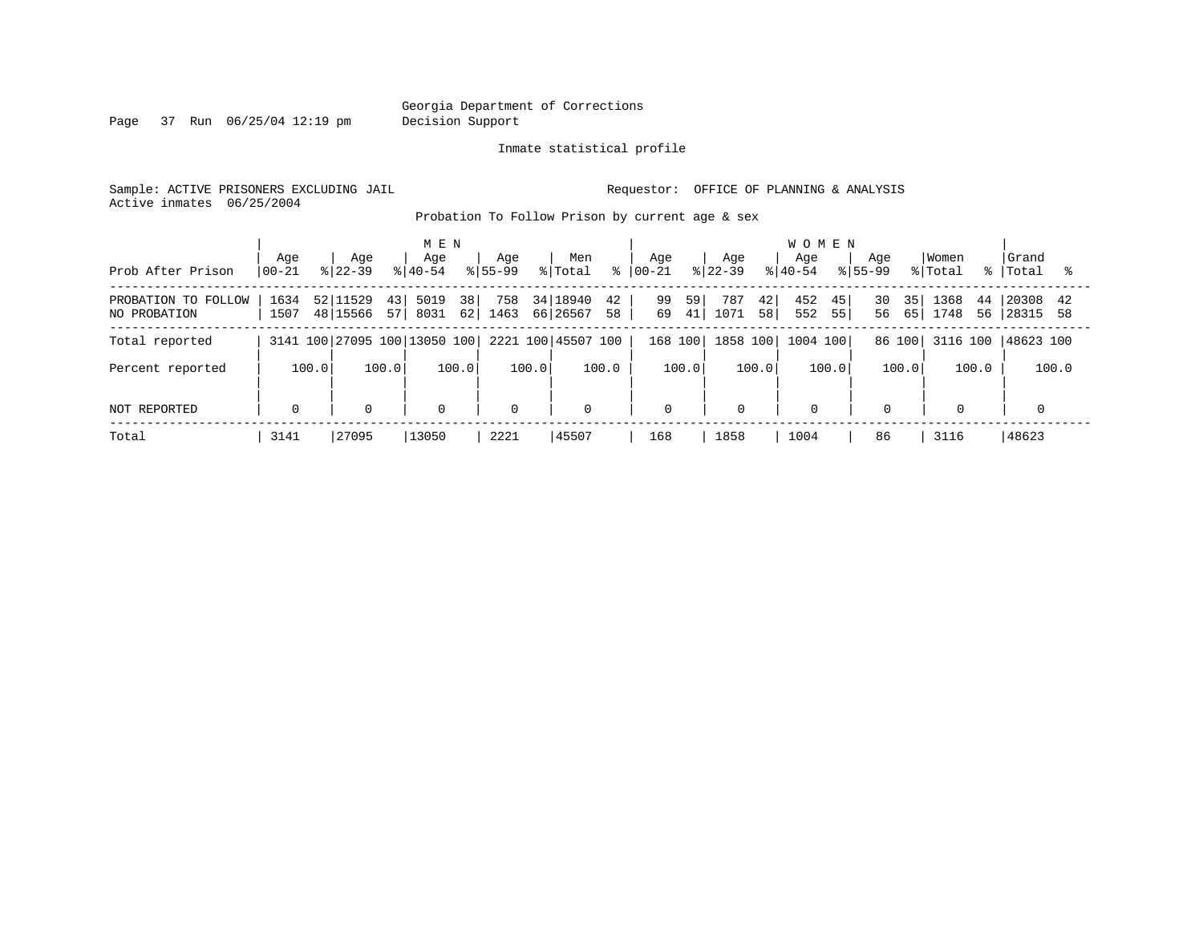Georgia Department of Corrections
Decision Support

Inmate statistical profile

Sample: ACTIVE PRISONERS EXCLUDING JAIL

Requestor: OFFICE OF PLANNING & ANALYSIS

Active inmates 06/25/2004

Probation To Follow Prison by current age & sex

| Prob After Prison | MEN Age 00-21 | % | Age 22-39 | % | Age 40-54 | % | Age 55-99 | % | Men Total | % | WOMEN Age 00-21 | % | Age 22-39 | % | Age 40-54 | % | Age 55-99 | % | Women Total | % | Grand Total | % |
|---|---|---|---|---|---|---|---|---|---|---|---|---|---|---|---|---|---|---|---|---|---|---|
| PROBATION TO FOLLOW | 1634 | 52 | 11529 | 43 | 5019 | 38 | 758 | 34 | 18940 | 42 | 99 | 59 | 787 | 42 | 452 | 45 | 30 | 35 | 1368 | 44 | 20308 | 42 |
| NO PROBATION | 1507 | 48 | 15566 | 57 | 8031 | 62 | 1463 | 66 | 26567 | 58 | 69 | 41 | 1071 | 58 | 552 | 55 | 56 | 65 | 1748 | 56 | 28315 | 58 |
| Total reported | 3141 | 100 | 27095 | 100 | 13050 | 100 | 2221 | 100 | 45507 | 100 | 168 | 100 | 1858 | 100 | 1004 | 100 | 86 | 100 | 3116 | 100 | 48623 | 100 |
| Percent reported | | 100.0 | | 100.0 | | 100.0 | | 100.0 | | 100.0 | | 100.0 | | 100.0 | | 100.0 | | 100.0 | | 100.0 | | 100.0 |
| NOT REPORTED | 0 | | 0 | | 0 | | 0 | | 0 | | 0 | | 0 | | 0 | | 0 | | 0 | | 0 | |
| Total | 3141 | | 27095 | | 13050 | | 2221 | | 45507 | | 168 | | 1858 | | 1004 | | 86 | | 3116 | | 48623 | |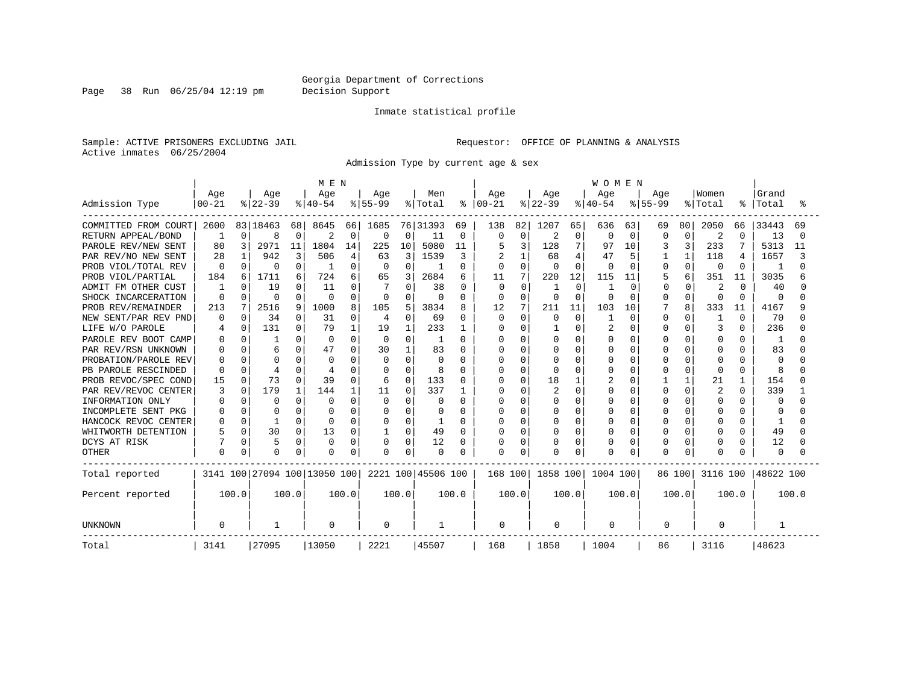Georgia Department of Corrections
Decision Support

Inmate statistical profile

Sample: ACTIVE PRISONERS EXCLUDING JAIL

Requestor: OFFICE OF PLANNING & ANALYSIS

Active inmates 06/25/2004

Admission Type by current age & sex

| Admission Type | MEN Age 00-21 | % | Age 22-39 | % | Age 40-54 | % | Age 55-99 | % | Men Total | % | WOMEN Age 00-21 | % | Age 22-39 | % | Age 40-54 | % | Age 55-99 | % | Women Total | % | Grand Total | % |
|---|---|---|---|---|---|---|---|---|---|---|---|---|---|---|---|---|---|---|---|---|---|---|
| COMMITTED FROM COURT | 2600 | 83 | 18463 | 68 | 8645 | 66 | 1685 | 76 | 31393 | 69 | 138 | 82 | 1207 | 65 | 636 | 63 | 69 | 80 | 2050 | 66 | 33443 | 69 |
| RETURN APPEAL/BOND | 1 | 0 | 8 | 0 | 2 | 0 | 0 | 0 | 11 | 0 | 0 | 0 | 2 | 0 | 0 | 0 | 0 | 0 | 2 | 0 | 13 | 0 |
| PAROLE REV/NEW SENT | 80 | 3 | 2971 | 11 | 1804 | 14 | 225 | 10 | 5080 | 11 | 5 | 3 | 128 | 7 | 97 | 10 | 3 | 3 | 233 | 7 | 5313 | 11 |
| PAR REV/NO NEW SENT | 28 | 1 | 942 | 3 | 506 | 4 | 63 | 3 | 1539 | 3 | 2 | 1 | 68 | 4 | 47 | 5 | 1 | 1 | 118 | 4 | 1657 | 3 |
| PROB VIOL/TOTAL REV | 0 | 0 | 0 | 0 | 1 | 0 | 0 | 0 | 1 | 0 | 0 | 0 | 0 | 0 | 0 | 0 | 0 | 0 | 0 | 0 | 1 | 0 |
| PROB VIOL/PARTIAL | 184 | 6 | 1711 | 6 | 724 | 6 | 65 | 3 | 2684 | 6 | 11 | 7 | 220 | 12 | 115 | 11 | 5 | 6 | 351 | 11 | 3035 | 6 |
| ADMIT FM OTHER CUST | 1 | 0 | 19 | 0 | 11 | 0 | 7 | 0 | 38 | 0 | 0 | 0 | 1 | 0 | 1 | 0 | 0 | 0 | 2 | 0 | 40 | 0 |
| SHOCK INCARCERATION | 0 | 0 | 0 | 0 | 0 | 0 | 0 | 0 | 0 | 0 | 0 | 0 | 0 | 0 | 0 | 0 | 0 | 0 | 0 | 0 | 0 | 0 |
| PROB REV/REMAINDER | 213 | 7 | 2516 | 9 | 1000 | 8 | 105 | 5 | 3834 | 8 | 12 | 7 | 211 | 11 | 103 | 10 | 7 | 8 | 333 | 11 | 4167 | 9 |
| NEW SENT/PAR REV PND | 0 | 0 | 34 | 0 | 31 | 0 | 4 | 0 | 69 | 0 | 0 | 0 | 0 | 0 | 1 | 0 | 0 | 0 | 1 | 0 | 70 | 0 |
| LIFE W/O PAROLE | 4 | 0 | 131 | 0 | 79 | 1 | 19 | 1 | 233 | 1 | 0 | 0 | 1 | 0 | 2 | 0 | 0 | 0 | 3 | 0 | 236 | 0 |
| PAROLE REV BOOT CAMP | 0 | 0 | 1 | 0 | 0 | 0 | 0 | 0 | 1 | 0 | 0 | 0 | 0 | 0 | 0 | 0 | 0 | 0 | 0 | 0 | 1 | 0 |
| PAR REV/RSN UNKNOWN | 0 | 0 | 6 | 0 | 47 | 0 | 30 | 1 | 83 | 0 | 0 | 0 | 0 | 0 | 0 | 0 | 0 | 0 | 0 | 0 | 83 | 0 |
| PROBATION/PAROLE REV | 0 | 0 | 0 | 0 | 0 | 0 | 0 | 0 | 0 | 0 | 0 | 0 | 0 | 0 | 0 | 0 | 0 | 0 | 0 | 0 | 0 | 0 |
| PB PAROLE RESCINDED | 0 | 0 | 4 | 0 | 4 | 0 | 0 | 0 | 8 | 0 | 0 | 0 | 0 | 0 | 0 | 0 | 0 | 0 | 0 | 0 | 8 | 0 |
| PROB REVOC/SPEC COND | 15 | 0 | 73 | 0 | 39 | 0 | 6 | 0 | 133 | 0 | 0 | 0 | 18 | 1 | 2 | 0 | 1 | 1 | 21 | 1 | 154 | 0 |
| PAR REV/REVOC CENTER | 3 | 0 | 179 | 1 | 144 | 1 | 11 | 0 | 337 | 1 | 0 | 0 | 2 | 0 | 0 | 0 | 0 | 0 | 2 | 0 | 339 | 1 |
| INFORMATION ONLY | 0 | 0 | 0 | 0 | 0 | 0 | 0 | 0 | 0 | 0 | 0 | 0 | 0 | 0 | 0 | 0 | 0 | 0 | 0 | 0 | 0 | 0 |
| INCOMPLETE SENT PKG | 0 | 0 | 0 | 0 | 0 | 0 | 0 | 0 | 0 | 0 | 0 | 0 | 0 | 0 | 0 | 0 | 0 | 0 | 0 | 0 | 0 | 0 |
| HANCOCK REVOC CENTER | 0 | 0 | 1 | 0 | 0 | 0 | 0 | 0 | 1 | 0 | 0 | 0 | 0 | 0 | 0 | 0 | 0 | 0 | 0 | 0 | 1 | 0 |
| WHITWORTH DETENTION | 5 | 0 | 30 | 0 | 13 | 0 | 1 | 0 | 49 | 0 | 0 | 0 | 0 | 0 | 0 | 0 | 0 | 0 | 0 | 0 | 49 | 0 |
| DCYS AT RISK | 7 | 0 | 5 | 0 | 0 | 0 | 0 | 0 | 12 | 0 | 0 | 0 | 0 | 0 | 0 | 0 | 0 | 0 | 0 | 0 | 12 | 0 |
| OTHER | 0 | 0 | 0 | 0 | 0 | 0 | 0 | 0 | 0 | 0 | 0 | 0 | 0 | 0 | 0 | 0 | 0 | 0 | 0 | 0 | 0 | 0 |
| Total reported | 3141 | 100 | 27094 | 100 | 13050 | 100 | 2221 | 100 | 45506 | 100 | 168 | 100 | 1858 | 100 | 1004 | 100 | 86 | 100 | 3116 | 100 | 48622 | 100 |
| Percent reported | 100.0 | | 100.0 | | 100.0 | | 100.0 | | 100.0 | | 100.0 | | 100.0 | | 100.0 | | 100.0 | | 100.0 | | 100.0 | |
| UNKNOWN | 0 | | 1 | | 0 | | 0 | | 1 | | 0 | | 0 | | 0 | | 0 | | 0 | | 1 | |
| Total | 3141 | | 27095 | | 13050 | | 2221 | | 45507 | | 168 | | 1858 | | 1004 | | 86 | | 3116 | | 48623 | |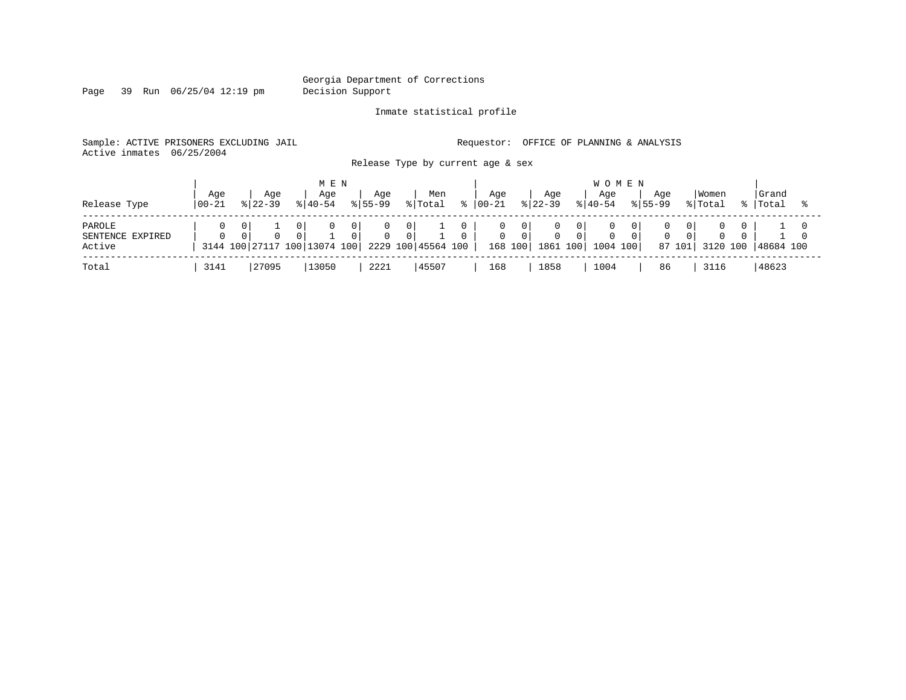Georgia Department of Corrections
Decision Support

Inmate statistical profile

Sample: ACTIVE PRISONERS EXCLUDING JAIL    Requestor: OFFICE OF PLANNING & ANALYSIS
Active inmates 06/25/2004

Release Type by current age & sex

| | MEN | | | | | | | | | | WOMEN | | | | | | | | | | | |
|---|---|---|---|---|---|---|---|---|---|---|---|---|---|---|---|---|---|---|---|---|---|---|
| Release Type | Age 00-21 | % | Age 22-39 | % | Age 40-54 | % | Age 55-99 | % | Men Total | % | Age 00-21 | % | Age 22-39 | % | Age 40-54 | % | Age 55-99 | % | Women Total | % | Grand Total | % |
| PAROLE | 0 | 0 | 1 | 0 | 0 | 0 | 0 | 0 | 1 | 0 | 0 | 0 | 0 | 0 | 0 | 0 | 0 | 0 | 0 | 0 | 1 | 0 |
| SENTENCE EXPIRED | 0 | 0 | 0 | 0 | 1 | 0 | 0 | 0 | 1 | 0 | 0 | 0 | 0 | 0 | 0 | 0 | 0 | 0 | 0 | 0 | 1 | 0 |
| Active | 3144 | 100 | 27117 | 100 | 13074 | 100 | 2229 | 100 | 45564 | 100 | 168 | 100 | 1861 | 100 | 1004 | 100 | 87 | 101 | 3120 | 100 | 48684 | 100 |
| Total | 3141 | | 27095 | | 13050 | | 2221 | | 45507 | | 168 | | 1858 | | 1004 | | 86 | | 3116 | | 48623 | |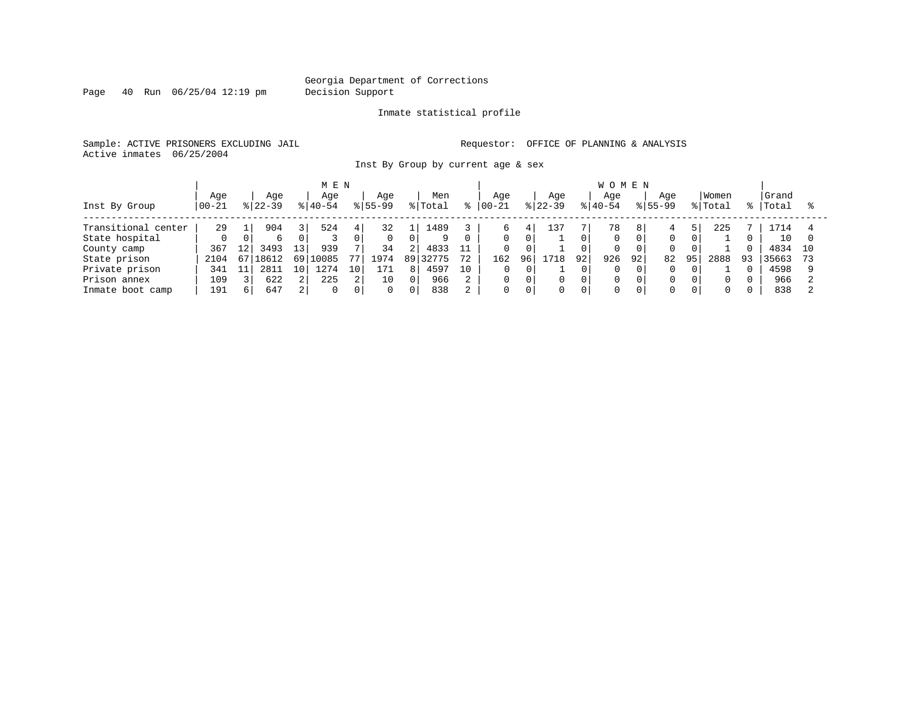Georgia Department of Corrections
Decision Support

Inmate statistical profile

Sample: ACTIVE PRISONERS EXCLUDING JAIL

Requestor: OFFICE OF PLANNING & ANALYSIS

Active inmates 06/25/2004

Inst By Group by current age & sex

| Inst By Group | MEN Age 00-21 | % | Age 22-39 | % | Age 40-54 | % | Age 55-99 | % | Men Total | % | WOMEN Age 00-21 | % | Age 22-39 | % | Age 40-54 | % | Age 55-99 | % | Women Total | % | Grand Total | % |
|---|---|---|---|---|---|---|---|---|---|---|---|---|---|---|---|---|---|---|---|---|---|---|
| Transitional center | 29 | 1 | 904 | 3 | 524 | 4 | 32 | 1 | 1489 | 3 | 6 | 4 | 137 | 7 | 78 | 8 | 4 | 5 | 225 | 7 | 1714 | 4 |
| State hospital | 0 | 0 | 6 | 0 | 3 | 0 | 0 | 0 | 9 | 0 | 0 | 0 | 1 | 0 | 0 | 0 | 0 | 0 | 1 | 0 | 10 | 0 |
| County camp | 367 | 12 | 3493 | 13 | 939 | 7 | 34 | 2 | 4833 | 11 | 0 | 0 | 1 | 0 | 0 | 0 | 0 | 0 | 1 | 0 | 4834 | 10 |
| State prison | 2104 | 67 | 18612 | 69 | 10085 | 77 | 1974 | 89 | 32775 | 72 | 162 | 96 | 1718 | 92 | 926 | 92 | 82 | 95 | 2888 | 93 | 35663 | 73 |
| Private prison | 341 | 11 | 2811 | 10 | 1274 | 10 | 171 | 8 | 4597 | 10 | 0 | 0 | 1 | 0 | 0 | 0 | 0 | 0 | 1 | 0 | 4598 | 9 |
| Prison annex | 109 | 3 | 622 | 2 | 225 | 2 | 10 | 0 | 966 | 2 | 0 | 0 | 0 | 0 | 0 | 0 | 0 | 0 | 0 | 0 | 966 | 2 |
| Inmate boot camp | 191 | 6 | 647 | 2 | 0 | 0 | 0 | 0 | 838 | 2 | 0 | 0 | 0 | 0 | 0 | 0 | 0 | 0 | 0 | 0 | 838 | 2 |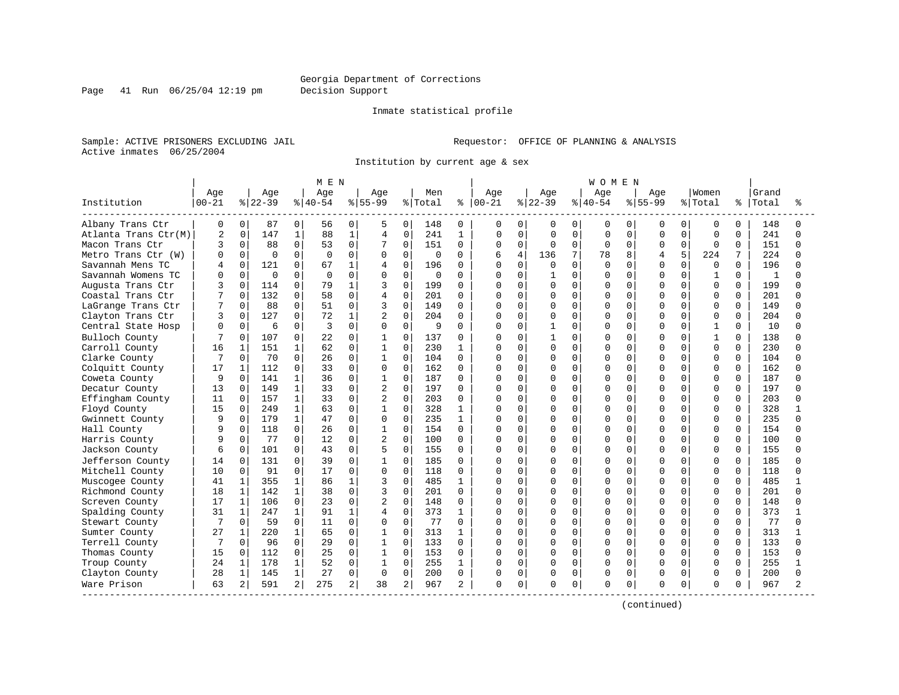Georgia Department of Corrections
Decision Support

Inmate statistical profile

Sample: ACTIVE PRISONERS EXCLUDING JAIL

Requestor: OFFICE OF PLANNING & ANALYSIS

Active inmates 06/25/2004

Institution by current age & sex

| Institution | MEN Age 00-21 | % | Age 22-39 | % | Age 40-54 | % | Age 55-99 | % | Men Total | % | WOMEN Age 00-21 | % | Age 22-39 | % | Age 40-54 | % | Age 55-99 | % | Women Total | % | Grand Total | % |
|---|---|---|---|---|---|---|---|---|---|---|---|---|---|---|---|---|---|---|---|---|---|---|
| Albany Trans Ctr | 0 | 0 | 87 | 0 | 56 | 0 | 5 | 0 | 148 | 0 | 0 | 0 | 0 | 0 | 0 | 0 | 0 | 0 | 0 | 0 | 148 | 0 |
| Atlanta Trans Ctr(M) | 2 | 0 | 147 | 1 | 88 | 1 | 4 | 0 | 241 | 1 | 0 | 0 | 0 | 0 | 0 | 0 | 0 | 0 | 0 | 0 | 241 | 0 |
| Macon Trans Ctr | 3 | 0 | 88 | 0 | 53 | 0 | 7 | 0 | 151 | 0 | 0 | 0 | 0 | 0 | 0 | 0 | 0 | 0 | 0 | 0 | 151 | 0 |
| Metro Trans Ctr (W) | 0 | 0 | 0 | 0 | 0 | 0 | 0 | 0 | 0 | 0 | 6 | 4 | 136 | 7 | 78 | 8 | 4 | 5 | 224 | 7 | 224 | 0 |
| Savannah Mens TC | 4 | 0 | 121 | 0 | 67 | 1 | 4 | 0 | 196 | 0 | 0 | 0 | 0 | 0 | 0 | 0 | 0 | 0 | 0 | 0 | 196 | 0 |
| Savannah Womens TC | 0 | 0 | 0 | 0 | 0 | 0 | 0 | 0 | 0 | 0 | 0 | 0 | 1 | 0 | 0 | 0 | 0 | 0 | 1 | 0 | 1 | 0 |
| Augusta Trans Ctr | 3 | 0 | 114 | 0 | 79 | 1 | 3 | 0 | 199 | 0 | 0 | 0 | 0 | 0 | 0 | 0 | 0 | 0 | 0 | 0 | 199 | 0 |
| Coastal Trans Ctr | 7 | 0 | 132 | 0 | 58 | 0 | 4 | 0 | 201 | 0 | 0 | 0 | 0 | 0 | 0 | 0 | 0 | 0 | 0 | 0 | 201 | 0 |
| LaGrange Trans Ctr | 7 | 0 | 88 | 0 | 51 | 0 | 3 | 0 | 149 | 0 | 0 | 0 | 0 | 0 | 0 | 0 | 0 | 0 | 0 | 0 | 149 | 0 |
| Clayton Trans Ctr | 3 | 0 | 127 | 0 | 72 | 1 | 2 | 0 | 204 | 0 | 0 | 0 | 0 | 0 | 0 | 0 | 0 | 0 | 0 | 0 | 204 | 0 |
| Central State Hosp | 0 | 0 | 6 | 0 | 3 | 0 | 0 | 0 | 9 | 0 | 0 | 0 | 1 | 0 | 0 | 0 | 0 | 0 | 1 | 0 | 10 | 0 |
| Bulloch County | 7 | 0 | 107 | 0 | 22 | 0 | 1 | 0 | 137 | 0 | 0 | 0 | 1 | 0 | 0 | 0 | 0 | 0 | 1 | 0 | 138 | 0 |
| Carroll County | 16 | 1 | 151 | 1 | 62 | 0 | 1 | 0 | 230 | 1 | 0 | 0 | 0 | 0 | 0 | 0 | 0 | 0 | 0 | 0 | 230 | 0 |
| Clarke County | 7 | 0 | 70 | 0 | 26 | 0 | 1 | 0 | 104 | 0 | 0 | 0 | 0 | 0 | 0 | 0 | 0 | 0 | 0 | 0 | 104 | 0 |
| Colquitt County | 17 | 1 | 112 | 0 | 33 | 0 | 0 | 0 | 162 | 0 | 0 | 0 | 0 | 0 | 0 | 0 | 0 | 0 | 0 | 0 | 162 | 0 |
| Coweta County | 9 | 0 | 141 | 1 | 36 | 0 | 1 | 0 | 187 | 0 | 0 | 0 | 0 | 0 | 0 | 0 | 0 | 0 | 0 | 0 | 187 | 0 |
| Decatur County | 13 | 0 | 149 | 1 | 33 | 0 | 2 | 0 | 197 | 0 | 0 | 0 | 0 | 0 | 0 | 0 | 0 | 0 | 0 | 0 | 197 | 0 |
| Effingham County | 11 | 0 | 157 | 1 | 33 | 0 | 2 | 0 | 203 | 0 | 0 | 0 | 0 | 0 | 0 | 0 | 0 | 0 | 0 | 0 | 203 | 0 |
| Floyd County | 15 | 0 | 249 | 1 | 63 | 0 | 1 | 0 | 328 | 1 | 0 | 0 | 0 | 0 | 0 | 0 | 0 | 0 | 0 | 0 | 328 | 1 |
| Gwinnett County | 9 | 0 | 179 | 1 | 47 | 0 | 0 | 0 | 235 | 1 | 0 | 0 | 0 | 0 | 0 | 0 | 0 | 0 | 0 | 0 | 235 | 0 |
| Hall County | 9 | 0 | 118 | 0 | 26 | 0 | 1 | 0 | 154 | 0 | 0 | 0 | 0 | 0 | 0 | 0 | 0 | 0 | 0 | 0 | 154 | 0 |
| Harris County | 9 | 0 | 77 | 0 | 12 | 0 | 2 | 0 | 100 | 0 | 0 | 0 | 0 | 0 | 0 | 0 | 0 | 0 | 0 | 0 | 100 | 0 |
| Jackson County | 6 | 0 | 101 | 0 | 43 | 0 | 5 | 0 | 155 | 0 | 0 | 0 | 0 | 0 | 0 | 0 | 0 | 0 | 0 | 0 | 155 | 0 |
| Jefferson County | 14 | 0 | 131 | 0 | 39 | 0 | 1 | 0 | 185 | 0 | 0 | 0 | 0 | 0 | 0 | 0 | 0 | 0 | 0 | 0 | 185 | 0 |
| Mitchell County | 10 | 0 | 91 | 0 | 17 | 0 | 0 | 0 | 118 | 0 | 0 | 0 | 0 | 0 | 0 | 0 | 0 | 0 | 0 | 0 | 118 | 0 |
| Muscogee County | 41 | 1 | 355 | 1 | 86 | 1 | 3 | 0 | 485 | 1 | 0 | 0 | 0 | 0 | 0 | 0 | 0 | 0 | 0 | 0 | 485 | 1 |
| Richmond County | 18 | 1 | 142 | 1 | 38 | 0 | 3 | 0 | 201 | 0 | 0 | 0 | 0 | 0 | 0 | 0 | 0 | 0 | 0 | 0 | 201 | 0 |
| Screven County | 17 | 1 | 106 | 0 | 23 | 0 | 2 | 0 | 148 | 0 | 0 | 0 | 0 | 0 | 0 | 0 | 0 | 0 | 0 | 0 | 148 | 0 |
| Spalding County | 31 | 1 | 247 | 1 | 91 | 1 | 4 | 0 | 373 | 1 | 0 | 0 | 0 | 0 | 0 | 0 | 0 | 0 | 0 | 0 | 373 | 1 |
| Stewart County | 7 | 0 | 59 | 0 | 11 | 0 | 0 | 0 | 77 | 0 | 0 | 0 | 0 | 0 | 0 | 0 | 0 | 0 | 0 | 0 | 77 | 0 |
| Sumter County | 27 | 1 | 220 | 1 | 65 | 0 | 1 | 0 | 313 | 1 | 0 | 0 | 0 | 0 | 0 | 0 | 0 | 0 | 0 | 0 | 313 | 1 |
| Terrell County | 7 | 0 | 96 | 0 | 29 | 0 | 1 | 0 | 133 | 0 | 0 | 0 | 0 | 0 | 0 | 0 | 0 | 0 | 0 | 0 | 133 | 0 |
| Thomas County | 15 | 0 | 112 | 0 | 25 | 0 | 1 | 0 | 153 | 0 | 0 | 0 | 0 | 0 | 0 | 0 | 0 | 0 | 0 | 0 | 153 | 0 |
| Troup County | 24 | 1 | 178 | 1 | 52 | 0 | 1 | 0 | 255 | 1 | 0 | 0 | 0 | 0 | 0 | 0 | 0 | 0 | 0 | 0 | 255 | 1 |
| Clayton County | 28 | 1 | 145 | 1 | 27 | 0 | 0 | 0 | 200 | 0 | 0 | 0 | 0 | 0 | 0 | 0 | 0 | 0 | 0 | 0 | 200 | 0 |
| Ware Prison | 63 | 2 | 591 | 2 | 275 | 2 | 38 | 2 | 967 | 2 | 0 | 0 | 0 | 0 | 0 | 0 | 0 | 0 | 0 | 0 | 967 | 2 |

(continued)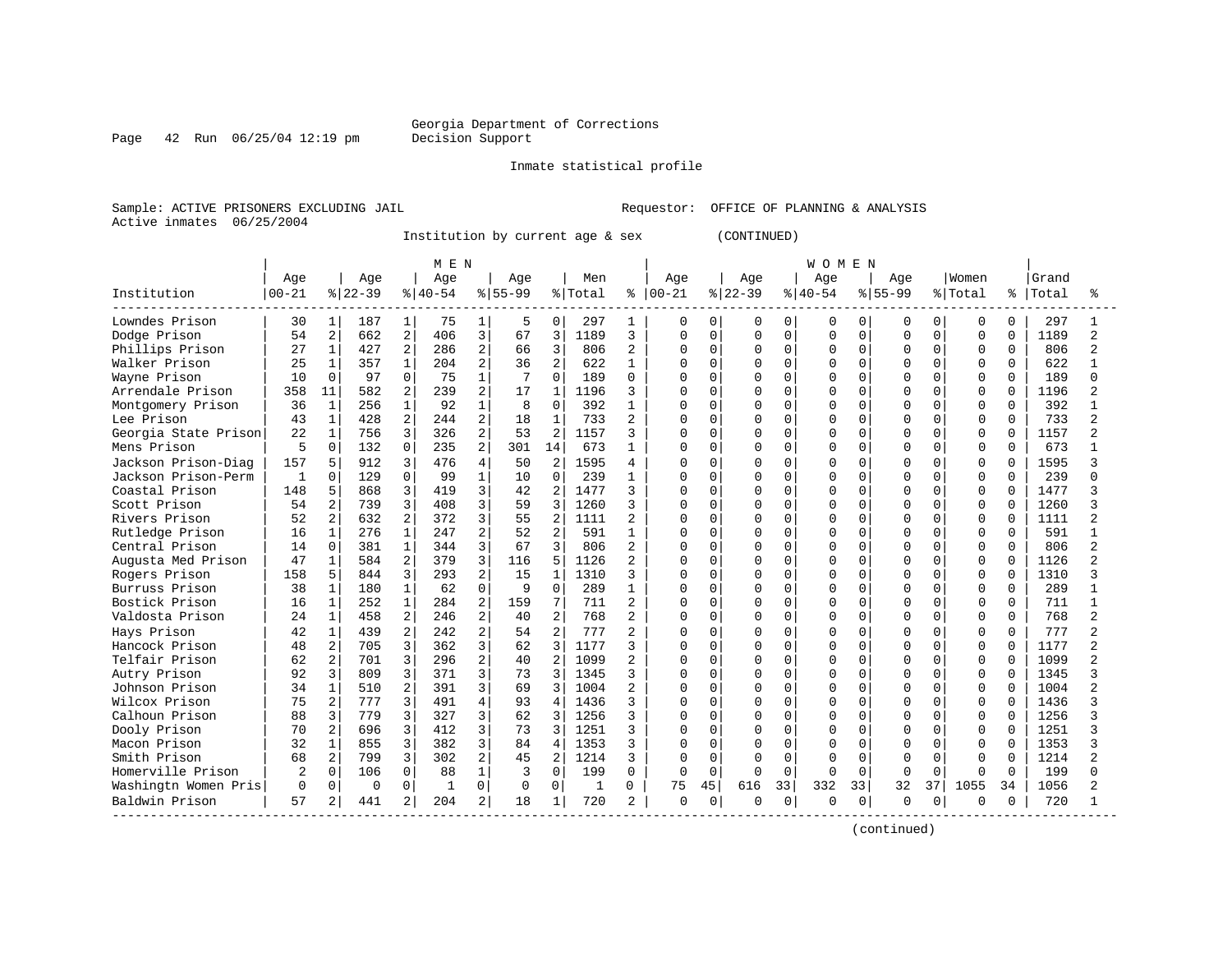Georgia Department of Corrections
Decision Support

Inmate statistical profile

Sample: ACTIVE PRISONERS EXCLUDING JAIL          Requestor: OFFICE OF PLANNING & ANALYSIS
Active inmates 06/25/2004

Institution by current age & sex (CONTINUED)

| Institution | MEN Age 00-21 | % | Age 22-39 | % | Age 40-54 | % | Age 55-99 | % | Men Total | % | WOMEN Age 00-21 | % | Age 22-39 | % | Age 40-54 | % | Age 55-99 | % | Women Total | % | Grand Total | % |
|---|---|---|---|---|---|---|---|---|---|---|---|---|---|---|---|---|---|---|---|---|---|---|
| Lowndes Prison | 30 | 1 | 187 | 1 | 75 | 1 | 5 | 0 | 297 | 1 | 0 | 0 | 0 | 0 | 0 | 0 | 0 | 0 | 0 | 0 | 297 | 1 |
| Dodge Prison | 54 | 2 | 662 | 2 | 406 | 3 | 67 | 3 | 1189 | 3 | 0 | 0 | 0 | 0 | 0 | 0 | 0 | 0 | 0 | 0 | 1189 | 2 |
| Phillips Prison | 27 | 1 | 427 | 2 | 286 | 2 | 66 | 3 | 806 | 2 | 0 | 0 | 0 | 0 | 0 | 0 | 0 | 0 | 0 | 0 | 806 | 2 |
| Walker Prison | 25 | 1 | 357 | 1 | 204 | 2 | 36 | 2 | 622 | 1 | 0 | 0 | 0 | 0 | 0 | 0 | 0 | 0 | 0 | 0 | 622 | 1 |
| Wayne Prison | 10 | 0 | 97 | 0 | 75 | 1 | 7 | 0 | 189 | 0 | 0 | 0 | 0 | 0 | 0 | 0 | 0 | 0 | 0 | 0 | 189 | 0 |
| Arrendale Prison | 358 | 11 | 582 | 2 | 239 | 2 | 17 | 1 | 1196 | 3 | 0 | 0 | 0 | 0 | 0 | 0 | 0 | 0 | 0 | 0 | 1196 | 2 |
| Montgomery Prison | 36 | 1 | 256 | 1 | 92 | 1 | 8 | 0 | 392 | 1 | 0 | 0 | 0 | 0 | 0 | 0 | 0 | 0 | 0 | 0 | 392 | 1 |
| Lee Prison | 43 | 1 | 428 | 2 | 244 | 2 | 18 | 1 | 733 | 2 | 0 | 0 | 0 | 0 | 0 | 0 | 0 | 0 | 0 | 0 | 733 | 2 |
| Georgia State Prison | 22 | 1 | 756 | 3 | 326 | 2 | 53 | 2 | 1157 | 3 | 0 | 0 | 0 | 0 | 0 | 0 | 0 | 0 | 0 | 0 | 1157 | 2 |
| Mens Prison | 5 | 0 | 132 | 0 | 235 | 2 | 301 | 14 | 673 | 1 | 0 | 0 | 0 | 0 | 0 | 0 | 0 | 0 | 0 | 0 | 673 | 1 |
| Jackson Prison-Diag | 157 | 5 | 912 | 3 | 476 | 4 | 50 | 2 | 1595 | 4 | 0 | 0 | 0 | 0 | 0 | 0 | 0 | 0 | 0 | 0 | 1595 | 3 |
| Jackson Prison-Perm | 1 | 0 | 129 | 0 | 99 | 1 | 10 | 0 | 239 | 1 | 0 | 0 | 0 | 0 | 0 | 0 | 0 | 0 | 0 | 0 | 239 | 0 |
| Coastal Prison | 148 | 5 | 868 | 3 | 419 | 3 | 42 | 2 | 1477 | 3 | 0 | 0 | 0 | 0 | 0 | 0 | 0 | 0 | 0 | 0 | 1477 | 3 |
| Scott Prison | 54 | 2 | 739 | 3 | 408 | 3 | 59 | 3 | 1260 | 3 | 0 | 0 | 0 | 0 | 0 | 0 | 0 | 0 | 0 | 0 | 1260 | 3 |
| Rivers Prison | 52 | 2 | 632 | 2 | 372 | 3 | 55 | 2 | 1111 | 2 | 0 | 0 | 0 | 0 | 0 | 0 | 0 | 0 | 0 | 0 | 1111 | 2 |
| Rutledge Prison | 16 | 1 | 276 | 1 | 247 | 2 | 52 | 2 | 591 | 1 | 0 | 0 | 0 | 0 | 0 | 0 | 0 | 0 | 0 | 0 | 591 | 1 |
| Central Prison | 14 | 0 | 381 | 1 | 344 | 3 | 67 | 3 | 806 | 2 | 0 | 0 | 0 | 0 | 0 | 0 | 0 | 0 | 0 | 0 | 806 | 2 |
| Augusta Med Prison | 47 | 1 | 584 | 2 | 379 | 3 | 116 | 5 | 1126 | 2 | 0 | 0 | 0 | 0 | 0 | 0 | 0 | 0 | 0 | 0 | 1126 | 2 |
| Rogers Prison | 158 | 5 | 844 | 3 | 293 | 2 | 15 | 1 | 1310 | 3 | 0 | 0 | 0 | 0 | 0 | 0 | 0 | 0 | 0 | 0 | 1310 | 3 |
| Burruss Prison | 38 | 1 | 180 | 1 | 62 | 0 | 9 | 0 | 289 | 1 | 0 | 0 | 0 | 0 | 0 | 0 | 0 | 0 | 0 | 0 | 289 | 1 |
| Bostick Prison | 16 | 1 | 252 | 1 | 284 | 2 | 159 | 7 | 711 | 2 | 0 | 0 | 0 | 0 | 0 | 0 | 0 | 0 | 0 | 0 | 711 | 1 |
| Valdosta Prison | 24 | 1 | 458 | 2 | 246 | 2 | 40 | 2 | 768 | 2 | 0 | 0 | 0 | 0 | 0 | 0 | 0 | 0 | 0 | 0 | 768 | 2 |
| Hays Prison | 42 | 1 | 439 | 2 | 242 | 2 | 54 | 2 | 777 | 2 | 0 | 0 | 0 | 0 | 0 | 0 | 0 | 0 | 0 | 0 | 777 | 2 |
| Hancock Prison | 48 | 2 | 705 | 3 | 362 | 3 | 62 | 3 | 1177 | 3 | 0 | 0 | 0 | 0 | 0 | 0 | 0 | 0 | 0 | 0 | 1177 | 2 |
| Telfair Prison | 62 | 2 | 701 | 3 | 296 | 2 | 40 | 2 | 1099 | 2 | 0 | 0 | 0 | 0 | 0 | 0 | 0 | 0 | 0 | 0 | 1099 | 2 |
| Autry Prison | 92 | 3 | 809 | 3 | 371 | 3 | 73 | 3 | 1345 | 3 | 0 | 0 | 0 | 0 | 0 | 0 | 0 | 0 | 0 | 0 | 1345 | 3 |
| Johnson Prison | 34 | 1 | 510 | 2 | 391 | 3 | 69 | 3 | 1004 | 2 | 0 | 0 | 0 | 0 | 0 | 0 | 0 | 0 | 0 | 0 | 1004 | 2 |
| Wilcox Prison | 75 | 2 | 777 | 3 | 491 | 4 | 93 | 4 | 1436 | 3 | 0 | 0 | 0 | 0 | 0 | 0 | 0 | 0 | 0 | 0 | 1436 | 3 |
| Calhoun Prison | 88 | 3 | 779 | 3 | 327 | 3 | 62 | 3 | 1256 | 3 | 0 | 0 | 0 | 0 | 0 | 0 | 0 | 0 | 0 | 0 | 1256 | 3 |
| Dooly Prison | 70 | 2 | 696 | 3 | 412 | 3 | 73 | 3 | 1251 | 3 | 0 | 0 | 0 | 0 | 0 | 0 | 0 | 0 | 0 | 0 | 1251 | 3 |
| Macon Prison | 32 | 1 | 855 | 3 | 382 | 3 | 84 | 4 | 1353 | 3 | 0 | 0 | 0 | 0 | 0 | 0 | 0 | 0 | 0 | 0 | 1353 | 3 |
| Smith Prison | 68 | 2 | 799 | 3 | 302 | 2 | 45 | 2 | 1214 | 3 | 0 | 0 | 0 | 0 | 0 | 0 | 0 | 0 | 0 | 0 | 1214 | 2 |
| Homerville Prison | 2 | 0 | 106 | 0 | 88 | 1 | 3 | 0 | 199 | 0 | 0 | 0 | 0 | 0 | 0 | 0 | 0 | 0 | 0 | 0 | 199 | 0 |
| Washingtn Women Pris | 0 | 0 | 0 | 0 | 1 | 0 | 0 | 0 | 1 | 0 | 75 | 45 | 616 | 33 | 332 | 33 | 32 | 37 | 1055 | 34 | 1056 | 2 |
| Baldwin Prison | 57 | 2 | 441 | 2 | 204 | 2 | 18 | 1 | 720 | 2 | 0 | 0 | 0 | 0 | 0 | 0 | 0 | 0 | 0 | 0 | 720 | 1 |

(continued)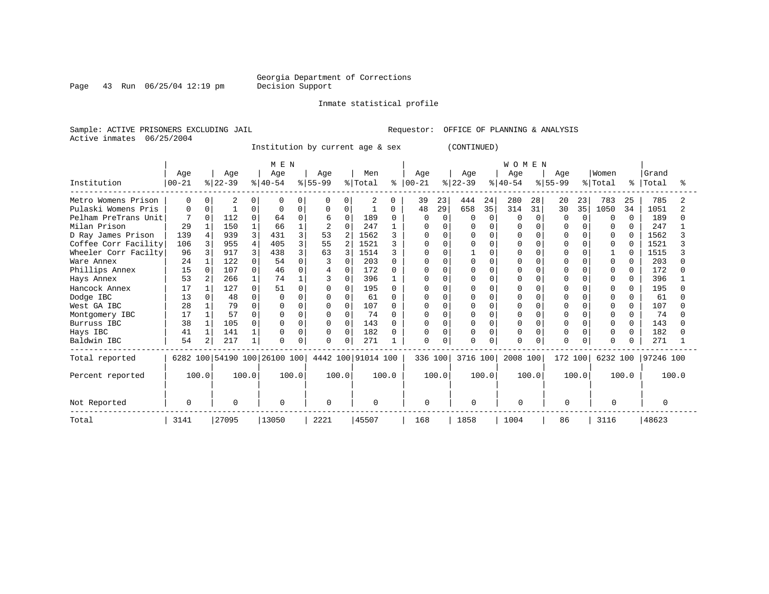Georgia Department of Corrections
Decision Support

Inmate statistical profile

Sample: ACTIVE PRISONERS EXCLUDING JAIL    Requestor: OFFICE OF PLANNING & ANALYSIS
Active inmates 06/25/2004

Institution by current age & sex (CONTINUED)

| Institution | MEN Age 00-21 | % | Age 22-39 | % | Age 40-54 | % | Age 55-99 | % | Men Total | % | WOMEN Age 00-21 | % | Age 22-39 | % | Age 40-54 | % | Age 55-99 | % | Women Total | % | Grand Total | % |
|---|---|---|---|---|---|---|---|---|---|---|---|---|---|---|---|---|---|---|---|---|---|---|
| Metro Womens Prison | 0 | 0 | 2 | 0 | 0 | 0 | 0 | 0 | 2 | 0 | 39 | 23 | 444 | 24 | 280 | 28 | 20 | 23 | 783 | 25 | 785 | 2 |
| Pulaski Womens Pris | 0 | 0 | 1 | 0 | 0 | 0 | 0 | 0 | 1 | 0 | 48 | 29 | 658 | 35 | 314 | 31 | 30 | 35 | 1050 | 34 | 1051 | 2 |
| Pelham PreTrans Unit | 7 | 0 | 112 | 0 | 64 | 0 | 6 | 0 | 189 | 0 | 0 | 0 | 0 | 0 | 0 | 0 | 0 | 0 | 0 | 0 | 189 | 0 |
| Milan Prison | 29 | 1 | 150 | 1 | 66 | 1 | 2 | 0 | 247 | 1 | 0 | 0 | 0 | 0 | 0 | 0 | 0 | 0 | 0 | 0 | 247 | 1 |
| D Ray James Prison | 139 | 4 | 939 | 3 | 431 | 3 | 53 | 2 | 1562 | 3 | 0 | 0 | 0 | 0 | 0 | 0 | 0 | 0 | 0 | 0 | 1562 | 3 |
| Coffee Corr Facility | 106 | 3 | 955 | 4 | 405 | 3 | 55 | 2 | 1521 | 3 | 0 | 0 | 0 | 0 | 0 | 0 | 0 | 0 | 0 | 0 | 1521 | 3 |
| Wheeler Corr Facilty | 96 | 3 | 917 | 3 | 438 | 3 | 63 | 3 | 1514 | 3 | 0 | 0 | 1 | 0 | 0 | 0 | 0 | 0 | 1 | 0 | 1515 | 3 |
| Ware Annex | 24 | 1 | 122 | 0 | 54 | 0 | 3 | 0 | 203 | 0 | 0 | 0 | 0 | 0 | 0 | 0 | 0 | 0 | 0 | 0 | 203 | 0 |
| Phillips Annex | 15 | 0 | 107 | 0 | 46 | 0 | 4 | 0 | 172 | 0 | 0 | 0 | 0 | 0 | 0 | 0 | 0 | 0 | 0 | 0 | 172 | 0 |
| Hays Annex | 53 | 2 | 266 | 1 | 74 | 1 | 3 | 0 | 396 | 1 | 0 | 0 | 0 | 0 | 0 | 0 | 0 | 0 | 0 | 0 | 396 | 1 |
| Hancock Annex | 17 | 1 | 127 | 0 | 51 | 0 | 0 | 0 | 195 | 0 | 0 | 0 | 0 | 0 | 0 | 0 | 0 | 0 | 0 | 0 | 195 | 0 |
| Dodge IBC | 13 | 0 | 48 | 0 | 0 | 0 | 0 | 0 | 61 | 0 | 0 | 0 | 0 | 0 | 0 | 0 | 0 | 0 | 0 | 0 | 61 | 0 |
| West GA IBC | 28 | 1 | 79 | 0 | 0 | 0 | 0 | 0 | 107 | 0 | 0 | 0 | 0 | 0 | 0 | 0 | 0 | 0 | 0 | 0 | 107 | 0 |
| Montgomery IBC | 17 | 1 | 57 | 0 | 0 | 0 | 0 | 0 | 74 | 0 | 0 | 0 | 0 | 0 | 0 | 0 | 0 | 0 | 0 | 0 | 74 | 0 |
| Burruss IBC | 38 | 1 | 105 | 0 | 0 | 0 | 0 | 0 | 143 | 0 | 0 | 0 | 0 | 0 | 0 | 0 | 0 | 0 | 0 | 0 | 143 | 0 |
| Hays IBC | 41 | 1 | 141 | 1 | 0 | 0 | 0 | 0 | 182 | 0 | 0 | 0 | 0 | 0 | 0 | 0 | 0 | 0 | 0 | 0 | 182 | 0 |
| Baldwin IBC | 54 | 2 | 217 | 1 | 0 | 0 | 0 | 0 | 271 | 1 | 0 | 0 | 0 | 0 | 0 | 0 | 0 | 0 | 0 | 0 | 271 | 1 |
| Total reported | 6282 | 100 | 54190 | 100 | 26100 | 100 | 4442 | 100 | 91014 | 100 | 336 | 100 | 3716 | 100 | 2008 | 100 | 172 | 100 | 6232 | 100 | 97246 | 100 |
| Percent reported | | 100.0 | | 100.0 | | 100.0 | | 100.0 | | 100.0 | | 100.0 | | 100.0 | | 100.0 | | 100.0 | | 100.0 | | 100.0 |
| Not Reported | 0 | | 0 | | 0 | | 0 | | 0 | | 0 | | 0 | | 0 | | 0 | | 0 | | 0 | |
| Total | 3141 | | 27095 | | 13050 | | 2221 | | 45507 | | 168 | | 1858 | | 1004 | | 86 | | 3116 | | 48623 | |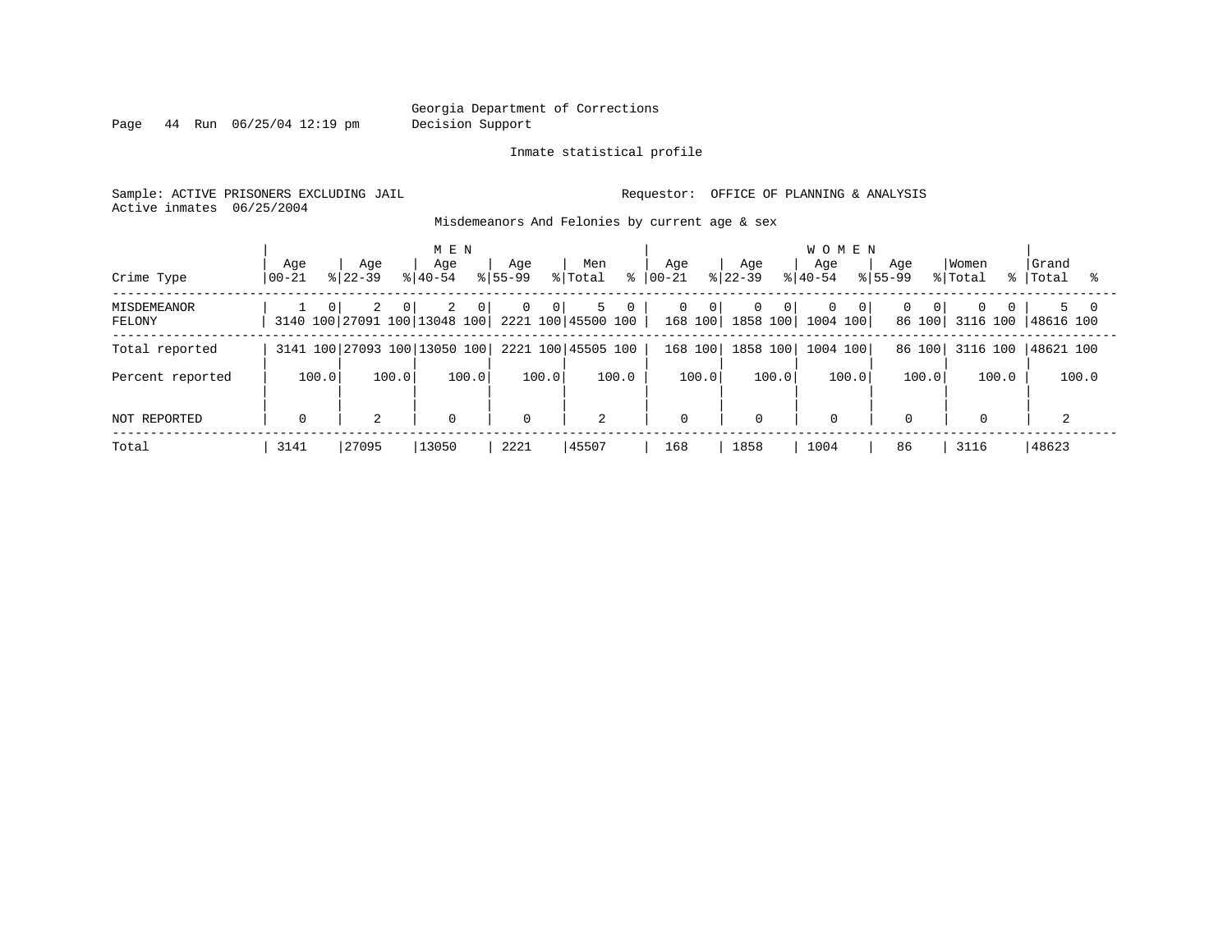Georgia Department of Corrections
Decision Support

Inmate statistical profile

Sample: ACTIVE PRISONERS EXCLUDING JAIL

Requestor: OFFICE OF PLANNING & ANALYSIS

Active inmates 06/25/2004

Misdemeanors And Felonies by current age & sex

| Crime Type | MEN Age 00-21 | % | MEN Age 22-39 | % | MEN Age 40-54 | % | MEN Age 55-99 | % | Men Total | % | WOMEN Age 00-21 | % | WOMEN Age 22-39 | % | WOMEN Age 40-54 | % | WOMEN Age 55-99 | % | Women Total | % | Grand Total | % |
|---|---|---|---|---|---|---|---|---|---|---|---|---|---|---|---|---|---|---|---|---|---|---|
| MISDEMEANOR | 1 | 0 | 2 | 0 | 2 | 0 | 0 | 0 | 5 | 0 | 0 | 0 | 0 | 0 | 0 | 0 | 0 | 0 | 0 | 0 | 5 | 0 |
| FELONY | 3140 | 100 | 27091 | 100 | 13048 | 100 | 2221 | 100 | 45500 | 100 | 168 | 100 | 1858 | 100 | 1004 | 100 | 86 | 100 | 3116 | 100 | 48616 | 100 |
| Total reported | 3141 | 100 | 27093 | 100 | 13050 | 100 | 2221 | 100 | 45505 | 100 | 168 | 100 | 1858 | 100 | 1004 | 100 | 86 | 100 | 3116 | 100 | 48621 | 100 |
| Percent reported | | 100.0 | | 100.0 | | 100.0 | | 100.0 | | 100.0 | | 100.0 | | 100.0 | | 100.0 | | 100.0 | | 100.0 | | 100.0 |
| NOT REPORTED | 0 | | 2 | | 0 | | 0 | | 2 | | 0 | | 0 | | 0 | | 0 | | 0 | | 2 | |
| Total | 3141 | | 27095 | | 13050 | | 2221 | | 45507 | | 168 | | 1858 | | 1004 | | 86 | | 3116 | | 48623 | |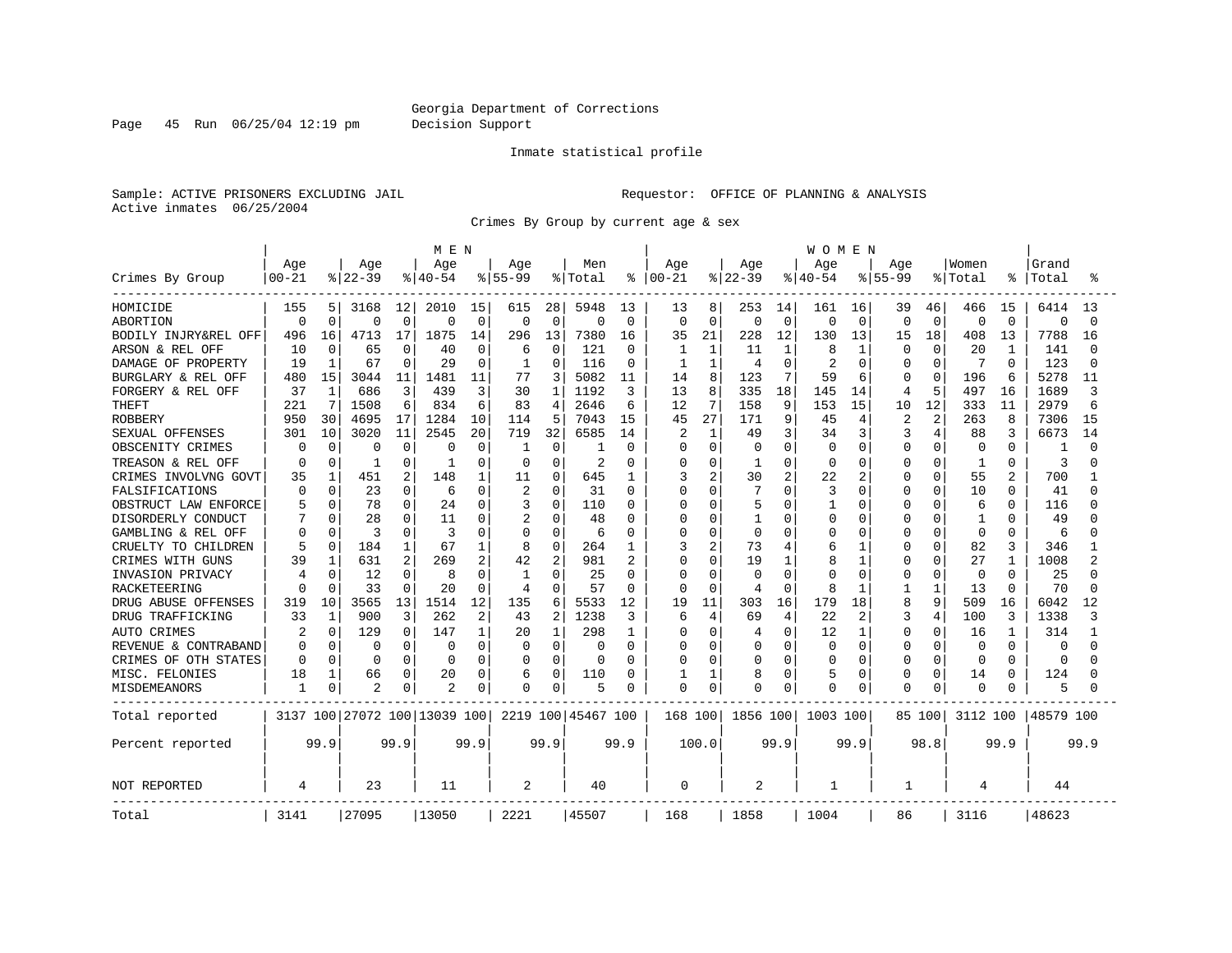Georgia Department of Corrections
Decision Support

Inmate statistical profile

Sample: ACTIVE PRISONERS EXCLUDING JAIL

Active inmates 06/25/2004

Requestor: OFFICE OF PLANNING & ANALYSIS

Crimes By Group by current age & sex

| | MEN | | | | | | | | | | WOMEN | | | | | | | | | | | |
|---|---|---|---|---|---|---|---|---|---|---|---|---|---|---|---|---|---|---|---|---|---|---|
| Crimes By Group | Age 00-21 | % | Age 22-39 | % | Age 40-54 | % | Age 55-99 | % | Men Total | % | Age 00-21 | % | Age 22-39 | % | Age 40-54 | % | Age 55-99 | % | Women Total | % | Grand Total | % |
| HOMICIDE | 155 | 5 | 3168 | 12 | 2010 | 15 | 615 | 28 | 5948 | 13 | 13 | 8 | 253 | 14 | 161 | 16 | 39 | 46 | 466 | 15 | 6414 | 13 |
| ABORTION | 0 | 0 | 0 | 0 | 0 | 0 | 0 | 0 | 0 | 0 | 0 | 0 | 0 | 0 | 0 | 0 | 0 | 0 | 0 | 0 | 0 | 0 |
| BODILY INJRY&REL OFF | 496 | 16 | 4713 | 17 | 1875 | 14 | 296 | 13 | 7380 | 16 | 35 | 21 | 228 | 12 | 130 | 13 | 15 | 18 | 408 | 13 | 7788 | 16 |
| ARSON & REL OFF | 10 | 0 | 65 | 0 | 40 | 0 | 6 | 0 | 121 | 0 | 1 | 1 | 11 | 1 | 8 | 1 | 0 | 0 | 20 | 1 | 141 | 0 |
| DAMAGE OF PROPERTY | 19 | 1 | 67 | 0 | 29 | 0 | 1 | 0 | 116 | 0 | 1 | 1 | 4 | 0 | 2 | 0 | 0 | 0 | 7 | 0 | 123 | 0 |
| BURGLARY & REL OFF | 480 | 15 | 3044 | 11 | 1481 | 11 | 77 | 3 | 5082 | 11 | 14 | 8 | 123 | 7 | 59 | 6 | 0 | 0 | 196 | 6 | 5278 | 11 |
| FORGERY & REL OFF | 37 | 1 | 686 | 3 | 439 | 3 | 30 | 1 | 1192 | 3 | 13 | 8 | 335 | 18 | 145 | 14 | 4 | 5 | 497 | 16 | 1689 | 3 |
| THEFT | 221 | 7 | 1508 | 6 | 834 | 6 | 83 | 4 | 2646 | 6 | 12 | 7 | 158 | 9 | 153 | 15 | 10 | 12 | 333 | 11 | 2979 | 6 |
| ROBBERY | 950 | 30 | 4695 | 17 | 1284 | 10 | 114 | 5 | 7043 | 15 | 45 | 27 | 171 | 9 | 45 | 4 | 2 | 2 | 263 | 8 | 7306 | 15 |
| SEXUAL OFFENSES | 301 | 10 | 3020 | 11 | 2545 | 20 | 719 | 32 | 6585 | 14 | 2 | 1 | 49 | 3 | 34 | 3 | 3 | 4 | 88 | 3 | 6673 | 14 |
| OBSCENITY CRIMES | 0 | 0 | 0 | 0 | 0 | 0 | 1 | 0 | 1 | 0 | 0 | 0 | 0 | 0 | 0 | 0 | 0 | 0 | 0 | 0 | 1 | 0 |
| TREASON & REL OFF | 0 | 0 | 1 | 0 | 1 | 0 | 0 | 0 | 2 | 0 | 0 | 0 | 1 | 0 | 0 | 0 | 0 | 0 | 1 | 0 | 3 | 0 |
| CRIMES INVOLVNG GOVT | 35 | 1 | 451 | 2 | 148 | 1 | 11 | 0 | 645 | 1 | 3 | 2 | 30 | 2 | 22 | 2 | 0 | 0 | 55 | 2 | 700 | 1 |
| FALSIFICATIONS | 0 | 0 | 23 | 0 | 6 | 0 | 2 | 0 | 31 | 0 | 0 | 0 | 7 | 0 | 3 | 0 | 0 | 0 | 10 | 0 | 41 | 0 |
| OBSTRUCT LAW ENFORCE | 5 | 0 | 78 | 0 | 24 | 0 | 3 | 0 | 110 | 0 | 0 | 0 | 5 | 0 | 1 | 0 | 0 | 0 | 6 | 0 | 116 | 0 |
| DISORDERLY CONDUCT | 7 | 0 | 28 | 0 | 11 | 0 | 2 | 0 | 48 | 0 | 0 | 0 | 1 | 0 | 0 | 0 | 0 | 0 | 1 | 0 | 49 | 0 |
| GAMBLING & REL OFF | 0 | 0 | 3 | 0 | 3 | 0 | 0 | 0 | 6 | 0 | 0 | 0 | 0 | 0 | 0 | 0 | 0 | 0 | 0 | 0 | 6 | 0 |
| CRUELTY TO CHILDREN | 5 | 0 | 184 | 1 | 67 | 1 | 8 | 0 | 264 | 1 | 3 | 2 | 73 | 4 | 6 | 1 | 0 | 0 | 82 | 3 | 346 | 1 |
| CRIMES WITH GUNS | 39 | 1 | 631 | 2 | 269 | 2 | 42 | 2 | 981 | 2 | 0 | 0 | 19 | 1 | 8 | 1 | 0 | 0 | 27 | 1 | 1008 | 2 |
| INVASION PRIVACY | 4 | 0 | 12 | 0 | 8 | 0 | 1 | 0 | 25 | 0 | 0 | 0 | 0 | 0 | 0 | 0 | 0 | 0 | 0 | 0 | 25 | 0 |
| RACKETEERING | 0 | 0 | 33 | 0 | 20 | 0 | 4 | 0 | 57 | 0 | 0 | 0 | 4 | 0 | 8 | 1 | 1 | 1 | 13 | 0 | 70 | 0 |
| DRUG ABUSE OFFENSES | 319 | 10 | 3565 | 13 | 1514 | 12 | 135 | 6 | 5533 | 12 | 19 | 11 | 303 | 16 | 179 | 18 | 8 | 9 | 509 | 16 | 6042 | 12 |
| DRUG TRAFFICKING | 33 | 1 | 900 | 3 | 262 | 2 | 43 | 2 | 1238 | 3 | 6 | 4 | 69 | 4 | 22 | 2 | 3 | 4 | 100 | 3 | 1338 | 3 |
| AUTO CRIMES | 2 | 0 | 129 | 0 | 147 | 1 | 20 | 1 | 298 | 1 | 0 | 0 | 4 | 0 | 12 | 1 | 0 | 0 | 16 | 1 | 314 | 1 |
| REVENUE & CONTRABAND | 0 | 0 | 0 | 0 | 0 | 0 | 0 | 0 | 0 | 0 | 0 | 0 | 0 | 0 | 0 | 0 | 0 | 0 | 0 | 0 | 0 | 0 |
| CRIMES OF OTH STATES | 0 | 0 | 0 | 0 | 0 | 0 | 0 | 0 | 0 | 0 | 0 | 0 | 0 | 0 | 0 | 0 | 0 | 0 | 0 | 0 | 0 | 0 |
| MISC. FELONIES | 18 | 1 | 66 | 0 | 20 | 0 | 6 | 0 | 110 | 0 | 1 | 1 | 8 | 0 | 5 | 0 | 0 | 0 | 14 | 0 | 124 | 0 |
| MISDEMEANORS | 1 | 0 | 2 | 0 | 2 | 0 | 0 | 0 | 5 | 0 | 0 | 0 | 0 | 0 | 0 | 0 | 0 | 0 | 0 | 0 | 5 | 0 |
| Total reported | 3137 | 100 | 27072 | 100 | 13039 | 100 | 2219 | 100 | 45467 | 100 | 168 | 100 | 1856 | 100 | 1003 | 100 | 85 | 100 | 3112 | 100 | 48579 | 100 |
| Percent reported | | 99.9 | | 99.9 | | 99.9 | | 99.9 | | 99.9 | | 100.0 | | 99.9 | | 99.9 | | 98.8 | | 99.9 | | 99.9 |
| NOT REPORTED | 4 | | 23 | | 11 | | 2 | | 40 | | 0 | | 2 | | 1 | | 1 | | 4 | | 44 | |
| Total | 3141 | | 27095 | | 13050 | | 2221 | | 45507 | | 168 | | 1858 | | 1004 | | 86 | | 3116 | | 48623 | |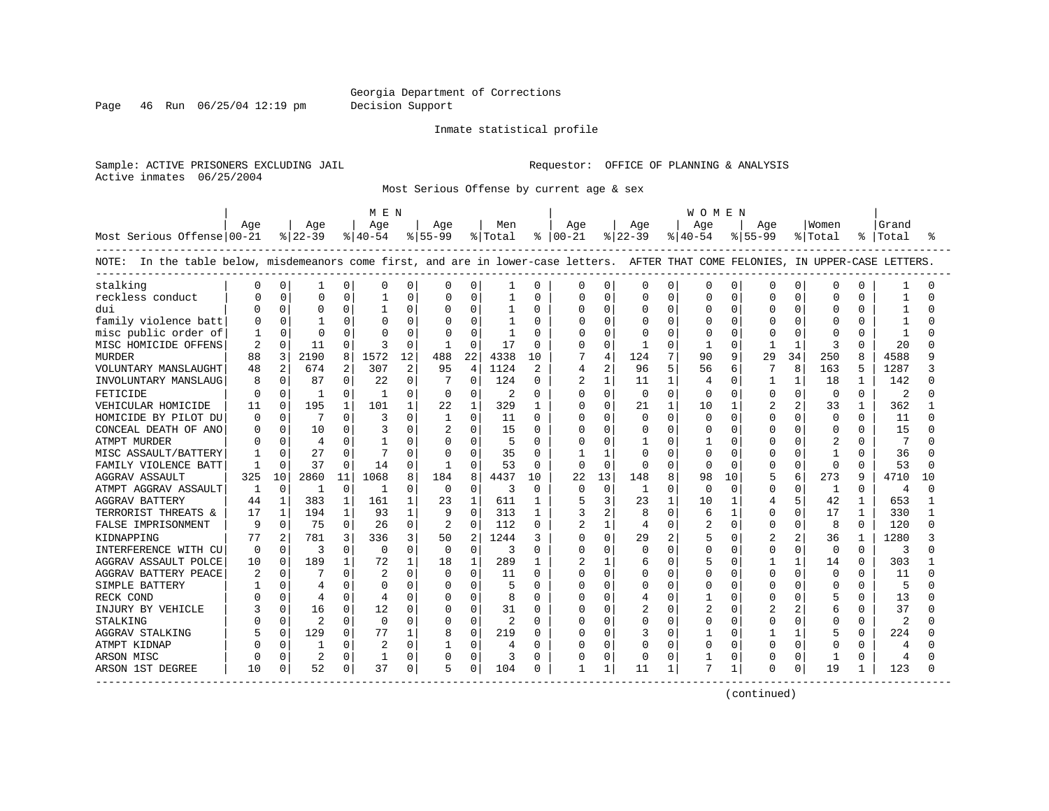Georgia Department of Corrections
Decision Support

Inmate statistical profile

Sample: ACTIVE PRISONERS EXCLUDING JAIL

Requestor: OFFICE OF PLANNING & ANALYSIS

Active inmates 06/25/2004

Most Serious Offense by current age & sex

NOTE: In the table below, misdemeanors come first, and are in lower-case letters. AFTER THAT COME FELONIES, IN UPPER-CASE LETTERS.

| Most Serious Offense | MEN Age 00-21 | % | Age 22-39 | % | Age 40-54 | % | Age 55-99 | % | Men Total | % | WOMEN Age 00-21 | % | Age 22-39 | % | Age 40-54 | % | Age 55-99 | % | Women Total | % | Grand Total | % |
|---|---|---|---|---|---|---|---|---|---|---|---|---|---|---|---|---|---|---|---|---|---|---|
| stalking | 0 | 0 | 1 | 0 | 0 | 0 | 0 | 0 | 1 | 0 | 0 | 0 | 0 | 0 | 0 | 0 | 0 | 0 | 0 | 0 | 1 | 0 |
| reckless conduct | 0 | 0 | 0 | 0 | 1 | 0 | 0 | 0 | 1 | 0 | 0 | 0 | 0 | 0 | 0 | 0 | 0 | 0 | 0 | 0 | 1 | 0 |
| dui | 0 | 0 | 0 | 0 | 1 | 0 | 0 | 0 | 1 | 0 | 0 | 0 | 0 | 0 | 0 | 0 | 0 | 0 | 0 | 0 | 1 | 0 |
| family violence batt | 0 | 0 | 1 | 0 | 0 | 0 | 0 | 0 | 1 | 0 | 0 | 0 | 0 | 0 | 0 | 0 | 0 | 0 | 0 | 0 | 1 | 0 |
| misc public order of | 1 | 0 | 0 | 0 | 0 | 0 | 0 | 0 | 1 | 0 | 0 | 0 | 0 | 0 | 0 | 0 | 0 | 0 | 0 | 0 | 1 | 0 |
| MISC HOMICIDE OFFENS | 2 | 0 | 11 | 0 | 3 | 0 | 1 | 0 | 17 | 0 | 0 | 0 | 1 | 0 | 1 | 0 | 1 | 1 | 3 | 0 | 20 | 0 |
| MURDER | 88 | 3 | 2190 | 8 | 1572 | 12 | 488 | 22 | 4338 | 10 | 7 | 4 | 124 | 7 | 90 | 9 | 29 | 34 | 250 | 8 | 4588 | 9 |
| VOLUNTARY MANSLAUGHT | 48 | 2 | 674 | 2 | 307 | 2 | 95 | 4 | 1124 | 2 | 4 | 2 | 96 | 5 | 56 | 6 | 7 | 8 | 163 | 5 | 1287 | 3 |
| INVOLUNTARY MANSLAUG | 8 | 0 | 87 | 0 | 22 | 0 | 7 | 0 | 124 | 0 | 2 | 1 | 11 | 1 | 4 | 0 | 1 | 1 | 18 | 1 | 142 | 0 |
| FETICIDE | 0 | 0 | 1 | 0 | 1 | 0 | 0 | 0 | 2 | 0 | 0 | 0 | 0 | 0 | 0 | 0 | 0 | 0 | 0 | 0 | 2 | 0 |
| VEHICULAR HOMICIDE | 11 | 0 | 195 | 1 | 101 | 1 | 22 | 1 | 329 | 1 | 0 | 0 | 21 | 1 | 10 | 1 | 2 | 2 | 33 | 1 | 362 | 1 |
| HOMICIDE BY PILOT DU | 0 | 0 | 7 | 0 | 3 | 0 | 1 | 0 | 11 | 0 | 0 | 0 | 0 | 0 | 0 | 0 | 0 | 0 | 0 | 0 | 11 | 0 |
| CONCEAL DEATH OF ANO | 0 | 0 | 10 | 0 | 3 | 0 | 2 | 0 | 15 | 0 | 0 | 0 | 0 | 0 | 0 | 0 | 0 | 0 | 0 | 0 | 15 | 0 |
| ATMPT MURDER | 0 | 0 | 4 | 0 | 1 | 0 | 0 | 0 | 5 | 0 | 0 | 0 | 1 | 0 | 1 | 0 | 0 | 0 | 2 | 0 | 7 | 0 |
| MISC ASSAULT/BATTERY | 1 | 0 | 27 | 0 | 7 | 0 | 0 | 0 | 35 | 0 | 1 | 1 | 0 | 0 | 0 | 0 | 0 | 0 | 1 | 0 | 36 | 0 |
| FAMILY VIOLENCE BATT | 1 | 0 | 37 | 0 | 14 | 0 | 1 | 0 | 53 | 0 | 0 | 0 | 0 | 0 | 0 | 0 | 0 | 0 | 0 | 0 | 53 | 0 |
| AGGRAV ASSAULT | 325 | 10 | 2860 | 11 | 1068 | 8 | 184 | 8 | 4437 | 10 | 22 | 13 | 148 | 8 | 98 | 10 | 5 | 6 | 273 | 9 | 4710 | 10 |
| ATMPT AGGRAV ASSAULT | 1 | 0 | 1 | 0 | 1 | 0 | 0 | 0 | 3 | 0 | 0 | 0 | 1 | 0 | 0 | 0 | 0 | 0 | 1 | 0 | 4 | 0 |
| AGGRAV BATTERY | 44 | 1 | 383 | 1 | 161 | 1 | 23 | 1 | 611 | 1 | 5 | 3 | 23 | 1 | 10 | 1 | 4 | 5 | 42 | 1 | 653 | 1 |
| TERRORIST THREATS & | 17 | 1 | 194 | 1 | 93 | 1 | 9 | 0 | 313 | 1 | 3 | 2 | 8 | 0 | 6 | 1 | 0 | 0 | 17 | 1 | 330 | 1 |
| FALSE IMPRISONMENT | 9 | 0 | 75 | 0 | 26 | 0 | 2 | 0 | 112 | 0 | 2 | 1 | 4 | 0 | 2 | 0 | 0 | 0 | 8 | 0 | 120 | 0 |
| KIDNAPPING | 77 | 2 | 781 | 3 | 336 | 3 | 50 | 2 | 1244 | 3 | 0 | 0 | 29 | 2 | 5 | 0 | 2 | 2 | 36 | 1 | 1280 | 3 |
| INTERFERENCE WITH CU | 0 | 0 | 3 | 0 | 0 | 0 | 0 | 0 | 3 | 0 | 0 | 0 | 0 | 0 | 0 | 0 | 0 | 0 | 0 | 0 | 3 | 0 |
| AGGRAV ASSAULT POLCE | 10 | 0 | 189 | 1 | 72 | 1 | 18 | 1 | 289 | 1 | 2 | 1 | 6 | 0 | 5 | 0 | 1 | 1 | 14 | 0 | 303 | 1 |
| AGGRAV BATTERY PEACE | 2 | 0 | 7 | 0 | 2 | 0 | 0 | 0 | 11 | 0 | 0 | 0 | 0 | 0 | 0 | 0 | 0 | 0 | 0 | 0 | 11 | 0 |
| SIMPLE BATTERY | 1 | 0 | 4 | 0 | 0 | 0 | 0 | 0 | 5 | 0 | 0 | 0 | 0 | 0 | 0 | 0 | 0 | 0 | 0 | 0 | 5 | 0 |
| RECK COND | 0 | 0 | 4 | 0 | 4 | 0 | 0 | 0 | 8 | 0 | 0 | 0 | 4 | 0 | 1 | 0 | 0 | 0 | 5 | 0 | 13 | 0 |
| INJURY BY VEHICLE | 3 | 0 | 16 | 0 | 12 | 0 | 0 | 0 | 31 | 0 | 0 | 0 | 2 | 0 | 2 | 0 | 2 | 2 | 6 | 0 | 37 | 0 |
| STALKING | 0 | 0 | 2 | 0 | 0 | 0 | 0 | 0 | 2 | 0 | 0 | 0 | 0 | 0 | 0 | 0 | 0 | 0 | 0 | 0 | 2 | 0 |
| AGGRAV STALKING | 5 | 0 | 129 | 0 | 77 | 1 | 8 | 0 | 219 | 0 | 0 | 0 | 3 | 0 | 1 | 0 | 1 | 1 | 5 | 0 | 224 | 0 |
| ATMPT KIDNAP | 0 | 0 | 1 | 0 | 2 | 0 | 1 | 0 | 4 | 0 | 0 | 0 | 0 | 0 | 0 | 0 | 0 | 0 | 0 | 0 | 4 | 0 |
| ARSON MISC | 0 | 0 | 2 | 0 | 1 | 0 | 0 | 0 | 3 | 0 | 0 | 0 | 0 | 0 | 1 | 0 | 0 | 0 | 1 | 0 | 4 | 0 |
| ARSON 1ST DEGREE | 10 | 0 | 52 | 0 | 37 | 0 | 5 | 0 | 104 | 0 | 1 | 1 | 11 | 1 | 7 | 1 | 0 | 0 | 19 | 1 | 123 | 0 |

(continued)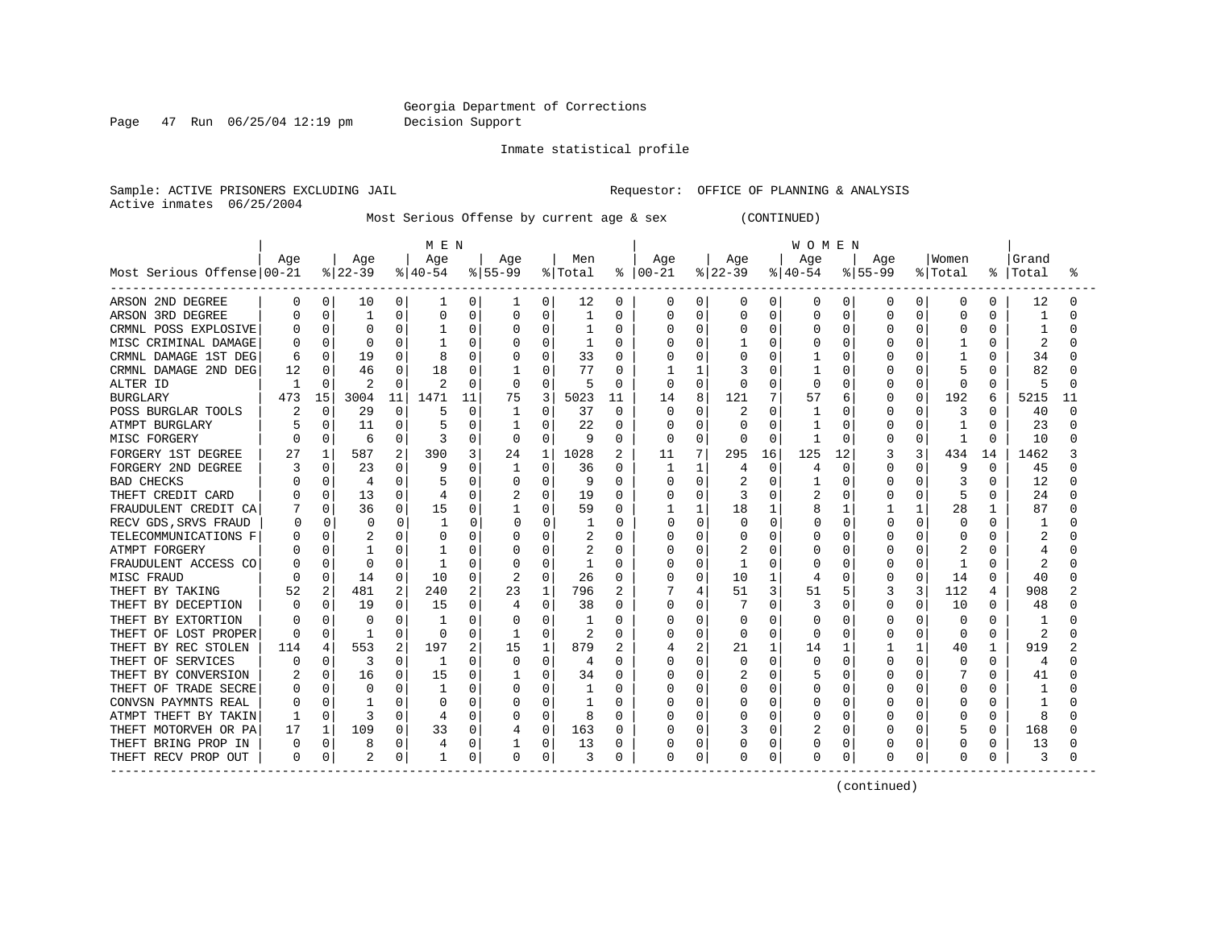Georgia Department of Corrections
Decision Support

Inmate statistical profile

Sample: ACTIVE PRISONERS EXCLUDING JAIL    Requestor: OFFICE OF PLANNING & ANALYSIS
Active inmates 06/25/2004

Most Serious Offense by current age & sex (CONTINUED)

| Most Serious Offense | MEN Age 00-21 | % | Age 22-39 | % | Age 40-54 | % | Age 55-99 | % | Men Total | % | WOMEN Age 00-21 | % | Age 22-39 | % | Age 40-54 | % | Age 55-99 | % | Women Total | % | Grand Total | % |
|---|---|---|---|---|---|---|---|---|---|---|---|---|---|---|---|---|---|---|---|---|---|---|
| ARSON 2ND DEGREE | 0 | 0 | 10 | 0 | 1 | 0 | 1 | 0 | 12 | 0 | 0 | 0 | 0 | 0 | 0 | 0 | 0 | 0 | 0 | 0 | 12 | 0 |
| ARSON 3RD DEGREE | 0 | 0 | 1 | 0 | 0 | 0 | 0 | 0 | 1 | 0 | 0 | 0 | 0 | 0 | 0 | 0 | 0 | 0 | 0 | 0 | 1 | 0 |
| CRMNL POSS EXPLOSIVE | 0 | 0 | 0 | 0 | 1 | 0 | 0 | 0 | 1 | 0 | 0 | 0 | 0 | 0 | 0 | 0 | 0 | 0 | 0 | 0 | 1 | 0 |
| MISC CRIMINAL DAMAGE | 0 | 0 | 0 | 0 | 1 | 0 | 0 | 0 | 1 | 0 | 0 | 0 | 1 | 0 | 0 | 0 | 0 | 0 | 1 | 0 | 2 | 0 |
| CRMNL DAMAGE 1ST DEG | 6 | 0 | 19 | 0 | 8 | 0 | 0 | 0 | 33 | 0 | 0 | 0 | 0 | 0 | 1 | 0 | 0 | 0 | 1 | 0 | 34 | 0 |
| CRMNL DAMAGE 2ND DEG | 12 | 0 | 46 | 0 | 18 | 0 | 1 | 0 | 77 | 0 | 1 | 1 | 3 | 0 | 1 | 0 | 0 | 0 | 5 | 0 | 82 | 0 |
| ALTER ID | 1 | 0 | 2 | 0 | 2 | 0 | 0 | 0 | 5 | 0 | 0 | 0 | 0 | 0 | 0 | 0 | 0 | 0 | 0 | 0 | 5 | 0 |
| BURGLARY | 473 | 15 | 3004 | 11 | 1471 | 11 | 75 | 3 | 5023 | 11 | 14 | 8 | 121 | 7 | 57 | 6 | 0 | 0 | 192 | 6 | 5215 | 11 |
| POSS BURGLAR TOOLS | 2 | 0 | 29 | 0 | 5 | 0 | 1 | 0 | 37 | 0 | 0 | 0 | 2 | 0 | 1 | 0 | 0 | 0 | 3 | 0 | 40 | 0 |
| ATMPT BURGLARY | 5 | 0 | 11 | 0 | 5 | 0 | 1 | 0 | 22 | 0 | 0 | 0 | 0 | 0 | 1 | 0 | 0 | 0 | 1 | 0 | 23 | 0 |
| MISC FORGERY | 0 | 0 | 6 | 0 | 3 | 0 | 0 | 0 | 9 | 0 | 0 | 0 | 0 | 0 | 1 | 0 | 0 | 0 | 1 | 0 | 10 | 0 |
| FORGERY 1ST DEGREE | 27 | 1 | 587 | 2 | 390 | 3 | 24 | 1 | 1028 | 2 | 11 | 7 | 295 | 16 | 125 | 12 | 3 | 3 | 434 | 14 | 1462 | 3 |
| FORGERY 2ND DEGREE | 3 | 0 | 23 | 0 | 9 | 0 | 1 | 0 | 36 | 0 | 1 | 1 | 4 | 0 | 4 | 0 | 0 | 0 | 9 | 0 | 45 | 0 |
| BAD CHECKS | 0 | 0 | 4 | 0 | 5 | 0 | 0 | 0 | 9 | 0 | 0 | 0 | 2 | 0 | 1 | 0 | 0 | 0 | 3 | 0 | 12 | 0 |
| THEFT CREDIT CARD | 0 | 0 | 13 | 0 | 4 | 0 | 2 | 0 | 19 | 0 | 0 | 0 | 3 | 0 | 2 | 0 | 0 | 0 | 5 | 0 | 24 | 0 |
| FRAUDULENT CREDIT CA | 7 | 0 | 36 | 0 | 15 | 0 | 1 | 0 | 59 | 0 | 1 | 1 | 18 | 1 | 8 | 1 | 1 | 1 | 28 | 1 | 87 | 0 |
| RECV GDS,SRVS FRAUD | 0 | 0 | 0 | 0 | 1 | 0 | 0 | 0 | 1 | 0 | 0 | 0 | 0 | 0 | 0 | 0 | 0 | 0 | 0 | 0 | 1 | 0 |
| TELECOMMUNICATIONS F | 0 | 0 | 2 | 0 | 0 | 0 | 0 | 0 | 2 | 0 | 0 | 0 | 0 | 0 | 0 | 0 | 0 | 0 | 0 | 0 | 2 | 0 |
| ATMPT FORGERY | 0 | 0 | 1 | 0 | 1 | 0 | 0 | 0 | 2 | 0 | 0 | 0 | 2 | 0 | 0 | 0 | 0 | 0 | 2 | 0 | 4 | 0 |
| FRAUDULENT ACCESS CO | 0 | 0 | 0 | 0 | 1 | 0 | 0 | 0 | 1 | 0 | 0 | 0 | 1 | 0 | 0 | 0 | 0 | 0 | 1 | 0 | 2 | 0 |
| MISC FRAUD | 0 | 0 | 14 | 0 | 10 | 0 | 2 | 0 | 26 | 0 | 0 | 0 | 10 | 1 | 4 | 0 | 0 | 0 | 14 | 0 | 40 | 0 |
| THEFT BY TAKING | 52 | 2 | 481 | 2 | 240 | 2 | 23 | 1 | 796 | 2 | 7 | 4 | 51 | 3 | 51 | 5 | 3 | 3 | 112 | 4 | 908 | 2 |
| THEFT BY DECEPTION | 0 | 0 | 19 | 0 | 15 | 0 | 4 | 0 | 38 | 0 | 0 | 0 | 7 | 0 | 3 | 0 | 0 | 0 | 10 | 0 | 48 | 0 |
| THEFT BY EXTORTION | 0 | 0 | 0 | 0 | 1 | 0 | 0 | 0 | 1 | 0 | 0 | 0 | 0 | 0 | 0 | 0 | 0 | 0 | 0 | 0 | 1 | 0 |
| THEFT OF LOST PROPER | 0 | 0 | 1 | 0 | 0 | 0 | 1 | 0 | 2 | 0 | 0 | 0 | 0 | 0 | 0 | 0 | 0 | 0 | 0 | 0 | 2 | 0 |
| THEFT BY REC STOLEN | 114 | 4 | 553 | 2 | 197 | 2 | 15 | 1 | 879 | 2 | 4 | 2 | 21 | 1 | 14 | 1 | 1 | 1 | 40 | 1 | 919 | 2 |
| THEFT OF SERVICES | 0 | 0 | 3 | 0 | 1 | 0 | 0 | 0 | 4 | 0 | 0 | 0 | 0 | 0 | 0 | 0 | 0 | 0 | 0 | 0 | 4 | 0 |
| THEFT BY CONVERSION | 2 | 0 | 16 | 0 | 15 | 0 | 1 | 0 | 34 | 0 | 0 | 0 | 2 | 0 | 5 | 0 | 0 | 0 | 7 | 0 | 41 | 0 |
| THEFT OF TRADE SECRE | 0 | 0 | 0 | 0 | 1 | 0 | 0 | 0 | 1 | 0 | 0 | 0 | 0 | 0 | 0 | 0 | 0 | 0 | 0 | 0 | 1 | 0 |
| CONVSN PAYMNTS REAL | 0 | 0 | 1 | 0 | 0 | 0 | 0 | 0 | 1 | 0 | 0 | 0 | 0 | 0 | 0 | 0 | 0 | 0 | 0 | 0 | 1 | 0 |
| ATMPT THEFT BY TAKIN | 1 | 0 | 3 | 0 | 4 | 0 | 0 | 0 | 8 | 0 | 0 | 0 | 0 | 0 | 0 | 0 | 0 | 0 | 0 | 0 | 8 | 0 |
| THEFT MOTORVEH OR PA | 17 | 1 | 109 | 0 | 33 | 0 | 4 | 0 | 163 | 0 | 0 | 0 | 3 | 0 | 2 | 0 | 0 | 0 | 5 | 0 | 168 | 0 |
| THEFT BRING PROP IN | 0 | 0 | 8 | 0 | 4 | 0 | 1 | 0 | 13 | 0 | 0 | 0 | 0 | 0 | 0 | 0 | 0 | 0 | 0 | 0 | 13 | 0 |
| THEFT RECV PROP OUT | 0 | 0 | 2 | 0 | 1 | 0 | 0 | 0 | 3 | 0 | 0 | 0 | 0 | 0 | 0 | 0 | 0 | 0 | 0 | 0 | 3 | 0 |

(continued)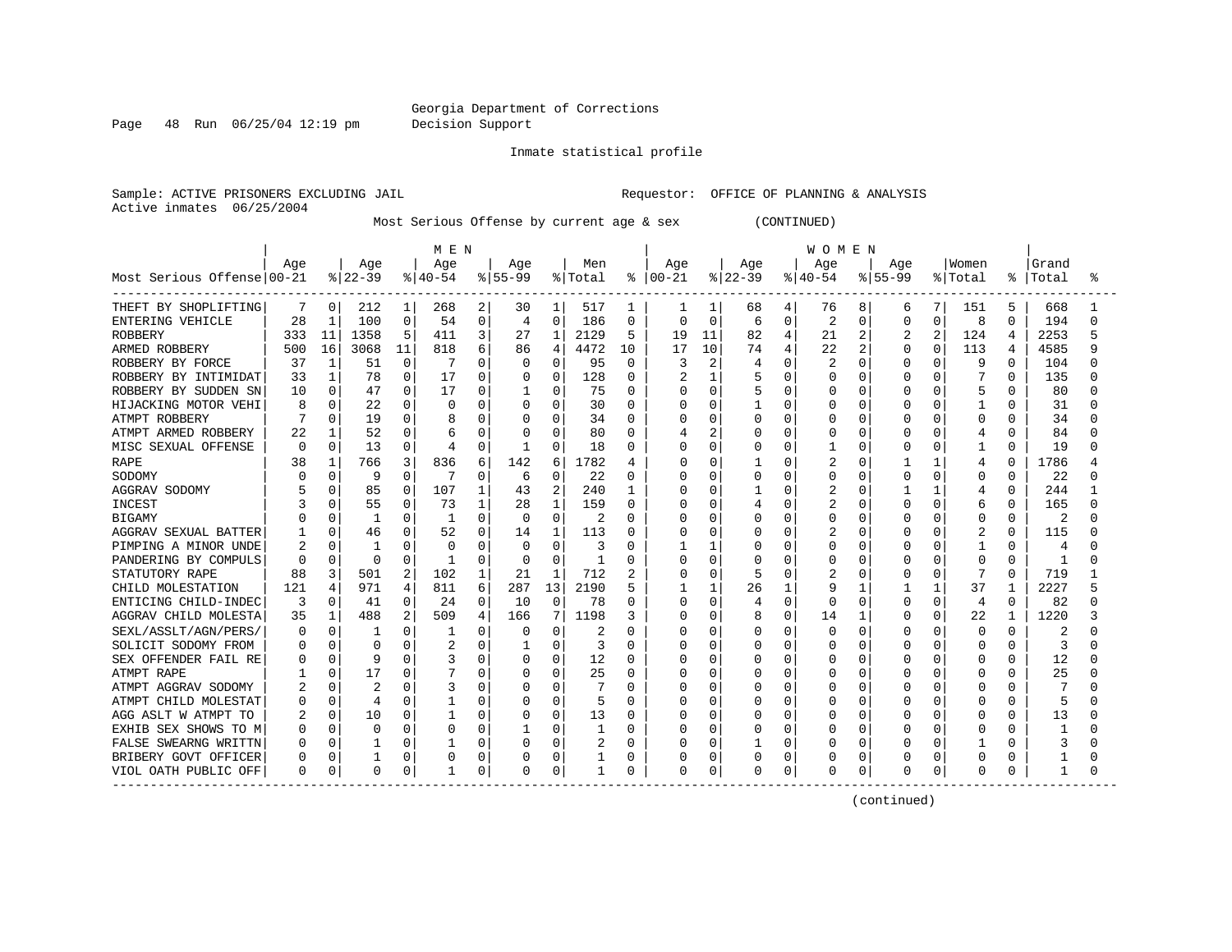Georgia Department of Corrections
Decision Support

Inmate statistical profile

Sample: ACTIVE PRISONERS EXCLUDING JAIL
Active inmates 06/25/2004

Requestor: OFFICE OF PLANNING & ANALYSIS

Most Serious Offense by current age & sex (CONTINUED)

| Most Serious Offense | MEN Age 00-21 | % | Age 22-39 | % | Age 40-54 | % | Age 55-99 | % | Men Total | % | WOMEN Age 00-21 | % | Age 22-39 | % | Age 40-54 | % | Age 55-99 | % | Women Total | % | Grand Total | % |
|---|---|---|---|---|---|---|---|---|---|---|---|---|---|---|---|---|---|---|---|---|---|---|
| THEFT BY SHOPLIFTING | 7 | 0 | 212 | 1 | 268 | 2 | 30 | 1 | 517 | 1 | 1 | 1 | 68 | 4 | 76 | 8 | 6 | 7 | 151 | 5 | 668 | 1 |
| ENTERING VEHICLE | 28 | 1 | 100 | 0 | 54 | 0 | 4 | 0 | 186 | 0 | 0 | 0 | 6 | 0 | 2 | 0 | 0 | 0 | 8 | 0 | 194 | 0 |
| ROBBERY | 333 | 11 | 1358 | 5 | 411 | 3 | 27 | 1 | 2129 | 5 | 19 | 11 | 82 | 4 | 21 | 2 | 2 | 2 | 124 | 4 | 2253 | 5 |
| ARMED ROBBERY | 500 | 16 | 3068 | 11 | 818 | 6 | 86 | 4 | 4472 | 10 | 17 | 10 | 74 | 4 | 22 | 2 | 0 | 0 | 113 | 4 | 4585 | 9 |
| ROBBERY BY FORCE | 37 | 1 | 51 | 0 | 7 | 0 | 0 | 0 | 95 | 0 | 3 | 2 | 4 | 0 | 2 | 0 | 0 | 0 | 9 | 0 | 104 | 0 |
| ROBBERY BY INTIMIDAT | 33 | 1 | 78 | 0 | 17 | 0 | 0 | 0 | 128 | 0 | 2 | 1 | 5 | 0 | 0 | 0 | 0 | 0 | 7 | 0 | 135 | 0 |
| ROBBERY BY SUDDEN SN | 10 | 0 | 47 | 0 | 17 | 0 | 1 | 0 | 75 | 0 | 0 | 0 | 5 | 0 | 0 | 0 | 0 | 0 | 5 | 0 | 80 | 0 |
| HIJACKING MOTOR VEHI | 8 | 0 | 22 | 0 | 0 | 0 | 0 | 0 | 30 | 0 | 0 | 0 | 1 | 0 | 0 | 0 | 0 | 0 | 1 | 0 | 31 | 0 |
| ATMPT ROBBERY | 7 | 0 | 19 | 0 | 8 | 0 | 0 | 0 | 34 | 0 | 0 | 0 | 0 | 0 | 0 | 0 | 0 | 0 | 0 | 0 | 34 | 0 |
| ATMPT ARMED ROBBERY | 22 | 1 | 52 | 0 | 6 | 0 | 0 | 0 | 80 | 0 | 4 | 2 | 0 | 0 | 0 | 0 | 0 | 0 | 4 | 0 | 84 | 0 |
| MISC SEXUAL OFFENSE | 0 | 0 | 13 | 0 | 4 | 0 | 1 | 0 | 18 | 0 | 0 | 0 | 0 | 0 | 1 | 0 | 0 | 0 | 1 | 0 | 19 | 0 |
| RAPE | 38 | 1 | 766 | 3 | 836 | 6 | 142 | 6 | 1782 | 4 | 0 | 0 | 1 | 0 | 2 | 0 | 1 | 1 | 4 | 0 | 1786 | 4 |
| SODOMY | 0 | 0 | 9 | 0 | 7 | 0 | 6 | 0 | 22 | 0 | 0 | 0 | 0 | 0 | 0 | 0 | 0 | 0 | 0 | 0 | 22 | 0 |
| AGGRAV SODOMY | 5 | 0 | 85 | 0 | 107 | 1 | 43 | 2 | 240 | 1 | 0 | 0 | 1 | 0 | 2 | 0 | 1 | 1 | 4 | 0 | 244 | 1 |
| INCEST | 3 | 0 | 55 | 0 | 73 | 1 | 28 | 1 | 159 | 0 | 0 | 0 | 4 | 0 | 2 | 0 | 0 | 0 | 6 | 0 | 165 | 0 |
| BIGAMY | 0 | 0 | 1 | 0 | 1 | 0 | 0 | 0 | 2 | 0 | 0 | 0 | 0 | 0 | 0 | 0 | 0 | 0 | 0 | 0 | 2 | 0 |
| AGGRAV SEXUAL BATTER | 1 | 0 | 46 | 0 | 52 | 0 | 14 | 1 | 113 | 0 | 0 | 0 | 0 | 0 | 2 | 0 | 0 | 0 | 2 | 0 | 115 | 0 |
| PIMPING A MINOR UNDE | 2 | 0 | 1 | 0 | 0 | 0 | 0 | 0 | 3 | 0 | 1 | 1 | 0 | 0 | 0 | 0 | 0 | 0 | 1 | 0 | 4 | 0 |
| PANDERING BY COMPULS | 0 | 0 | 0 | 0 | 1 | 0 | 0 | 0 | 1 | 0 | 0 | 0 | 0 | 0 | 0 | 0 | 0 | 0 | 0 | 0 | 1 | 0 |
| STATUTORY RAPE | 88 | 3 | 501 | 2 | 102 | 1 | 21 | 1 | 712 | 2 | 0 | 0 | 5 | 0 | 2 | 0 | 0 | 0 | 7 | 0 | 719 | 1 |
| CHILD MOLESTATION | 121 | 4 | 971 | 4 | 811 | 6 | 287 | 13 | 2190 | 5 | 1 | 1 | 26 | 1 | 9 | 1 | 1 | 1 | 37 | 1 | 2227 | 5 |
| ENTICING CHILD-INDEC | 3 | 0 | 41 | 0 | 24 | 0 | 10 | 0 | 78 | 0 | 0 | 0 | 4 | 0 | 0 | 0 | 0 | 0 | 4 | 0 | 82 | 0 |
| AGGRAV CHILD MOLESTA | 35 | 1 | 488 | 2 | 509 | 4 | 166 | 7 | 1198 | 3 | 0 | 0 | 8 | 0 | 14 | 1 | 0 | 0 | 22 | 1 | 1220 | 3 |
| SEXL/ASSLT/AGN/PERS/ | 0 | 0 | 1 | 0 | 1 | 0 | 0 | 0 | 2 | 0 | 0 | 0 | 0 | 0 | 0 | 0 | 0 | 0 | 0 | 0 | 2 | 0 |
| SOLICIT SODOMY FROM | 0 | 0 | 0 | 0 | 2 | 0 | 1 | 0 | 3 | 0 | 0 | 0 | 0 | 0 | 0 | 0 | 0 | 0 | 0 | 0 | 3 | 0 |
| SEX OFFENDER FAIL RE | 0 | 0 | 9 | 0 | 3 | 0 | 0 | 0 | 12 | 0 | 0 | 0 | 0 | 0 | 0 | 0 | 0 | 0 | 0 | 0 | 12 | 0 |
| ATMPT RAPE | 1 | 0 | 17 | 0 | 7 | 0 | 0 | 0 | 25 | 0 | 0 | 0 | 0 | 0 | 0 | 0 | 0 | 0 | 0 | 0 | 25 | 0 |
| ATMPT AGGRAV SODOMY | 2 | 0 | 2 | 0 | 3 | 0 | 0 | 0 | 7 | 0 | 0 | 0 | 0 | 0 | 0 | 0 | 0 | 0 | 0 | 0 | 7 | 0 |
| ATMPT CHILD MOLESTAT | 0 | 0 | 4 | 0 | 1 | 0 | 0 | 0 | 5 | 0 | 0 | 0 | 0 | 0 | 0 | 0 | 0 | 0 | 0 | 0 | 5 | 0 |
| AGG ASLT W ATMPT TO | 2 | 0 | 10 | 0 | 1 | 0 | 0 | 0 | 13 | 0 | 0 | 0 | 0 | 0 | 0 | 0 | 0 | 0 | 0 | 0 | 13 | 0 |
| EXHIB SEX SHOWS TO M | 0 | 0 | 0 | 0 | 0 | 0 | 1 | 0 | 1 | 0 | 0 | 0 | 0 | 0 | 0 | 0 | 0 | 0 | 0 | 0 | 1 | 0 |
| FALSE SWEARNG WRITTN | 0 | 0 | 1 | 0 | 1 | 0 | 0 | 0 | 2 | 0 | 0 | 0 | 1 | 0 | 0 | 0 | 0 | 0 | 1 | 0 | 3 | 0 |
| BRIBERY GOVT OFFICER | 0 | 0 | 1 | 0 | 0 | 0 | 0 | 0 | 1 | 0 | 0 | 0 | 0 | 0 | 0 | 0 | 0 | 0 | 0 | 0 | 1 | 0 |
| VIOL OATH PUBLIC OFF | 0 | 0 | 0 | 0 | 1 | 0 | 0 | 0 | 1 | 0 | 0 | 0 | 0 | 0 | 0 | 0 | 0 | 0 | 0 | 0 | 1 | 0 |

(continued)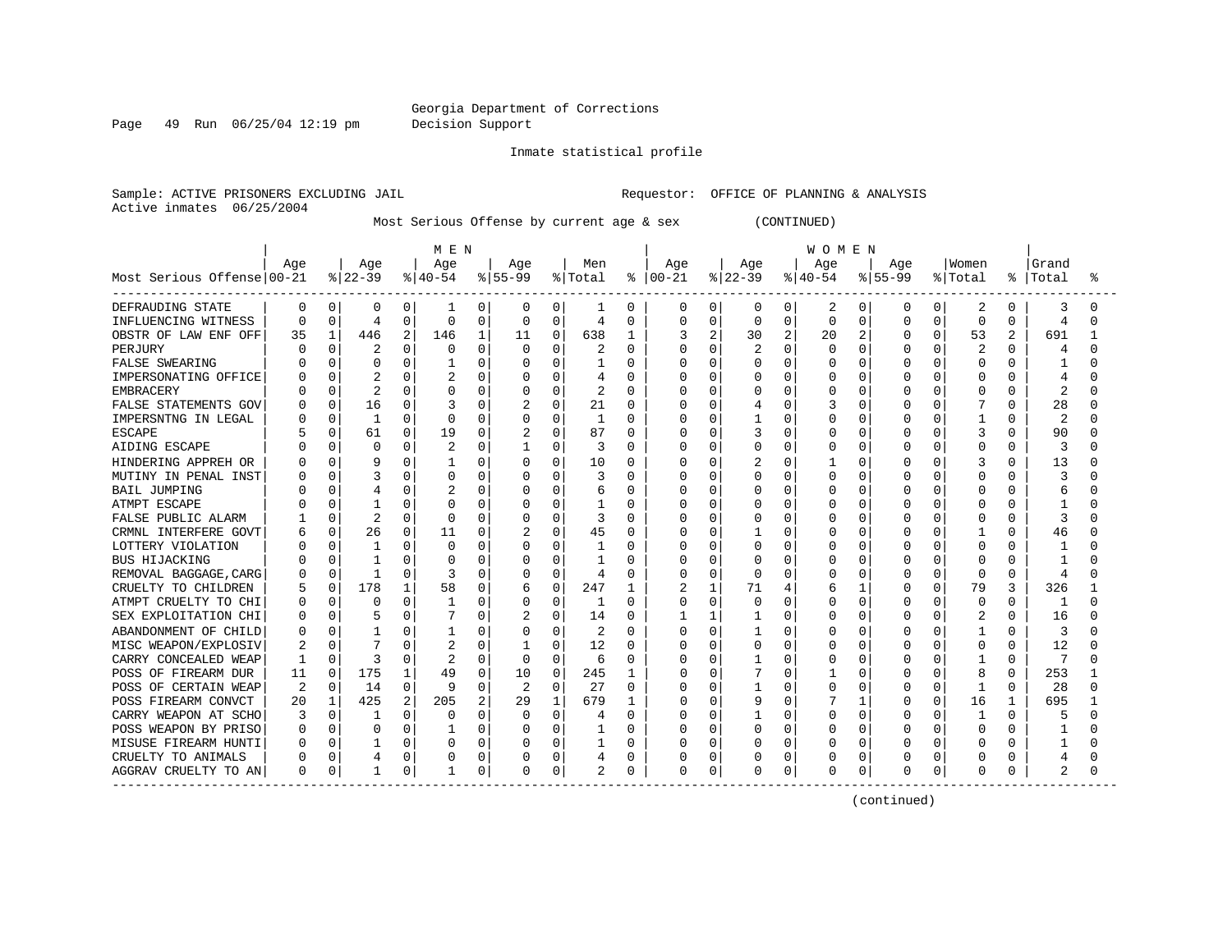Georgia Department of Corrections
Decision Support

Inmate statistical profile

Sample: ACTIVE PRISONERS EXCLUDING JAIL    Requestor: OFFICE OF PLANNING & ANALYSIS
Active inmates 06/25/2004

Most Serious Offense by current age & sex (CONTINUED)

| Most Serious Offense | MEN Age 00-21 | % | Age 22-39 | % | Age 40-54 | % | Age 55-99 | % | Men Total | % | WOMEN Age 00-21 | % | Age 22-39 | % | Age 40-54 | % | Age 55-99 | % | Women Total | % | Grand Total | % |
|---|---|---|---|---|---|---|---|---|---|---|---|---|---|---|---|---|---|---|---|---|---|---|
| DEFRAUDING STATE | 0 | 0 | 0 | 0 | 1 | 0 | 0 | 0 | 1 | 0 | 0 | 0 | 0 | 0 | 2 | 0 | 0 | 0 | 2 | 0 | 3 | 0 |
| INFLUENCING WITNESS | 0 | 0 | 4 | 0 | 0 | 0 | 0 | 0 | 4 | 0 | 0 | 0 | 0 | 0 | 0 | 0 | 0 | 0 | 0 | 0 | 4 | 0 |
| OBSTR OF LAW ENF OFF | 35 | 1 | 446 | 2 | 146 | 1 | 11 | 0 | 638 | 1 | 3 | 2 | 30 | 2 | 20 | 2 | 0 | 0 | 53 | 2 | 691 | 1 |
| PERJURY | 0 | 0 | 2 | 0 | 0 | 0 | 0 | 0 | 2 | 0 | 0 | 0 | 2 | 0 | 0 | 0 | 0 | 0 | 2 | 0 | 4 | 0 |
| FALSE SWEARING | 0 | 0 | 0 | 0 | 1 | 0 | 0 | 0 | 1 | 0 | 0 | 0 | 0 | 0 | 0 | 0 | 0 | 0 | 0 | 0 | 1 | 0 |
| IMPERSONATING OFFICE | 0 | 0 | 2 | 0 | 2 | 0 | 0 | 0 | 4 | 0 | 0 | 0 | 0 | 0 | 0 | 0 | 0 | 0 | 0 | 0 | 4 | 0 |
| EMBRACERY | 0 | 0 | 2 | 0 | 0 | 0 | 0 | 0 | 2 | 0 | 0 | 0 | 0 | 0 | 0 | 0 | 0 | 0 | 0 | 0 | 2 | 0 |
| FALSE STATEMENTS GOV | 0 | 0 | 16 | 0 | 3 | 0 | 2 | 0 | 21 | 0 | 0 | 0 | 4 | 0 | 3 | 0 | 0 | 0 | 7 | 0 | 28 | 0 |
| IMPERSNTNG IN LEGAL | 0 | 0 | 1 | 0 | 0 | 0 | 0 | 0 | 1 | 0 | 0 | 0 | 1 | 0 | 0 | 0 | 0 | 0 | 1 | 0 | 2 | 0 |
| ESCAPE | 5 | 0 | 61 | 0 | 19 | 0 | 2 | 0 | 87 | 0 | 0 | 0 | 3 | 0 | 0 | 0 | 0 | 0 | 3 | 0 | 90 | 0 |
| AIDING ESCAPE | 0 | 0 | 0 | 0 | 2 | 0 | 1 | 0 | 3 | 0 | 0 | 0 | 0 | 0 | 0 | 0 | 0 | 0 | 0 | 0 | 3 | 0 |
| HINDERING APPREH OR | 0 | 0 | 9 | 0 | 1 | 0 | 0 | 0 | 10 | 0 | 0 | 0 | 2 | 0 | 1 | 0 | 0 | 0 | 3 | 0 | 13 | 0 |
| MUTINY IN PENAL INST | 0 | 0 | 3 | 0 | 0 | 0 | 0 | 0 | 3 | 0 | 0 | 0 | 0 | 0 | 0 | 0 | 0 | 0 | 0 | 0 | 3 | 0 |
| BAIL JUMPING | 0 | 0 | 4 | 0 | 2 | 0 | 0 | 0 | 6 | 0 | 0 | 0 | 0 | 0 | 0 | 0 | 0 | 0 | 0 | 0 | 6 | 0 |
| ATMPT ESCAPE | 0 | 0 | 1 | 0 | 0 | 0 | 0 | 0 | 1 | 0 | 0 | 0 | 0 | 0 | 0 | 0 | 0 | 0 | 0 | 0 | 1 | 0 |
| FALSE PUBLIC ALARM | 1 | 0 | 2 | 0 | 0 | 0 | 0 | 0 | 3 | 0 | 0 | 0 | 0 | 0 | 0 | 0 | 0 | 0 | 0 | 0 | 3 | 0 |
| CRMNL INTERFERE GOVT | 6 | 0 | 26 | 0 | 11 | 0 | 2 | 0 | 45 | 0 | 0 | 0 | 1 | 0 | 0 | 0 | 0 | 0 | 1 | 0 | 46 | 0 |
| LOTTERY VIOLATION | 0 | 0 | 1 | 0 | 0 | 0 | 0 | 0 | 1 | 0 | 0 | 0 | 0 | 0 | 0 | 0 | 0 | 0 | 0 | 0 | 1 | 0 |
| BUS HIJACKING | 0 | 0 | 1 | 0 | 0 | 0 | 0 | 0 | 1 | 0 | 0 | 0 | 0 | 0 | 0 | 0 | 0 | 0 | 0 | 0 | 1 | 0 |
| REMOVAL BAGGAGE,CARG | 0 | 0 | 1 | 0 | 3 | 0 | 0 | 0 | 4 | 0 | 0 | 0 | 0 | 0 | 0 | 0 | 0 | 0 | 0 | 0 | 4 | 0 |
| CRUELTY TO CHILDREN | 5 | 0 | 178 | 1 | 58 | 0 | 6 | 0 | 247 | 1 | 2 | 1 | 71 | 4 | 6 | 1 | 0 | 0 | 79 | 3 | 326 | 1 |
| ATMPT CRUELTY TO CHI | 0 | 0 | 0 | 0 | 1 | 0 | 0 | 0 | 1 | 0 | 0 | 0 | 0 | 0 | 0 | 0 | 0 | 0 | 0 | 0 | 1 | 0 |
| SEX EXPLOITATION CHI | 0 | 0 | 5 | 0 | 7 | 0 | 2 | 0 | 14 | 0 | 1 | 1 | 1 | 0 | 0 | 0 | 0 | 0 | 2 | 0 | 16 | 0 |
| ABANDONMENT OF CHILD | 0 | 0 | 1 | 0 | 1 | 0 | 0 | 0 | 2 | 0 | 0 | 0 | 1 | 0 | 0 | 0 | 0 | 0 | 1 | 0 | 3 | 0 |
| MISC WEAPON/EXPLOSIV | 2 | 0 | 7 | 0 | 2 | 0 | 1 | 0 | 12 | 0 | 0 | 0 | 0 | 0 | 0 | 0 | 0 | 0 | 0 | 0 | 12 | 0 |
| CARRY CONCEALED WEAP | 1 | 0 | 3 | 0 | 2 | 0 | 0 | 0 | 6 | 0 | 0 | 0 | 1 | 0 | 0 | 0 | 0 | 0 | 1 | 0 | 7 | 0 |
| POSS OF FIREARM DUR | 11 | 0 | 175 | 1 | 49 | 0 | 10 | 0 | 245 | 1 | 0 | 0 | 7 | 0 | 1 | 0 | 0 | 0 | 8 | 0 | 253 | 1 |
| POSS OF CERTAIN WEAP | 2 | 0 | 14 | 0 | 9 | 0 | 2 | 0 | 27 | 0 | 0 | 0 | 1 | 0 | 0 | 0 | 0 | 0 | 1 | 0 | 28 | 0 |
| POSS FIREARM CONVCT | 20 | 1 | 425 | 2 | 205 | 2 | 29 | 1 | 679 | 1 | 0 | 0 | 9 | 0 | 7 | 1 | 0 | 0 | 16 | 1 | 695 | 1 |
| CARRY WEAPON AT SCHO | 3 | 0 | 1 | 0 | 0 | 0 | 0 | 0 | 4 | 0 | 0 | 0 | 1 | 0 | 0 | 0 | 0 | 0 | 1 | 0 | 5 | 0 |
| POSS WEAPON BY PRISO | 0 | 0 | 0 | 0 | 1 | 0 | 0 | 0 | 1 | 0 | 0 | 0 | 0 | 0 | 0 | 0 | 0 | 0 | 0 | 0 | 1 | 0 |
| MISUSE FIREARM HUNTI | 0 | 0 | 1 | 0 | 0 | 0 | 0 | 0 | 1 | 0 | 0 | 0 | 0 | 0 | 0 | 0 | 0 | 0 | 0 | 0 | 1 | 0 |
| CRUELTY TO ANIMALS | 0 | 0 | 4 | 0 | 0 | 0 | 0 | 0 | 4 | 0 | 0 | 0 | 0 | 0 | 0 | 0 | 0 | 0 | 0 | 0 | 4 | 0 |
| AGGRAV CRUELTY TO AN | 0 | 0 | 1 | 0 | 1 | 0 | 0 | 0 | 2 | 0 | 0 | 0 | 0 | 0 | 0 | 0 | 0 | 0 | 0 | 0 | 2 | 0 |

(continued)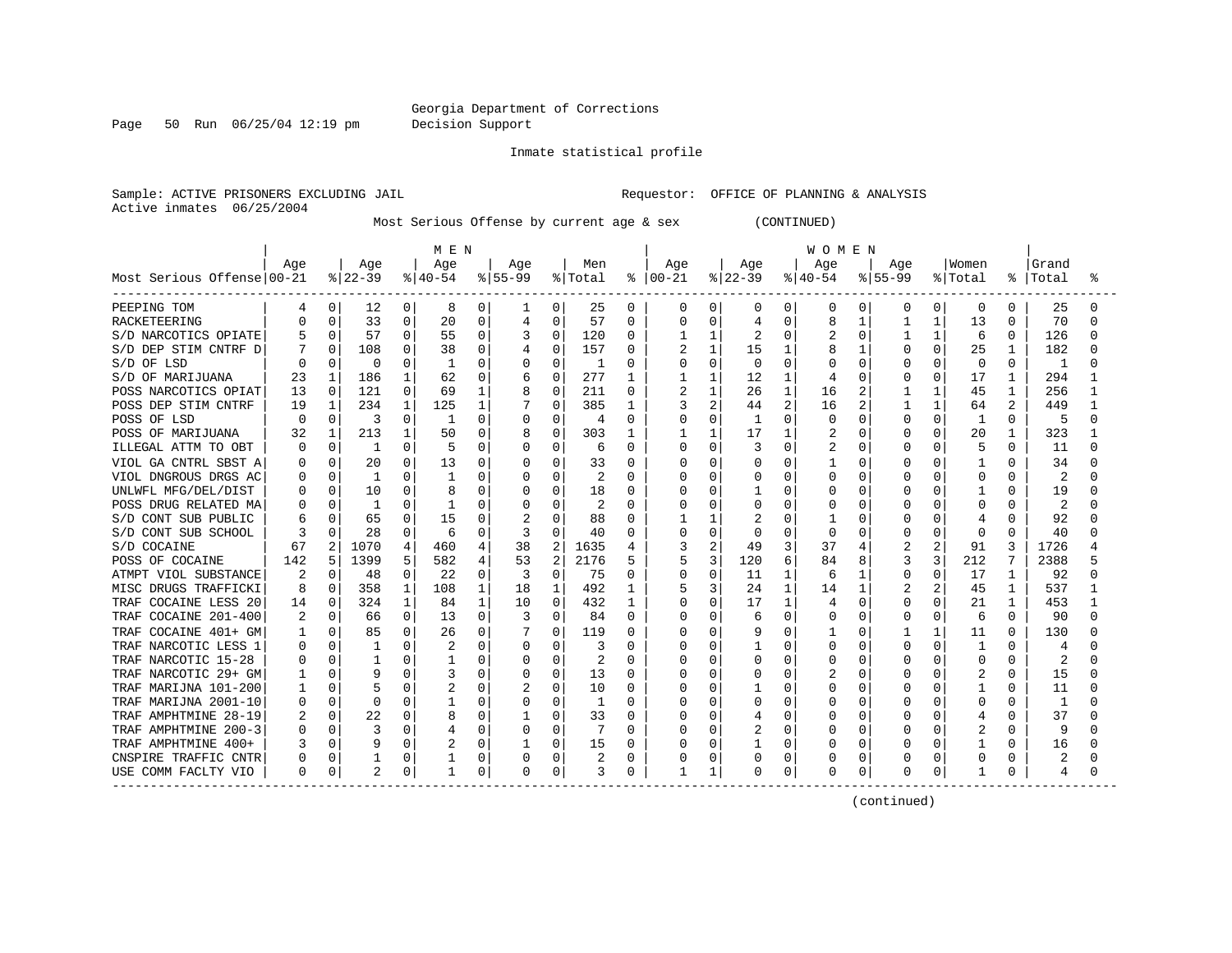Georgia Department of Corrections
Decision Support

Inmate statistical profile

Sample: ACTIVE PRISONERS EXCLUDING JAIL    Requestor: OFFICE OF PLANNING & ANALYSIS
Active inmates 06/25/2004

Most Serious Offense by current age & sex (CONTINUED)

| Most Serious Offense | MEN Age 00-21 | % | Age 22-39 | % | Age 40-54 | % | Age 55-99 | % | Men Total | % | WOMEN Age 00-21 | % | Age 22-39 | % | Age 40-54 | % | Age 55-99 | % | Women Total | % | Grand Total | % |
|---|---|---|---|---|---|---|---|---|---|---|---|---|---|---|---|---|---|---|---|---|---|---|
| PEEPING TOM | 4 | 0 | 12 | 0 | 8 | 0 | 1 | 0 | 25 | 0 | 0 | 0 | 0 | 0 | 0 | 0 | 0 | 0 | 0 | 0 | 25 | 0 |
| RACKETEERING | 0 | 0 | 33 | 0 | 20 | 0 | 4 | 0 | 57 | 0 | 0 | 0 | 4 | 0 | 8 | 1 | 1 | 1 | 13 | 0 | 70 | 0 |
| S/D NARCOTICS OPIATE | 5 | 0 | 57 | 0 | 55 | 0 | 3 | 0 | 120 | 0 | 1 | 1 | 2 | 0 | 2 | 0 | 1 | 1 | 6 | 0 | 126 | 0 |
| S/D DEP STIM CNTRF D | 7 | 0 | 108 | 0 | 38 | 0 | 4 | 0 | 157 | 0 | 2 | 1 | 15 | 1 | 8 | 1 | 0 | 0 | 25 | 1 | 182 | 0 |
| S/D OF LSD | 0 | 0 | 0 | 0 | 1 | 0 | 0 | 0 | 1 | 0 | 0 | 0 | 0 | 0 | 0 | 0 | 0 | 0 | 0 | 0 | 1 | 0 |
| S/D OF MARIJUANA | 23 | 1 | 186 | 1 | 62 | 0 | 6 | 0 | 277 | 1 | 1 | 1 | 12 | 1 | 4 | 0 | 0 | 0 | 17 | 1 | 294 | 1 |
| POSS NARCOTICS OPIAT | 13 | 0 | 121 | 0 | 69 | 1 | 8 | 0 | 211 | 0 | 2 | 1 | 26 | 1 | 16 | 2 | 1 | 1 | 45 | 1 | 256 | 1 |
| POSS DEP STIM CNTRF | 19 | 1 | 234 | 1 | 125 | 1 | 7 | 0 | 385 | 1 | 3 | 2 | 44 | 2 | 16 | 2 | 1 | 1 | 64 | 2 | 449 | 1 |
| POSS OF LSD | 0 | 0 | 3 | 0 | 1 | 0 | 0 | 0 | 4 | 0 | 0 | 0 | 1 | 0 | 0 | 0 | 0 | 0 | 1 | 0 | 5 | 0 |
| POSS OF MARIJUANA | 32 | 1 | 213 | 1 | 50 | 0 | 8 | 0 | 303 | 1 | 1 | 1 | 17 | 1 | 2 | 0 | 0 | 0 | 20 | 1 | 323 | 1 |
| ILLEGAL ATTM TO OBT | 0 | 0 | 1 | 0 | 5 | 0 | 0 | 0 | 6 | 0 | 0 | 0 | 3 | 0 | 2 | 0 | 0 | 0 | 5 | 0 | 11 | 0 |
| VIOL GA CNTRL SBST A | 0 | 0 | 20 | 0 | 13 | 0 | 0 | 0 | 33 | 0 | 0 | 0 | 0 | 0 | 1 | 0 | 0 | 0 | 1 | 0 | 34 | 0 |
| VIOL DNGROUS DRGS AC | 0 | 0 | 1 | 0 | 1 | 0 | 0 | 0 | 2 | 0 | 0 | 0 | 0 | 0 | 0 | 0 | 0 | 0 | 0 | 0 | 2 | 0 |
| UNLWFL MFG/DEL/DIST | 0 | 0 | 10 | 0 | 8 | 0 | 0 | 0 | 18 | 0 | 0 | 0 | 1 | 0 | 0 | 0 | 0 | 0 | 1 | 0 | 19 | 0 |
| POSS DRUG RELATED MA | 0 | 0 | 1 | 0 | 1 | 0 | 0 | 0 | 2 | 0 | 0 | 0 | 0 | 0 | 0 | 0 | 0 | 0 | 0 | 0 | 2 | 0 |
| S/D CONT SUB PUBLIC | 6 | 0 | 65 | 0 | 15 | 0 | 2 | 0 | 88 | 0 | 1 | 1 | 2 | 0 | 1 | 0 | 0 | 0 | 4 | 0 | 92 | 0 |
| S/D CONT SUB SCHOOL | 3 | 0 | 28 | 0 | 6 | 0 | 3 | 0 | 40 | 0 | 0 | 0 | 0 | 0 | 0 | 0 | 0 | 0 | 0 | 0 | 40 | 0 |
| S/D COCAINE | 67 | 2 | 1070 | 4 | 460 | 4 | 38 | 2 | 1635 | 4 | 3 | 2 | 49 | 3 | 37 | 4 | 2 | 2 | 91 | 3 | 1726 | 4 |
| POSS OF COCAINE | 142 | 5 | 1399 | 5 | 582 | 4 | 53 | 2 | 2176 | 5 | 5 | 3 | 120 | 6 | 84 | 8 | 3 | 3 | 212 | 7 | 2388 | 5 |
| ATMPT VIOL SUBSTANCE | 2 | 0 | 48 | 0 | 22 | 0 | 3 | 0 | 75 | 0 | 0 | 0 | 11 | 1 | 6 | 1 | 0 | 0 | 17 | 1 | 92 | 0 |
| MISC DRUGS TRAFFICKI | 8 | 0 | 358 | 1 | 108 | 1 | 18 | 1 | 492 | 1 | 5 | 3 | 24 | 1 | 14 | 1 | 2 | 2 | 45 | 1 | 537 | 1 |
| TRAF COCAINE LESS 20 | 14 | 0 | 324 | 1 | 84 | 1 | 10 | 0 | 432 | 1 | 0 | 0 | 17 | 1 | 4 | 0 | 0 | 0 | 21 | 1 | 453 | 1 |
| TRAF COCAINE 201-400 | 2 | 0 | 66 | 0 | 13 | 0 | 3 | 0 | 84 | 0 | 0 | 0 | 6 | 0 | 0 | 0 | 0 | 0 | 6 | 0 | 90 | 0 |
| TRAF COCAINE 401+ GM | 1 | 0 | 85 | 0 | 26 | 0 | 7 | 0 | 119 | 0 | 0 | 0 | 9 | 0 | 1 | 0 | 1 | 1 | 11 | 0 | 130 | 0 |
| TRAF NARCOTIC LESS 1 | 0 | 0 | 1 | 0 | 2 | 0 | 0 | 0 | 3 | 0 | 0 | 0 | 1 | 0 | 0 | 0 | 0 | 0 | 1 | 0 | 4 | 0 |
| TRAF NARCOTIC 15-28 | 0 | 0 | 1 | 0 | 1 | 0 | 0 | 0 | 2 | 0 | 0 | 0 | 0 | 0 | 0 | 0 | 0 | 0 | 0 | 0 | 2 | 0 |
| TRAF NARCOTIC 29+ GM | 1 | 0 | 9 | 0 | 3 | 0 | 0 | 0 | 13 | 0 | 0 | 0 | 0 | 0 | 2 | 0 | 0 | 0 | 2 | 0 | 15 | 0 |
| TRAF MARIJNA 101-200 | 1 | 0 | 5 | 0 | 2 | 0 | 2 | 0 | 10 | 0 | 0 | 0 | 1 | 0 | 0 | 0 | 0 | 0 | 1 | 0 | 11 | 0 |
| TRAF MARIJNA 2001-10 | 0 | 0 | 0 | 0 | 1 | 0 | 0 | 0 | 1 | 0 | 0 | 0 | 0 | 0 | 0 | 0 | 0 | 0 | 0 | 0 | 1 | 0 |
| TRAF AMPHTMINE 28-19 | 2 | 0 | 22 | 0 | 8 | 0 | 1 | 0 | 33 | 0 | 0 | 0 | 4 | 0 | 0 | 0 | 0 | 0 | 4 | 0 | 37 | 0 |
| TRAF AMPHTMINE 200-3 | 0 | 0 | 3 | 0 | 4 | 0 | 0 | 0 | 7 | 0 | 0 | 0 | 2 | 0 | 0 | 0 | 0 | 0 | 2 | 0 | 9 | 0 |
| TRAF AMPHTMINE 400+ | 3 | 0 | 9 | 0 | 2 | 0 | 1 | 0 | 15 | 0 | 0 | 0 | 1 | 0 | 0 | 0 | 0 | 0 | 1 | 0 | 16 | 0 |
| CNSPIRE TRAFFIC CNTR | 0 | 0 | 1 | 0 | 1 | 0 | 0 | 0 | 2 | 0 | 0 | 0 | 0 | 0 | 0 | 0 | 0 | 0 | 0 | 0 | 2 | 0 |
| USE COMM FACLTY VIO | 0 | 0 | 2 | 0 | 1 | 0 | 0 | 0 | 3 | 0 | 1 | 1 | 0 | 0 | 0 | 0 | 0 | 0 | 1 | 0 | 4 | 0 |

(continued)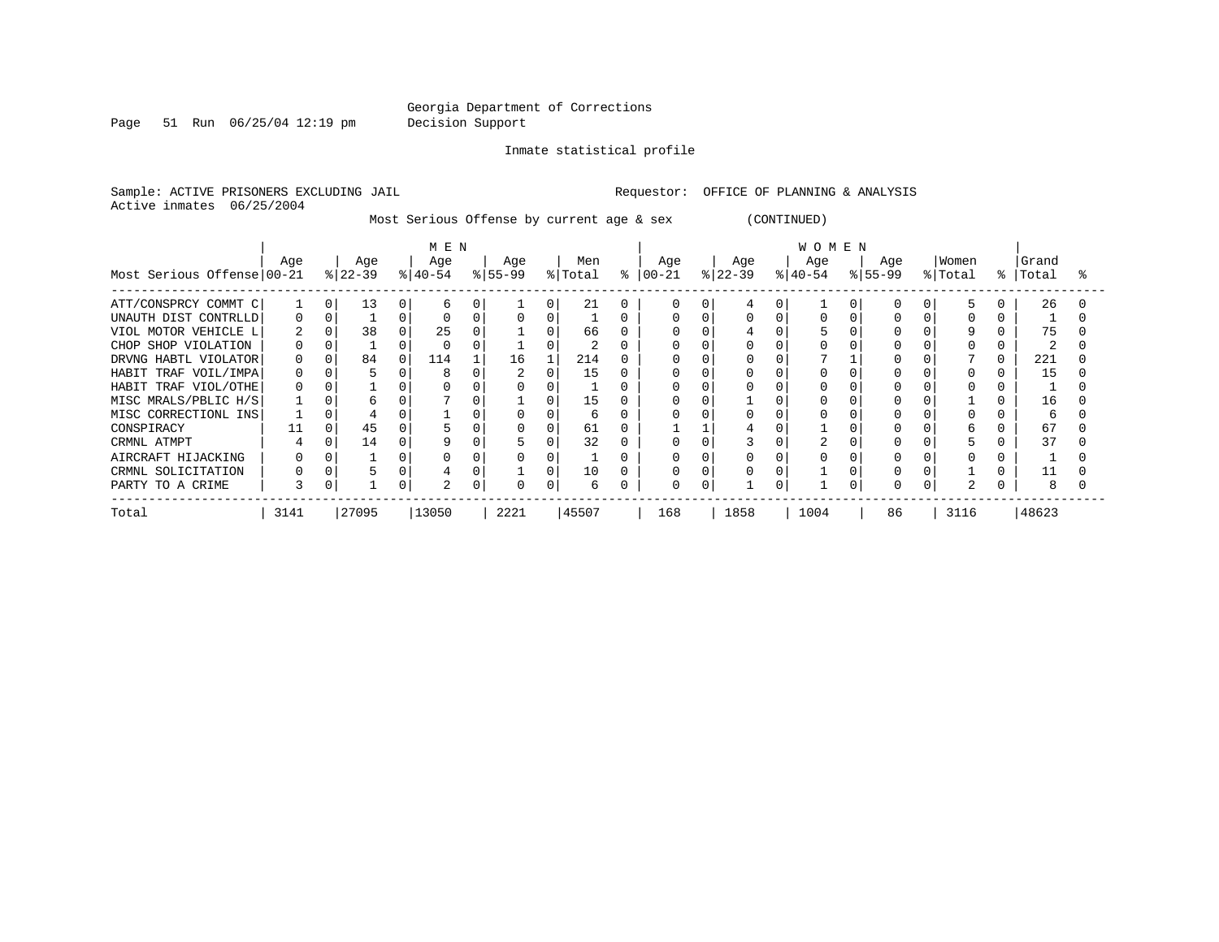Georgia Department of Corrections
Decision Support

Inmate statistical profile

Sample: ACTIVE PRISONERS EXCLUDING JAIL    Requestor: OFFICE OF PLANNING & ANALYSIS
Active inmates 06/25/2004

Most Serious Offense by current age & sex (CONTINUED)

| | MEN | | | | | | | | | | WOMEN | | | | | | | | | | | |
|---|---|---|---|---|---|---|---|---|---|---|---|---|---|---|---|---|---|---|---|---|---|---|
| Most Serious Offense | Age 00-21 | % | Age 22-39 | % | Age 40-54 | % | Age 55-99 | % | Men Total | % | Age 00-21 | % | Age 22-39 | % | Age 40-54 | % | Age 55-99 | % | Women Total | % | Grand Total | % |
| ATT/CONSPRCY COMMT C | 1 | 0 | 13 | 0 | 6 | 0 | 1 | 0 | 21 | 0 | 0 | 0 | 4 | 0 | 1 | 0 | 0 | 0 | 5 | 0 | 26 | 0 |
| UNAUTH DIST CONTRLLD | 0 | 0 | 1 | 0 | 0 | 0 | 0 | 0 | 1 | 0 | 0 | 0 | 0 | 0 | 0 | 0 | 0 | 0 | 0 | 0 | 1 | 0 |
| VIOL MOTOR VEHICLE L | 2 | 0 | 38 | 0 | 25 | 0 | 1 | 0 | 66 | 0 | 0 | 0 | 4 | 0 | 5 | 0 | 0 | 0 | 9 | 0 | 75 | 0 |
| CHOP SHOP VIOLATION | 0 | 0 | 1 | 0 | 0 | 0 | 1 | 0 | 2 | 0 | 0 | 0 | 0 | 0 | 0 | 0 | 0 | 0 | 0 | 0 | 2 | 0 |
| DRVNG HABTL VIOLATOR | 0 | 0 | 84 | 0 | 114 | 1 | 16 | 1 | 214 | 0 | 0 | 0 | 0 | 0 | 7 | 1 | 0 | 0 | 7 | 0 | 221 | 0 |
| HABIT TRAF VOIL/IMPA | 0 | 0 | 5 | 0 | 8 | 0 | 2 | 0 | 15 | 0 | 0 | 0 | 0 | 0 | 0 | 0 | 0 | 0 | 0 | 0 | 15 | 0 |
| HABIT TRAF VIOL/OTHE | 0 | 0 | 1 | 0 | 0 | 0 | 0 | 0 | 1 | 0 | 0 | 0 | 0 | 0 | 0 | 0 | 0 | 0 | 0 | 0 | 1 | 0 |
| MISC MRALS/PBLIC H/S | 1 | 0 | 6 | 0 | 7 | 0 | 1 | 0 | 15 | 0 | 0 | 0 | 1 | 0 | 0 | 0 | 0 | 0 | 1 | 0 | 16 | 0 |
| MISC CORRECTIONL INS | 1 | 0 | 4 | 0 | 1 | 0 | 0 | 0 | 6 | 0 | 0 | 0 | 0 | 0 | 0 | 0 | 0 | 0 | 0 | 0 | 6 | 0 |
| CONSPIRACY | 11 | 0 | 45 | 0 | 5 | 0 | 0 | 0 | 61 | 0 | 1 | 1 | 4 | 0 | 1 | 0 | 0 | 0 | 6 | 0 | 67 | 0 |
| CRMNL ATMPT | 4 | 0 | 14 | 0 | 9 | 0 | 5 | 0 | 32 | 0 | 0 | 0 | 3 | 0 | 2 | 0 | 0 | 0 | 5 | 0 | 37 | 0 |
| AIRCRAFT HIJACKING | 0 | 0 | 1 | 0 | 0 | 0 | 0 | 0 | 1 | 0 | 0 | 0 | 0 | 0 | 0 | 0 | 0 | 0 | 0 | 0 | 1 | 0 |
| CRMNL SOLICITATION | 0 | 0 | 5 | 0 | 4 | 0 | 1 | 0 | 10 | 0 | 0 | 0 | 0 | 0 | 1 | 0 | 0 | 0 | 1 | 0 | 11 | 0 |
| PARTY TO A CRIME | 3 | 0 | 1 | 0 | 2 | 0 | 0 | 0 | 6 | 0 | 0 | 0 | 1 | 0 | 1 | 0 | 0 | 0 | 2 | 0 | 8 | 0 |
| Total | 3141 | | 27095 | | 13050 | | 2221 | | 45507 | | 168 | | 1858 | | 1004 | | 86 | | 3116 | | 48623 | |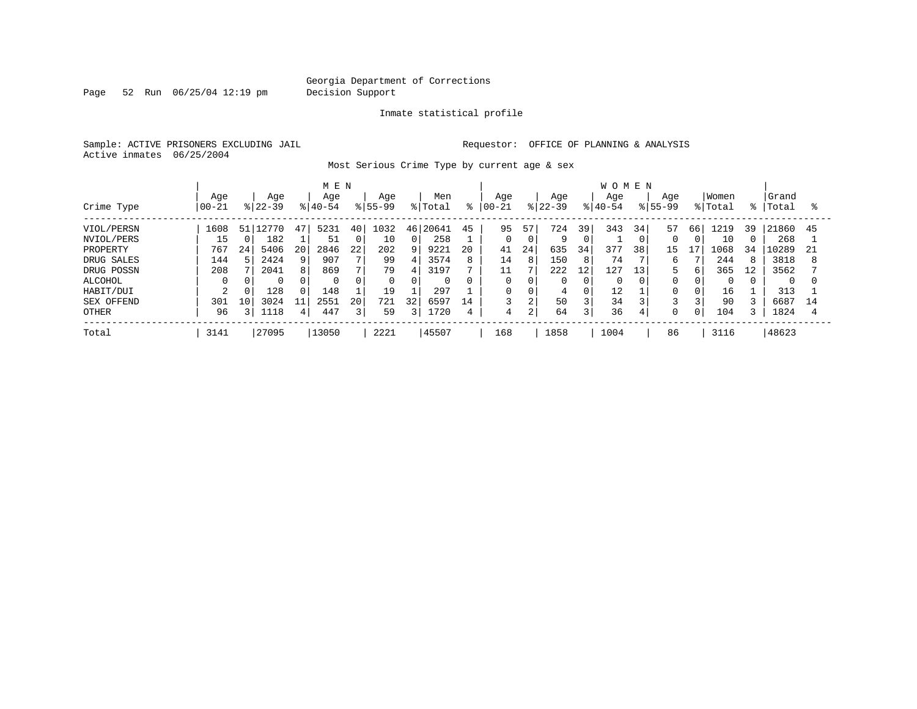Georgia Department of Corrections
Decision Support

Inmate statistical profile

Sample: ACTIVE PRISONERS EXCLUDING JAIL

Active inmates 06/25/2004

Requestor: OFFICE OF PLANNING & ANALYSIS

Most Serious Crime Type by current age & sex

| | MEN | | | | | | | | | | WOMEN | | | | | | | | | | | |
|---|---|---|---|---|---|---|---|---|---|---|---|---|---|---|---|---|---|---|---|---|---|---|
| Crime Type | Age 00-21 | % | Age 22-39 | % | Age 40-54 | % | Age 55-99 | % | Men Total | % | Age 00-21 | % | Age 22-39 | % | Age 40-54 | % | Age 55-99 | % | Women Total | % | Grand Total | % |
| VIOL/PERSN | 1608 | 51 | 12770 | 47 | 5231 | 40 | 1032 | 46 | 20641 | 45 | 95 | 57 | 724 | 39 | 343 | 34 | 57 | 66 | 1219 | 39 | 21860 | 45 |
| NVIOL/PERS | 15 | 0 | 182 | 1 | 51 | 0 | 10 | 0 | 258 | 1 | 0 | 0 | 9 | 0 | 1 | 0 | 0 | 0 | 10 | 0 | 268 | 1 |
| PROPERTY | 767 | 24 | 5406 | 20 | 2846 | 22 | 202 | 9 | 9221 | 20 | 41 | 24 | 635 | 34 | 377 | 38 | 15 | 17 | 1068 | 34 | 10289 | 21 |
| DRUG SALES | 144 | 5 | 2424 | 9 | 907 | 7 | 99 | 4 | 3574 | 8 | 14 | 8 | 150 | 8 | 74 | 7 | 6 | 7 | 244 | 8 | 3818 | 8 |
| DRUG POSSN | 208 | 7 | 2041 | 8 | 869 | 7 | 79 | 4 | 3197 | 7 | 11 | 7 | 222 | 12 | 127 | 13 | 5 | 6 | 365 | 12 | 3562 | 7 |
| ALCOHOL | 0 | 0 | 0 | 0 | 0 | 0 | 0 | 0 | 0 | 0 | 0 | 0 | 0 | 0 | 0 | 0 | 0 | 0 | 0 | 0 | 0 | 0 |
| HABIT/DUI | 2 | 0 | 128 | 0 | 148 | 1 | 19 | 1 | 297 | 1 | 0 | 0 | 4 | 0 | 12 | 1 | 0 | 0 | 16 | 1 | 313 | 1 |
| SEX OFFEND | 301 | 10 | 3024 | 11 | 2551 | 20 | 721 | 32 | 6597 | 14 | 3 | 2 | 50 | 3 | 34 | 3 | 3 | 3 | 90 | 3 | 6687 | 14 |
| OTHER | 96 | 3 | 1118 | 4 | 447 | 3 | 59 | 3 | 1720 | 4 | 4 | 2 | 64 | 3 | 36 | 4 | 0 | 0 | 104 | 3 | 1824 | 4 |
| Total | 3141 | | 27095 | | 13050 | | 2221 | | 45507 | | 168 | | 1858 | | 1004 | | 86 | | 3116 | | 48623 | |